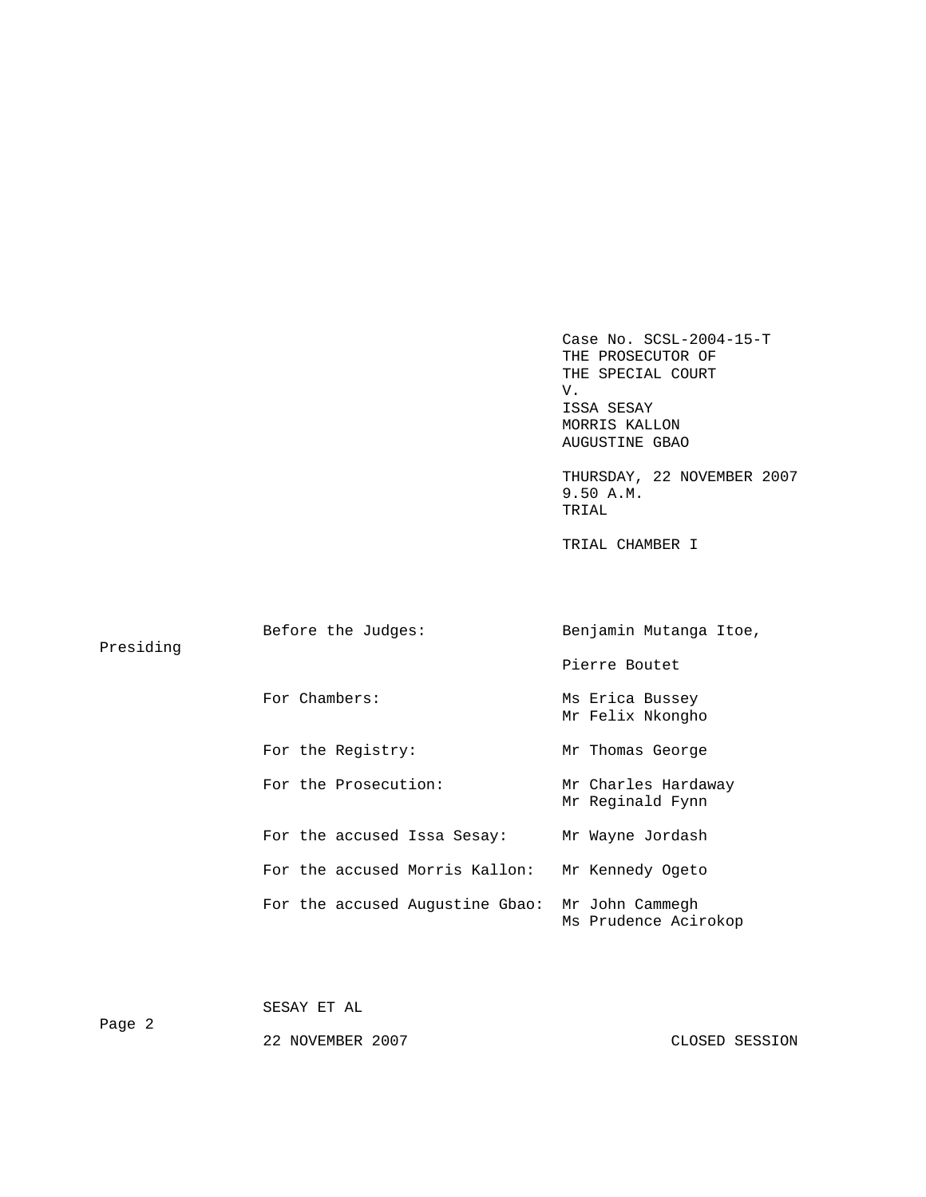Case No. SCSL-2004-15-T
THE PROSECUTOR OF
THE SPECIAL COURT
V.
ISSA SESAY
MORRIS KALLON
AUGUSTINE GBAO

THURSDAY, 22 NOVEMBER 2007
9.50 A.M.
TRIAL

TRIAL CHAMBER I

| | |
|---|---|
| Before the Judges: | Benjamin Mutanga Itoe, Presiding<br>Pierre Boutet |
| For Chambers: | Ms Erica Bussey<br>Mr Felix Nkongho |
| For the Registry: | Mr Thomas George |
| For the Prosecution: | Mr Charles Hardaway<br>Mr Reginald Fynn |
| For the accused Issa Sesay: | Mr Wayne Jordash |
| For the accused Morris Kallon: | Mr Kennedy Ogeto |
| For the accused Augustine Gbao: | Mr John Cammegh<br>Ms Prudence Acirokop |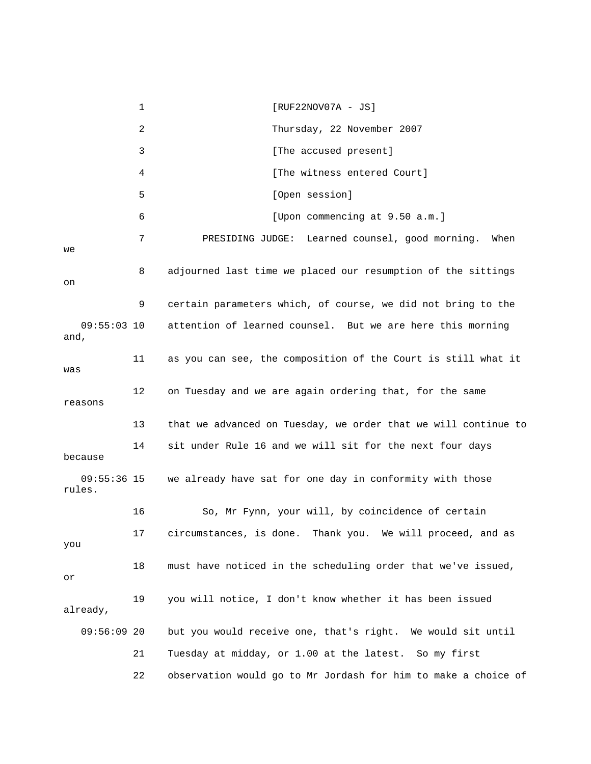[RUF22NOV07A - JS]

Thursday, 22 November 2007

[The accused present]

[The witness entered Court]

[Open session]

[Upon commencing at 9.50 a.m.]

PRESIDING JUDGE: Learned counsel, good morning. When we adjourned last time we placed our resumption of the sittings on certain parameters which, of course, we did not bring to the attention of learned counsel. But we are here this morning and, as you can see, the composition of the Court is still what it was on Tuesday and we are again ordering that, for the same reasons that we advanced on Tuesday, we order that we will continue to sit under Rule 16 and we will sit for the next four days because we already have sat for one day in conformity with those rules.

So, Mr Fynn, your will, by coincidence of certain circumstances, is done. Thank you. We will proceed, and as you must have noticed in the scheduling order that we've issued, or you will notice, I don't know whether it has been issued already, but you would receive one, that's right. We would sit until Tuesday at midday, or 1.00 at the latest. So my first observation would go to Mr Jordash for him to make a choice of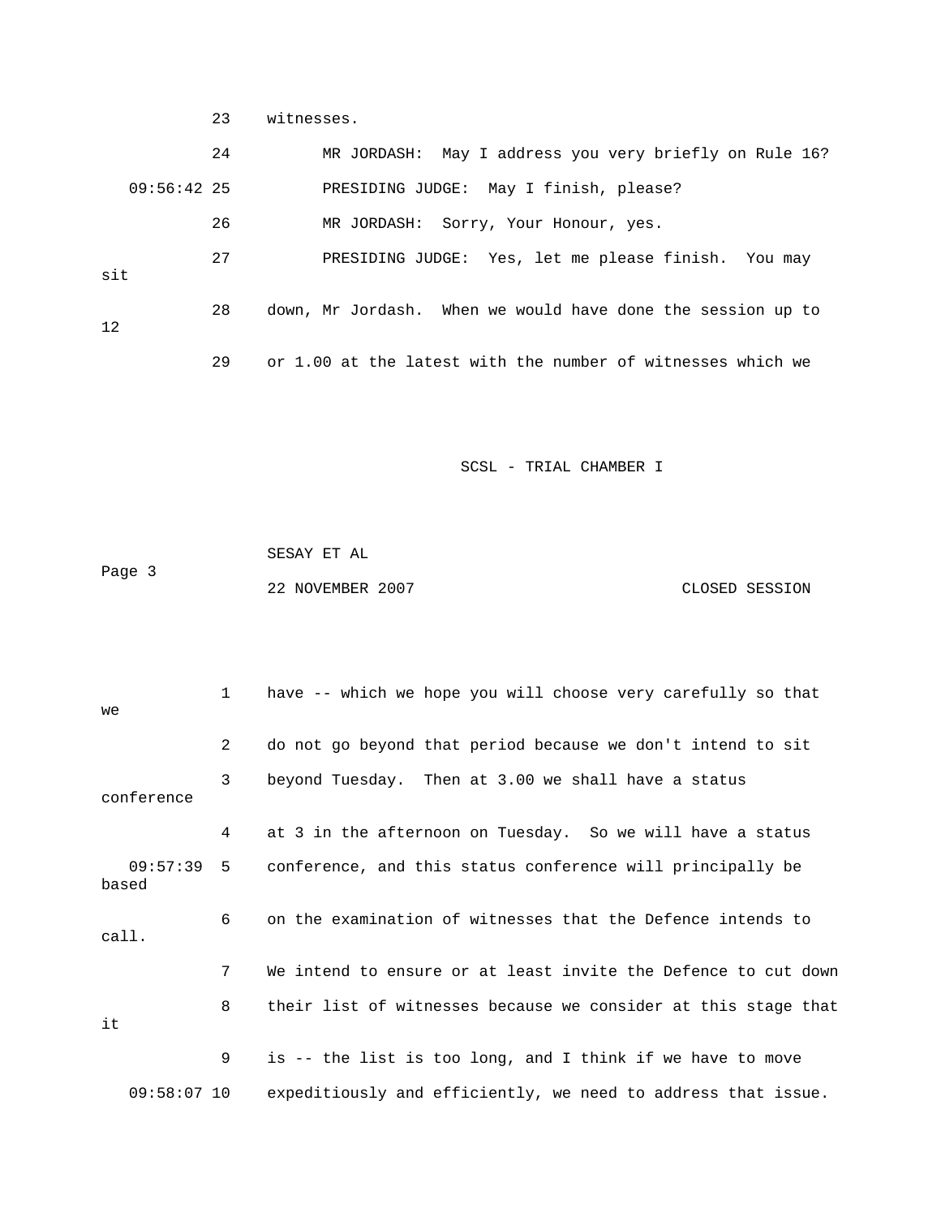23 witnesses.

24 MR JORDASH: May I address you very briefly on Rule 16?

09:56:42 25 PRESIDING JUDGE: May I finish, please?

26 MR JORDASH: Sorry, Your Honour, yes.

27 PRESIDING JUDGE: Yes, let me please finish. You may sit

28 down, Mr Jordash. When we would have done the session up to 12

29 or 1.00 at the latest with the number of witnesses which we

1 have -- which we hope you will choose very carefully so that we

2 do not go beyond that period because we don't intend to sit

3 beyond Tuesday. Then at 3.00 we shall have a status conference

4 at 3 in the afternoon on Tuesday. So we will have a status

09:57:39 5 conference, and this status conference will principally be based

6 on the examination of witnesses that the Defence intends to call.

7 We intend to ensure or at least invite the Defence to cut down

8 their list of witnesses because we consider at this stage that it

9 is -- the list is too long, and I think if we have to move

09:58:07 10 expeditiously and efficiently, we need to address that issue.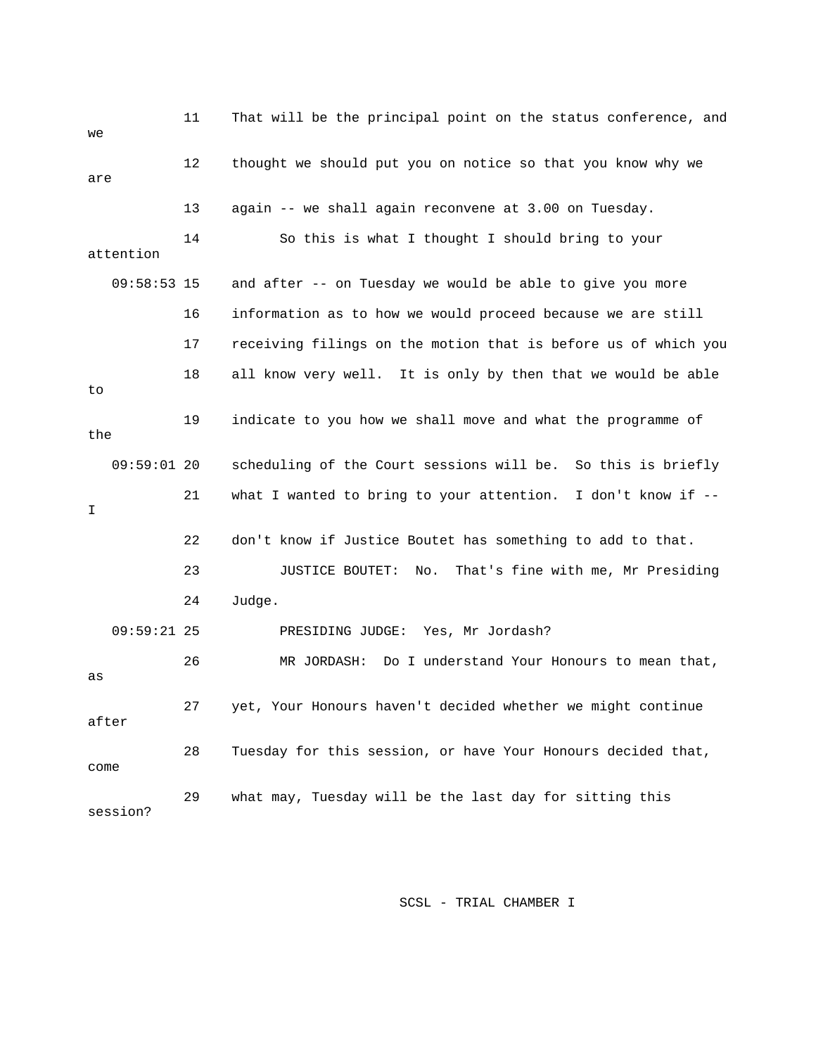11 That will be the principal point on the status conference, and we

12 thought we should put you on notice so that you know why we are

13 again -- we shall again reconvene at 3.00 on Tuesday.

14 So this is what I thought I should bring to your attention

09:58:53 15 and after -- on Tuesday we would be able to give you more

16 information as to how we would proceed because we are still

17 receiving filings on the motion that is before us of which you

18 all know very well. It is only by then that we would be able to

19 indicate to you how we shall move and what the programme of the

09:59:01 20 scheduling of the Court sessions will be. So this is briefly

21 what I wanted to bring to your attention. I don't know if -- I

22 don't know if Justice Boutet has something to add to that.

23 JUSTICE BOUTET: No. That's fine with me, Mr Presiding

24 Judge.

09:59:21 25 PRESIDING JUDGE: Yes, Mr Jordash?

26 MR JORDASH: Do I understand Your Honours to mean that, as

27 yet, Your Honours haven't decided whether we might continue after

28 Tuesday for this session, or have Your Honours decided that, come

29 what may, Tuesday will be the last day for sitting this session?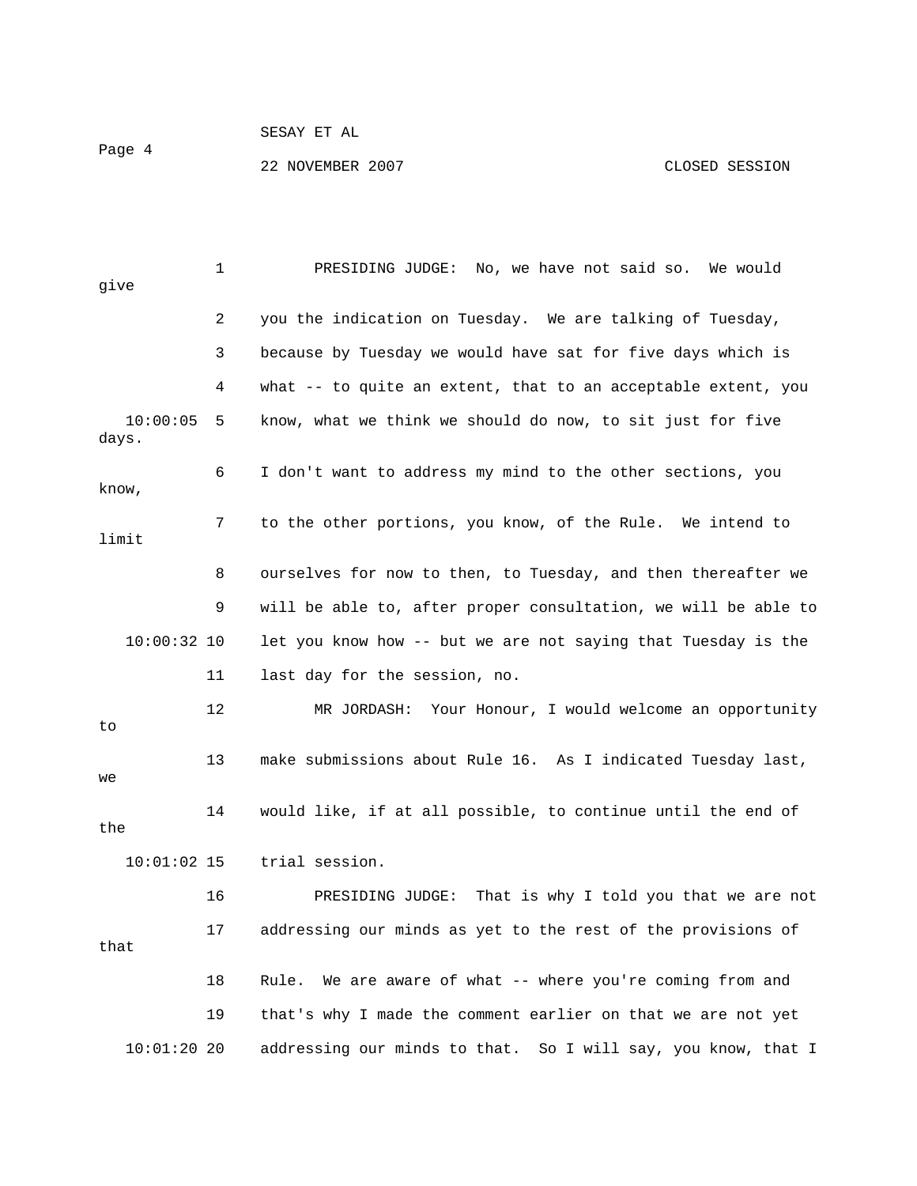PRESIDING JUDGE: No, we have not said so. We would give you the indication on Tuesday. We are talking of Tuesday, because by Tuesday we would have sat for five days which is what -- to quite an extent, that to an acceptable extent, you know, what we think we should do now, to sit just for five days. I don't want to address my mind to the other sections, you know, to the other portions, you know, of the Rule. We intend to limit ourselves for now to then, to Tuesday, and then thereafter we will be able to, after proper consultation, we will be able to let you know how -- but we are not saying that Tuesday is the last day for the session, no.

MR JORDASH: Your Honour, I would welcome an opportunity to make submissions about Rule 16. As I indicated Tuesday last, we would like, if at all possible, to continue until the end of the trial session.

PRESIDING JUDGE: That is why I told you that we are not addressing our minds as yet to the rest of the provisions of that Rule. We are aware of what -- where you're coming from and that's why I made the comment earlier on that we are not yet addressing our minds to that. So I will say, you know, that I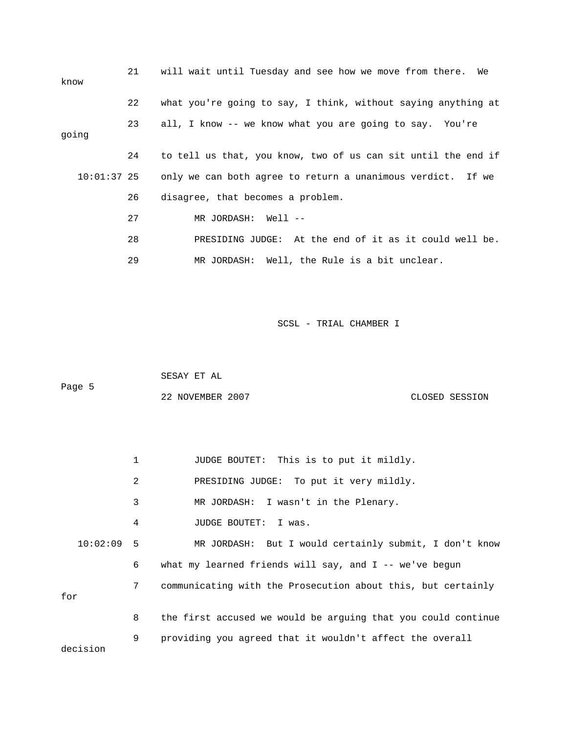21 will wait until Tuesday and see how we move from there. We know

22 what you're going to say, I think, without saying anything at

23 all, I know -- we know what you are going to say. You're going

24 to tell us that, you know, two of us can sit until the end if

10:01:37 25 only we can both agree to return a unanimous verdict. If we

26 disagree, that becomes a problem.

27 MR JORDASH: Well --

28 PRESIDING JUDGE: At the end of it as it could well be.

29 MR JORDASH: Well, the Rule is a bit unclear.

1 JUDGE BOUTET: This is to put it mildly.

2 PRESIDING JUDGE: To put it very mildly.

3 MR JORDASH: I wasn't in the Plenary.

4 JUDGE BOUTET: I was.

10:02:09 5 MR JORDASH: But I would certainly submit, I don't know

6 what my learned friends will say, and I -- we've begun

7 communicating with the Prosecution about this, but certainly for

8 the first accused we would be arguing that you could continue

9 providing you agreed that it wouldn't affect the overall decision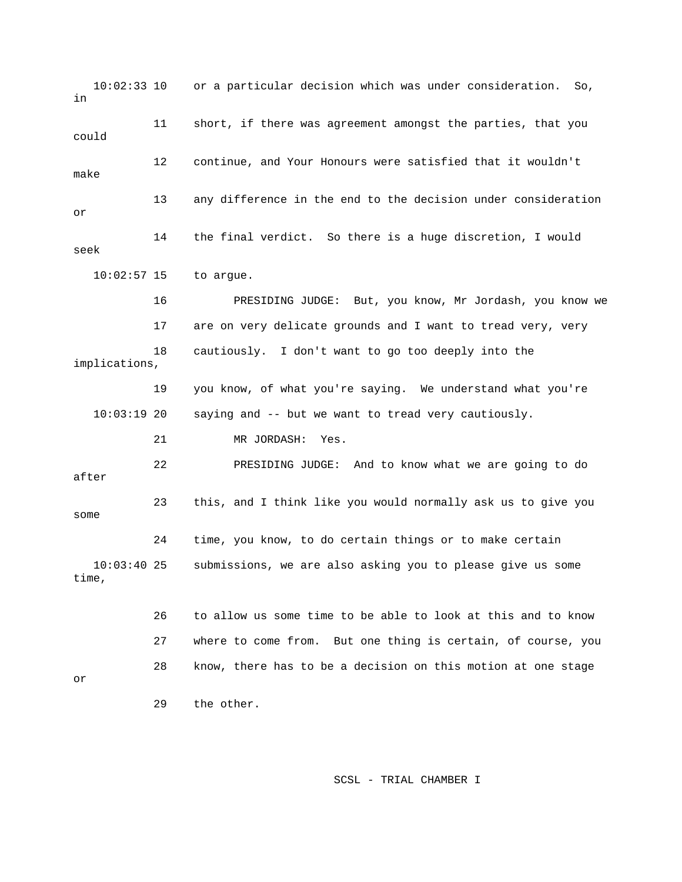10:02:33 10 or a particular decision which was under consideration. So, in

11 short, if there was agreement amongst the parties, that you could

12 continue, and Your Honours were satisfied that it wouldn't make

13 any difference in the end to the decision under consideration or

14 the final verdict. So there is a huge discretion, I would seek

10:02:57 15 to argue.

16 PRESIDING JUDGE: But, you know, Mr Jordash, you know we

17 are on very delicate grounds and I want to tread very, very

18 cautiously. I don't want to go too deeply into the implications,

19 you know, of what you're saying. We understand what you're

10:03:19 20 saying and -- but we want to tread very cautiously.

21 MR JORDASH: Yes.

22 PRESIDING JUDGE: And to know what we are going to do after

23 this, and I think like you would normally ask us to give you some

24 time, you know, to do certain things or to make certain

10:03:40 25 submissions, we are also asking you to please give us some time,

26 to allow us some time to be able to look at this and to know

27 where to come from. But one thing is certain, of course, you

28 know, there has to be a decision on this motion at one stage or

29 the other.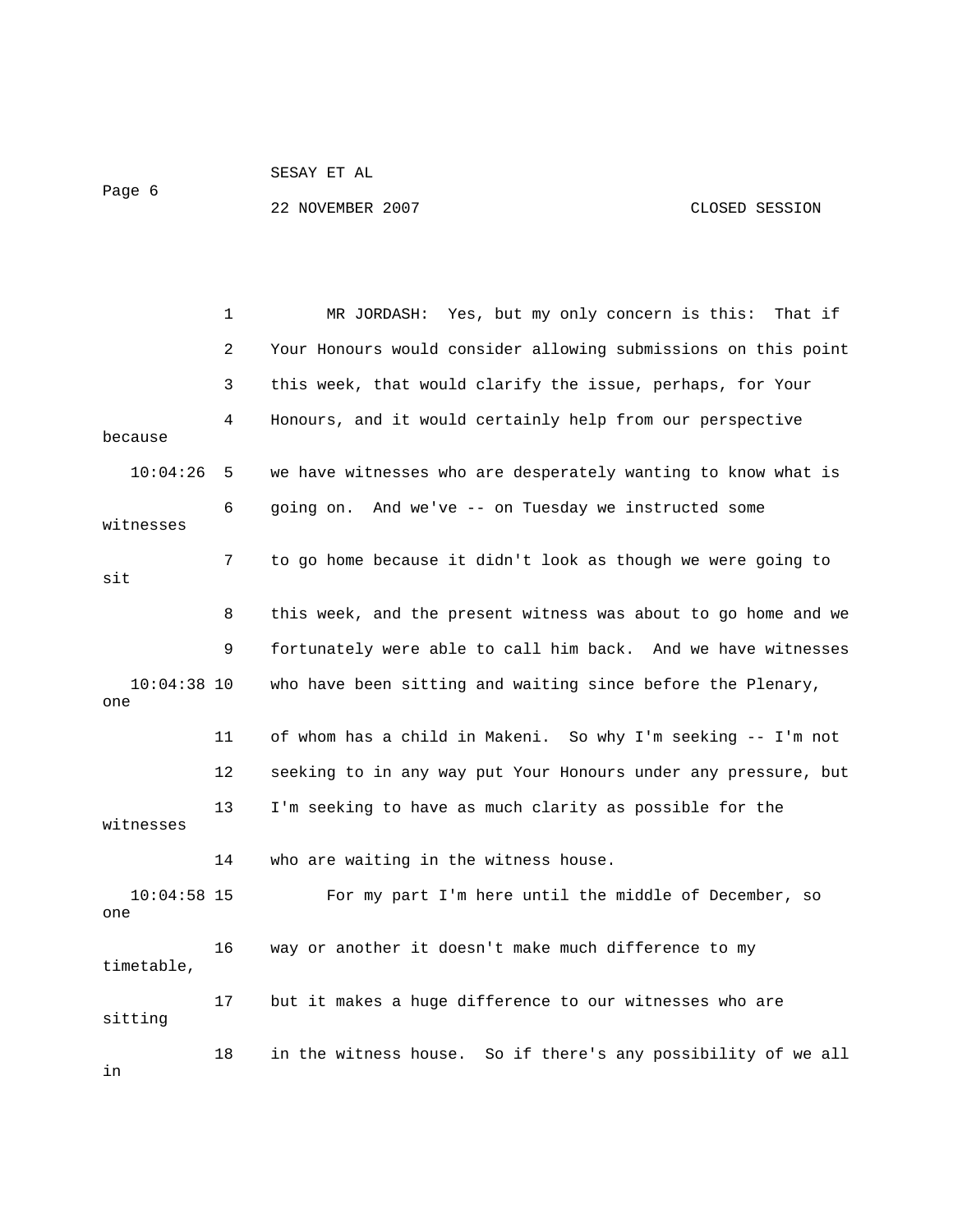MR JORDASH: Yes, but my only concern is this: That if Your Honours would consider allowing submissions on this point this week, that would clarify the issue, perhaps, for Your Honours, and it would certainly help from our perspective because we have witnesses who are desperately wanting to know what is going on. And we've -- on Tuesday we instructed some witnesses to go home because it didn't look as though we were going to sit this week, and the present witness was about to go home and we fortunately were able to call him back. And we have witnesses who have been sitting and waiting since before the Plenary, one of whom has a child in Makeni. So why I'm seeking -- I'm not seeking to in any way put Your Honours under any pressure, but I'm seeking to have as much clarity as possible for the witnesses who are waiting in the witness house.

For my part I'm here until the middle of December, so one way or another it doesn't make much difference to my timetable, but it makes a huge difference to our witnesses who are sitting in the witness house. So if there's any possibility of we all in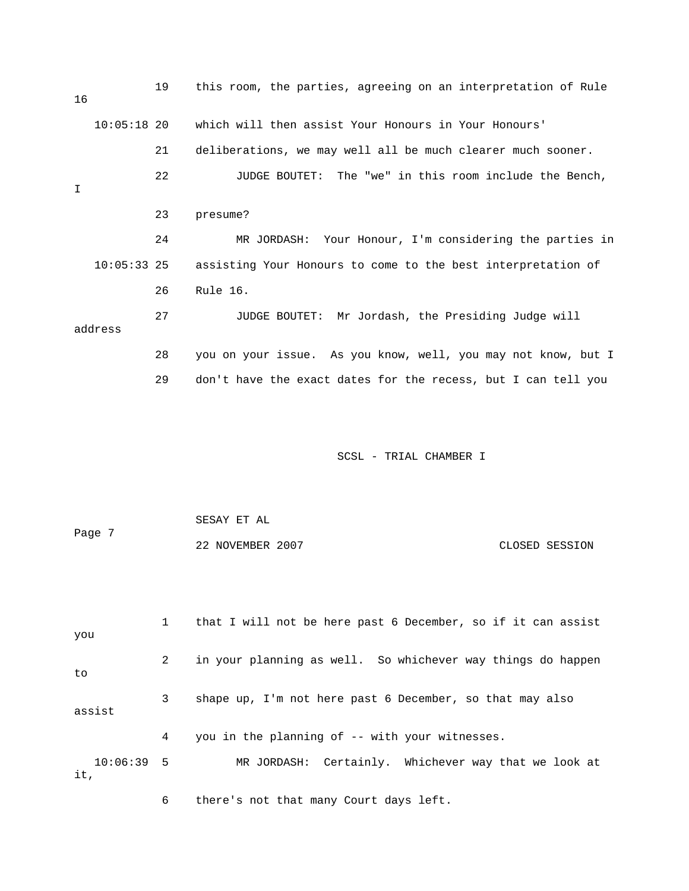19 this room, the parties, agreeing on an interpretation of Rule 16

10:05:18 20 which will then assist Your Honours in Your Honours'

21 deliberations, we may well all be much clearer much sooner.

22 JUDGE BOUTET: The "we" in this room include the Bench, I

23 presume?

24 MR JORDASH: Your Honour, I'm considering the parties in

10:05:33 25 assisting Your Honours to come to the best interpretation of

26 Rule 16.

27 JUDGE BOUTET: Mr Jordash, the Presiding Judge will address

28 you on your issue. As you know, well, you may not know, but I

29 don't have the exact dates for the recess, but I can tell you

1 that I will not be here past 6 December, so if it can assist you

2 in your planning as well. So whichever way things do happen to

3 shape up, I'm not here past 6 December, so that may also assist

4 you in the planning of -- with your witnesses.

10:06:39 5 MR JORDASH: Certainly. Whichever way that we look at it,

6 there's not that many Court days left.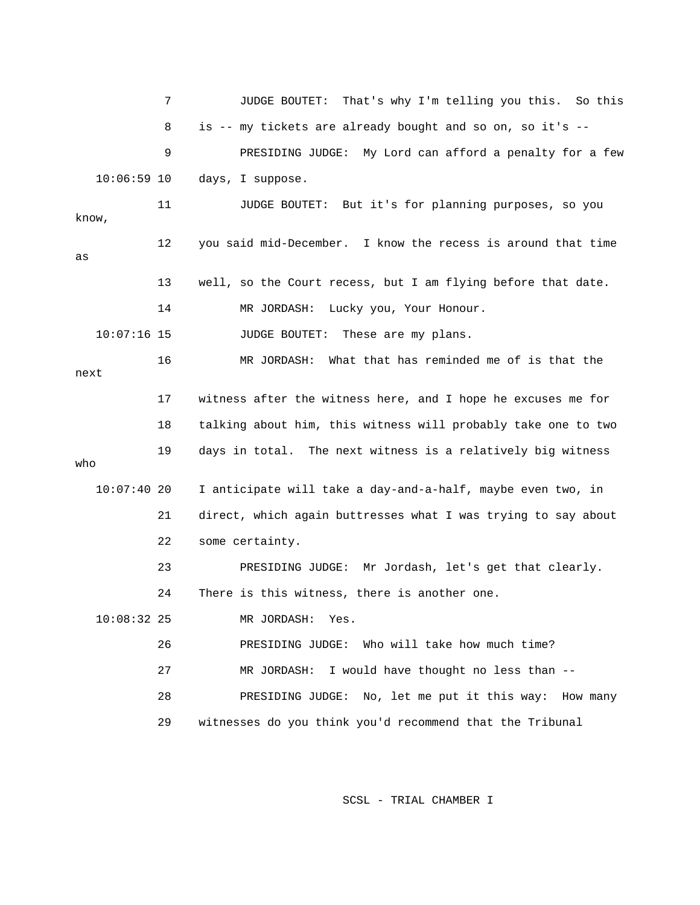7 JUDGE BOUTET: That's why I'm telling you this. So this

8 is -- my tickets are already bought and so on, so it's --

9 PRESIDING JUDGE: My Lord can afford a penalty for a few

10:06:59 10 days, I suppose.

11 JUDGE BOUTET: But it's for planning purposes, so you know,

12 you said mid-December. I know the recess is around that time as

13 well, so the Court recess, but I am flying before that date.

14 MR JORDASH: Lucky you, Your Honour.

10:07:16 15 JUDGE BOUTET: These are my plans.

16 MR JORDASH: What that has reminded me of is that the next

17 witness after the witness here, and I hope he excuses me for

18 talking about him, this witness will probably take one to two

19 days in total. The next witness is a relatively big witness who

10:07:40 20 I anticipate will take a day-and-a-half, maybe even two, in

21 direct, which again buttresses what I was trying to say about

22 some certainty.

23 PRESIDING JUDGE: Mr Jordash, let's get that clearly.

24 There is this witness, there is another one.

10:08:32 25 MR JORDASH: Yes.

26 PRESIDING JUDGE: Who will take how much time?

27 MR JORDASH: I would have thought no less than --

28 PRESIDING JUDGE: No, let me put it this way: How many

29 witnesses do you think you'd recommend that the Tribunal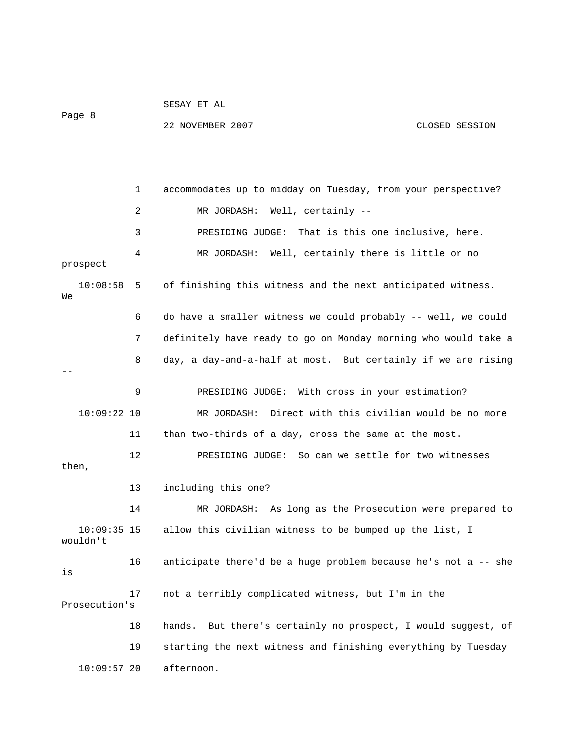accommodates up to midday on Tuesday, from your perspective?

MR JORDASH: Well, certainly --

PRESIDING JUDGE: That is this one inclusive, here.

MR JORDASH: Well, certainly there is little or no prospect of finishing this witness and the next anticipated witness. We do have a smaller witness we could probably -- well, we could definitely have ready to go on Monday morning who would take a day, a day-and-a-half at most. But certainly if we are rising --

PRESIDING JUDGE: With cross in your estimation?

MR JORDASH: Direct with this civilian would be no more than two-thirds of a day, cross the same at the most.

PRESIDING JUDGE: So can we settle for two witnesses then, including this one?

MR JORDASH: As long as the Prosecution were prepared to allow this civilian witness to be bumped up the list, I wouldn't anticipate there'd be a huge problem because he's not a -- she is not a terribly complicated witness, but I'm in the Prosecution's hands. But there's certainly no prospect, I would suggest, of starting the next witness and finishing everything by Tuesday afternoon.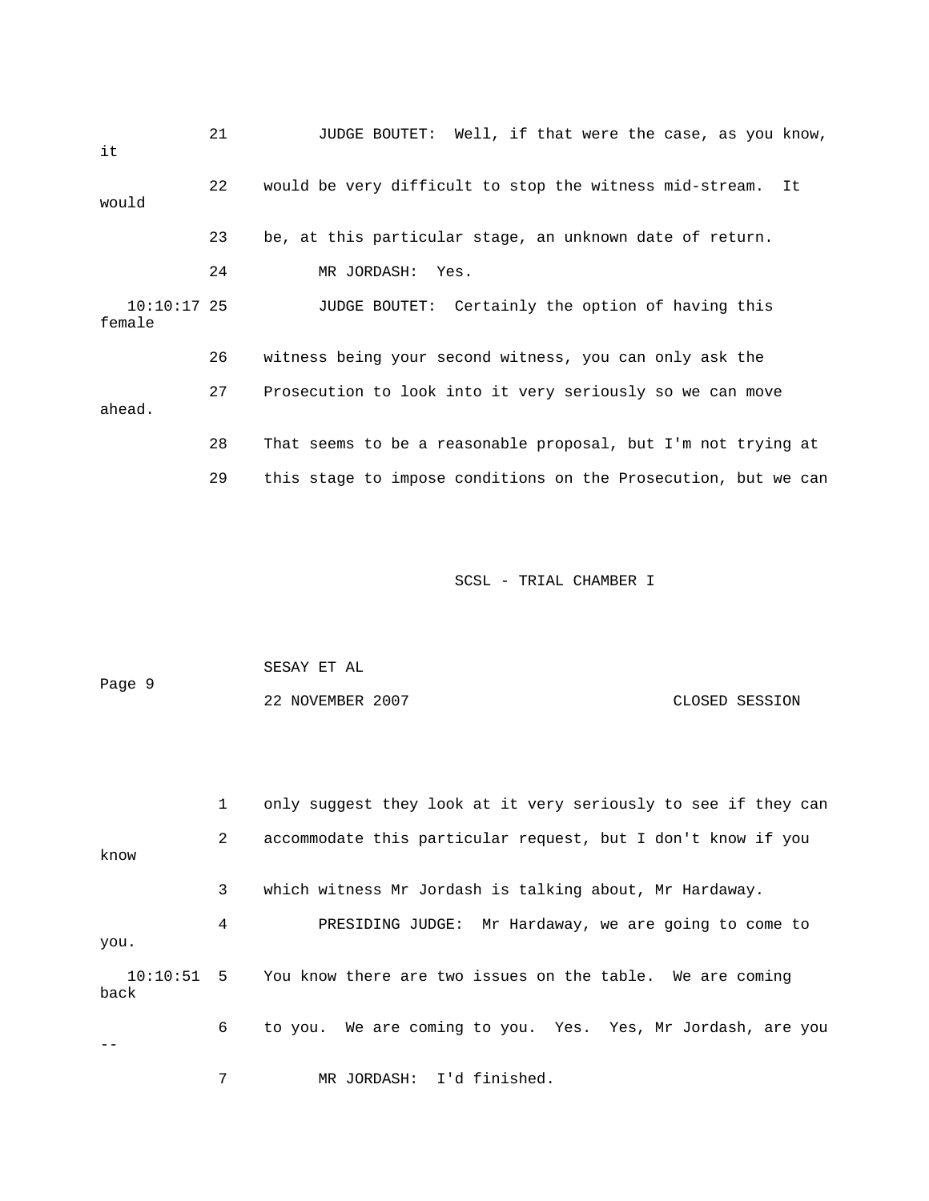21 JUDGE BOUTET: Well, if that were the case, as you know, it

22 would be very difficult to stop the witness mid-stream. It would

23 be, at this particular stage, an unknown date of return.

24 MR JORDASH: Yes.

10:10:17 25 JUDGE BOUTET: Certainly the option of having this female

26 witness being your second witness, you can only ask the

27 Prosecution to look into it very seriously so we can move ahead.

28 That seems to be a reasonable proposal, but I'm not trying at

29 this stage to impose conditions on the Prosecution, but we can

1 only suggest they look at it very seriously to see if they can

2 accommodate this particular request, but I don't know if you know

3 which witness Mr Jordash is talking about, Mr Hardaway.

4 PRESIDING JUDGE: Mr Hardaway, we are going to come to you.

10:10:51 5 You know there are two issues on the table. We are coming back

6 to you. We are coming to you. Yes. Yes, Mr Jordash, are you --

7 MR JORDASH: I'd finished.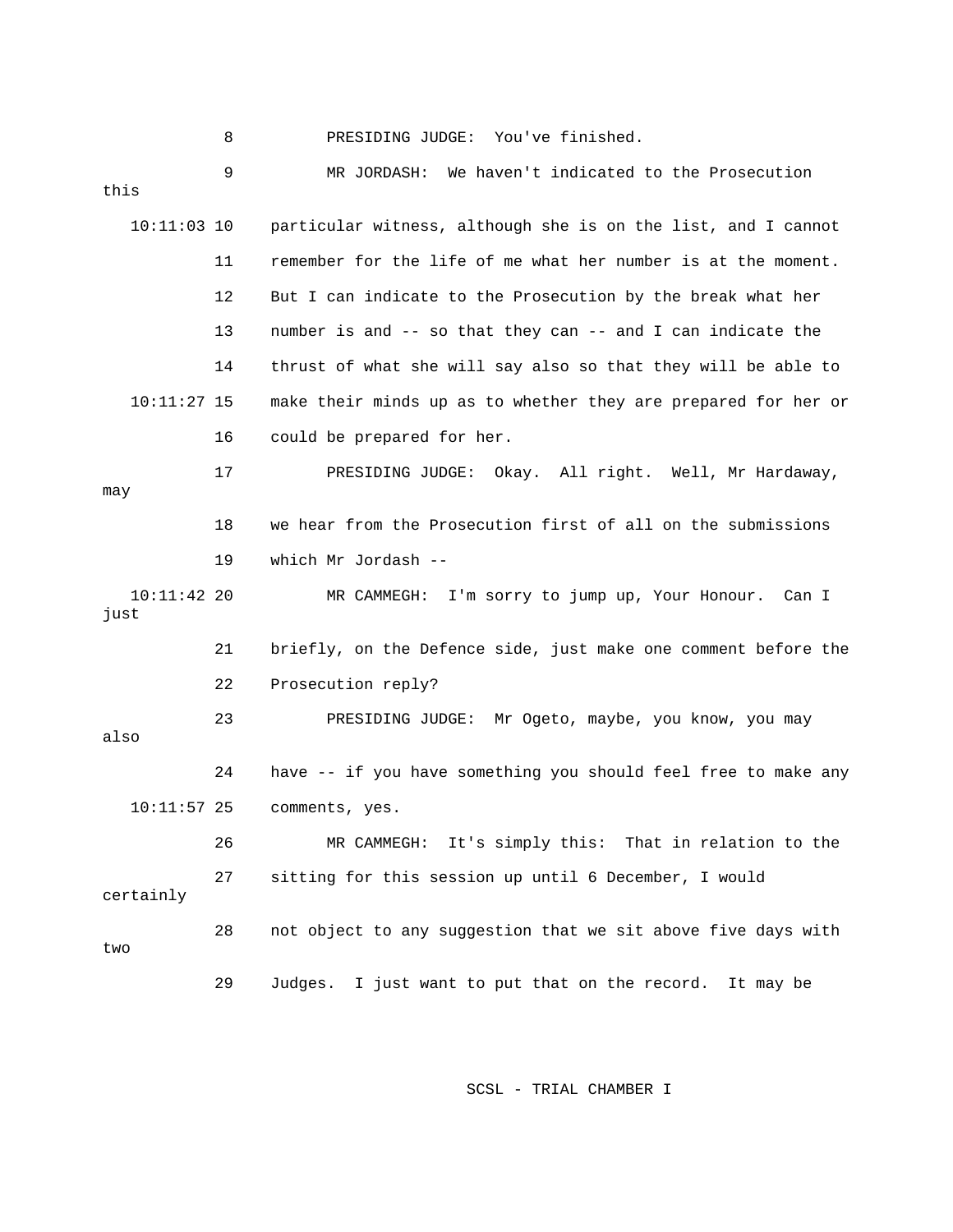8 PRESIDING JUDGE: You've finished.

9 MR JORDASH: We haven't indicated to the Prosecution this

10:11:03 10 particular witness, although she is on the list, and I cannot

11 remember for the life of me what her number is at the moment.

12 But I can indicate to the Prosecution by the break what her

13 number is and -- so that they can -- and I can indicate the

14 thrust of what she will say also so that they will be able to

10:11:27 15 make their minds up as to whether they are prepared for her or

16 could be prepared for her.

17 PRESIDING JUDGE: Okay. All right. Well, Mr Hardaway, may

18 we hear from the Prosecution first of all on the submissions

19 which Mr Jordash --

10:11:42 20 MR CAMMEGH: I'm sorry to jump up, Your Honour. Can I just

21 briefly, on the Defence side, just make one comment before the

22 Prosecution reply?

23 PRESIDING JUDGE: Mr Ogeto, maybe, you know, you may also

24 have -- if you have something you should feel free to make any

10:11:57 25 comments, yes.

26 MR CAMMEGH: It's simply this: That in relation to the

27 sitting for this session up until 6 December, I would certainly

28 not object to any suggestion that we sit above five days with two

29 Judges. I just want to put that on the record. It may be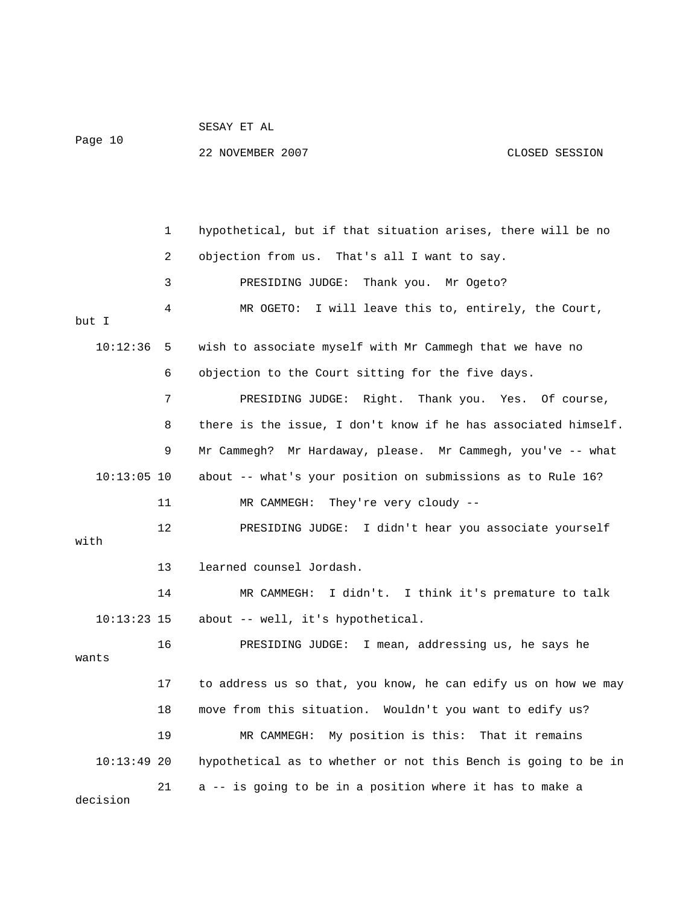hypothetical, but if that situation arises, there will be no objection from us. That's all I want to say.

PRESIDING JUDGE: Thank you. Mr Ogeto?

MR OGETO: I will leave this to, entirely, the Court, but I wish to associate myself with Mr Cammegh that we have no objection to the Court sitting for the five days.

PRESIDING JUDGE: Right. Thank you. Yes. Of course, there is the issue, I don't know if he has associated himself. Mr Cammegh? Mr Hardaway, please. Mr Cammegh, you've -- what about -- what's your position on submissions as to Rule 16?

MR CAMMEGH: They're very cloudy --

PRESIDING JUDGE: I didn't hear you associate yourself with learned counsel Jordash.

MR CAMMEGH: I didn't. I think it's premature to talk about -- well, it's hypothetical.

PRESIDING JUDGE: I mean, addressing us, he says he wants to address us so that, you know, he can edify us on how we may move from this situation. Wouldn't you want to edify us?

MR CAMMEGH: My position is this: That it remains hypothetical as to whether or not this Bench is going to be in a -- is going to be in a position where it has to make a decision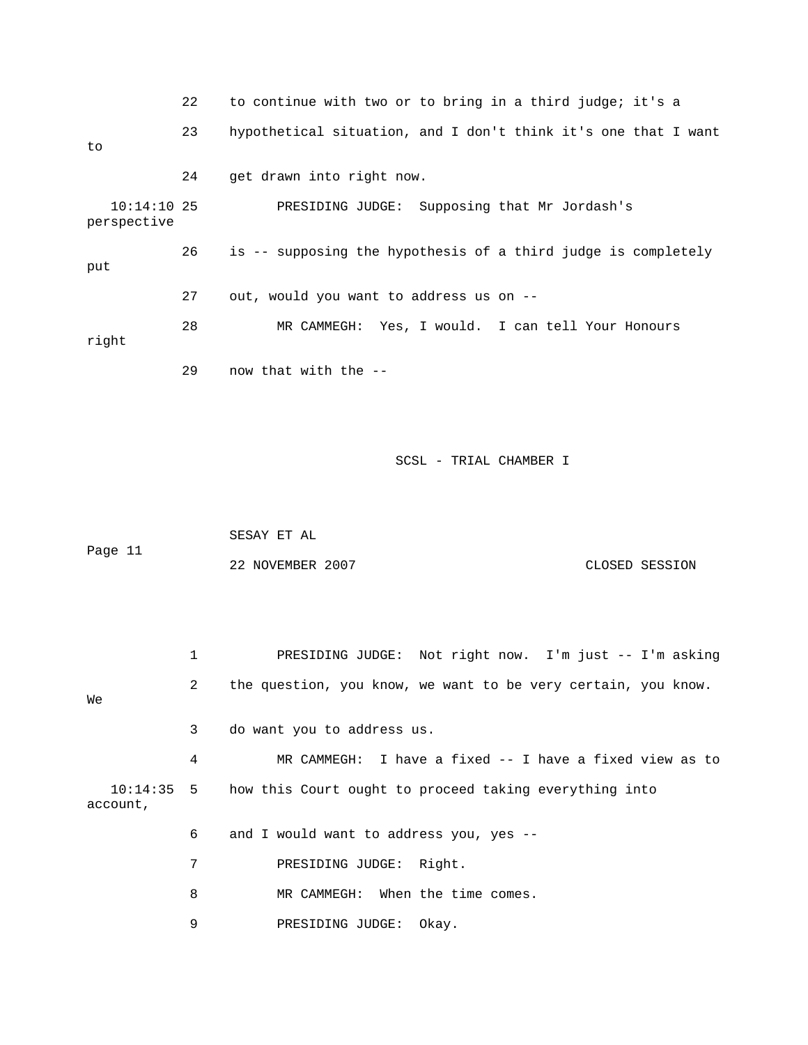22 to continue with two or to bring in a third judge; it's a

23 hypothetical situation, and I don't think it's one that I want to

24 get drawn into right now.

10:14:10 25 PRESIDING JUDGE: Supposing that Mr Jordash's perspective

26 is -- supposing the hypothesis of a third judge is completely put

27 out, would you want to address us on --

28 MR CAMMEGH: Yes, I would. I can tell Your Honours right

29 now that with the --

1 PRESIDING JUDGE: Not right now. I'm just -- I'm asking

2 the question, you know, we want to be very certain, you know. We

3 do want you to address us.

4 MR CAMMEGH: I have a fixed -- I have a fixed view as to

10:14:35 5 how this Court ought to proceed taking everything into account,

6 and I would want to address you, yes --

7 PRESIDING JUDGE: Right.

8 MR CAMMEGH: When the time comes.

9 PRESIDING JUDGE: Okay.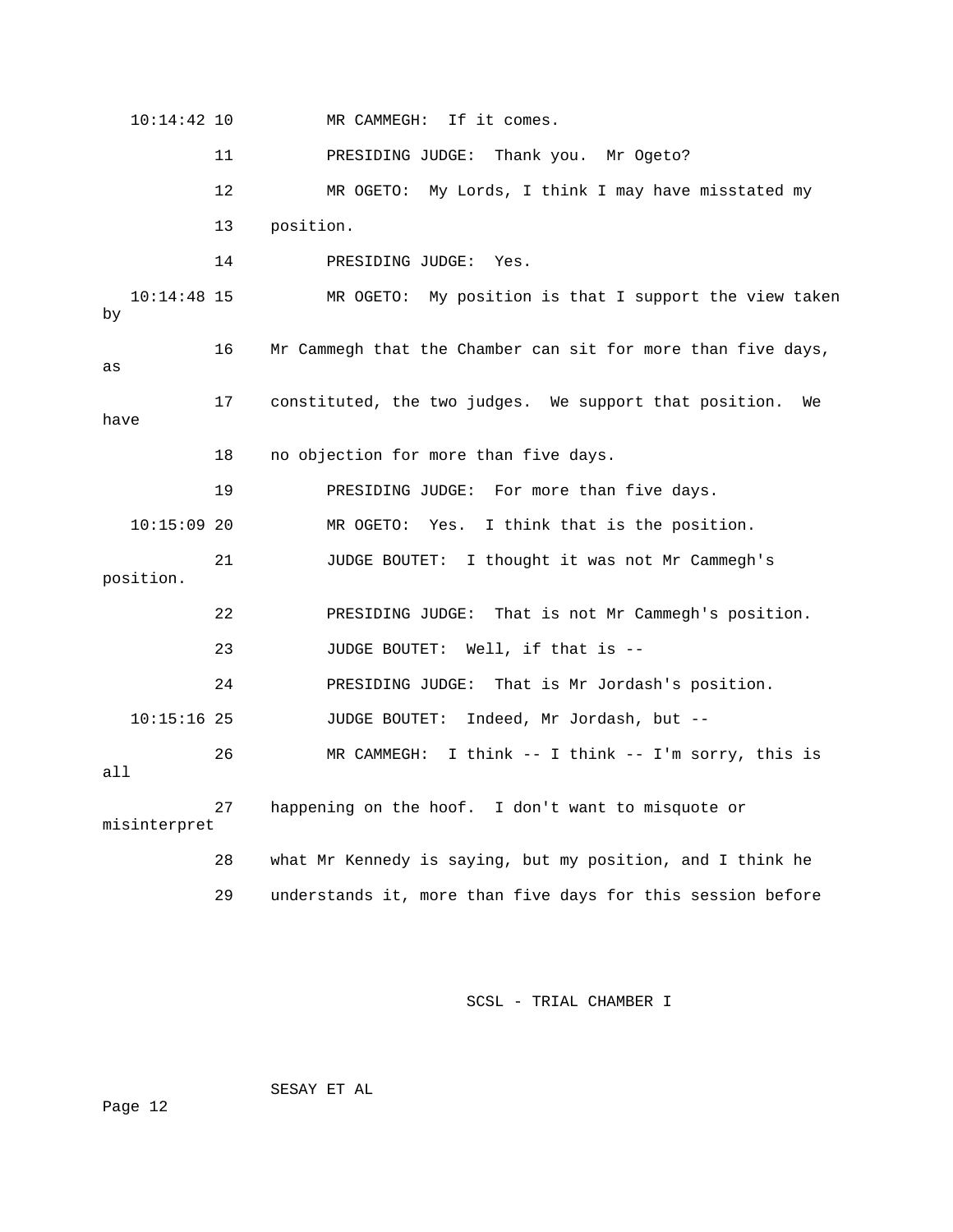10:14:42 10 MR CAMMEGH: If it comes.

11 PRESIDING JUDGE: Thank you. Mr Ogeto?

12 MR OGETO: My Lords, I think I may have misstated my

13 position.

14 PRESIDING JUDGE: Yes.

10:14:48 15 MR OGETO: My position is that I support the view taken by

16 Mr Cammegh that the Chamber can sit for more than five days, as

17 constituted, the two judges. We support that position. We have

18 no objection for more than five days.

19 PRESIDING JUDGE: For more than five days.

10:15:09 20 MR OGETO: Yes. I think that is the position.

21 JUDGE BOUTET: I thought it was not Mr Cammegh's position.

22 PRESIDING JUDGE: That is not Mr Cammegh's position.

23 JUDGE BOUTET: Well, if that is --

24 PRESIDING JUDGE: That is Mr Jordash's position.

10:15:16 25 JUDGE BOUTET: Indeed, Mr Jordash, but --

26 MR CAMMEGH: I think -- I think -- I'm sorry, this is all

27 happening on the hoof. I don't want to misquote or misinterpret

28 what Mr Kennedy is saying, but my position, and I think he

29 understands it, more than five days for this session before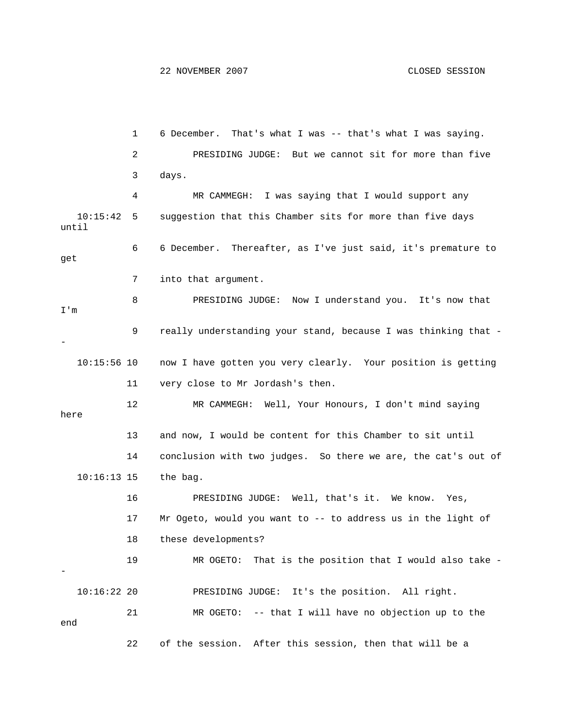1 6 December. That's what I was -- that's what I was saying.

2 PRESIDING JUDGE: But we cannot sit for more than five

3 days.

4 MR CAMMEGH: I was saying that I would support any

10:15:42 5 suggestion that this Chamber sits for more than five days until

6 6 December. Thereafter, as I've just said, it's premature to get

7 into that argument.

8 PRESIDING JUDGE: Now I understand you. It's now that I'm

9 really understanding your stand, because I was thinking that --

10:15:56 10 now I have gotten you very clearly. Your position is getting

11 very close to Mr Jordash's then.

12 MR CAMMEGH: Well, Your Honours, I don't mind saying here

13 and now, I would be content for this Chamber to sit until

14 conclusion with two judges. So there we are, the cat's out of

10:16:13 15 the bag.

16 PRESIDING JUDGE: Well, that's it. We know. Yes,

17 Mr Ogeto, would you want to -- to address us in the light of

18 these developments?

19 MR OGETO: That is the position that I would also take --

10:16:22 20 PRESIDING JUDGE: It's the position. All right.

21 MR OGETO: -- that I will have no objection up to the end

22 of the session. After this session, then that will be a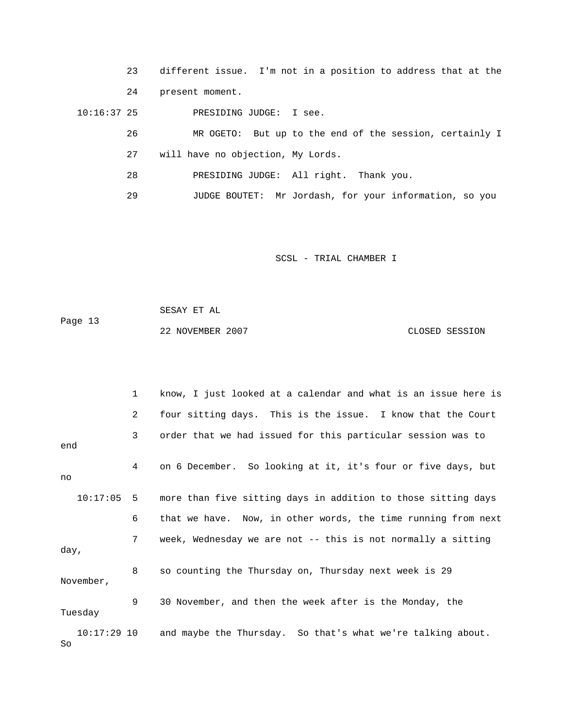23 different issue. I'm not in a position to address that at the

24 present moment.

10:16:37 25 PRESIDING JUDGE: I see.

26 MR OGETO: But up to the end of the session, certainly I

27 will have no objection, My Lords.

28 PRESIDING JUDGE: All right. Thank you.

29 JUDGE BOUTET: Mr Jordash, for your information, so you

1 know, I just looked at a calendar and what is an issue here is

2 four sitting days. This is the issue. I know that the Court

3 order that we had issued for this particular session was to end

4 on 6 December. So looking at it, it's four or five days, but no

10:17:05 5 more than five sitting days in addition to those sitting days

6 that we have. Now, in other words, the time running from next

7 week, Wednesday we are not -- this is not normally a sitting day,

8 so counting the Thursday on, Thursday next week is 29 November,

9 30 November, and then the week after is the Monday, the Tuesday

10:17:29 10 and maybe the Thursday. So that's what we're talking about. So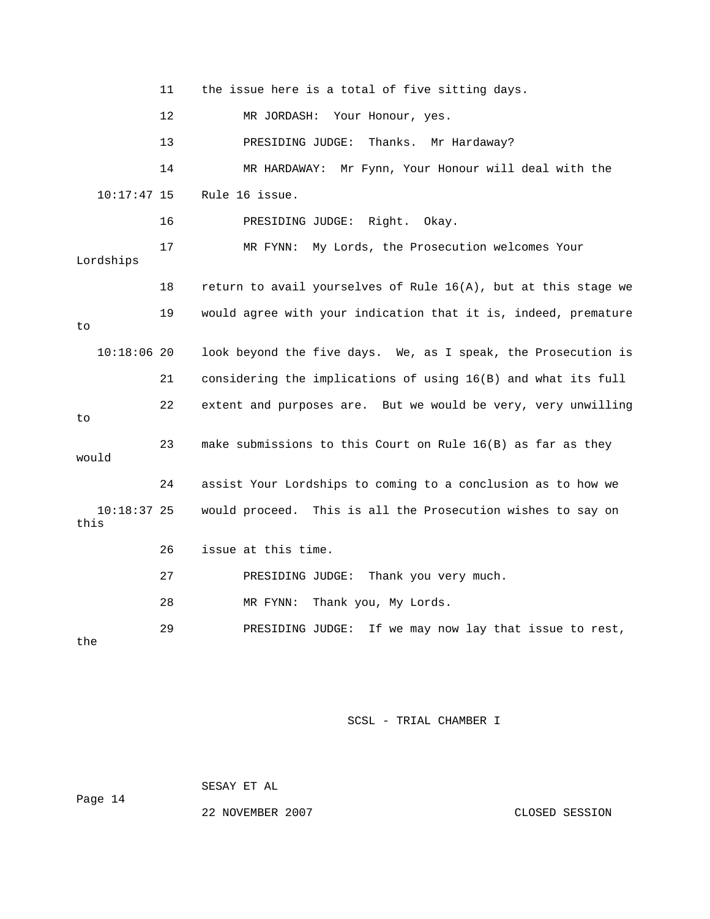11 the issue here is a total of five sitting days.

12 MR JORDASH: Your Honour, yes.

13 PRESIDING JUDGE: Thanks. Mr Hardaway?

14 MR HARDAWAY: Mr Fynn, Your Honour will deal with the

10:17:47 15 Rule 16 issue.

16 PRESIDING JUDGE: Right. Okay.

17 MR FYNN: My Lords, the Prosecution welcomes Your Lordships

18 return to avail yourselves of Rule 16(A), but at this stage we

19 would agree with your indication that it is, indeed, premature to

10:18:06 20 look beyond the five days. We, as I speak, the Prosecution is

21 considering the implications of using 16(B) and what its full

22 extent and purposes are. But we would be very, very unwilling to

23 make submissions to this Court on Rule 16(B) as far as they would

24 assist Your Lordships to coming to a conclusion as to how we

10:18:37 25 would proceed. This is all the Prosecution wishes to say on this

26 issue at this time.

27 PRESIDING JUDGE: Thank you very much.

28 MR FYNN: Thank you, My Lords.

29 PRESIDING JUDGE: If we may now lay that issue to rest, the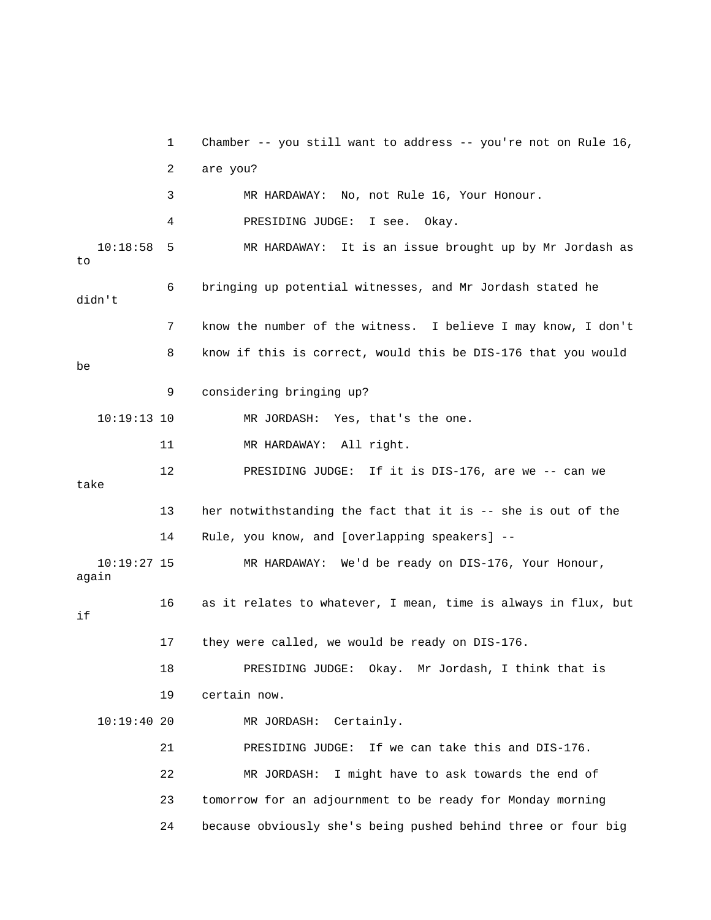1 Chamber -- you still want to address -- you're not on Rule 16,

2 are you?

3 MR HARDAWAY: No, not Rule 16, Your Honour.

4 PRESIDING JUDGE: I see. Okay.

10:18:58 5 MR HARDAWAY: It is an issue brought up by Mr Jordash as to

6 bringing up potential witnesses, and Mr Jordash stated he didn't

7 know the number of the witness. I believe I may know, I don't

8 know if this is correct, would this be DIS-176 that you would be

9 considering bringing up?

10:19:13 10 MR JORDASH: Yes, that's the one.

11 MR HARDAWAY: All right.

12 PRESIDING JUDGE: If it is DIS-176, are we -- can we take

13 her notwithstanding the fact that it is -- she is out of the

14 Rule, you know, and [overlapping speakers] --

10:19:27 15 MR HARDAWAY: We'd be ready on DIS-176, Your Honour, again

16 as it relates to whatever, I mean, time is always in flux, but if

17 they were called, we would be ready on DIS-176.

18 PRESIDING JUDGE: Okay. Mr Jordash, I think that is

19 certain now.

10:19:40 20 MR JORDASH: Certainly.

21 PRESIDING JUDGE: If we can take this and DIS-176.

22 MR JORDASH: I might have to ask towards the end of

23 tomorrow for an adjournment to be ready for Monday morning

24 because obviously she's being pushed behind three or four big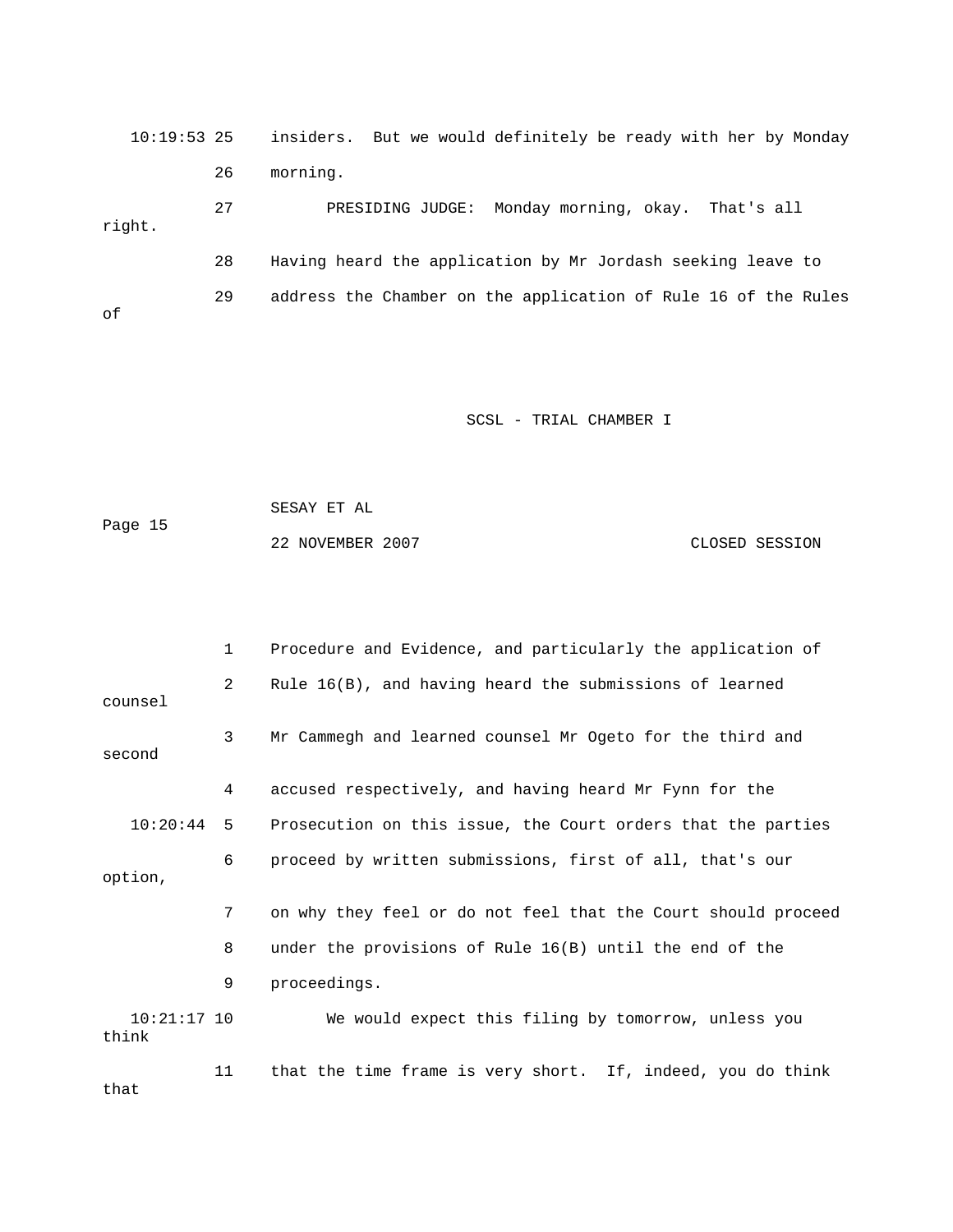10:19:53 25 insiders. But we would definitely be ready with her by Monday

26 morning.

27 PRESIDING JUDGE: Monday morning, okay. That's all right.

28 Having heard the application by Mr Jordash seeking leave to

29 address the Chamber on the application of Rule 16 of the Rules of

1 Procedure and Evidence, and particularly the application of

2 Rule 16(B), and having heard the submissions of learned counsel

3 Mr Cammegh and learned counsel Mr Ogeto for the third and second

4 accused respectively, and having heard Mr Fynn for the

10:20:44 5 Prosecution on this issue, the Court orders that the parties

6 proceed by written submissions, first of all, that's our option,

7 on why they feel or do not feel that the Court should proceed

8 under the provisions of Rule 16(B) until the end of the

9 proceedings.

10:21:17 10 We would expect this filing by tomorrow, unless you think

11 that the time frame is very short. If, indeed, you do think that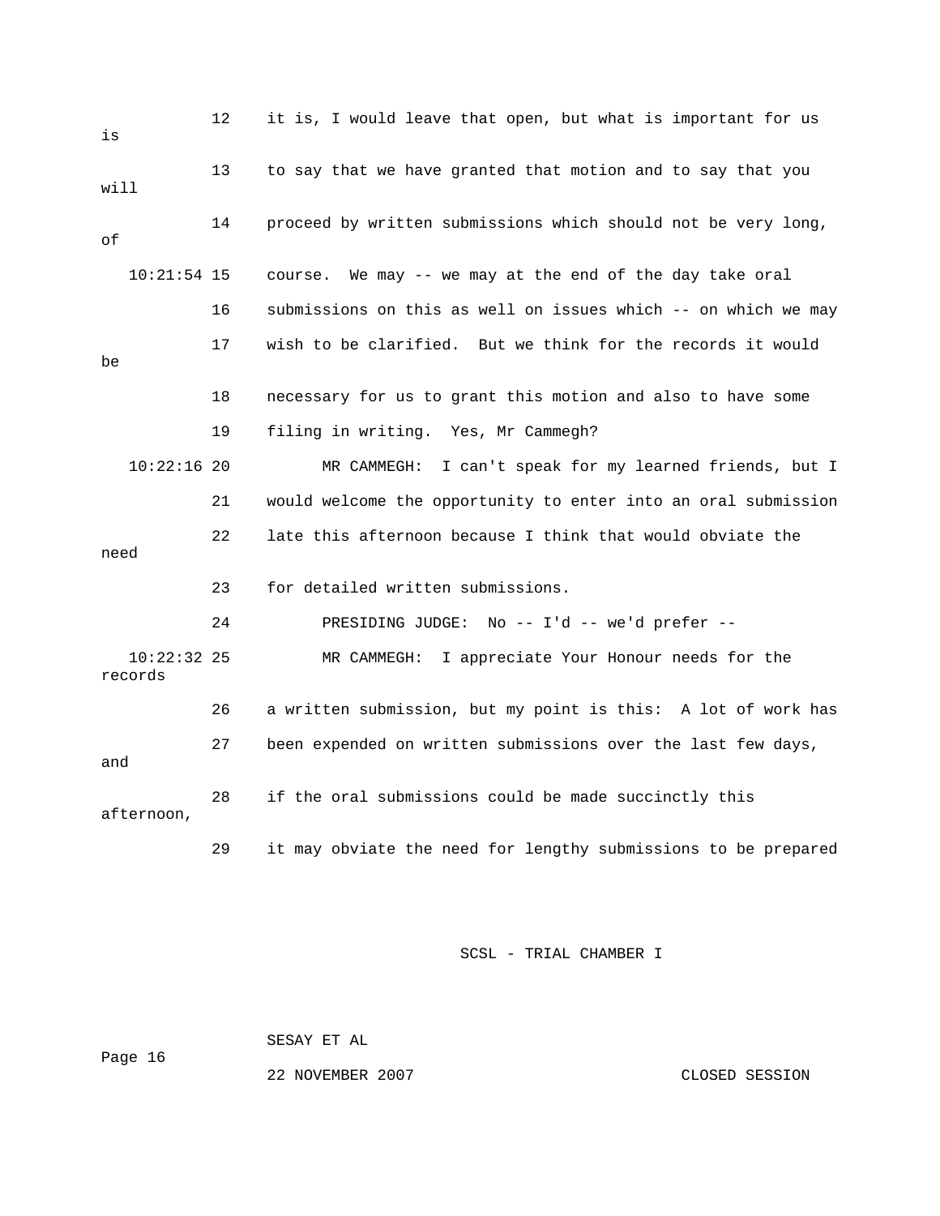12 it is, I would leave that open, but what is important for us is

13 to say that we have granted that motion and to say that you will

14 proceed by written submissions which should not be very long, of

10:21:54 15 course. We may -- we may at the end of the day take oral

16 submissions on this as well on issues which -- on which we may

17 wish to be clarified. But we think for the records it would be

18 necessary for us to grant this motion and also to have some

19 filing in writing. Yes, Mr Cammegh?

10:22:16 20 MR CAMMEGH: I can't speak for my learned friends, but I

21 would welcome the opportunity to enter into an oral submission

22 late this afternoon because I think that would obviate the need

23 for detailed written submissions.

24 PRESIDING JUDGE: No -- I'd -- we'd prefer --

10:22:32 25 MR CAMMEGH: I appreciate Your Honour needs for the records

26 a written submission, but my point is this: A lot of work has

27 been expended on written submissions over the last few days, and

28 if the oral submissions could be made succinctly this afternoon,

29 it may obviate the need for lengthy submissions to be prepared

SCSL - TRIAL CHAMBER I

SESAY ET AL

22 NOVEMBER 2007 CLOSED SESSION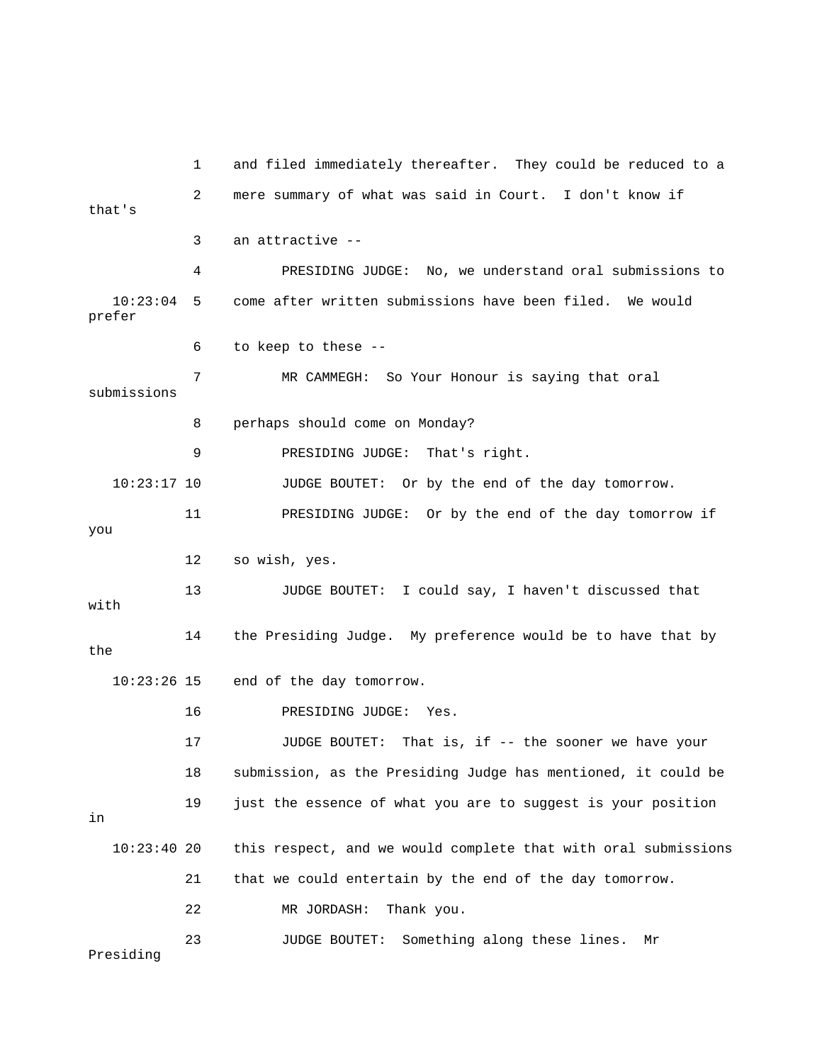1 and filed immediately thereafter. They could be reduced to a

2 mere summary of what was said in Court. I don't know if that's

3 an attractive --

4 PRESIDING JUDGE: No, we understand oral submissions to

10:23:04 5 come after written submissions have been filed. We would prefer

6 to keep to these --

7 MR CAMMEGH: So Your Honour is saying that oral submissions

8 perhaps should come on Monday?

9 PRESIDING JUDGE: That's right.

10:23:17 10 JUDGE BOUTET: Or by the end of the day tomorrow.

11 PRESIDING JUDGE: Or by the end of the day tomorrow if you

12 so wish, yes.

13 JUDGE BOUTET: I could say, I haven't discussed that with

14 the Presiding Judge. My preference would be to have that by the

10:23:26 15 end of the day tomorrow.

16 PRESIDING JUDGE: Yes.

17 JUDGE BOUTET: That is, if -- the sooner we have your

18 submission, as the Presiding Judge has mentioned, it could be

19 just the essence of what you are to suggest is your position in

10:23:40 20 this respect, and we would complete that with oral submissions

21 that we could entertain by the end of the day tomorrow.

22 MR JORDASH: Thank you.

23 JUDGE BOUTET: Something along these lines. Mr Presiding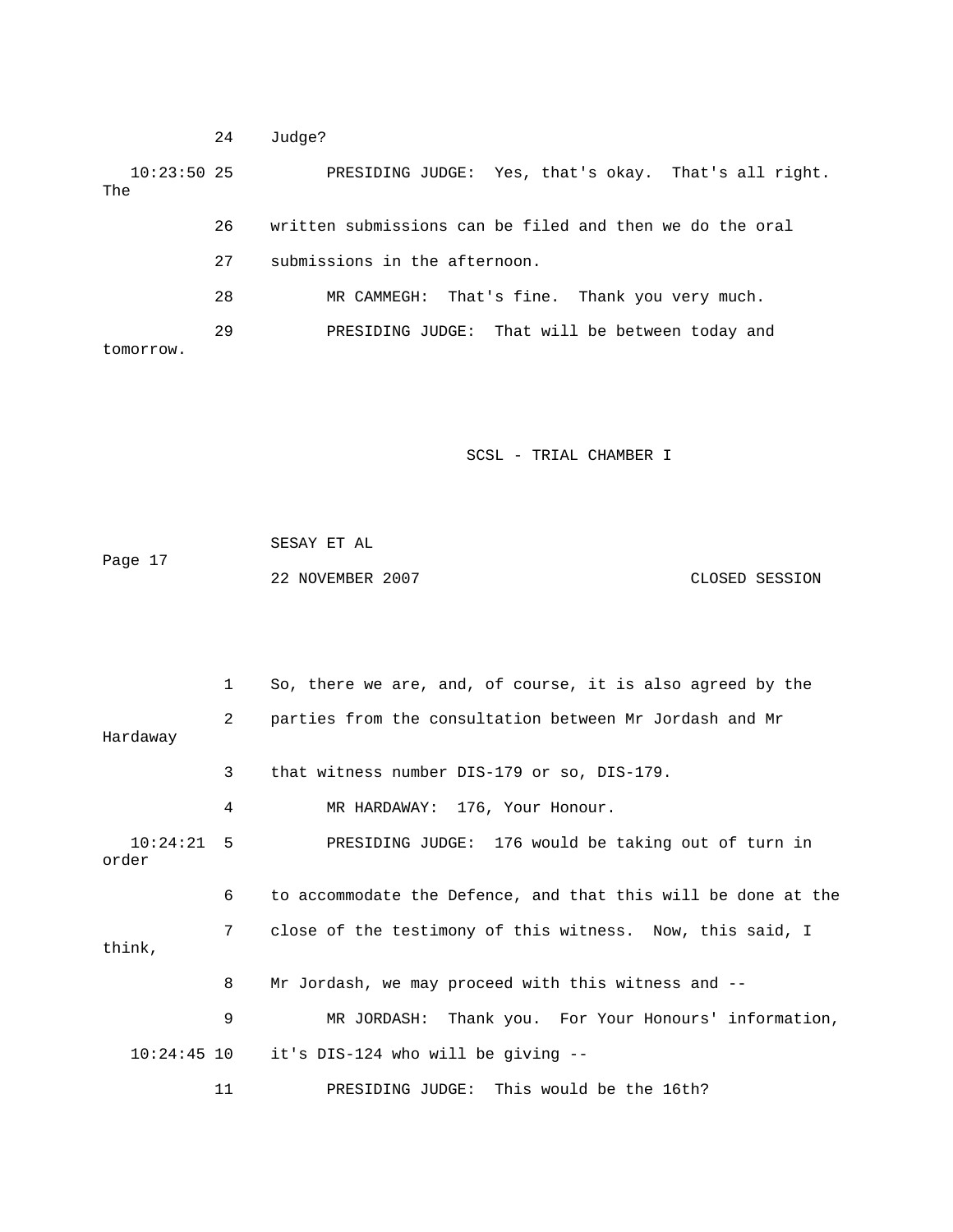24 Judge?

10:23:50 25 PRESIDING JUDGE: Yes, that's okay. That's all right. The

26 written submissions can be filed and then we do the oral

27 submissions in the afternoon.

28 MR CAMMEGH: That's fine. Thank you very much.

29 PRESIDING JUDGE: That will be between today and tomorrow.

1 So, there we are, and, of course, it is also agreed by the

2 parties from the consultation between Mr Jordash and Mr Hardaway

3 that witness number DIS-179 or so, DIS-179.

4 MR HARDAWAY: 176, Your Honour.

10:24:21 5 PRESIDING JUDGE: 176 would be taking out of turn in order

6 to accommodate the Defence, and that this will be done at the

7 close of the testimony of this witness. Now, this said, I think,

8 Mr Jordash, we may proceed with this witness and --

9 MR JORDASH: Thank you. For Your Honours' information,

10:24:45 10 it's DIS-124 who will be giving --

11 PRESIDING JUDGE: This would be the 16th?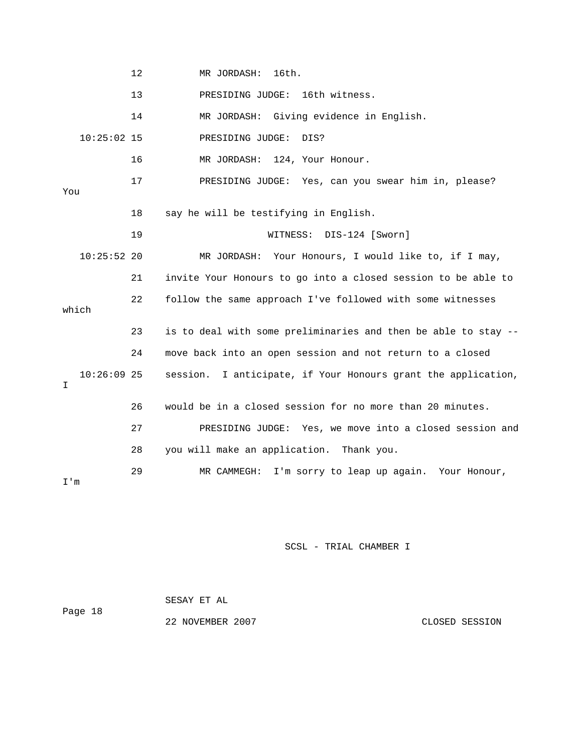12 MR JORDASH: 16th.

13 PRESIDING JUDGE: 16th witness.

14 MR JORDASH: Giving evidence in English.

10:25:02 15 PRESIDING JUDGE: DIS?

16 MR JORDASH: 124, Your Honour.

17 PRESIDING JUDGE: Yes, can you swear him in, please? You

18 say he will be testifying in English.

19 WITNESS: DIS-124 [Sworn]

10:25:52 20 MR JORDASH: Your Honours, I would like to, if I may,

21 invite Your Honours to go into a closed session to be able to

22 follow the same approach I've followed with some witnesses which

23 is to deal with some preliminaries and then be able to stay --

24 move back into an open session and not return to a closed

10:26:09 25 session. I anticipate, if Your Honours grant the application, I

26 would be in a closed session for no more than 20 minutes.

27 PRESIDING JUDGE: Yes, we move into a closed session and

28 you will make an application. Thank you.

29 MR CAMMEGH: I'm sorry to leap up again. Your Honour, I'm

CLOSED SESSION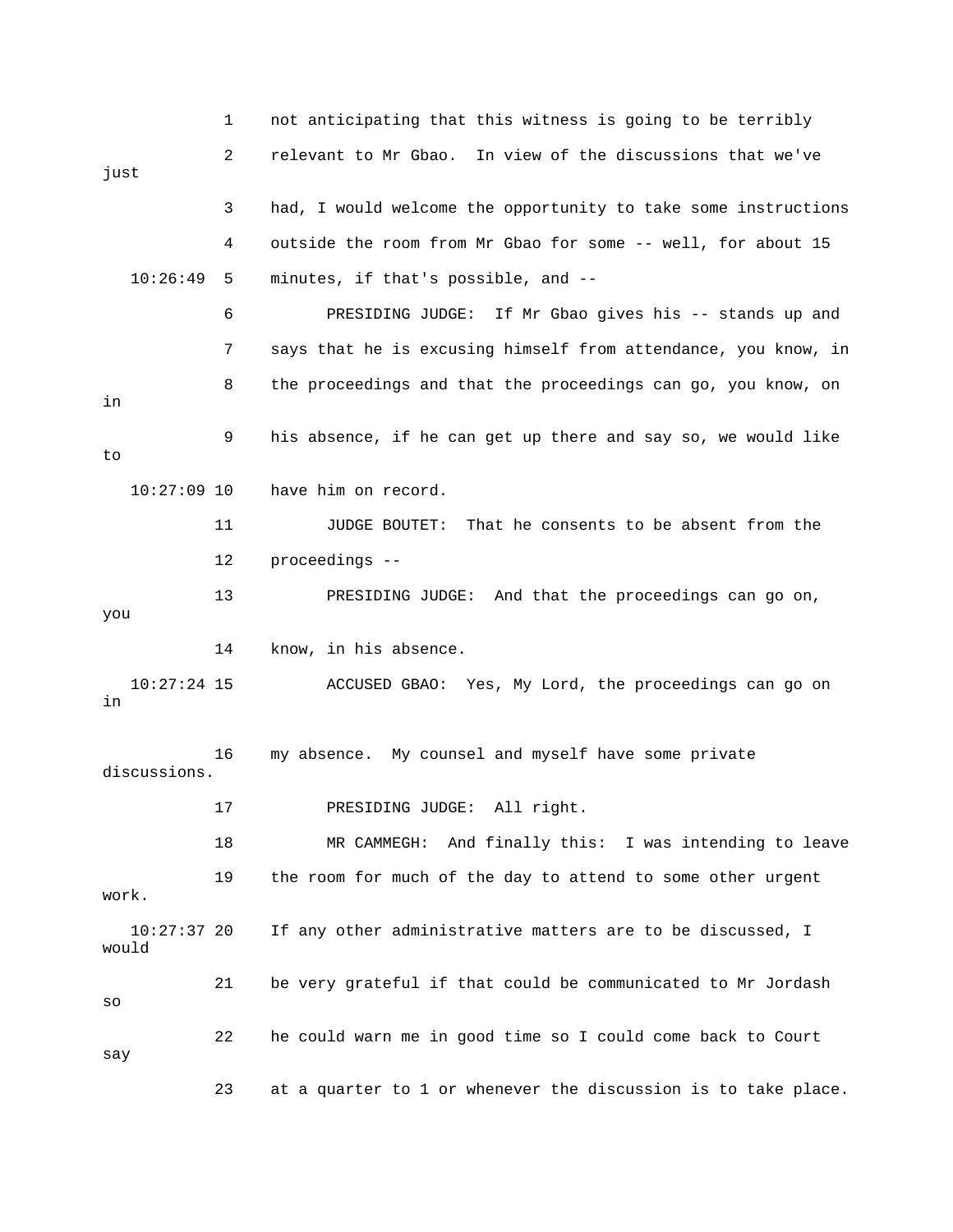1 not anticipating that this witness is going to be terribly

2 relevant to Mr Gbao. In view of the discussions that we've just

3 had, I would welcome the opportunity to take some instructions

4 outside the room from Mr Gbao for some -- well, for about 15

10:26:49 5 minutes, if that's possible, and --

6 PRESIDING JUDGE: If Mr Gbao gives his -- stands up and

7 says that he is excusing himself from attendance, you know, in

8 the proceedings and that the proceedings can go, you know, on in

9 his absence, if he can get up there and say so, we would like to

10:27:09 10 have him on record.

11 JUDGE BOUTET: That he consents to be absent from the

12 proceedings --

13 PRESIDING JUDGE: And that the proceedings can go on, you

14 know, in his absence.

10:27:24 15 ACCUSED GBAO: Yes, My Lord, the proceedings can go on in

16 my absence. My counsel and myself have some private discussions.

17 PRESIDING JUDGE: All right.

18 MR CAMMEGH: And finally this: I was intending to leave

19 the room for much of the day to attend to some other urgent work.

10:27:37 20 If any other administrative matters are to be discussed, I would

21 be very grateful if that could be communicated to Mr Jordash so

22 he could warn me in good time so I could come back to Court say

23 at a quarter to 1 or whenever the discussion is to take place.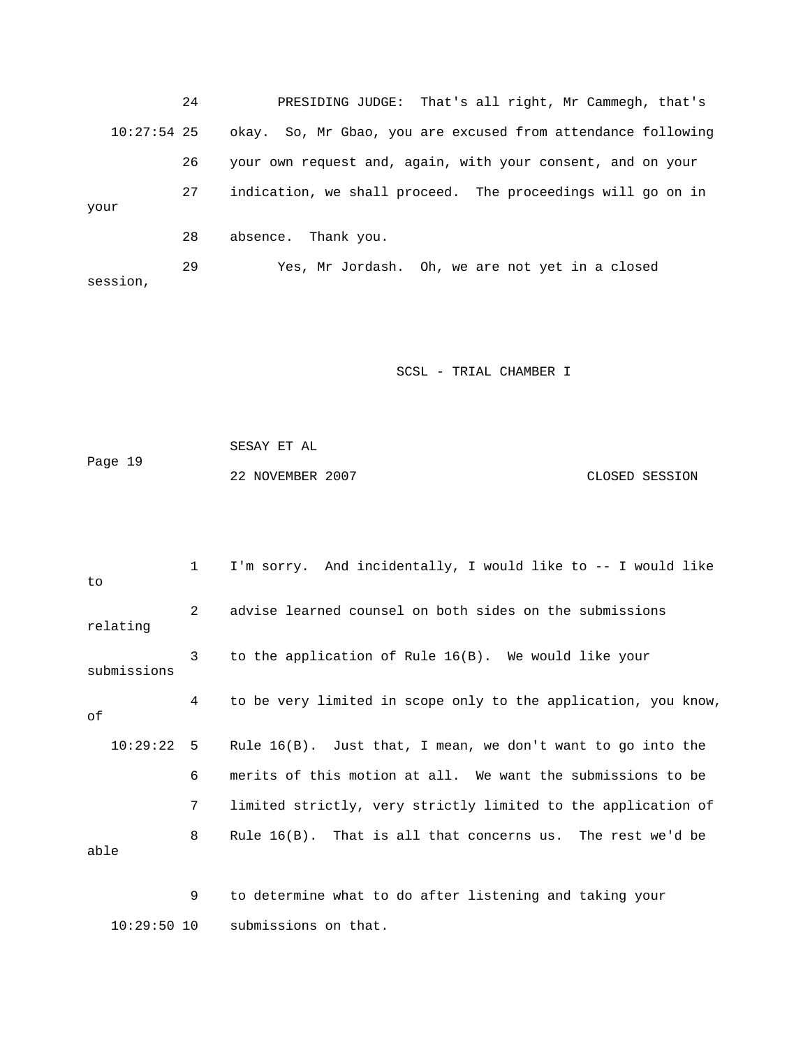24 PRESIDING JUDGE: That's all right, Mr Cammegh, that's

10:27:54 25 okay. So, Mr Gbao, you are excused from attendance following

26 your own request and, again, with your consent, and on your

27 indication, we shall proceed. The proceedings will go on in your

28 absence. Thank you.

29 Yes, Mr Jordash. Oh, we are not yet in a closed session,

1 I'm sorry. And incidentally, I would like to -- I would like to

2 advise learned counsel on both sides on the submissions relating

3 to the application of Rule 16(B). We would like your submissions

4 to be very limited in scope only to the application, you know, of

10:29:22 5 Rule 16(B). Just that, I mean, we don't want to go into the

6 merits of this motion at all. We want the submissions to be

7 limited strictly, very strictly limited to the application of

8 Rule 16(B). That is all that concerns us. The rest we'd be able

9 to determine what to do after listening and taking your

10:29:50 10 submissions on that.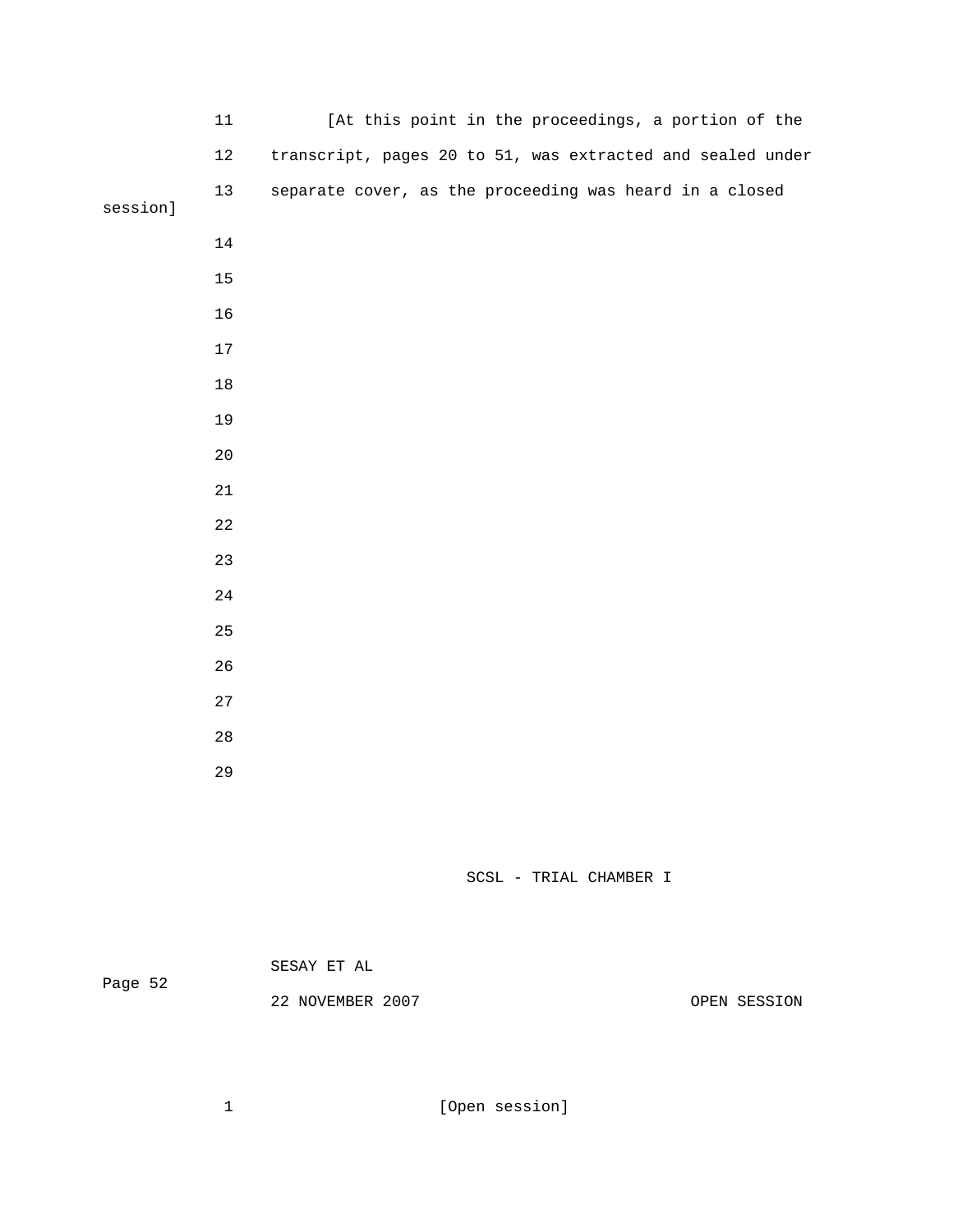[At this point in the proceedings, a portion of the transcript, pages 20 to 51, was extracted and sealed under separate cover, as the proceeding was heard in a closed session]

[Open session]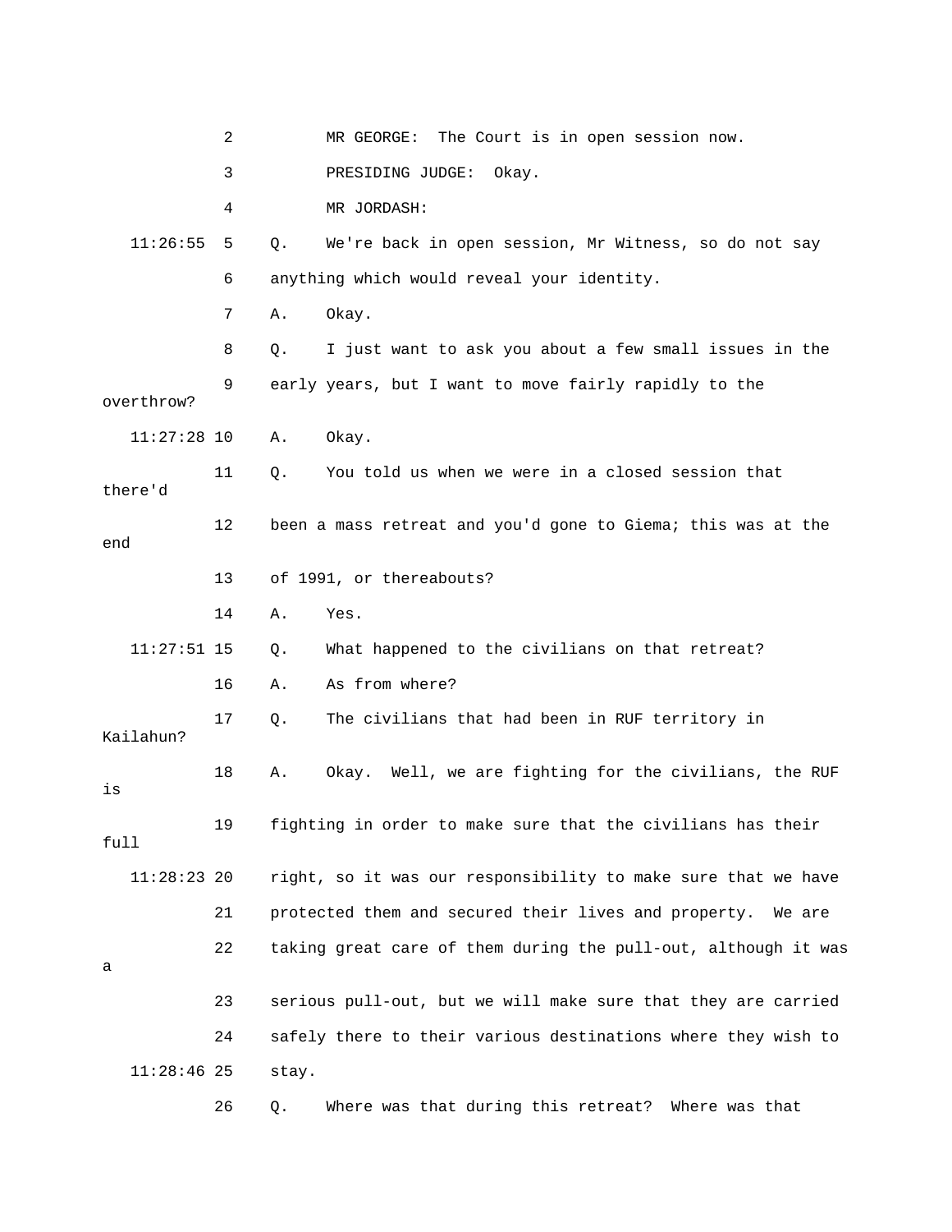2 MR GEORGE: The Court is in open session now.

3 PRESIDING JUDGE: Okay.

4 MR JORDASH:

11:26:55 5 Q. We're back in open session, Mr Witness, so do not say

6 anything which would reveal your identity.

7 A. Okay.

8 Q. I just want to ask you about a few small issues in the

9 early years, but I want to move fairly rapidly to the overthrow?

11:27:28 10 A. Okay.

11 Q. You told us when we were in a closed session that there'd

12 been a mass retreat and you'd gone to Giema; this was at the end

13 of 1991, or thereabouts?

14 A. Yes.

11:27:51 15 Q. What happened to the civilians on that retreat?

16 A. As from where?

17 Q. The civilians that had been in RUF territory in Kailahun?

18 A. Okay. Well, we are fighting for the civilians, the RUF is

19 fighting in order to make sure that the civilians has their full

11:28:23 20 right, so it was our responsibility to make sure that we have

21 protected them and secured their lives and property. We are

22 taking great care of them during the pull-out, although it was a

23 serious pull-out, but we will make sure that they are carried

24 safely there to their various destinations where they wish to

11:28:46 25 stay.

26 Q. Where was that during this retreat? Where was that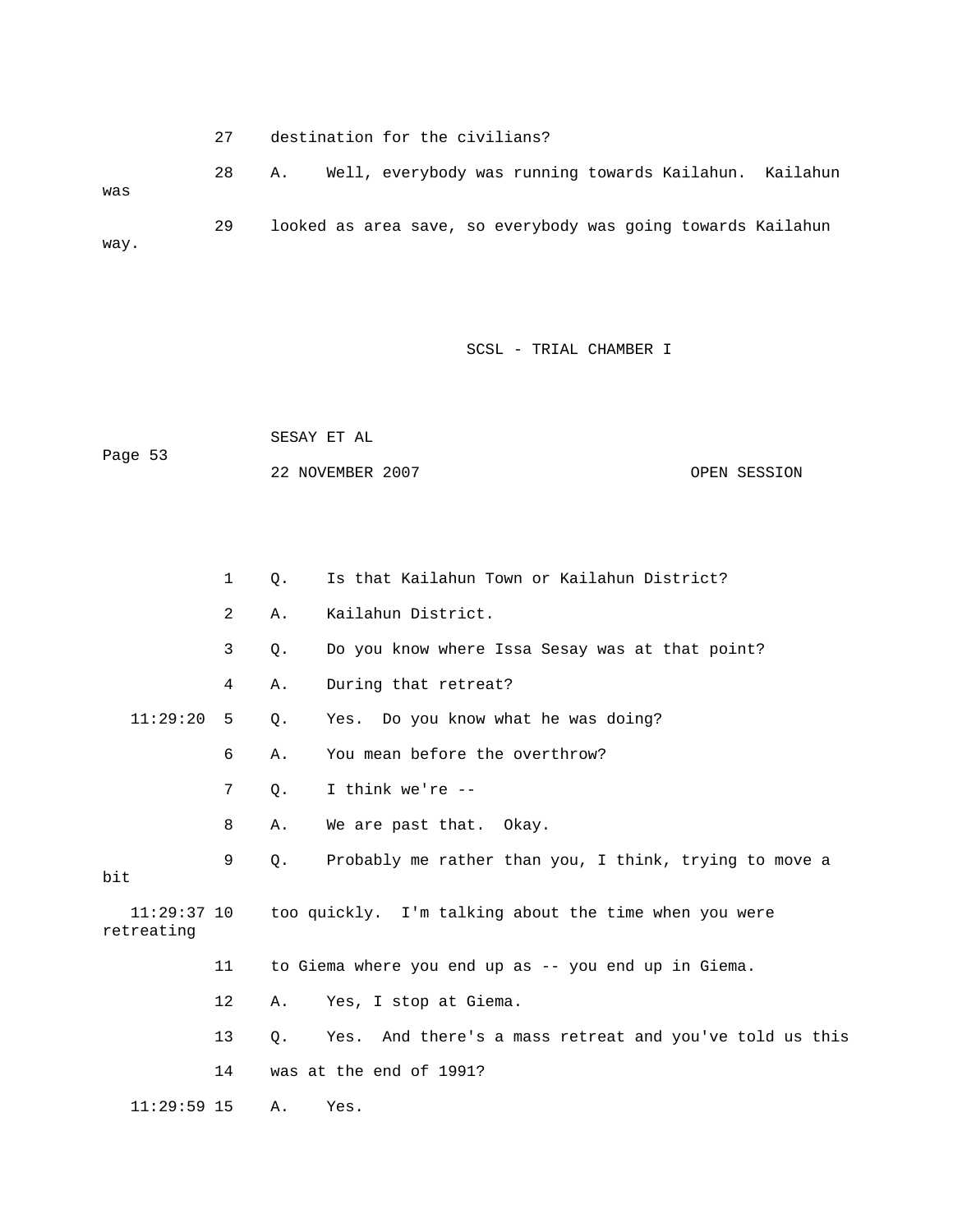27 destination for the civilians?

28 A. Well, everybody was running towards Kailahun. Kailahun was

29 looked as area save, so everybody was going towards Kailahun way.

SCSL - TRIAL CHAMBER I

SESAY ET AL

Page 53

22 NOVEMBER 2007 OPEN SESSION

1 Q. Is that Kailahun Town or Kailahun District?

2 A. Kailahun District.

3 Q. Do you know where Issa Sesay was at that point?

4 A. During that retreat?

11:29:20 5 Q. Yes. Do you know what he was doing?

6 A. You mean before the overthrow?

7 Q. I think we're --

8 A. We are past that. Okay.

9 Q. Probably me rather than you, I think, trying to move a bit

11:29:37 10 too quickly. I'm talking about the time when you were retreating

11 to Giema where you end up as -- you end up in Giema.

12 A. Yes, I stop at Giema.

13 Q. Yes. And there's a mass retreat and you've told us this

14 was at the end of 1991?

11:29:59 15 A. Yes.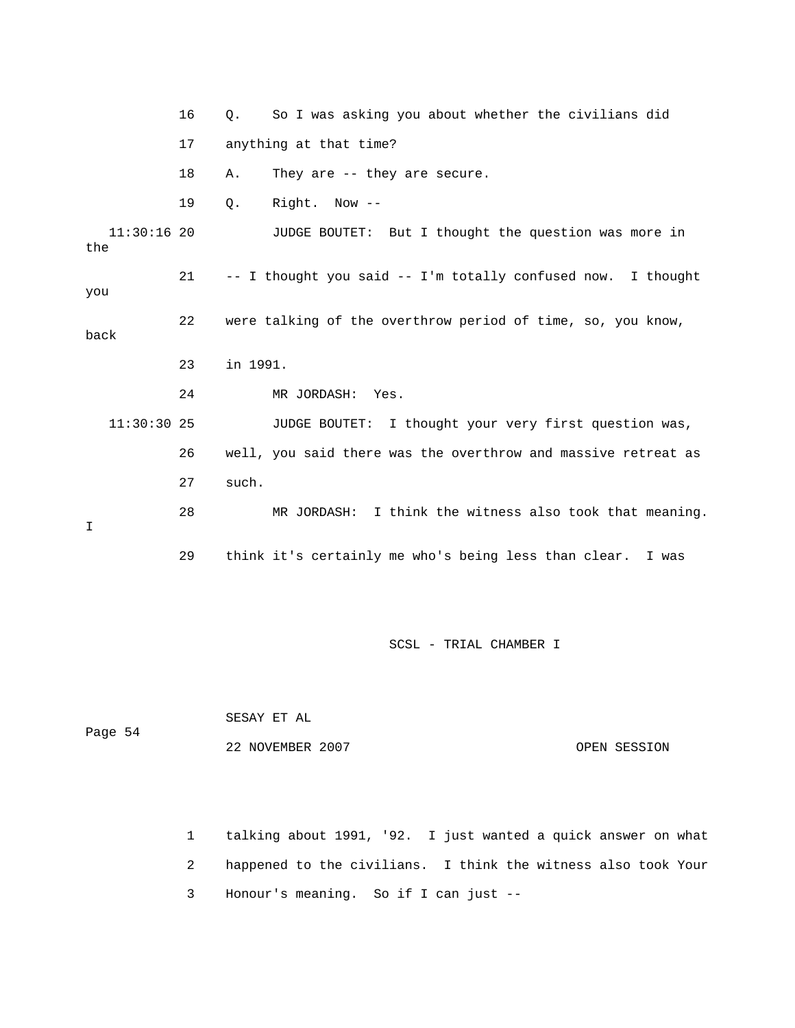16 Q. So I was asking you about whether the civilians did

17 anything at that time?

18 A. They are -- they are secure.

19 Q. Right. Now --

11:30:16 20 JUDGE BOUTET: But I thought the question was more in the

21 -- I thought you said -- I'm totally confused now. I thought you

22 were talking of the overthrow period of time, so, you know, back

23 in 1991.

24 MR JORDASH: Yes.

11:30:30 25 JUDGE BOUTET: I thought your very first question was,

26 well, you said there was the overthrow and massive retreat as

27 such.

28 MR JORDASH: I think the witness also took that meaning. I

29 think it's certainly me who's being less than clear. I was

1 talking about 1991, '92. I just wanted a quick answer on what

2 happened to the civilians. I think the witness also took Your

3 Honour's meaning. So if I can just --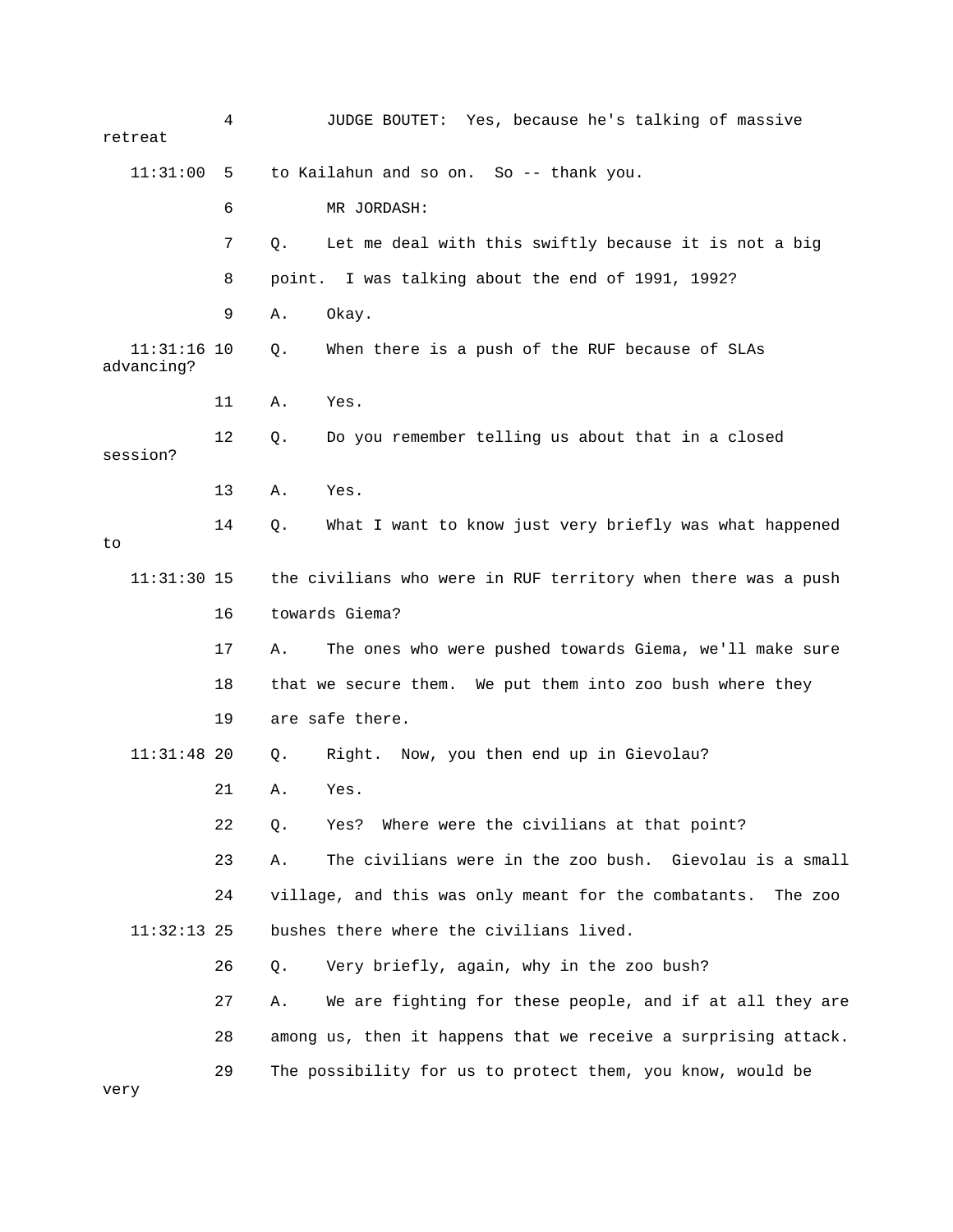4 JUDGE BOUTET: Yes, because he's talking of massive retreat

11:31:00 5 to Kailahun and so on. So -- thank you.

6 MR JORDASH:

7 Q. Let me deal with this swiftly because it is not a big

8 point. I was talking about the end of 1991, 1992?

9 A. Okay.

11:31:16 10 Q. When there is a push of the RUF because of SLAs advancing?

11 A. Yes.

12 Q. Do you remember telling us about that in a closed session?

13 A. Yes.

14 Q. What I want to know just very briefly was what happened to

11:31:30 15 the civilians who were in RUF territory when there was a push

16 towards Giema?

17 A. The ones who were pushed towards Giema, we'll make sure

18 that we secure them. We put them into zoo bush where they

19 are safe there.

11:31:48 20 Q. Right. Now, you then end up in Gievolau?

21 A. Yes.

22 Q. Yes? Where were the civilians at that point?

23 A. The civilians were in the zoo bush. Gievolau is a small

24 village, and this was only meant for the combatants. The zoo

11:32:13 25 bushes there where the civilians lived.

26 Q. Very briefly, again, why in the zoo bush?

27 A. We are fighting for these people, and if at all they are

28 among us, then it happens that we receive a surprising attack.

29 The possibility for us to protect them, you know, would be very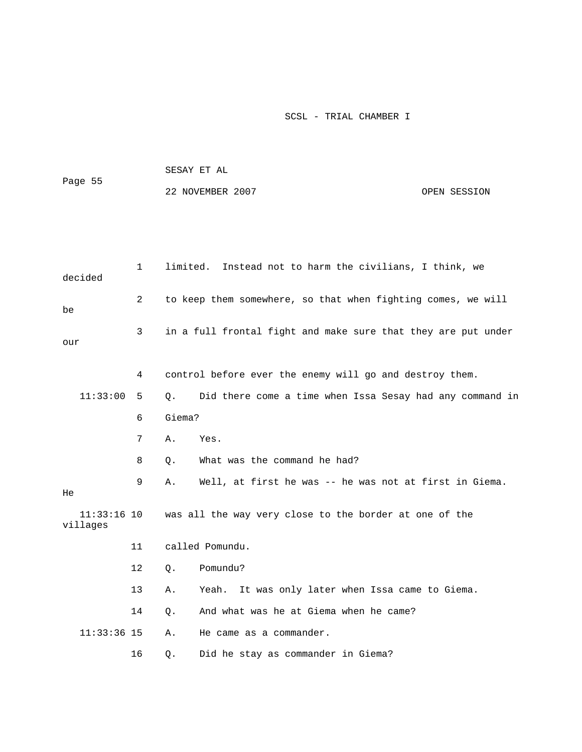1 limited. Instead not to harm the civilians, I think, we decided

2 to keep them somewhere, so that when fighting comes, we will be

3 in a full frontal fight and make sure that they are put under our

4 control before ever the enemy will go and destroy them.

11:33:00 5 Q. Did there come a time when Issa Sesay had any command in

6 Giema?

7 A. Yes.

8 Q. What was the command he had?

9 A. Well, at first he was -- he was not at first in Giema. He

11:33:16 10 was all the way very close to the border at one of the villages

11 called Pomundu.

12 Q. Pomundu?

13 A. Yeah. It was only later when Issa came to Giema.

14 Q. And what was he at Giema when he came?

11:33:36 15 A. He came as a commander.

16 Q. Did he stay as commander in Giema?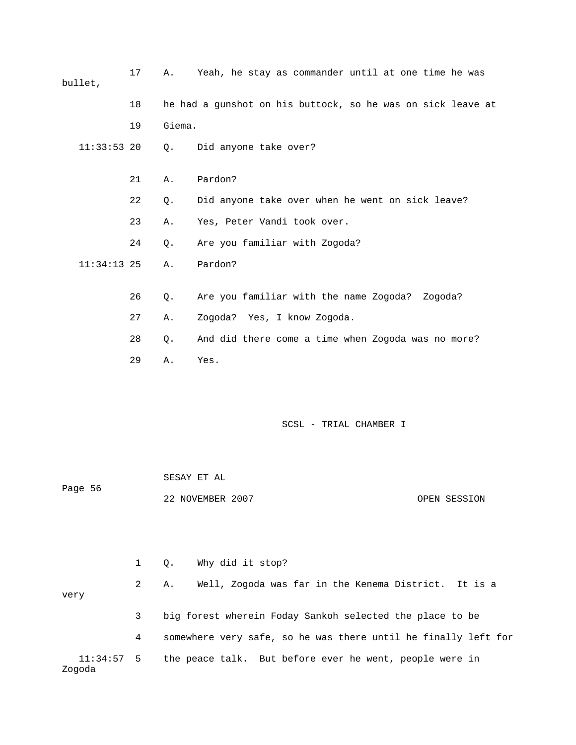17 A. Yeah, he stay as commander until at one time he was bullet,

18 he had a gunshot on his buttock, so he was on sick leave at

19 Giema.

11:33:53 20 Q. Did anyone take over?

21 A. Pardon?

22 Q. Did anyone take over when he went on sick leave?

23 A. Yes, Peter Vandi took over.

24 Q. Are you familiar with Zogoda?

11:34:13 25 A. Pardon?

26 Q. Are you familiar with the name Zogoda? Zogoda?

27 A. Zogoda? Yes, I know Zogoda.

28 Q. And did there come a time when Zogoda was no more?

29 A. Yes.

1 Q. Why did it stop?

2 A. Well, Zogoda was far in the Kenema District. It is a very

3 big forest wherein Foday Sankoh selected the place to be

4 somewhere very safe, so he was there until he finally left for

11:34:57 5 the peace talk. But before ever he went, people were in Zogoda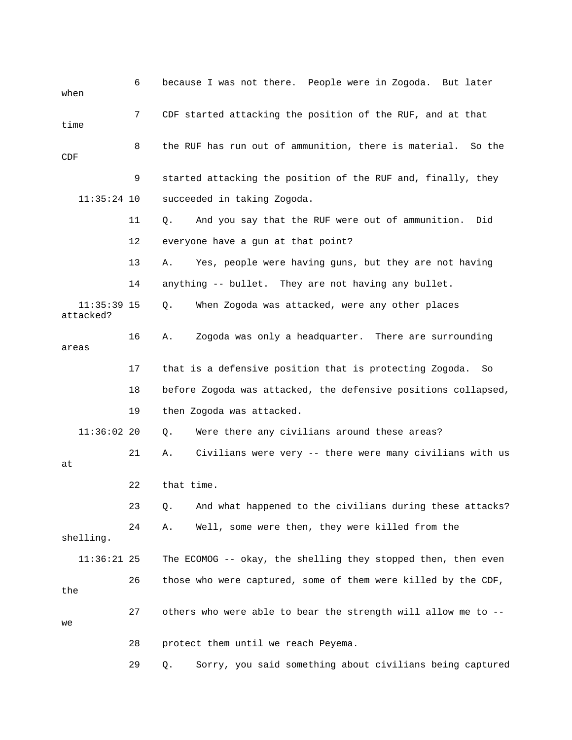6 because I was not there. People were in Zogoda. But later when

7 CDF started attacking the position of the RUF, and at that time

8 the RUF has run out of ammunition, there is material. So the CDF

9 started attacking the position of the RUF and, finally, they

11:35:24 10 succeeded in taking Zogoda.

11 Q. And you say that the RUF were out of ammunition. Did

12 everyone have a gun at that point?

13 A. Yes, people were having guns, but they are not having

14 anything -- bullet. They are not having any bullet.

11:35:39 15 Q. When Zogoda was attacked, were any other places attacked?

16 A. Zogoda was only a headquarter. There are surrounding areas

17 that is a defensive position that is protecting Zogoda. So

18 before Zogoda was attacked, the defensive positions collapsed,

19 then Zogoda was attacked.

11:36:02 20 Q. Were there any civilians around these areas?

21 A. Civilians were very -- there were many civilians with us at

22 that time.

23 Q. And what happened to the civilians during these attacks?

24 A. Well, some were then, they were killed from the shelling.

11:36:21 25 The ECOMOG -- okay, the shelling they stopped then, then even

26 those who were captured, some of them were killed by the CDF, the

27 others who were able to bear the strength will allow me to -- we

28 protect them until we reach Peyema.

29 Q. Sorry, you said something about civilians being captured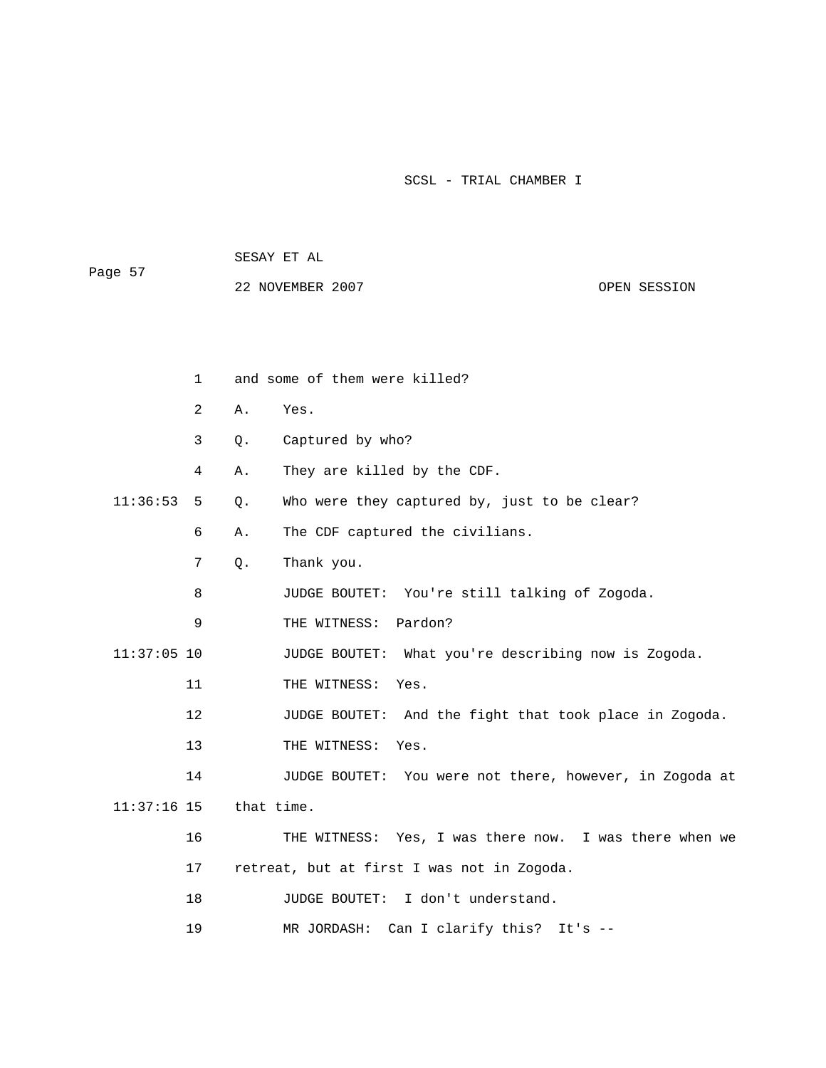1 and some of them were killed?

2 A. Yes.

3 Q. Captured by who?

4 A. They are killed by the CDF.

11:36:53 5 Q. Who were they captured by, just to be clear?

6 A. The CDF captured the civilians.

7 Q. Thank you.

8 JUDGE BOUTET: You're still talking of Zogoda.

9 THE WITNESS: Pardon?

11:37:05 10 JUDGE BOUTET: What you're describing now is Zogoda.

11 THE WITNESS: Yes.

12 JUDGE BOUTET: And the fight that took place in Zogoda.

13 THE WITNESS: Yes.

14 JUDGE BOUTET: You were not there, however, in Zogoda at

11:37:16 15 that time.

16 THE WITNESS: Yes, I was there now. I was there when we

17 retreat, but at first I was not in Zogoda.

18 JUDGE BOUTET: I don't understand.

19 MR JORDASH: Can I clarify this? It's --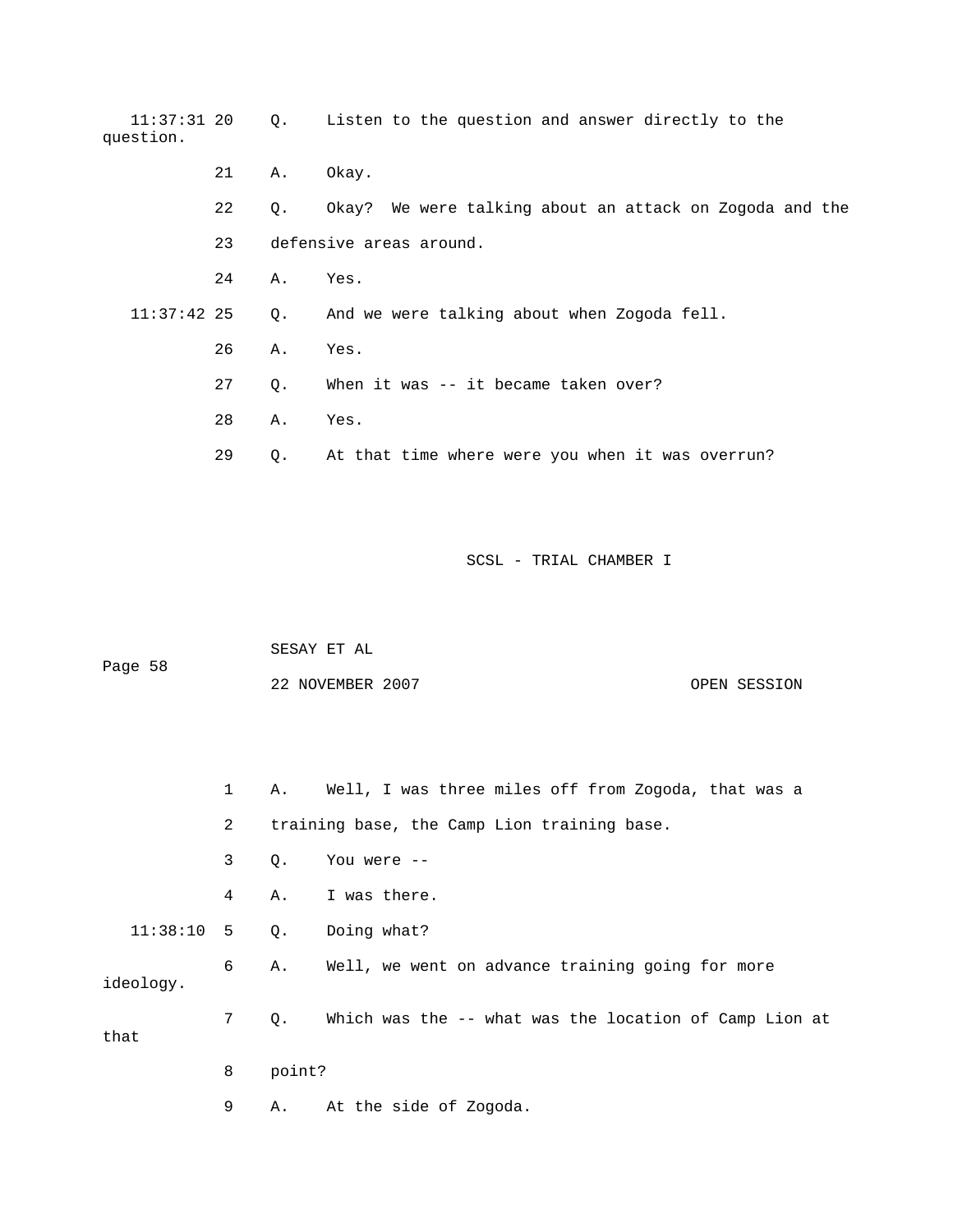11:37:31 20 Q. Listen to the question and answer directly to the question.

21 A. Okay.

22 Q. Okay? We were talking about an attack on Zogoda and the

23 defensive areas around.

24 A. Yes.

11:37:42 25 Q. And we were talking about when Zogoda fell.

26 A. Yes.

27 Q. When it was -- it became taken over?

28 A. Yes.

29 Q. At that time where were you when it was overrun?

1 A. Well, I was three miles off from Zogoda, that was a

2 training base, the Camp Lion training base.

3 Q. You were --

4 A. I was there.

11:38:10 5 Q. Doing what?

6 A. Well, we went on advance training going for more ideology.

7 Q. Which was the -- what was the location of Camp Lion at that

8 point?

9 A. At the side of Zogoda.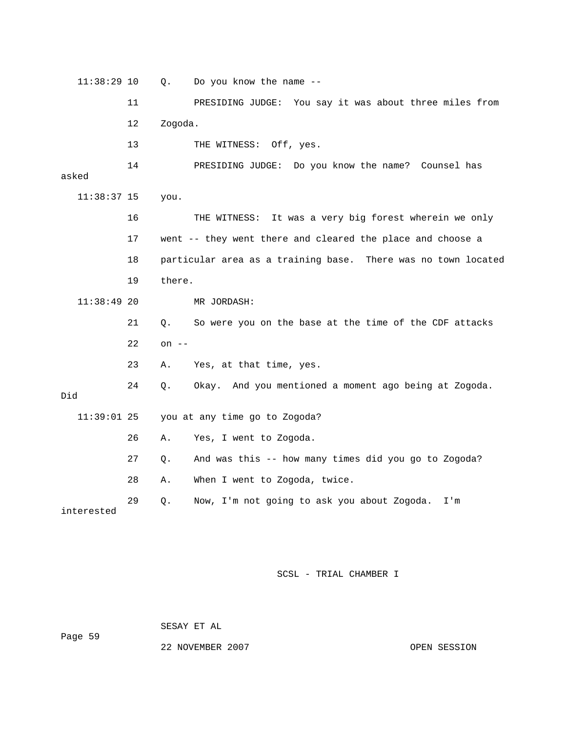11:38:29 10 Q. Do you know the name --

11 PRESIDING JUDGE: You say it was about three miles from

12 Zogoda.

13 THE WITNESS: Off, yes.

14 PRESIDING JUDGE: Do you know the name? Counsel has asked

11:38:37 15 you.

16 THE WITNESS: It was a very big forest wherein we only

17 went -- they went there and cleared the place and choose a

18 particular area as a training base. There was no town located

19 there.

11:38:49 20 MR JORDASH:

21 Q. So were you on the base at the time of the CDF attacks

22 on --

23 A. Yes, at that time, yes.

24 Q. Okay. And you mentioned a moment ago being at Zogoda. Did

11:39:01 25 you at any time go to Zogoda?

26 A. Yes, I went to Zogoda.

27 Q. And was this -- how many times did you go to Zogoda?

28 A. When I went to Zogoda, twice.

29 Q. Now, I'm not going to ask you about Zogoda. I'm interested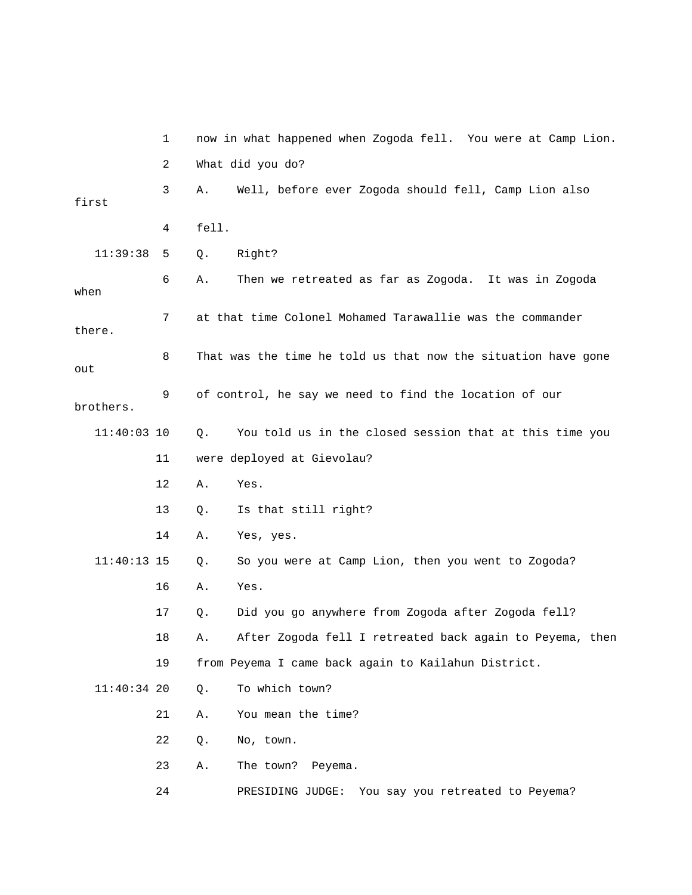1 now in what happened when Zogoda fell. You were at Camp Lion.

2 What did you do?

3 A. Well, before ever Zogoda should fell, Camp Lion also first

4 fell.

11:39:38 5 Q. Right?

6 A. Then we retreated as far as Zogoda. It was in Zogoda when

7 at that time Colonel Mohamed Tarawallie was the commander there.

8 That was the time he told us that now the situation have gone out

9 of control, he say we need to find the location of our brothers.

11:40:03 10 Q. You told us in the closed session that at this time you

11 were deployed at Gievolau?

12 A. Yes.

13 Q. Is that still right?

14 A. Yes, yes.

11:40:13 15 Q. So you were at Camp Lion, then you went to Zogoda?

16 A. Yes.

17 Q. Did you go anywhere from Zogoda after Zogoda fell?

18 A. After Zogoda fell I retreated back again to Peyema, then

19 from Peyema I came back again to Kailahun District.

11:40:34 20 Q. To which town?

21 A. You mean the time?

22 Q. No, town.

23 A. The town? Peyema.

24 PRESIDING JUDGE: You say you retreated to Peyema?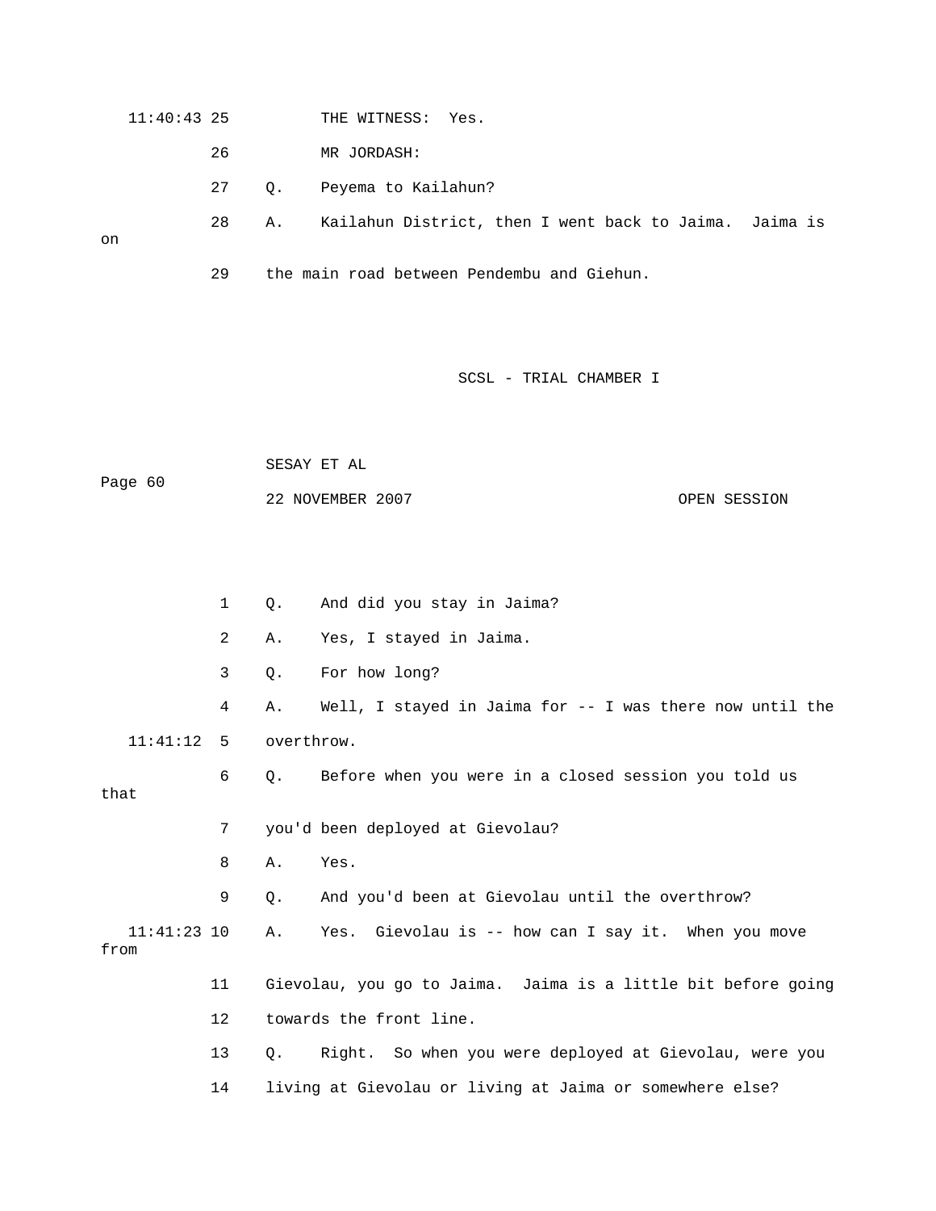11:40:43 25 THE WITNESS: Yes.

26 MR JORDASH:

27 Q. Peyema to Kailahun?

28 A. Kailahun District, then I went back to Jaima. Jaima is on

29 the main road between Pendembu and Giehun.

1 Q. And did you stay in Jaima?

2 A. Yes, I stayed in Jaima.

3 Q. For how long?

4 A. Well, I stayed in Jaima for -- I was there now until the

11:41:12 5 overthrow.

6 Q. Before when you were in a closed session you told us that

7 you'd been deployed at Gievolau?

8 A. Yes.

9 Q. And you'd been at Gievolau until the overthrow?

11:41:23 10 A. Yes. Gievolau is -- how can I say it. When you move from

11 Gievolau, you go to Jaima. Jaima is a little bit before going

12 towards the front line.

13 Q. Right. So when you were deployed at Gievolau, were you

14 living at Gievolau or living at Jaima or somewhere else?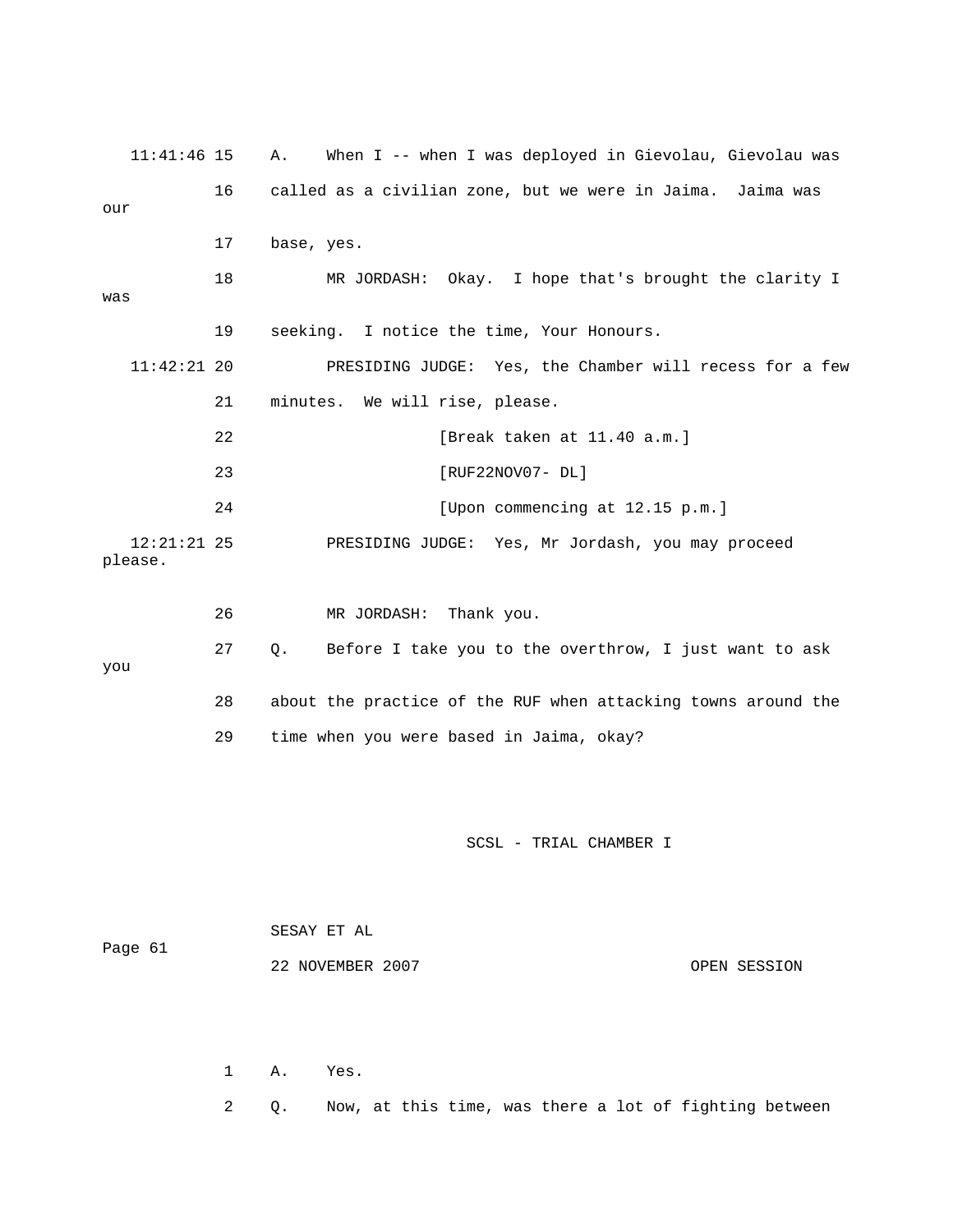11:41:46 15 A. When I -- when I was deployed in Gievolau, Gievolau was

16 called as a civilian zone, but we were in Jaima. Jaima was our

17 base, yes.

18 MR JORDASH: Okay. I hope that's brought the clarity I was

19 seeking. I notice the time, Your Honours.

11:42:21 20 PRESIDING JUDGE: Yes, the Chamber will recess for a few

21 minutes. We will rise, please.

22 [Break taken at 11.40 a.m.]

23 [RUF22NOV07- DL]

24 [Upon commencing at 12.15 p.m.]

12:21:21 25 PRESIDING JUDGE: Yes, Mr Jordash, you may proceed please.

26 MR JORDASH: Thank you.

27 Q. Before I take you to the overthrow, I just want to ask you

28 about the practice of the RUF when attacking towns around the

29 time when you were based in Jaima, okay?

1 A. Yes.

2 Q. Now, at this time, was there a lot of fighting between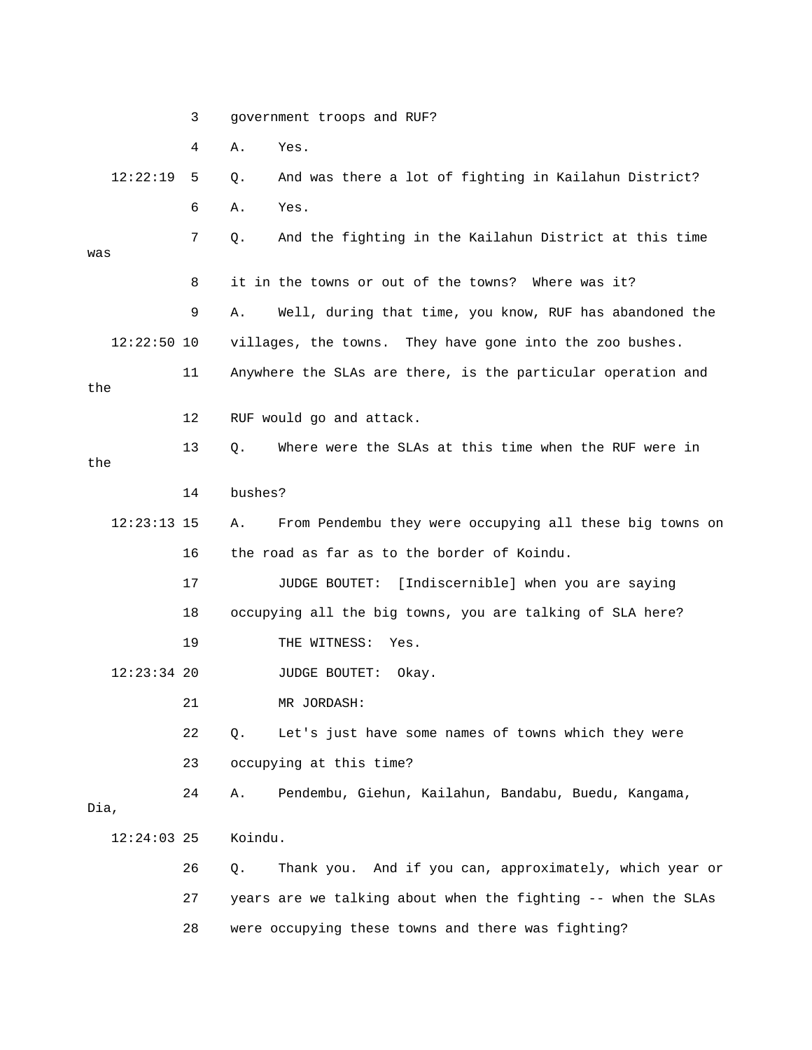3 government troops and RUF?

4 A. Yes.

12:22:19 5 Q. And was there a lot of fighting in Kailahun District?

6 A. Yes.

7 Q. And the fighting in the Kailahun District at this time was

8 it in the towns or out of the towns? Where was it?

9 A. Well, during that time, you know, RUF has abandoned the

12:22:50 10 villages, the towns. They have gone into the zoo bushes.

11 Anywhere the SLAs are there, is the particular operation and the

12 RUF would go and attack.

13 Q. Where were the SLAs at this time when the RUF were in the

14 bushes?

12:23:13 15 A. From Pendembu they were occupying all these big towns on

16 the road as far as to the border of Koindu.

17 JUDGE BOUTET: [Indiscernible] when you are saying

18 occupying all the big towns, you are talking of SLA here?

19 THE WITNESS: Yes.

12:23:34 20 JUDGE BOUTET: Okay.

21 MR JORDASH:

22 Q. Let's just have some names of towns which they were

23 occupying at this time?

24 A. Pendembu, Giehun, Kailahun, Bandabu, Buedu, Kangama, Dia,

12:24:03 25 Koindu.

26 Q. Thank you. And if you can, approximately, which year or

27 years are we talking about when the fighting -- when the SLAs

28 were occupying these towns and there was fighting?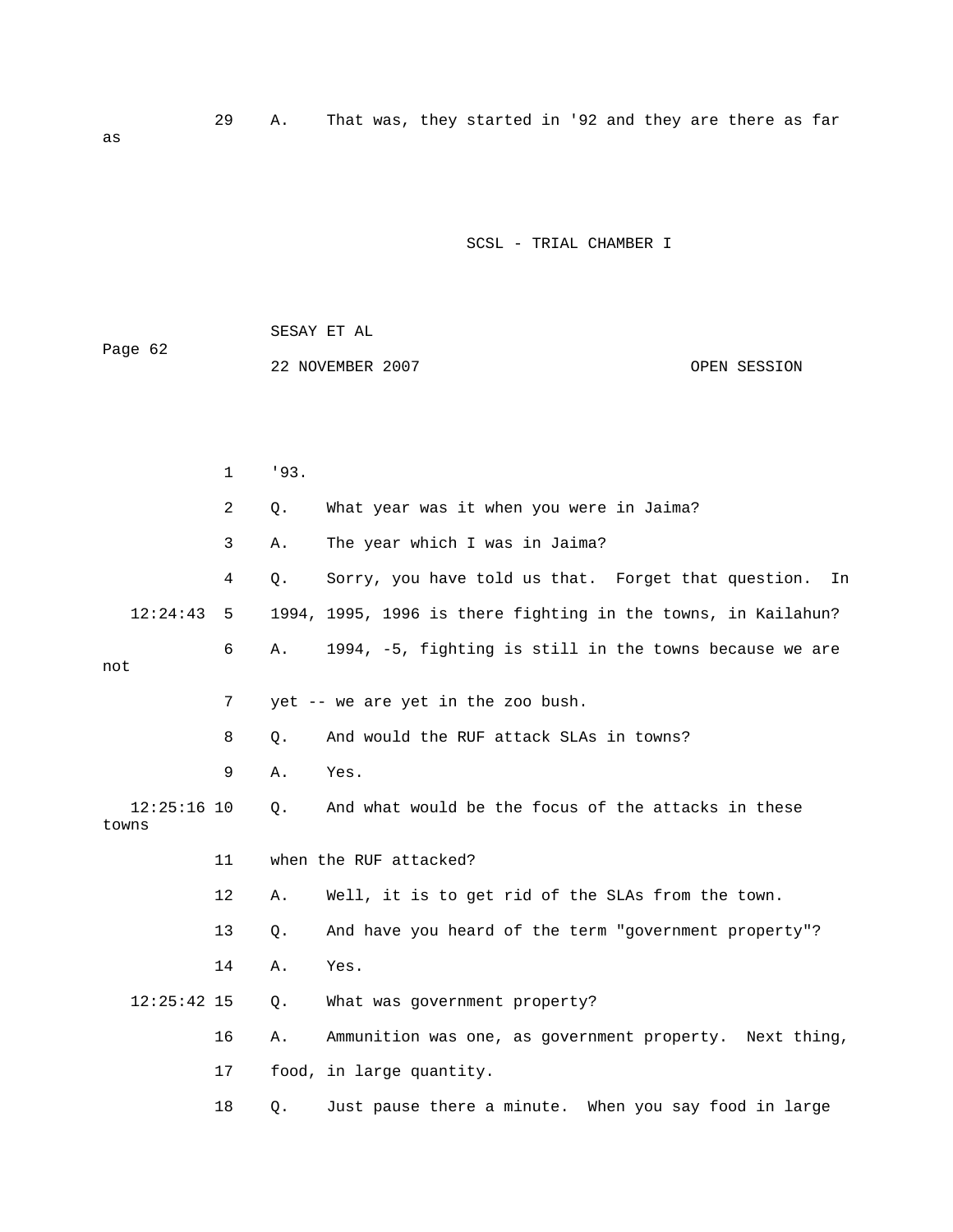29 A. That was, they started in '92 and they are there as far as

1 '93.

2 Q. What year was it when you were in Jaima?

3 A. The year which I was in Jaima?

4 Q. Sorry, you have told us that. Forget that question. In

12:24:43 5 1994, 1995, 1996 is there fighting in the towns, in Kailahun?

6 A. 1994, -5, fighting is still in the towns because we are not

7 yet -- we are yet in the zoo bush.

8 Q. And would the RUF attack SLAs in towns?

9 A. Yes.

12:25:16 10 Q. And what would be the focus of the attacks in these towns

11 when the RUF attacked?

12 A. Well, it is to get rid of the SLAs from the town.

13 Q. And have you heard of the term "government property"?

14 A. Yes.

12:25:42 15 Q. What was government property?

16 A. Ammunition was one, as government property. Next thing,

17 food, in large quantity.

18 Q. Just pause there a minute. When you say food in large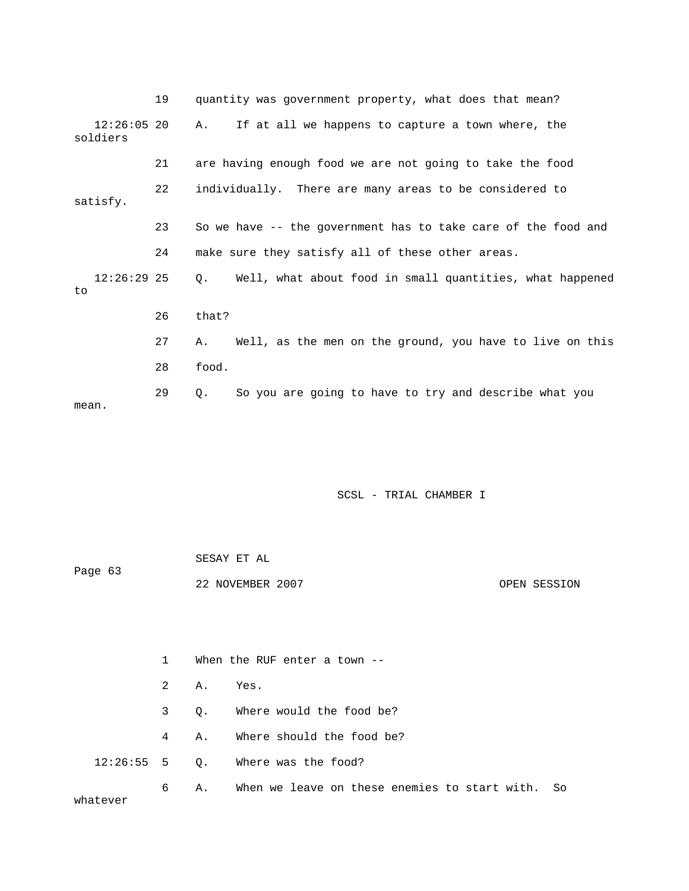19 quantity was government property, what does that mean?

12:26:05 20 A. If at all we happens to capture a town where, the soldiers

21 are having enough food we are not going to take the food

22 individually. There are many areas to be considered to satisfy.

23 So we have -- the government has to take care of the food and

24 make sure they satisfy all of these other areas.

12:26:29 25 Q. Well, what about food in small quantities, what happened to

26 that?

27 A. Well, as the men on the ground, you have to live on this

28 food.

29 Q. So you are going to have to try and describe what you mean.

1 When the RUF enter a town --

2 A. Yes.

3 Q. Where would the food be?

4 A. Where should the food be?

12:26:55 5 Q. Where was the food?

6 A. When we leave on these enemies to start with. So whatever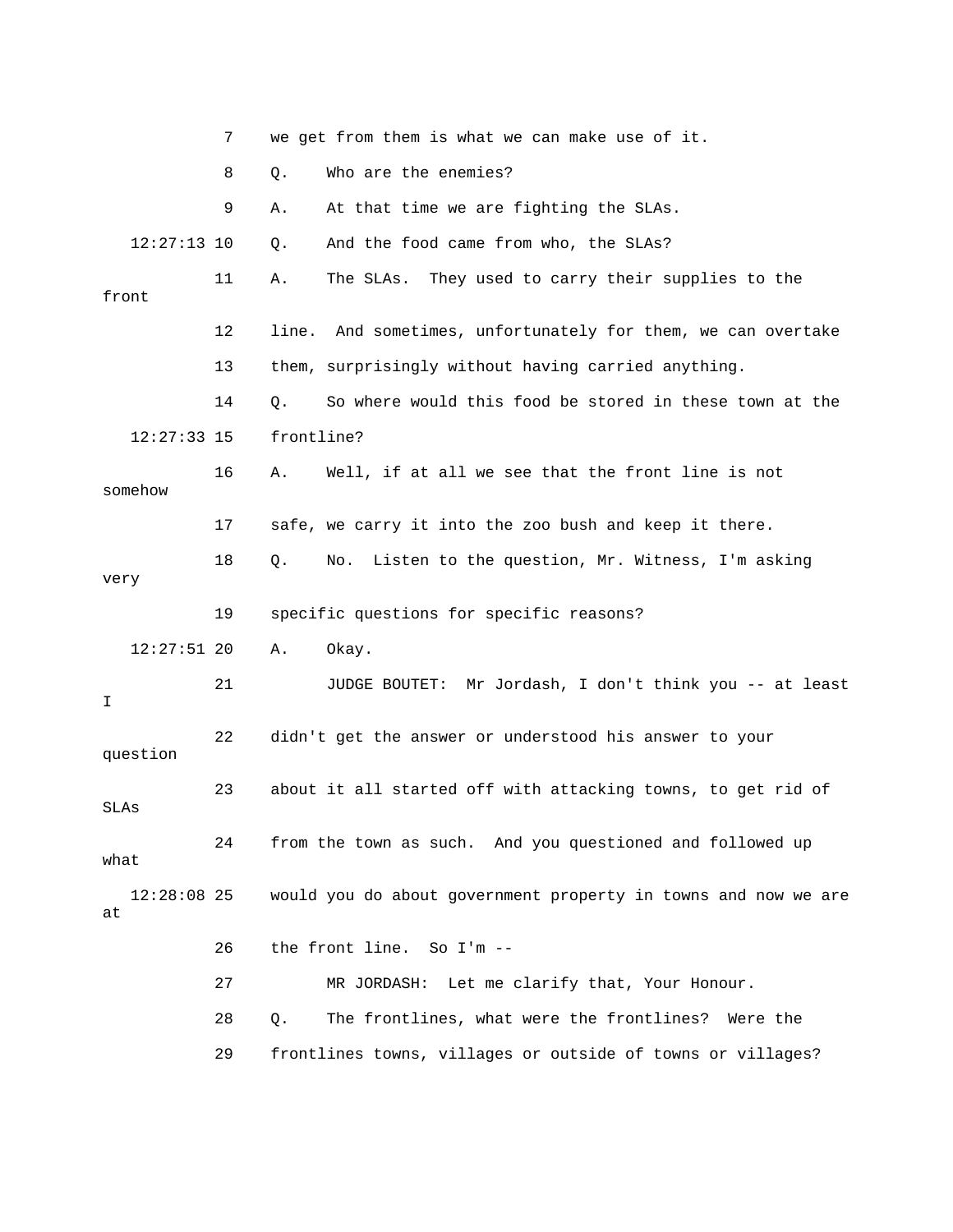7 we get from them is what we can make use of it.

8 Q. Who are the enemies?

9 A. At that time we are fighting the SLAs.

12:27:13 10 Q. And the food came from who, the SLAs?

11 A. The SLAs. They used to carry their supplies to the front

12 line. And sometimes, unfortunately for them, we can overtake

13 them, surprisingly without having carried anything.

14 Q. So where would this food be stored in these town at the

12:27:33 15 frontline?

16 A. Well, if at all we see that the front line is not somehow

17 safe, we carry it into the zoo bush and keep it there.

18 Q. No. Listen to the question, Mr. Witness, I'm asking very

19 specific questions for specific reasons?

12:27:51 20 A. Okay.

21 JUDGE BOUTET: Mr Jordash, I don't think you -- at least I

22 didn't get the answer or understood his answer to your question

23 about it all started off with attacking towns, to get rid of SLAs

24 from the town as such. And you questioned and followed up what

12:28:08 25 would you do about government property in towns and now we are at

26 the front line. So I'm --

27 MR JORDASH: Let me clarify that, Your Honour.

28 Q. The frontlines, what were the frontlines? Were the

29 frontlines towns, villages or outside of towns or villages?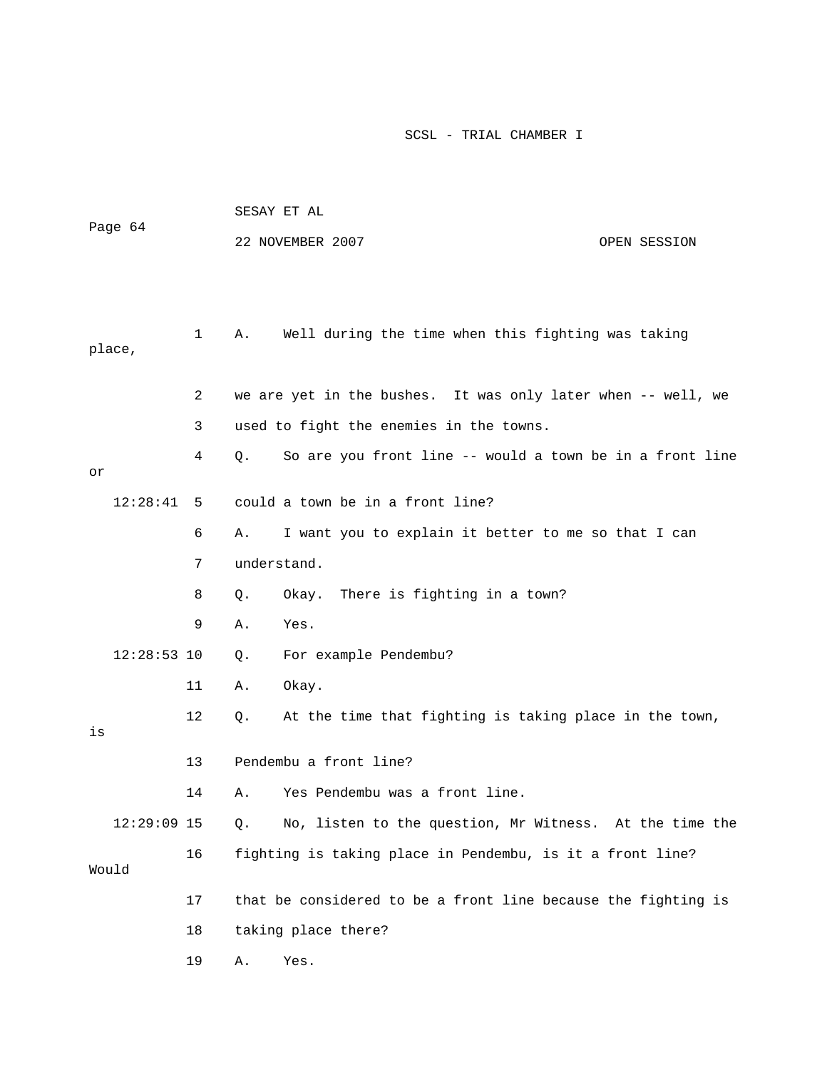A. Well during the time when this fighting was taking place, we are yet in the bushes. It was only later when -- well, we used to fight the enemies in the towns.

Q. So are you front line -- would a town be in a front line or could a town be in a front line?

A. I want you to explain it better to me so that I can understand.

Q. Okay. There is fighting in a town?

A. Yes.

Q. For example Pendembu?

A. Okay.

Q. At the time that fighting is taking place in the town, is Pendembu a front line?

A. Yes Pendembu was a front line.

Q. No, listen to the question, Mr Witness. At the time the fighting is taking place in Pendembu, is it a front line? Would that be considered to be a front line because the fighting is taking place there?

A. Yes.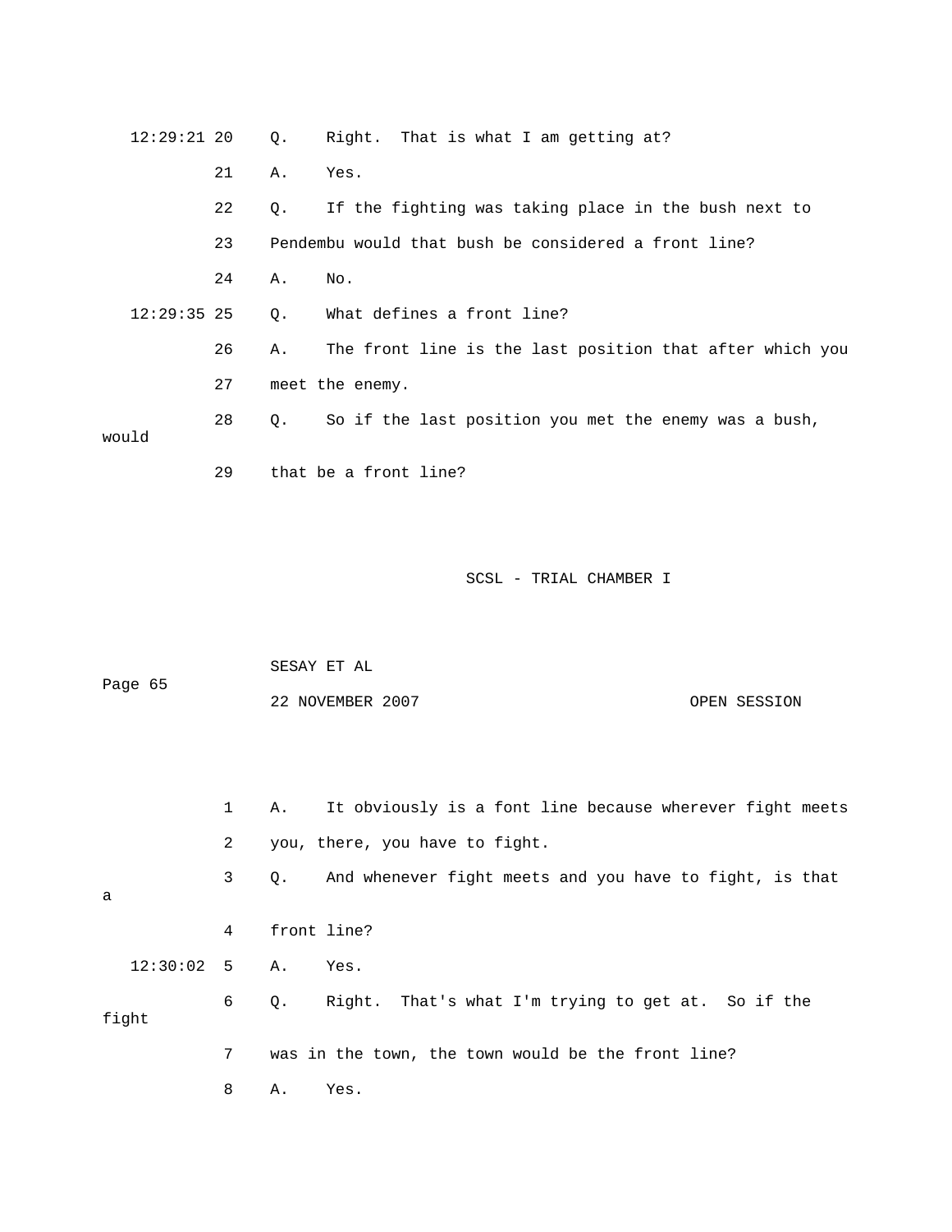12:29:21 20 Q. Right. That is what I am getting at?

21 A. Yes.

22 Q. If the fighting was taking place in the bush next to

23 Pendembu would that bush be considered a front line?

24 A. No.

12:29:35 25 Q. What defines a front line?

26 A. The front line is the last position that after which you

27 meet the enemy.

28 Q. So if the last position you met the enemy was a bush, would

29 that be a front line?

1 A. It obviously is a font line because wherever fight meets

2 you, there, you have to fight.

3 Q. And whenever fight meets and you have to fight, is that a

4 front line?

12:30:02 5 A. Yes.

6 Q. Right. That's what I'm trying to get at. So if the fight

7 was in the town, the town would be the front line?

8 A. Yes.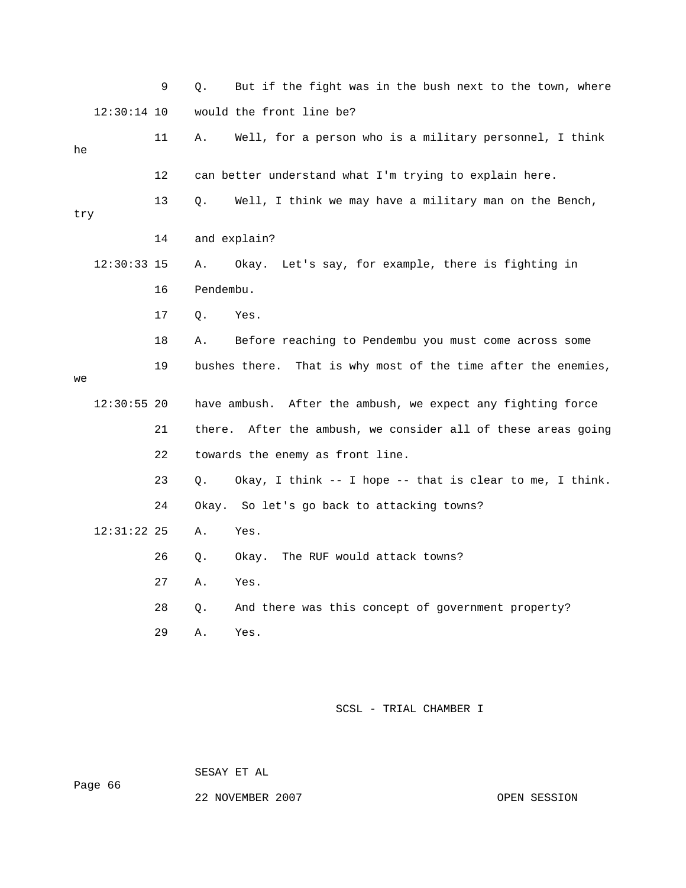9 Q. But if the fight was in the bush next to the town, where

12:30:14 10 would the front line be?

11 A. Well, for a person who is a military personnel, I think he

12 can better understand what I'm trying to explain here.

13 Q. Well, I think we may have a military man on the Bench, try

14 and explain?

12:30:33 15 A. Okay. Let's say, for example, there is fighting in

16 Pendembu.

17 Q. Yes.

18 A. Before reaching to Pendembu you must come across some

19 bushes there. That is why most of the time after the enemies, we

12:30:55 20 have ambush. After the ambush, we expect any fighting force

21 there. After the ambush, we consider all of these areas going

22 towards the enemy as front line.

23 Q. Okay, I think -- I hope -- that is clear to me, I think.

24 Okay. So let's go back to attacking towns?

12:31:22 25 A. Yes.

26 Q. Okay. The RUF would attack towns?

27 A. Yes.

28 Q. And there was this concept of government property?

29 A. Yes.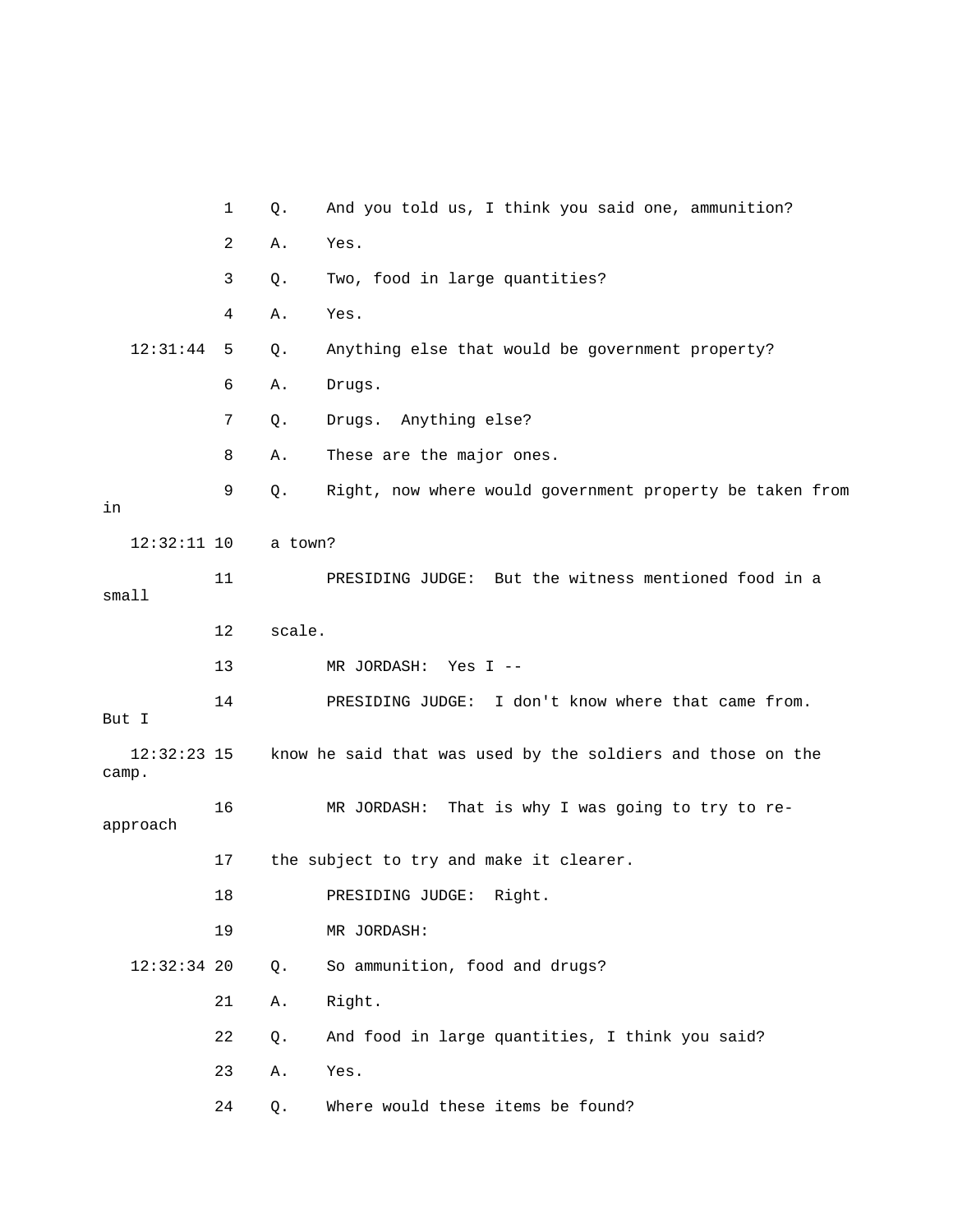1 Q. And you told us, I think you said one, ammunition?

2 A. Yes.

3 Q. Two, food in large quantities?

4 A. Yes.

12:31:44 5 Q. Anything else that would be government property?

6 A. Drugs.

7 Q. Drugs. Anything else?

8 A. These are the major ones.

9 Q. Right, now where would government property be taken from in

12:32:11 10 a town?

11 PRESIDING JUDGE: But the witness mentioned food in a small

12 scale.

13 MR JORDASH: Yes I --

14 PRESIDING JUDGE: I don't know where that came from. But I

12:32:23 15 know he said that was used by the soldiers and those on the camp.

16 MR JORDASH: That is why I was going to try to re-approach

17 the subject to try and make it clearer.

18 PRESIDING JUDGE: Right.

19 MR JORDASH:

12:32:34 20 Q. So ammunition, food and drugs?

21 A. Right.

22 Q. And food in large quantities, I think you said?

23 A. Yes.

24 Q. Where would these items be found?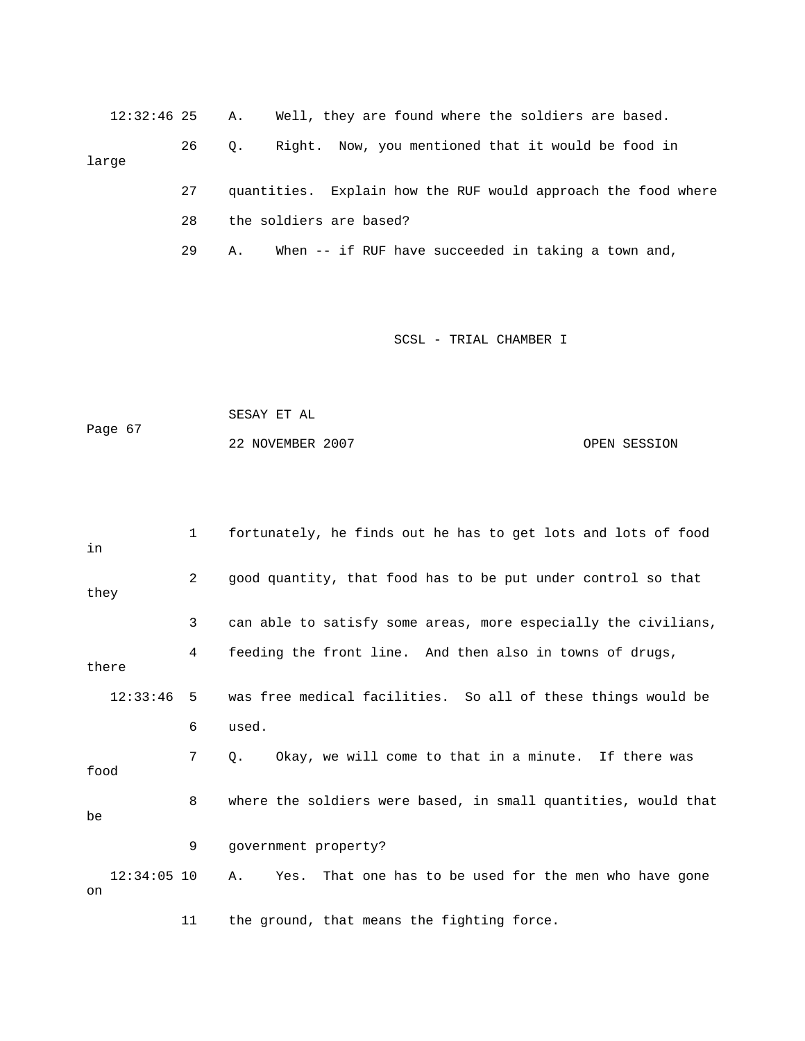12:32:46 25 A. Well, they are found where the soldiers are based.

26 Q. Right. Now, you mentioned that it would be food in large

27 quantities. Explain how the RUF would approach the food where

28 the soldiers are based?

29 A. When -- if RUF have succeeded in taking a town and,

1 fortunately, he finds out he has to get lots and lots of food in

2 good quantity, that food has to be put under control so that they

3 can able to satisfy some areas, more especially the civilians,

4 feeding the front line. And then also in towns of drugs, there

12:33:46 5 was free medical facilities. So all of these things would be

6 used.

7 Q. Okay, we will come to that in a minute. If there was food

8 where the soldiers were based, in small quantities, would that be

9 government property?

12:34:05 10 A. Yes. That one has to be used for the men who have gone on

11 the ground, that means the fighting force.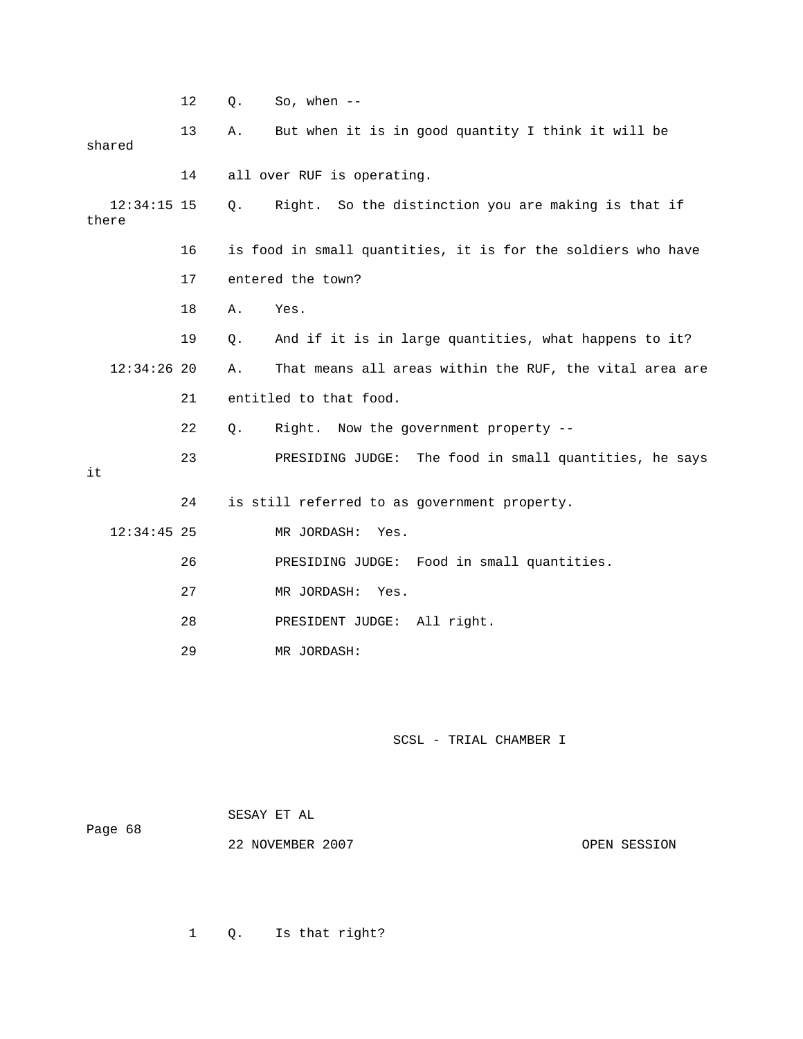12 Q. So, when --

13 A. But when it is in good quantity I think it will be shared

14 all over RUF is operating.

12:34:15 15 Q. Right. So the distinction you are making is that if there

16 is food in small quantities, it is for the soldiers who have

17 entered the town?

18 A. Yes.

19 Q. And if it is in large quantities, what happens to it?

12:34:26 20 A. That means all areas within the RUF, the vital area are

21 entitled to that food.

22 Q. Right. Now the government property --

23 PRESIDING JUDGE: The food in small quantities, he says it

24 is still referred to as government property.

12:34:45 25 MR JORDASH: Yes.

26 PRESIDING JUDGE: Food in small quantities.

27 MR JORDASH: Yes.

28 PRESIDENT JUDGE: All right.

29 MR JORDASH:

1 Q. Is that right?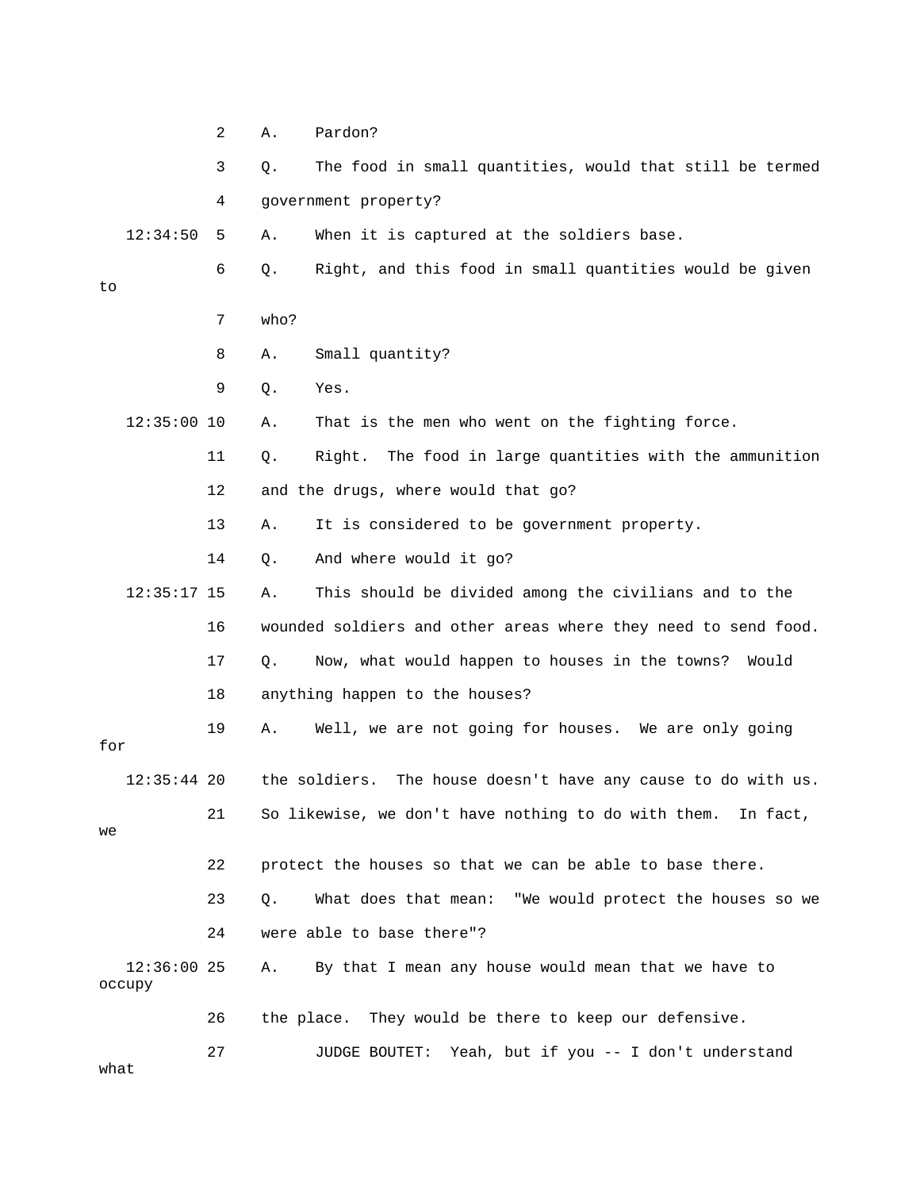2 A. Pardon?

3 Q. The food in small quantities, would that still be termed

4 government property?

12:34:50 5 A. When it is captured at the soldiers base.

6 Q. Right, and this food in small quantities would be given to

7 who?

8 A. Small quantity?

9 Q. Yes.

12:35:00 10 A. That is the men who went on the fighting force.

11 Q. Right. The food in large quantities with the ammunition

12 and the drugs, where would that go?

13 A. It is considered to be government property.

14 Q. And where would it go?

12:35:17 15 A. This should be divided among the civilians and to the

16 wounded soldiers and other areas where they need to send food.

17 Q. Now, what would happen to houses in the towns? Would

18 anything happen to the houses?

19 A. Well, we are not going for houses. We are only going for

12:35:44 20 the soldiers. The house doesn't have any cause to do with us.

21 So likewise, we don't have nothing to do with them. In fact, we

22 protect the houses so that we can be able to base there.

23 Q. What does that mean: "We would protect the houses so we

24 were able to base there"?

12:36:00 25 A. By that I mean any house would mean that we have to occupy

26 the place. They would be there to keep our defensive.

27 JUDGE BOUTET: Yeah, but if you -- I don't understand what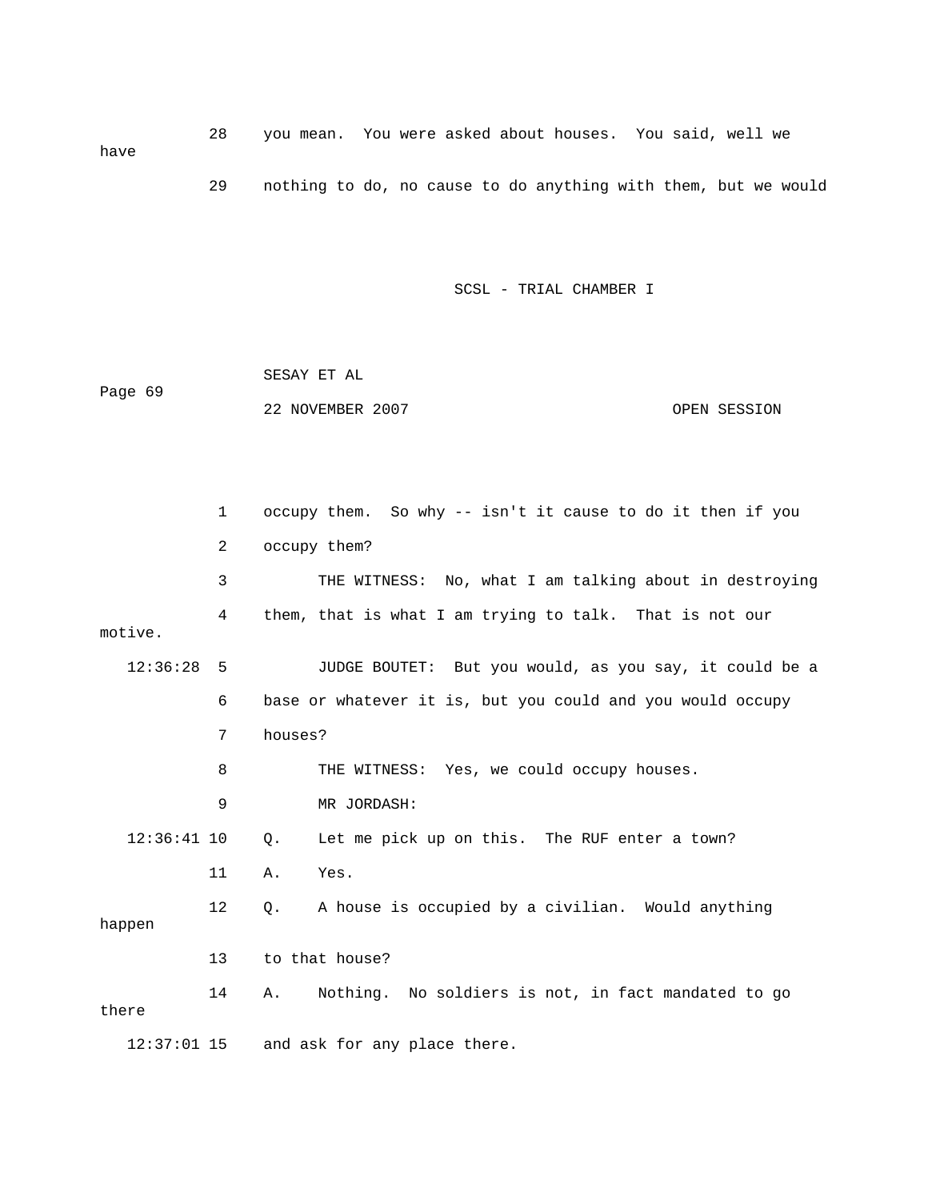28 you mean. You were asked about houses. You said, well we have

29 nothing to do, no cause to do anything with them, but we would

1 occupy them. So why -- isn't it cause to do it then if you

2 occupy them?

3 THE WITNESS: No, what I am talking about in destroying

4 them, that is what I am trying to talk. That is not our motive.

12:36:28 5 JUDGE BOUTET: But you would, as you say, it could be a

6 base or whatever it is, but you could and you would occupy

7 houses?

8 THE WITNESS: Yes, we could occupy houses.

9 MR JORDASH:

12:36:41 10 Q. Let me pick up on this. The RUF enter a town?

11 A. Yes.

12 Q. A house is occupied by a civilian. Would anything happen

13 to that house?

14 A. Nothing. No soldiers is not, in fact mandated to go there

12:37:01 15 and ask for any place there.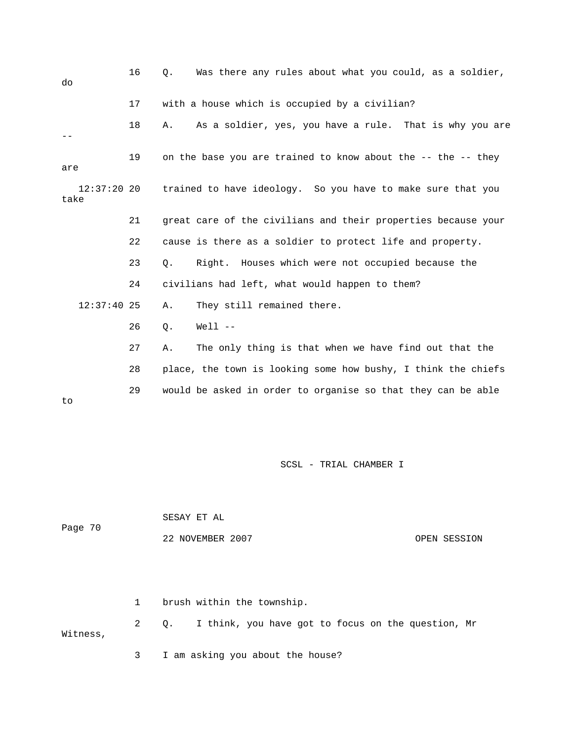16 Q. Was there any rules about what you could, as a soldier, do

17 with a house which is occupied by a civilian?

18 A. As a soldier, yes, you have a rule. That is why you are --

19 on the base you are trained to know about the -- the -- they are

12:37:20 20 trained to have ideology. So you have to make sure that you take

21 great care of the civilians and their properties because your

22 cause is there as a soldier to protect life and property.

23 Q. Right. Houses which were not occupied because the

24 civilians had left, what would happen to them?

12:37:40 25 A. They still remained there.

26 Q. Well --

27 A. The only thing is that when we have find out that the

28 place, the town is looking some how bushy, I think the chiefs

29 would be asked in order to organise so that they can be able to

1 brush within the township.

2 Q. I think, you have got to focus on the question, Mr Witness,

3 I am asking you about the house?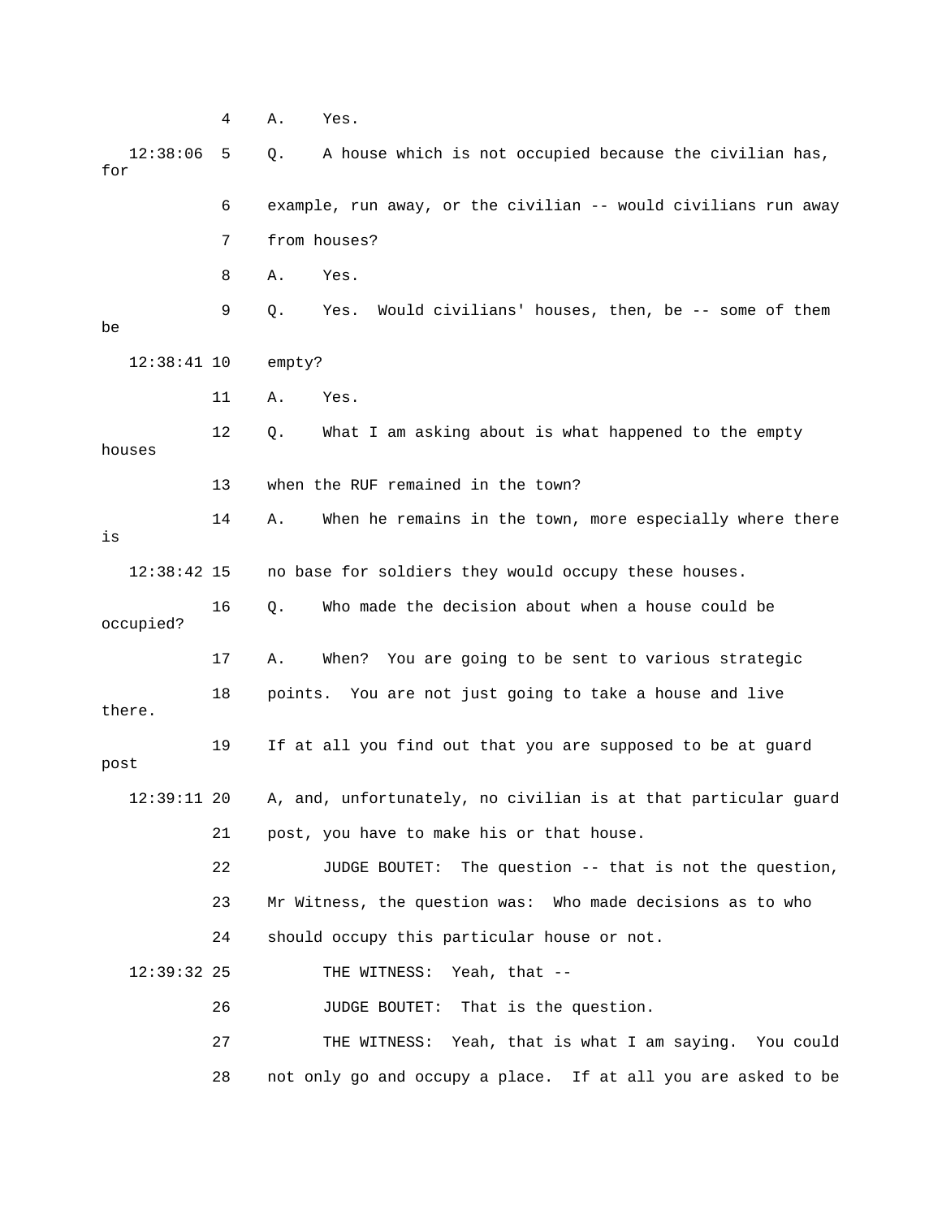4 A. Yes.

12:38:06 5 Q. A house which is not occupied because the civilian has, for

6 example, run away, or the civilian -- would civilians run away

7 from houses?

8 A. Yes.

9 Q. Yes. Would civilians' houses, then, be -- some of them be

12:38:41 10 empty?

11 A. Yes.

12 Q. What I am asking about is what happened to the empty houses

13 when the RUF remained in the town?

14 A. When he remains in the town, more especially where there is

12:38:42 15 no base for soldiers they would occupy these houses.

16 Q. Who made the decision about when a house could be occupied?

17 A. When? You are going to be sent to various strategic

18 points. You are not just going to take a house and live there.

19 If at all you find out that you are supposed to be at guard post

12:39:11 20 A, and, unfortunately, no civilian is at that particular guard

21 post, you have to make his or that house.

22 JUDGE BOUTET: The question -- that is not the question,

23 Mr Witness, the question was: Who made decisions as to who

24 should occupy this particular house or not.

12:39:32 25 THE WITNESS: Yeah, that --

26 JUDGE BOUTET: That is the question.

27 THE WITNESS: Yeah, that is what I am saying. You could

28 not only go and occupy a place. If at all you are asked to be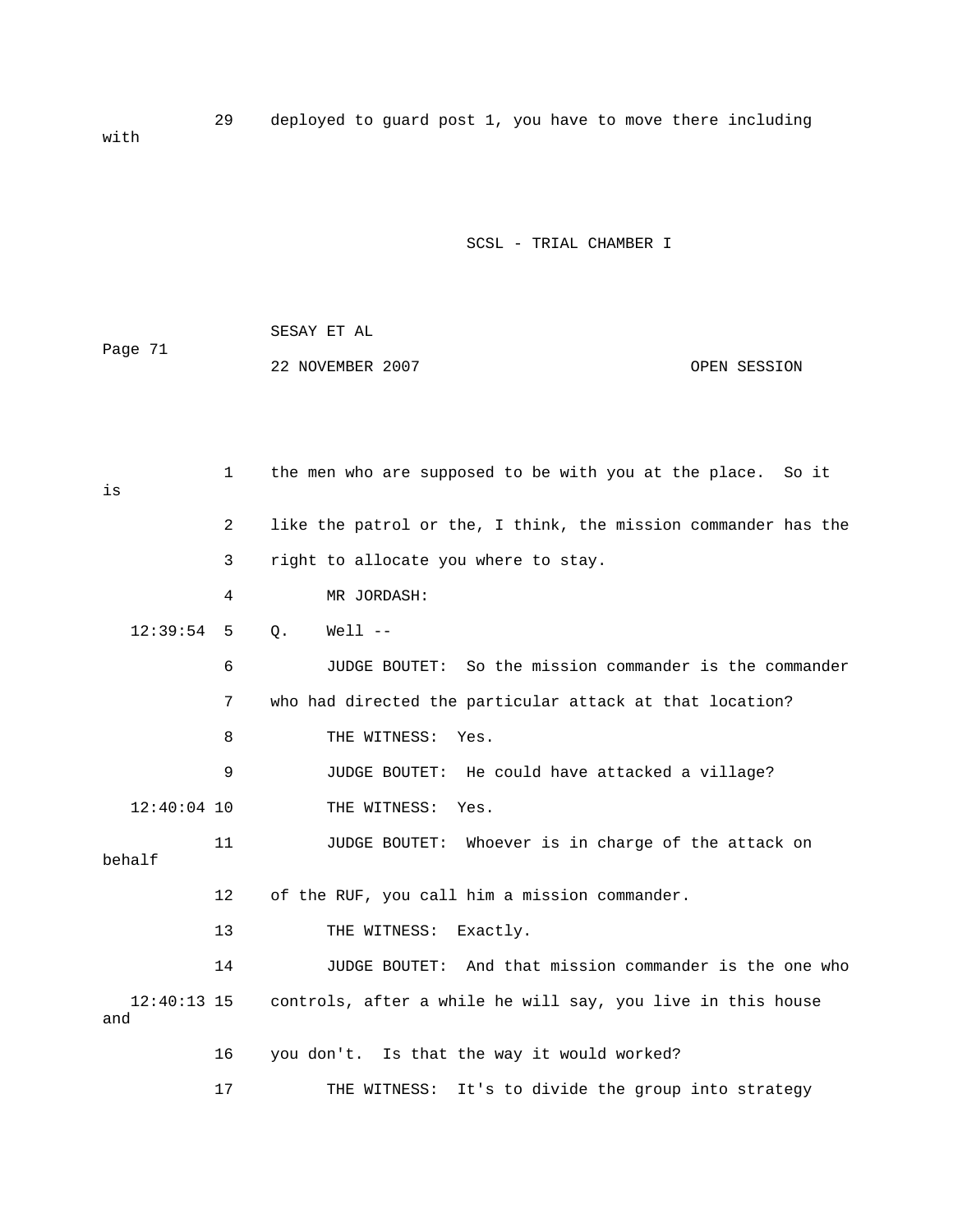29 deployed to guard post 1, you have to move there including with

1 the men who are supposed to be with you at the place. So it is

2 like the patrol or the, I think, the mission commander has the

3 right to allocate you where to stay.

4 MR JORDASH:

12:39:54 5 Q. Well --

6 JUDGE BOUTET: So the mission commander is the commander

7 who had directed the particular attack at that location?

8 THE WITNESS: Yes.

9 JUDGE BOUTET: He could have attacked a village?

12:40:04 10 THE WITNESS: Yes.

11 JUDGE BOUTET: Whoever is in charge of the attack on behalf

12 of the RUF, you call him a mission commander.

13 THE WITNESS: Exactly.

14 JUDGE BOUTET: And that mission commander is the one who

12:40:13 15 controls, after a while he will say, you live in this house and

16 you don't. Is that the way it would worked?

17 THE WITNESS: It's to divide the group into strategy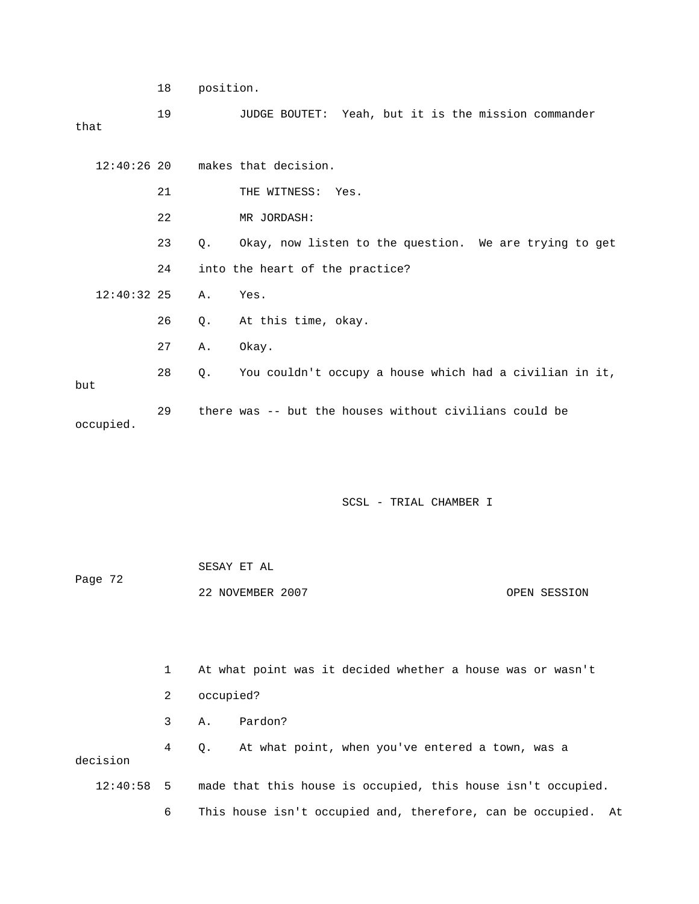18 position.

19 JUDGE BOUTET: Yeah, but it is the mission commander that

12:40:26 20 makes that decision.

21 THE WITNESS: Yes.

22 MR JORDASH:

23 Q. Okay, now listen to the question. We are trying to get

24 into the heart of the practice?

12:40:32 25 A. Yes.

26 Q. At this time, okay.

27 A. Okay.

28 Q. You couldn't occupy a house which had a civilian in it, but

29 there was -- but the houses without civilians could be occupied.

1 At what point was it decided whether a house was or wasn't

2 occupied?

3 A. Pardon?

4 Q. At what point, when you've entered a town, was a decision

12:40:58 5 made that this house is occupied, this house isn't occupied.

6 This house isn't occupied and, therefore, can be occupied. At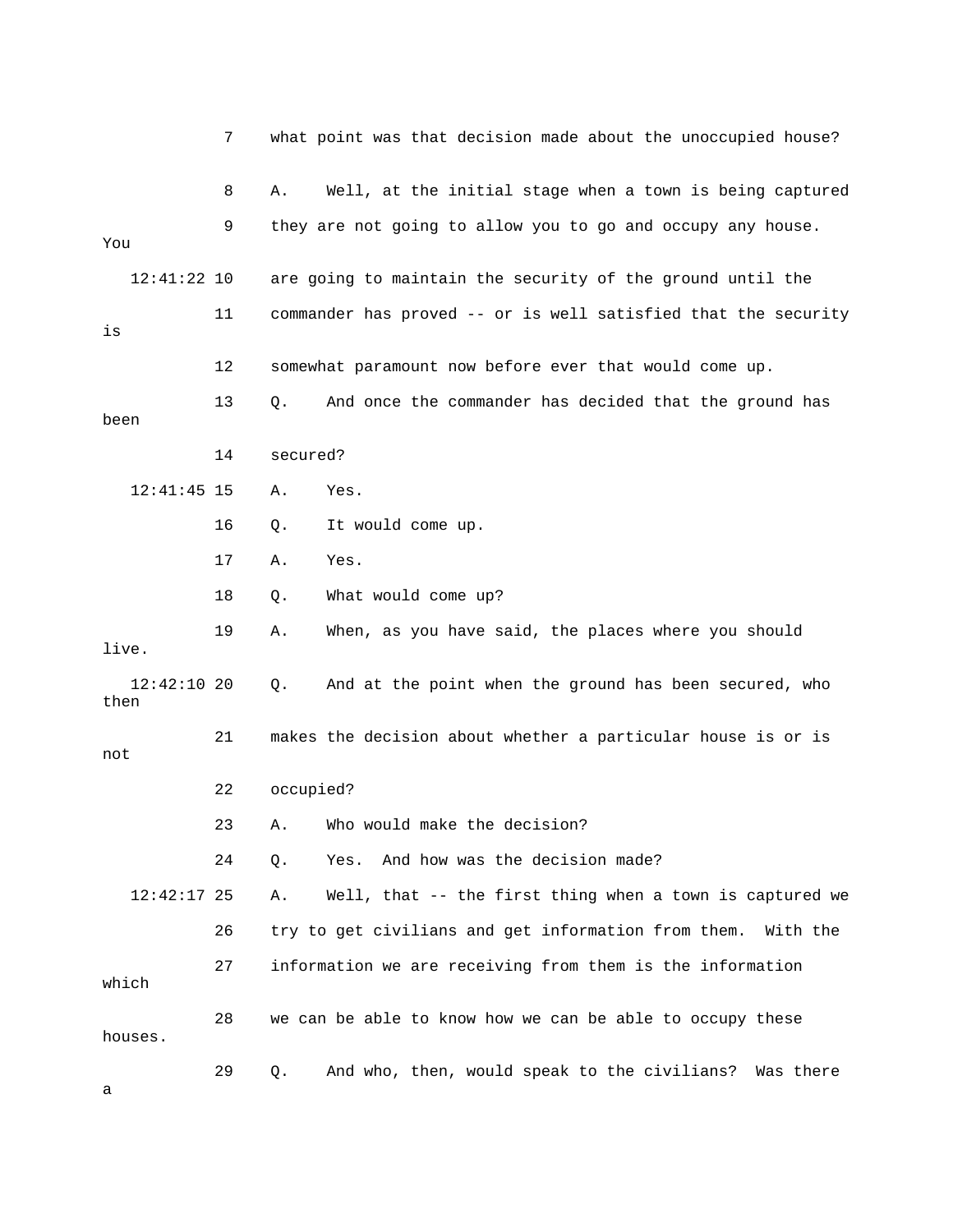7 what point was that decision made about the unoccupied house?

8 A. Well, at the initial stage when a town is being captured

9 they are not going to allow you to go and occupy any house. You

12:41:22 10 are going to maintain the security of the ground until the

11 commander has proved -- or is well satisfied that the security is

12 somewhat paramount now before ever that would come up.

13 Q. And once the commander has decided that the ground has been

14 secured?

12:41:45 15 A. Yes.

16 Q. It would come up.

17 A. Yes.

18 Q. What would come up?

19 A. When, as you have said, the places where you should live.

12:42:10 20 Q. And at the point when the ground has been secured, who then

21 makes the decision about whether a particular house is or is not

22 occupied?

23 A. Who would make the decision?

24 Q. Yes. And how was the decision made?

12:42:17 25 A. Well, that -- the first thing when a town is captured we

26 try to get civilians and get information from them. With the

27 information we are receiving from them is the information which

28 we can be able to know how we can be able to occupy these houses.

29 Q. And who, then, would speak to the civilians? Was there a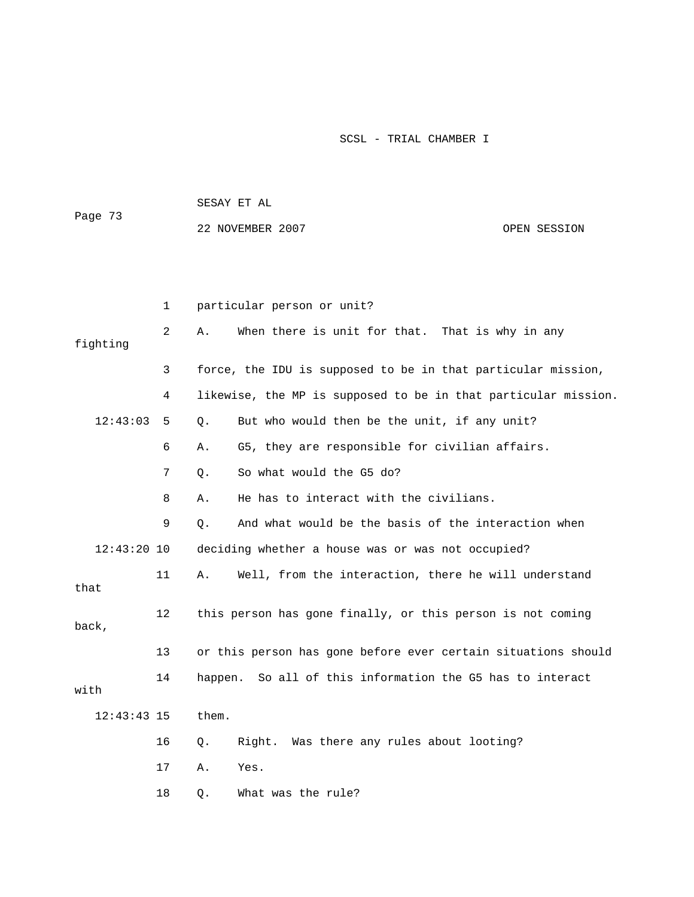particular person or unit?

A. When there is unit for that. That is why in any fighting force, the IDU is supposed to be in that particular mission, likewise, the MP is supposed to be in that particular mission.

Q. But who would then be the unit, if any unit?

A. G5, they are responsible for civilian affairs.

Q. So what would the G5 do?

A. He has to interact with the civilians.

Q. And what would be the basis of the interaction when deciding whether a house was or was not occupied?

A. Well, from the interaction, there he will understand that this person has gone finally, or this person is not coming back, or this person has gone before ever certain situations should happen. So all of this information the G5 has to interact with them.

Q. Right. Was there any rules about looting?

A. Yes.

Q. What was the rule?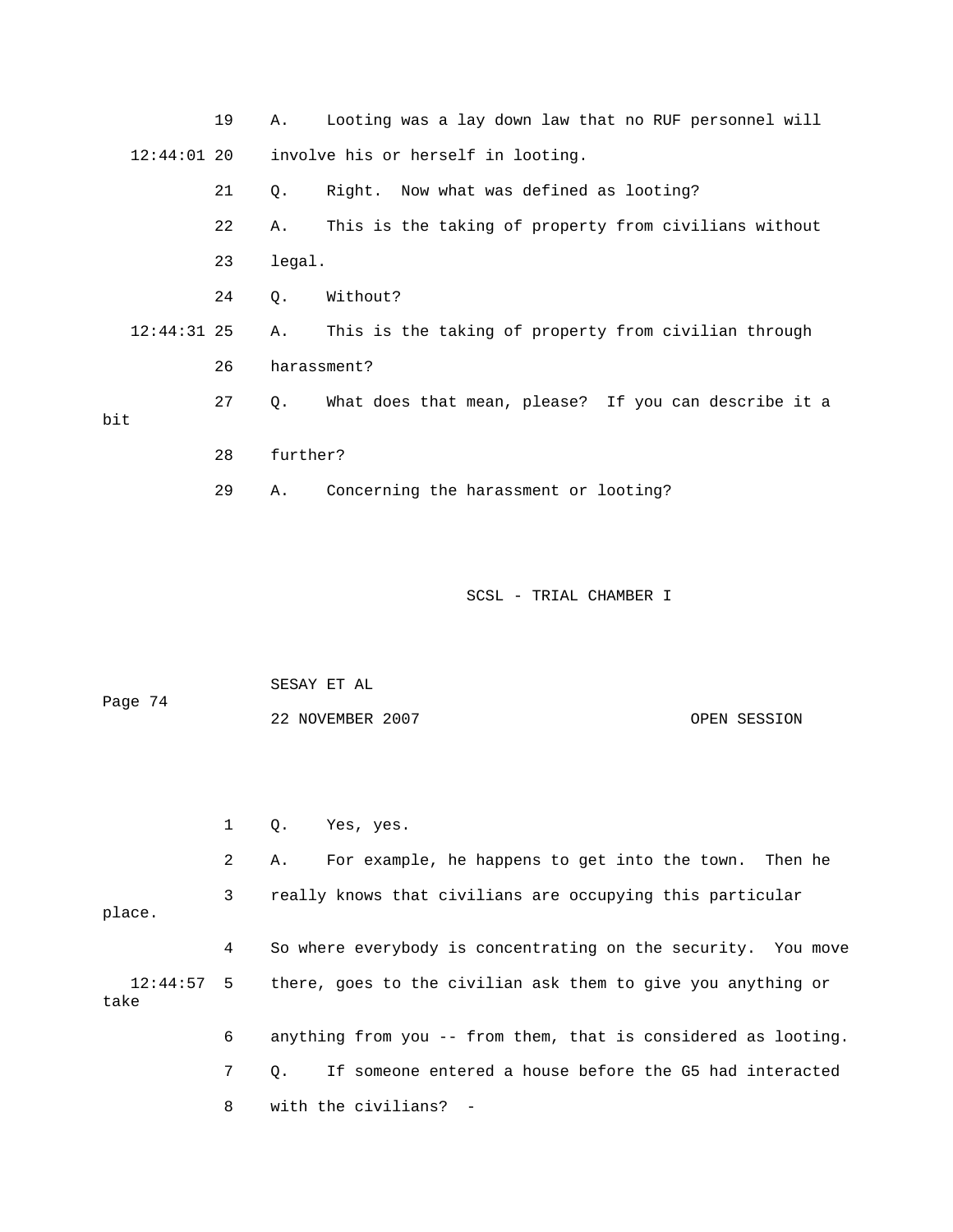19 A. Looting was a lay down law that no RUF personnel will

12:44:01 20 involve his or herself in looting.

21 Q. Right. Now what was defined as looting?

22 A. This is the taking of property from civilians without

23 legal.

24 Q. Without?

12:44:31 25 A. This is the taking of property from civilian through

26 harassment?

27 Q. What does that mean, please? If you can describe it a bit

28 further?

29 A. Concerning the harassment or looting?

1 Q. Yes, yes.

2 A. For example, he happens to get into the town. Then he

3 really knows that civilians are occupying this particular place.

4 So where everybody is concentrating on the security. You move

12:44:57 5 there, goes to the civilian ask them to give you anything or take

6 anything from you -- from them, that is considered as looting.

7 Q. If someone entered a house before the G5 had interacted

8 with the civilians? -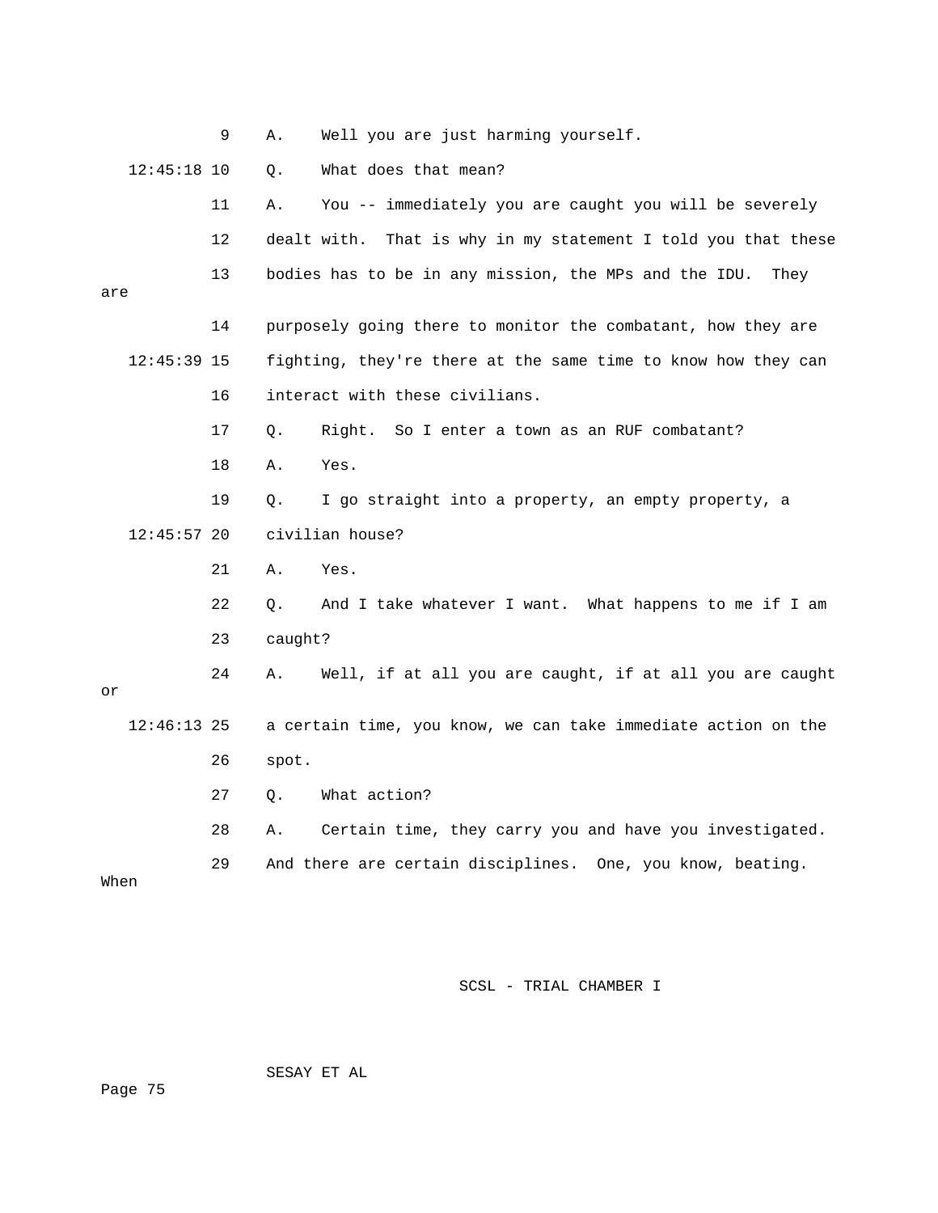9 A. Well you are just harming yourself.

12:45:18 10 Q. What does that mean?

11 A. You -- immediately you are caught you will be severely

12 dealt with. That is why in my statement I told you that these

13 bodies has to be in any mission, the MPs and the IDU. They are

14 purposely going there to monitor the combatant, how they are

12:45:39 15 fighting, they're there at the same time to know how they can

16 interact with these civilians.

17 Q. Right. So I enter a town as an RUF combatant?

18 A. Yes.

19 Q. I go straight into a property, an empty property, a

12:45:57 20 civilian house?

21 A. Yes.

22 Q. And I take whatever I want. What happens to me if I am

23 caught?

24 A. Well, if at all you are caught, if at all you are caught or

12:46:13 25 a certain time, you know, we can take immediate action on the

26 spot.

27 Q. What action?

28 A. Certain time, they carry you and have you investigated.

29 And there are certain disciplines. One, you know, beating. When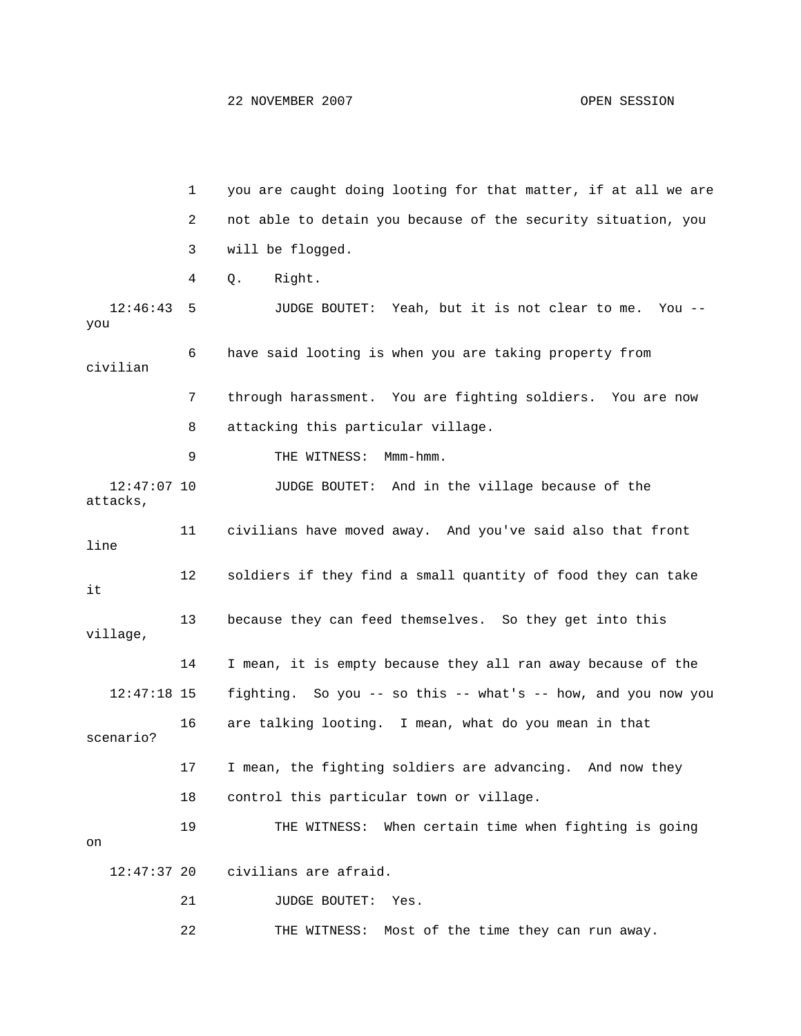you are caught doing looting for that matter, if at all we are not able to detain you because of the security situation, you will be flogged.

Q. Right.

JUDGE BOUTET: Yeah, but it is not clear to me. You -- you have said looting is when you are taking property from civilian through harassment. You are fighting soldiers. You are now attacking this particular village.

THE WITNESS: Mmm-hmm.

JUDGE BOUTET: And in the village because of the attacks, civilians have moved away. And you've said also that front line soldiers if they find a small quantity of food they can take it because they can feed themselves. So they get into this village, I mean, it is empty because they all ran away because of the fighting. So you -- so this -- what's -- how, and you now you are talking looting. I mean, what do you mean in that scenario? I mean, the fighting soldiers are advancing. And now they control this particular town or village.

THE WITNESS: When certain time when fighting is going on civilians are afraid.

JUDGE BOUTET: Yes.

THE WITNESS: Most of the time they can run away.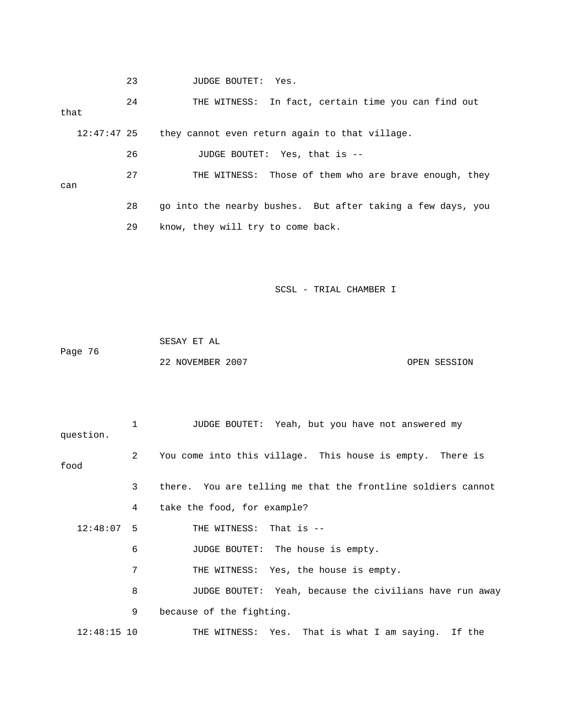23 JUDGE BOUTET: Yes.

24 THE WITNESS: In fact, certain time you can find out that

12:47:47 25 they cannot even return again to that village.

26 JUDGE BOUTET: Yes, that is --

27 THE WITNESS: Those of them who are brave enough, they can

28 go into the nearby bushes. But after taking a few days, you

29 know, they will try to come back.

1 JUDGE BOUTET: Yeah, but you have not answered my question.

2 You come into this village. This house is empty. There is food

3 there. You are telling me that the frontline soldiers cannot

4 take the food, for example?

12:48:07 5 THE WITNESS: That is --

6 JUDGE BOUTET: The house is empty.

7 THE WITNESS: Yes, the house is empty.

8 JUDGE BOUTET: Yeah, because the civilians have run away

9 because of the fighting.

12:48:15 10 THE WITNESS: Yes. That is what I am saying. If the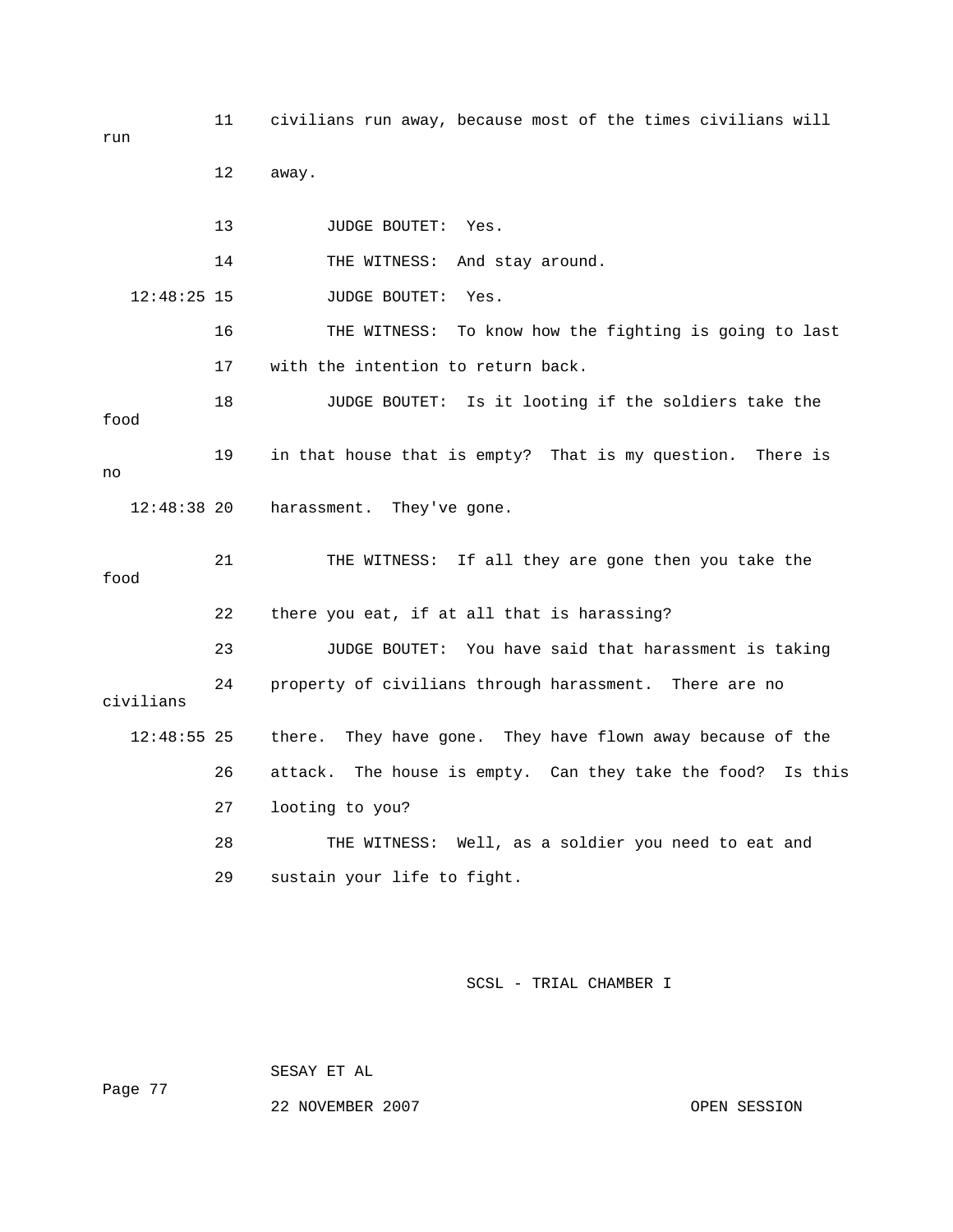11 civilians run away, because most of the times civilians will run

12 away.

13 JUDGE BOUTET: Yes.

14 THE WITNESS: And stay around.

12:48:25 15 JUDGE BOUTET: Yes.

16 THE WITNESS: To know how the fighting is going to last

17 with the intention to return back.

18 JUDGE BOUTET: Is it looting if the soldiers take the food

19 in that house that is empty? That is my question. There is no

12:48:38 20 harassment. They've gone.

21 THE WITNESS: If all they are gone then you take the food

22 there you eat, if at all that is harassing?

23 JUDGE BOUTET: You have said that harassment is taking

24 property of civilians through harassment. There are no civilians

12:48:55 25 there. They have gone. They have flown away because of the

26 attack. The house is empty. Can they take the food? Is this

27 looting to you?

28 THE WITNESS: Well, as a soldier you need to eat and

29 sustain your life to fight.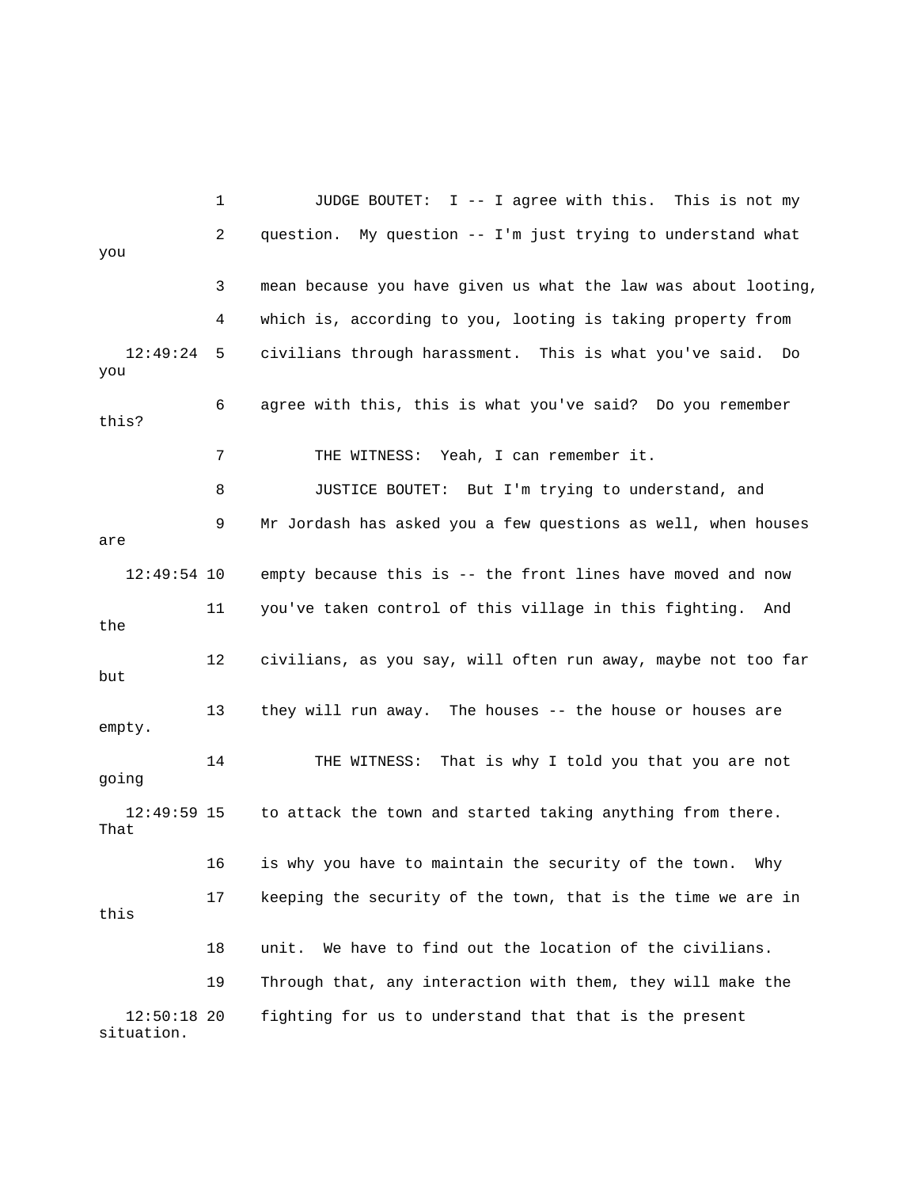1 JUDGE BOUTET: I -- I agree with this. This is not my
2 question. My question -- I'm just trying to understand what you
3 mean because you have given us what the law was about looting,
4 which is, according to you, looting is taking property from
12:49:24 5 civilians through harassment. This is what you've said. Do you
6 agree with this, this is what you've said? Do you remember this?
7 THE WITNESS: Yeah, I can remember it.
8 JUSTICE BOUTET: But I'm trying to understand, and
9 Mr Jordash has asked you a few questions as well, when houses are
12:49:54 10 empty because this is -- the front lines have moved and now
11 you've taken control of this village in this fighting. And the
12 civilians, as you say, will often run away, maybe not too far but
13 they will run away. The houses -- the house or houses are empty.
14 THE WITNESS: That is why I told you that you are not going
12:49:59 15 to attack the town and started taking anything from there. That
16 is why you have to maintain the security of the town. Why
17 keeping the security of the town, that is the time we are in this
18 unit. We have to find out the location of the civilians.
19 Through that, any interaction with them, they will make the
12:50:18 20 fighting for us to understand that that is the present situation.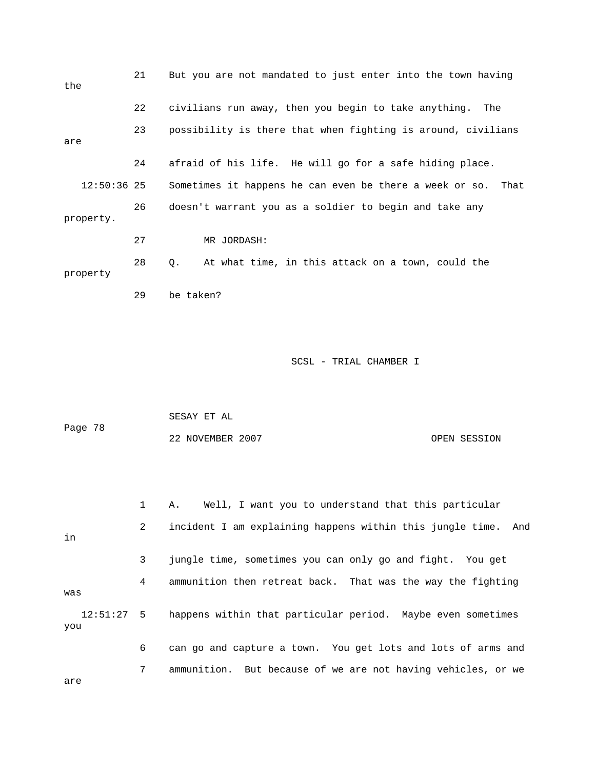21 But you are not mandated to just enter into the town having the

22 civilians run away, then you begin to take anything. The

23 possibility is there that when fighting is around, civilians are

24 afraid of his life. He will go for a safe hiding place.

12:50:36 25 Sometimes it happens he can even be there a week or so. That

26 doesn't warrant you as a soldier to begin and take any property.

27 MR JORDASH:

28 Q. At what time, in this attack on a town, could the property

29 be taken?

1 A. Well, I want you to understand that this particular

2 incident I am explaining happens within this jungle time. And in

3 jungle time, sometimes you can only go and fight. You get

4 ammunition then retreat back. That was the way the fighting was

12:51:27 5 happens within that particular period. Maybe even sometimes you

6 can go and capture a town. You get lots and lots of arms and

7 ammunition. But because of we are not having vehicles, or we are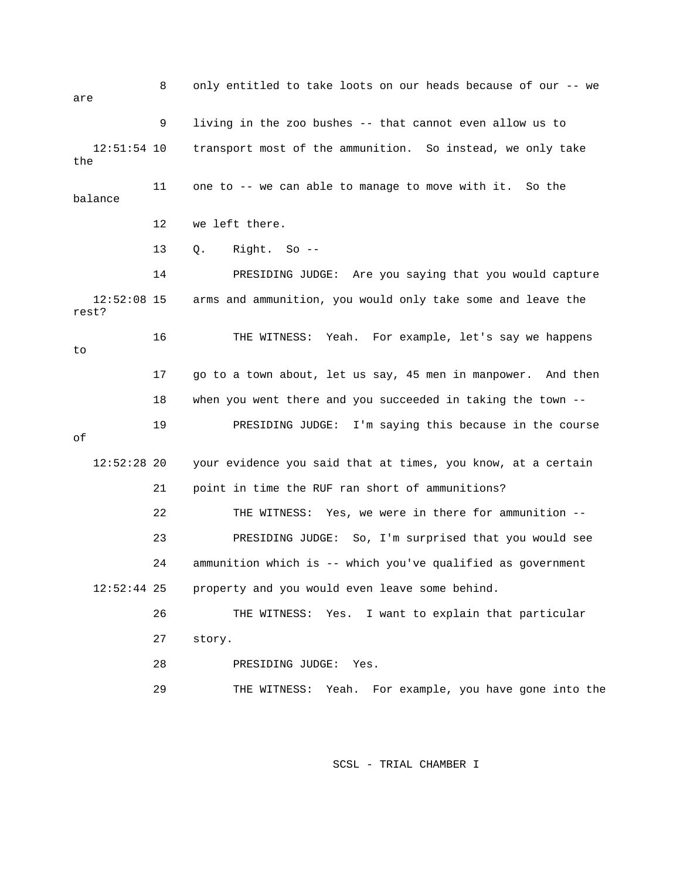8 only entitled to take loots on our heads because of our -- we are

9 living in the zoo bushes -- that cannot even allow us to

12:51:54 10 transport most of the ammunition. So instead, we only take the

11 one to -- we can able to manage to move with it. So the balance

12 we left there.

13 Q. Right. So --

14 PRESIDING JUDGE: Are you saying that you would capture

12:52:08 15 arms and ammunition, you would only take some and leave the rest?

16 THE WITNESS: Yeah. For example, let's say we happens to

17 go to a town about, let us say, 45 men in manpower. And then

18 when you went there and you succeeded in taking the town --

19 PRESIDING JUDGE: I'm saying this because in the course of

12:52:28 20 your evidence you said that at times, you know, at a certain

21 point in time the RUF ran short of ammunitions?

22 THE WITNESS: Yes, we were in there for ammunition --

23 PRESIDING JUDGE: So, I'm surprised that you would see

24 ammunition which is -- which you've qualified as government

12:52:44 25 property and you would even leave some behind.

26 THE WITNESS: Yes. I want to explain that particular

27 story.

28 PRESIDING JUDGE: Yes.

29 THE WITNESS: Yeah. For example, you have gone into the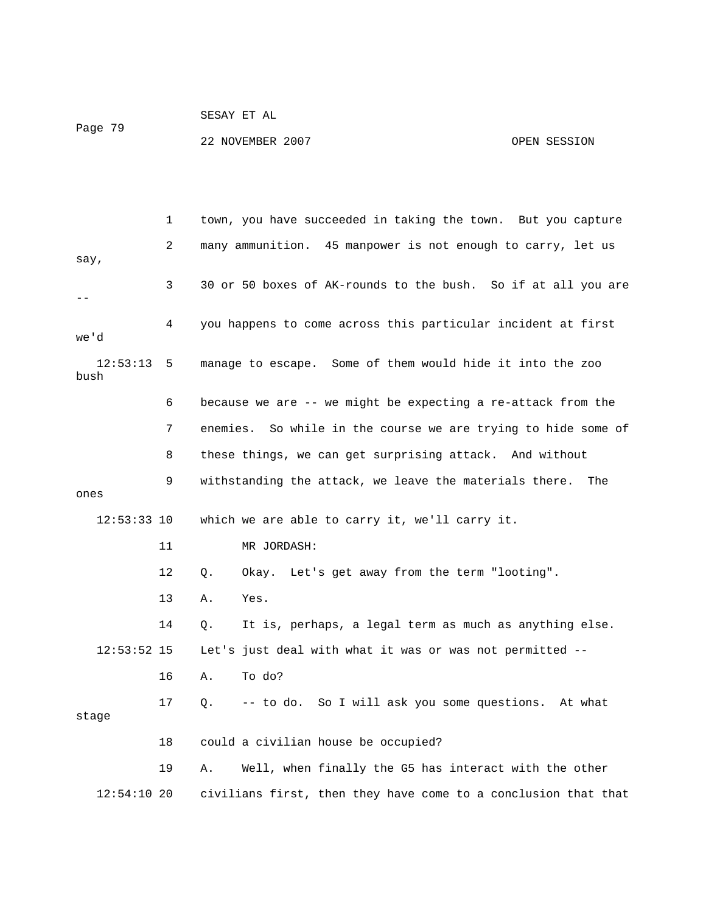1 town, you have succeeded in taking the town. But you capture

2 many ammunition. 45 manpower is not enough to carry, let us say,

3 30 or 50 boxes of AK-rounds to the bush. So if at all you are --

4 you happens to come across this particular incident at first we'd

12:53:13 5 manage to escape. Some of them would hide it into the zoo bush

6 because we are -- we might be expecting a re-attack from the

7 enemies. So while in the course we are trying to hide some of

8 these things, we can get surprising attack. And without

9 withstanding the attack, we leave the materials there. The ones

12:53:33 10 which we are able to carry it, we'll carry it.

11 MR JORDASH:

12 Q. Okay. Let's get away from the term "looting".

13 A. Yes.

14 Q. It is, perhaps, a legal term as much as anything else.

12:53:52 15 Let's just deal with what it was or was not permitted --

16 A. To do?

17 Q. -- to do. So I will ask you some questions. At what stage

18 could a civilian house be occupied?

19 A. Well, when finally the G5 has interact with the other

12:54:10 20 civilians first, then they have come to a conclusion that that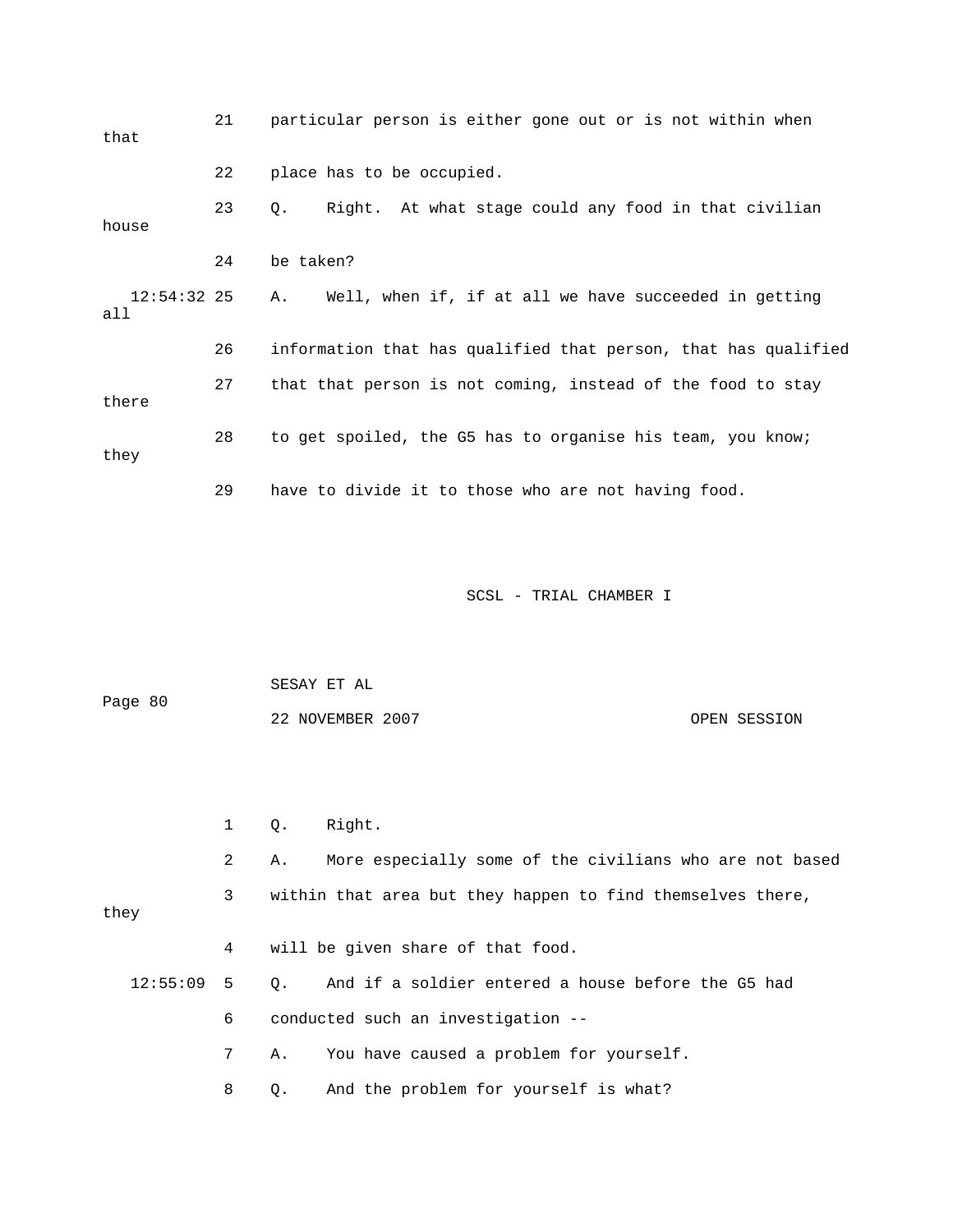21 particular person is either gone out or is not within when that

22 place has to be occupied.

23 Q. Right. At what stage could any food in that civilian house

24 be taken?

12:54:32 25 A. Well, when if, if at all we have succeeded in getting all

26 information that has qualified that person, that has qualified

27 that that person is not coming, instead of the food to stay there

28 to get spoiled, the G5 has to organise his team, you know; they

29 have to divide it to those who are not having food.

1 Q. Right.

2 A. More especially some of the civilians who are not based

3 within that area but they happen to find themselves there, they

4 will be given share of that food.

12:55:09 5 Q. And if a soldier entered a house before the G5 had

6 conducted such an investigation --

7 A. You have caused a problem for yourself.

8 Q. And the problem for yourself is what?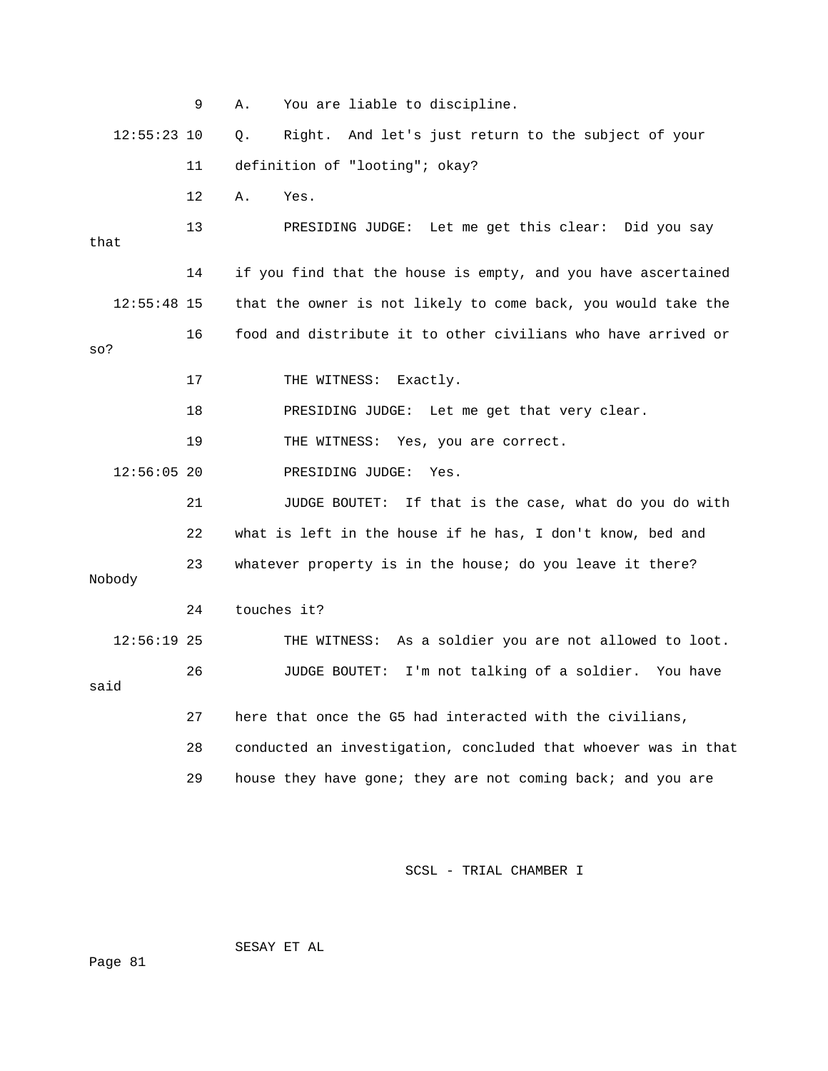9 A. You are liable to discipline.

12:55:23 10 Q. Right. And let's just return to the subject of your

11 definition of "looting"; okay?

12 A. Yes.

13 PRESIDING JUDGE: Let me get this clear: Did you say that

14 if you find that the house is empty, and you have ascertained

12:55:48 15 that the owner is not likely to come back, you would take the

16 food and distribute it to other civilians who have arrived or so?

17 THE WITNESS: Exactly.

18 PRESIDING JUDGE: Let me get that very clear.

19 THE WITNESS: Yes, you are correct.

12:56:05 20 PRESIDING JUDGE: Yes.

21 JUDGE BOUTET: If that is the case, what do you do with

22 what is left in the house if he has, I don't know, bed and

23 whatever property is in the house; do you leave it there? Nobody

24 touches it?

12:56:19 25 THE WITNESS: As a soldier you are not allowed to loot.

26 JUDGE BOUTET: I'm not talking of a soldier. You have said

27 here that once the G5 had interacted with the civilians,

28 conducted an investigation, concluded that whoever was in that

29 house they have gone; they are not coming back; and you are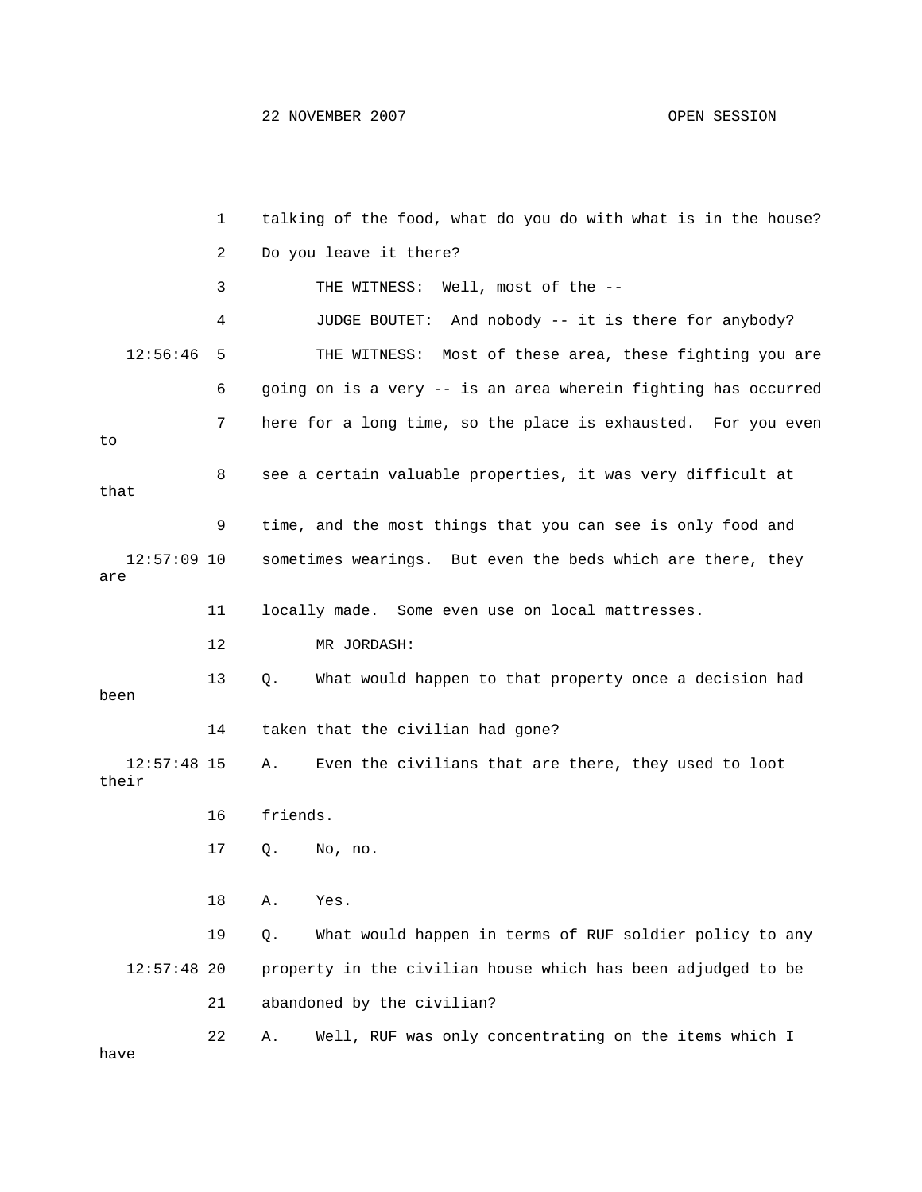1 talking of the food, what do you do with what is in the house?

2 Do you leave it there?

3 THE WITNESS: Well, most of the --

4 JUDGE BOUTET: And nobody -- it is there for anybody?

12:56:46 5 THE WITNESS: Most of these area, these fighting you are

6 going on is a very -- is an area wherein fighting has occurred

7 here for a long time, so the place is exhausted. For you even to

8 see a certain valuable properties, it was very difficult at that

9 time, and the most things that you can see is only food and

12:57:09 10 sometimes wearings. But even the beds which are there, they are

11 locally made. Some even use on local mattresses.

12 MR JORDASH:

13 Q. What would happen to that property once a decision had been

14 taken that the civilian had gone?

12:57:48 15 A. Even the civilians that are there, they used to loot their

16 friends.

17 Q. No, no.

18 A. Yes.

19 Q. What would happen in terms of RUF soldier policy to any

12:57:48 20 property in the civilian house which has been adjudged to be

21 abandoned by the civilian?

22 A. Well, RUF was only concentrating on the items which I have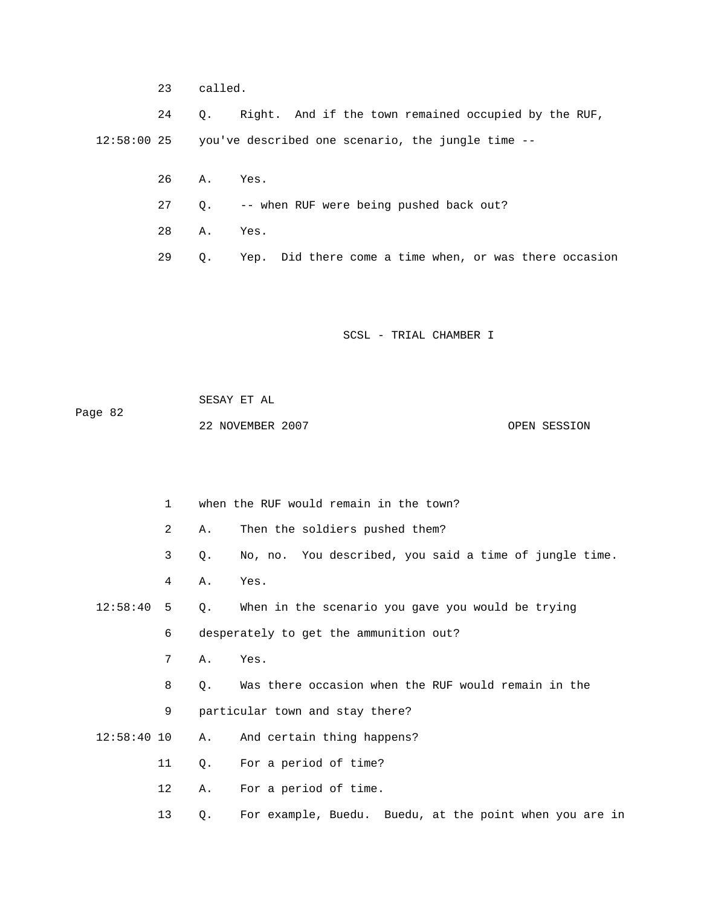23 called.

24 Q. Right. And if the town remained occupied by the RUF,

12:58:00 25 you've described one scenario, the jungle time --

26 A. Yes.

27 Q. -- when RUF were being pushed back out?

28 A. Yes.

29 Q. Yep. Did there come a time when, or was there occasion

1 when the RUF would remain in the town?

2 A. Then the soldiers pushed them?

3 Q. No, no. You described, you said a time of jungle time.

4 A. Yes.

12:58:40 5 Q. When in the scenario you gave you would be trying

6 desperately to get the ammunition out?

7 A. Yes.

8 Q. Was there occasion when the RUF would remain in the

9 particular town and stay there?

12:58:40 10 A. And certain thing happens?

11 Q. For a period of time?

12 A. For a period of time.

13 Q. For example, Buedu. Buedu, at the point when you are in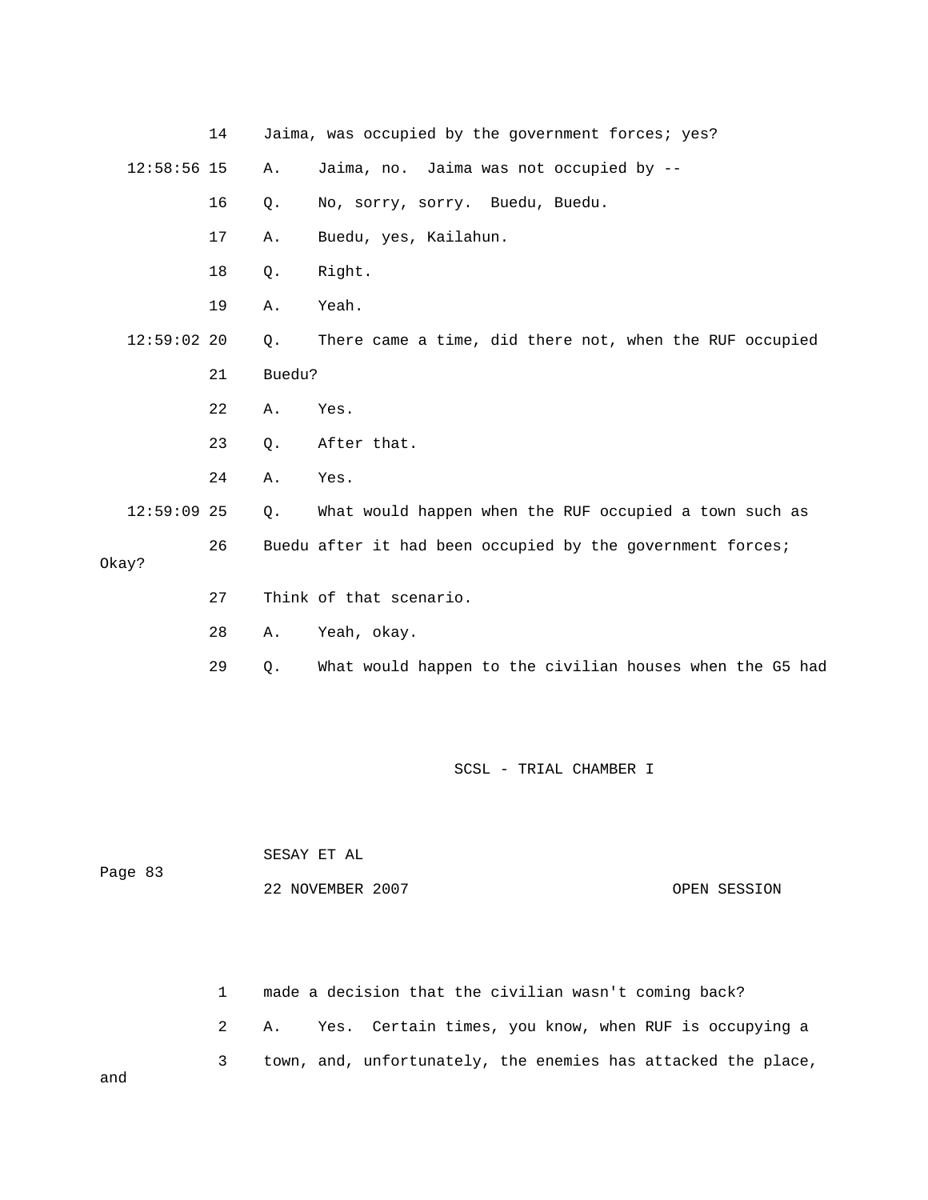14 Jaima, was occupied by the government forces; yes?

12:58:56 15 A. Jaima, no. Jaima was not occupied by --

16 Q. No, sorry, sorry. Buedu, Buedu.

17 A. Buedu, yes, Kailahun.

18 Q. Right.

19 A. Yeah.

12:59:02 20 Q. There came a time, did there not, when the RUF occupied

21 Buedu?

22 A. Yes.

23 Q. After that.

24 A. Yes.

12:59:09 25 Q. What would happen when the RUF occupied a town such as

26 Buedu after it had been occupied by the government forces; Okay?

27 Think of that scenario.

28 A. Yeah, okay.

29 Q. What would happen to the civilian houses when the G5 had

1 made a decision that the civilian wasn't coming back?

2 A. Yes. Certain times, you know, when RUF is occupying a

3 town, and, unfortunately, the enemies has attacked the place, and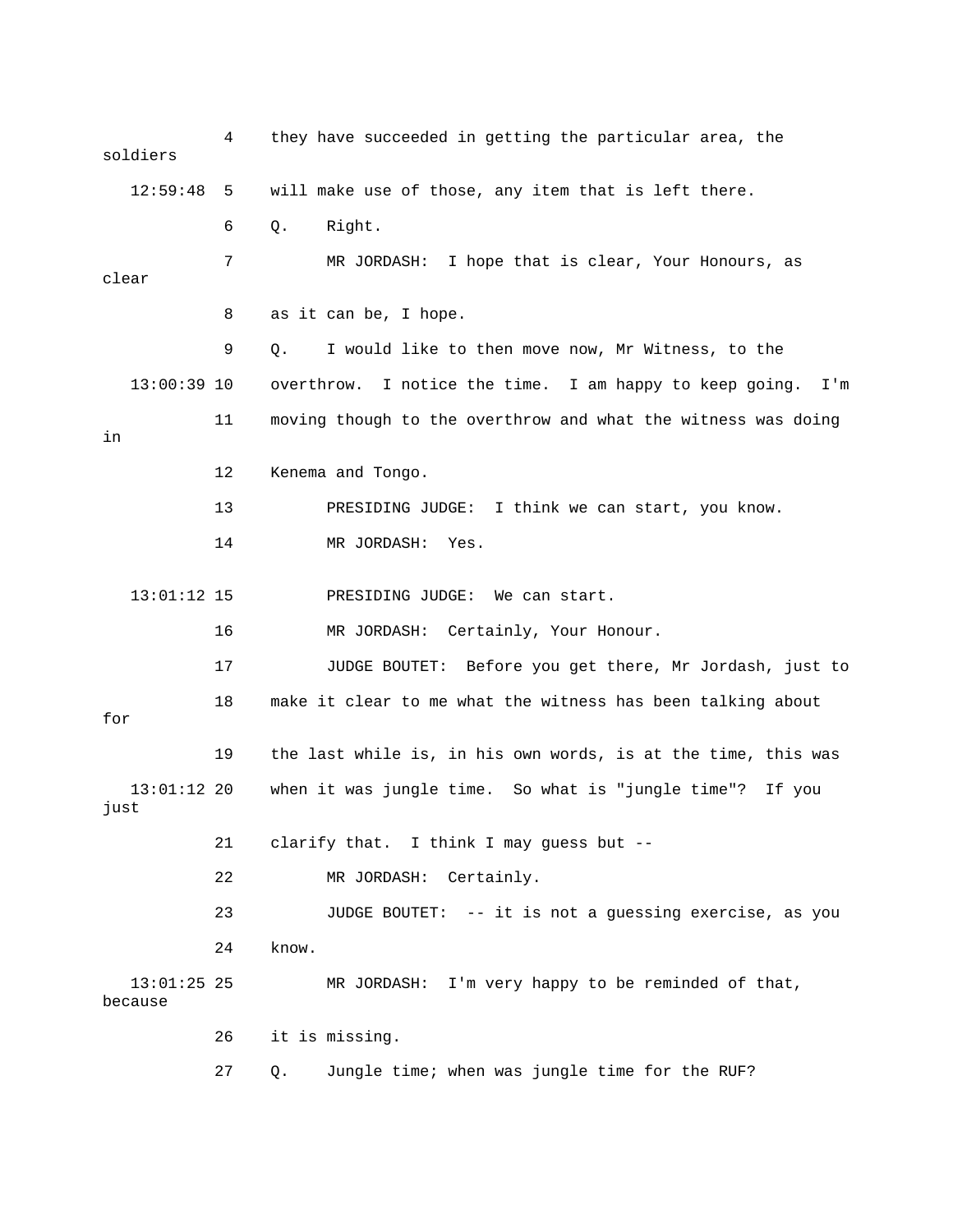4 they have succeeded in getting the particular area, the soldiers

12:59:48 5 will make use of those, any item that is left there.

6 Q. Right.

7 MR JORDASH: I hope that is clear, Your Honours, as clear

8 as it can be, I hope.

9 Q. I would like to then move now, Mr Witness, to the

13:00:39 10 overthrow. I notice the time. I am happy to keep going. I'm

11 moving though to the overthrow and what the witness was doing in

12 Kenema and Tongo.

13 PRESIDING JUDGE: I think we can start, you know.

14 MR JORDASH: Yes.

13:01:12 15 PRESIDING JUDGE: We can start.

16 MR JORDASH: Certainly, Your Honour.

17 JUDGE BOUTET: Before you get there, Mr Jordash, just to

18 make it clear to me what the witness has been talking about for

19 the last while is, in his own words, is at the time, this was

13:01:12 20 when it was jungle time. So what is "jungle time"? If you just

21 clarify that. I think I may guess but --

22 MR JORDASH: Certainly.

23 JUDGE BOUTET: -- it is not a guessing exercise, as you

24 know.

13:01:25 25 MR JORDASH: I'm very happy to be reminded of that, because

26 it is missing.

27 Q. Jungle time; when was jungle time for the RUF?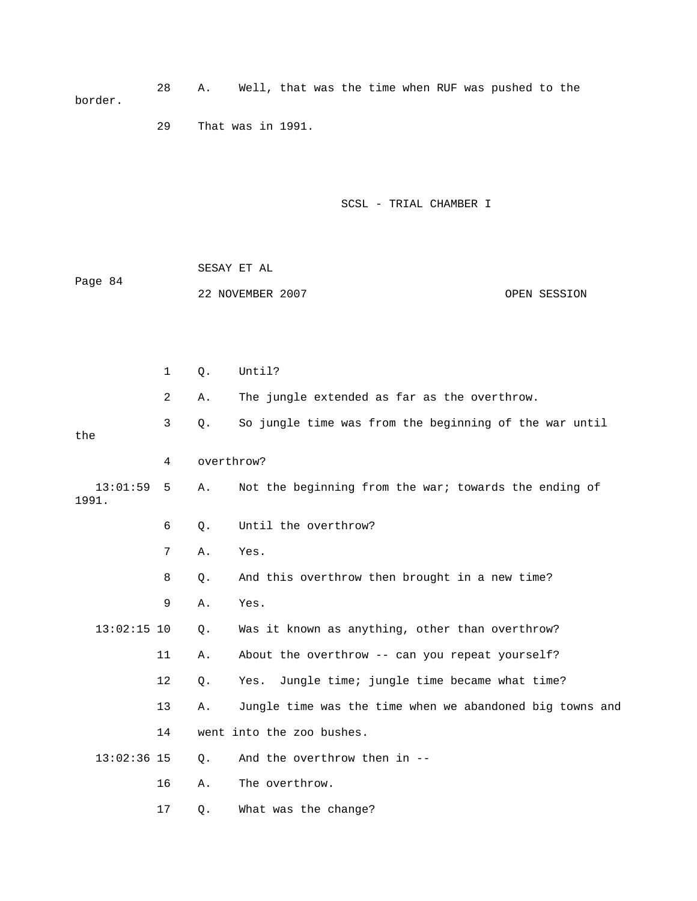28 A. Well, that was the time when RUF was pushed to the border.

29 That was in 1991.

1 Q. Until?

2 A. The jungle extended as far as the overthrow.

3 Q. So jungle time was from the beginning of the war until the

4 overthrow?

13:01:59 5 A. Not the beginning from the war; towards the ending of 1991.

6 Q. Until the overthrow?

7 A. Yes.

8 Q. And this overthrow then brought in a new time?

9 A. Yes.

13:02:15 10 Q. Was it known as anything, other than overthrow?

11 A. About the overthrow -- can you repeat yourself?

12 Q. Yes. Jungle time; jungle time became what time?

13 A. Jungle time was the time when we abandoned big towns and

14 went into the zoo bushes.

13:02:36 15 Q. And the overthrow then in --

16 A. The overthrow.

17 Q. What was the change?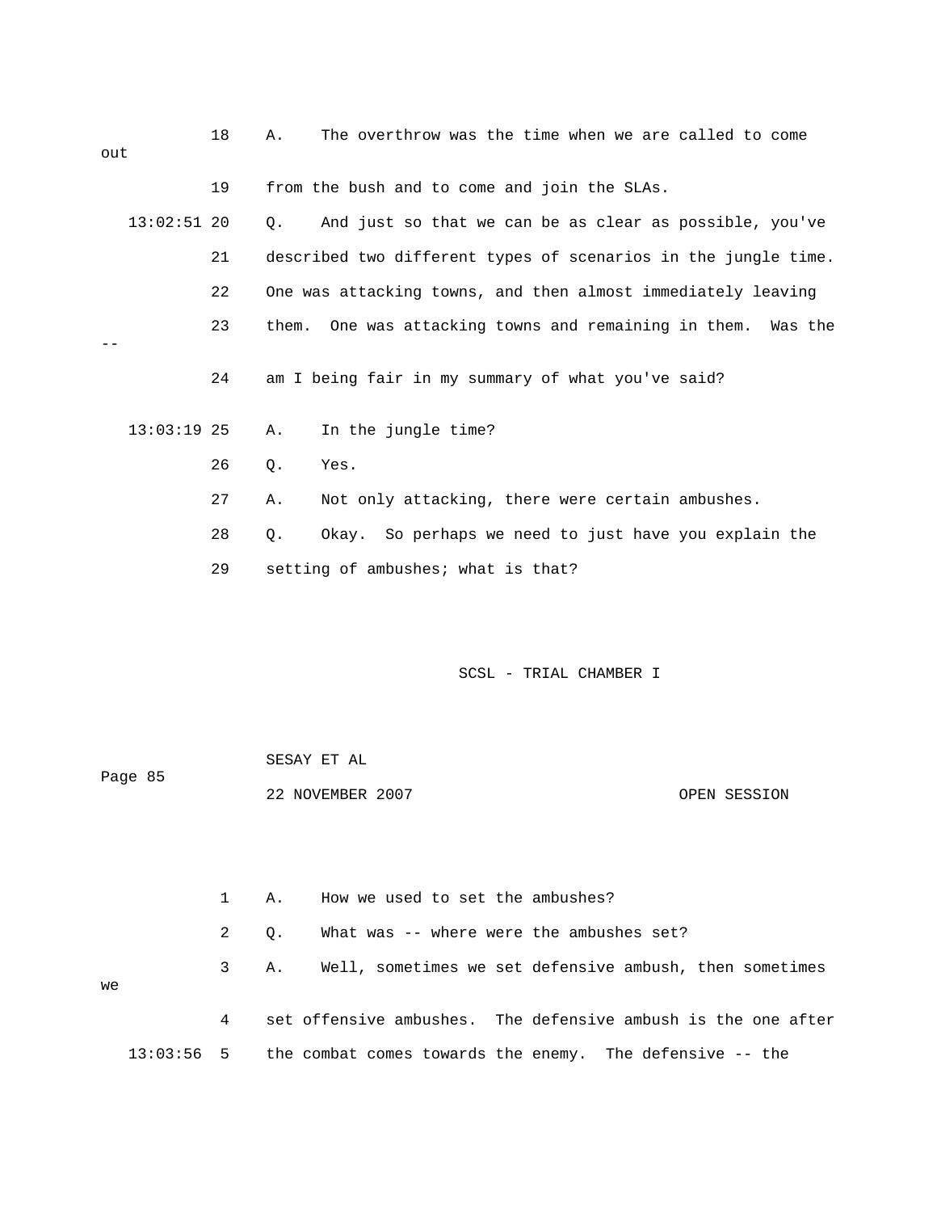18 A. The overthrow was the time when we are called to come out

19 from the bush and to come and join the SLAs.

13:02:51 20 Q. And just so that we can be as clear as possible, you've

21 described two different types of scenarios in the jungle time.

22 One was attacking towns, and then almost immediately leaving

23 them. One was attacking towns and remaining in them. Was the --

24 am I being fair in my summary of what you've said?

13:03:19 25 A. In the jungle time?

26 Q. Yes.

27 A. Not only attacking, there were certain ambushes.

28 Q. Okay. So perhaps we need to just have you explain the

29 setting of ambushes; what is that?

1 A. How we used to set the ambushes?

2 Q. What was -- where were the ambushes set?

3 A. Well, sometimes we set defensive ambush, then sometimes we

4 set offensive ambushes. The defensive ambush is the one after

13:03:56 5 the combat comes towards the enemy. The defensive -- the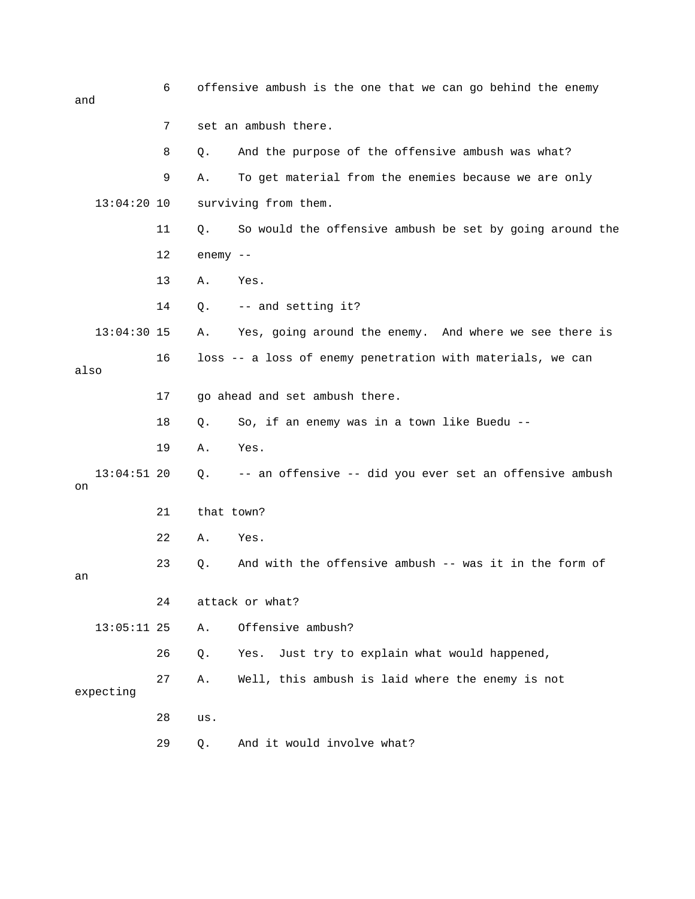6 offensive ambush is the one that we can go behind the enemy and

7 set an ambush there.

8 Q. And the purpose of the offensive ambush was what?

9 A. To get material from the enemies because we are only

13:04:20 10 surviving from them.

11 Q. So would the offensive ambush be set by going around the

12 enemy --

13 A. Yes.

14 Q. -- and setting it?

13:04:30 15 A. Yes, going around the enemy. And where we see there is

16 loss -- a loss of enemy penetration with materials, we can also

17 go ahead and set ambush there.

18 Q. So, if an enemy was in a town like Buedu --

19 A. Yes.

13:04:51 20 Q. -- an offensive -- did you ever set an offensive ambush on

21 that town?

22 A. Yes.

23 Q. And with the offensive ambush -- was it in the form of an

24 attack or what?

13:05:11 25 A. Offensive ambush?

26 Q. Yes. Just try to explain what would happened,

27 A. Well, this ambush is laid where the enemy is not expecting

28 us.

29 Q. And it would involve what?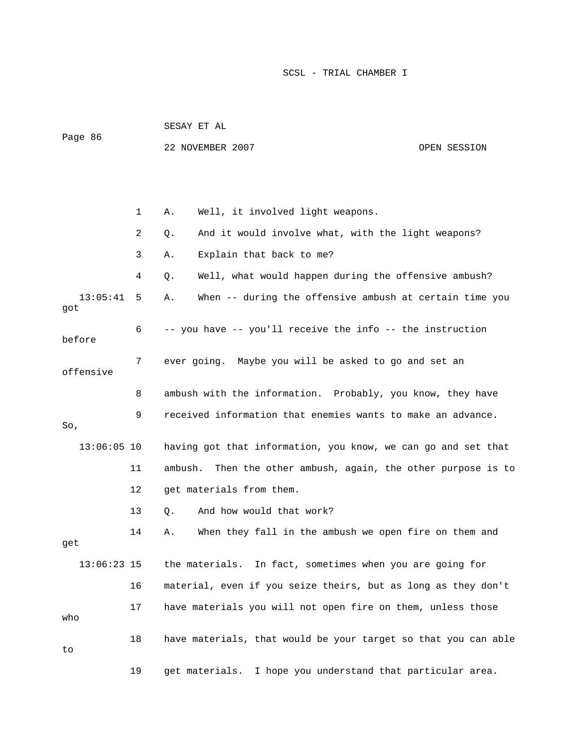1 A. Well, it involved light weapons.

2 Q. And it would involve what, with the light weapons?

3 A. Explain that back to me?

4 Q. Well, what would happen during the offensive ambush?

13:05:41 5 A. When -- during the offensive ambush at certain time you got

6 -- you have -- you'll receive the info -- the instruction before

7 ever going. Maybe you will be asked to go and set an offensive

8 ambush with the information. Probably, you know, they have

9 received information that enemies wants to make an advance. So,

13:06:05 10 having got that information, you know, we can go and set that

11 ambush. Then the other ambush, again, the other purpose is to

12 get materials from them.

13 Q. And how would that work?

14 A. When they fall in the ambush we open fire on them and get

13:06:23 15 the materials. In fact, sometimes when you are going for

16 material, even if you seize theirs, but as long as they don't

17 have materials you will not open fire on them, unless those who

18 have materials, that would be your target so that you can able to

19 get materials. I hope you understand that particular area.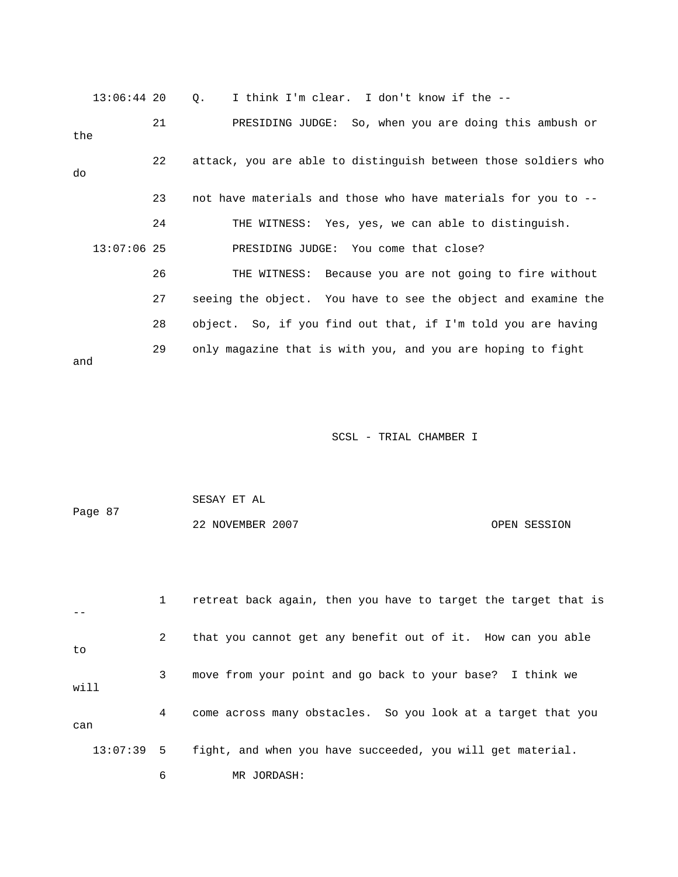13:06:44 20 Q. I think I'm clear. I don't know if the --

21 PRESIDING JUDGE: So, when you are doing this ambush or the

22 attack, you are able to distinguish between those soldiers who do

23 not have materials and those who have materials for you to --

24 THE WITNESS: Yes, yes, we can able to distinguish.

13:07:06 25 PRESIDING JUDGE: You come that close?

26 THE WITNESS: Because you are not going to fire without

27 seeing the object. You have to see the object and examine the

28 object. So, if you find out that, if I'm told you are having

29 only magazine that is with you, and you are hoping to fight and

1 retreat back again, then you have to target the target that is --

2 that you cannot get any benefit out of it. How can you able to

3 move from your point and go back to your base? I think we will

4 come across many obstacles. So you look at a target that you can

13:07:39 5 fight, and when you have succeeded, you will get material.

6 MR JORDASH: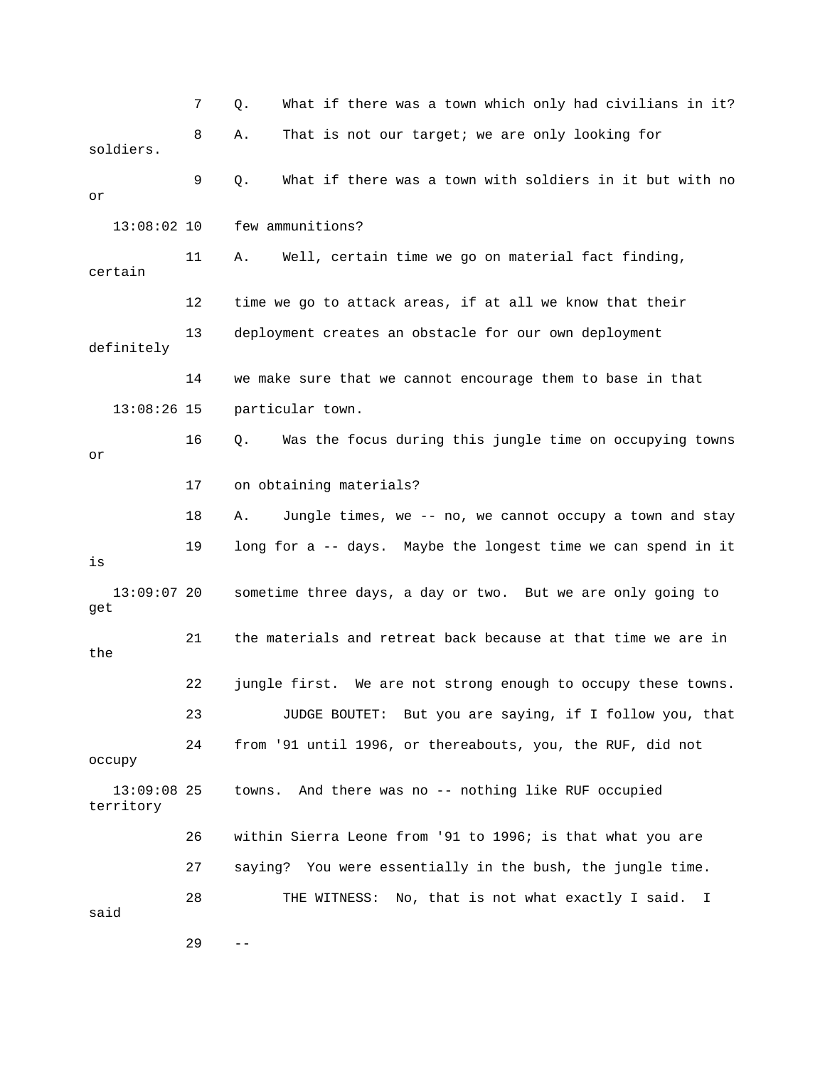7 Q. What if there was a town which only had civilians in it?

8 A. That is not our target; we are only looking for soldiers.

9 Q. What if there was a town with soldiers in it but with no or

13:08:02 10 few ammunitions?

11 A. Well, certain time we go on material fact finding, certain

12 time we go to attack areas, if at all we know that their

13 deployment creates an obstacle for our own deployment definitely

14 we make sure that we cannot encourage them to base in that

13:08:26 15 particular town.

16 Q. Was the focus during this jungle time on occupying towns or

17 on obtaining materials?

18 A. Jungle times, we -- no, we cannot occupy a town and stay

19 long for a -- days. Maybe the longest time we can spend in it is

13:09:07 20 sometime three days, a day or two. But we are only going to get

21 the materials and retreat back because at that time we are in the

22 jungle first. We are not strong enough to occupy these towns.

23 JUDGE BOUTET: But you are saying, if I follow you, that

24 from '91 until 1996, or thereabouts, you, the RUF, did not occupy

13:09:08 25 towns. And there was no -- nothing like RUF occupied territory

26 within Sierra Leone from '91 to 1996; is that what you are

27 saying? You were essentially in the bush, the jungle time.

28 THE WITNESS: No, that is not what exactly I said. I said

29 --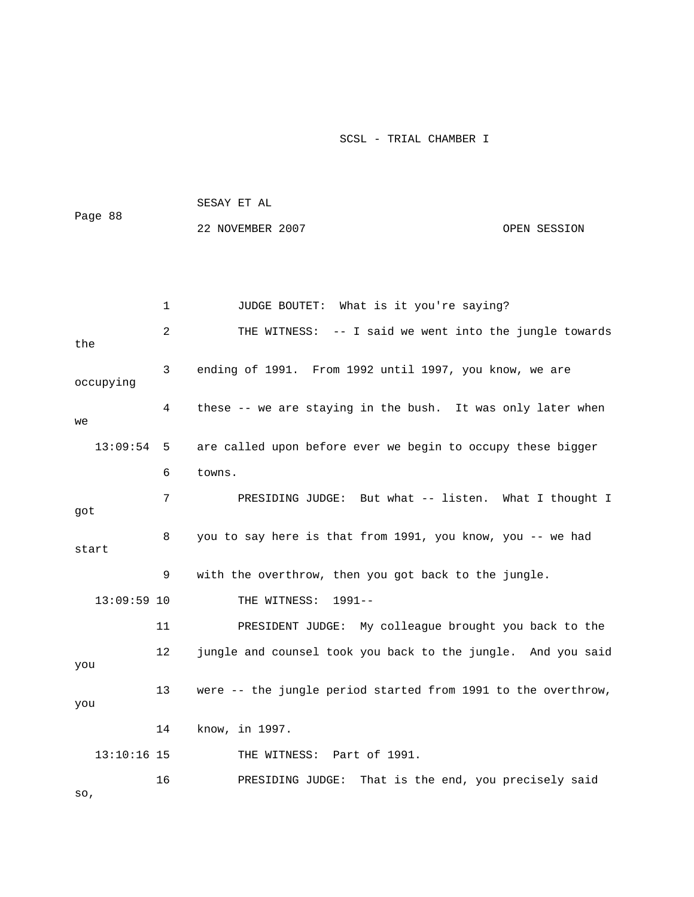1 JUDGE BOUTET: What is it you're saying?

2 THE WITNESS: -- I said we went into the jungle towards the

3 ending of 1991. From 1992 until 1997, you know, we are occupying

4 these -- we are staying in the bush. It was only later when we

13:09:54 5 are called upon before ever we begin to occupy these bigger

6 towns.

7 PRESIDING JUDGE: But what -- listen. What I thought I got

8 you to say here is that from 1991, you know, you -- we had start

9 with the overthrow, then you got back to the jungle.

13:09:59 10 THE WITNESS: 1991--

11 PRESIDENT JUDGE: My colleague brought you back to the

12 jungle and counsel took you back to the jungle. And you said you

13 were -- the jungle period started from 1991 to the overthrow, you

14 know, in 1997.

13:10:16 15 THE WITNESS: Part of 1991.

16 PRESIDING JUDGE: That is the end, you precisely said so,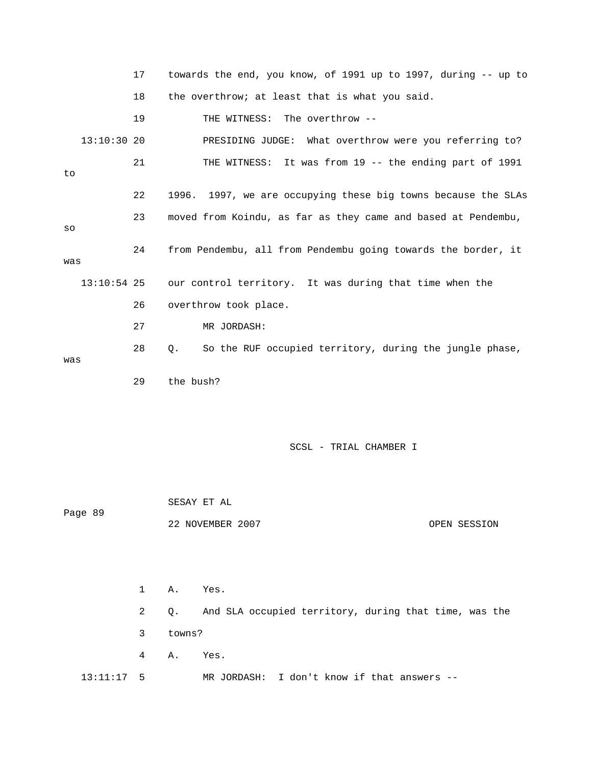towards the end, you know, of 1991 up to 1997, during -- up to the overthrow; at least that is what you said.

THE WITNESS: The overthrow --

PRESIDING JUDGE: What overthrow were you referring to?

THE WITNESS: It was from 19 -- the ending part of 1991 to 1996. 1997, we are occupying these big towns because the SLAs moved from Koindu, as far as they came and based at Pendembu, so from Pendembu, all from Pendembu going towards the border, it was our control territory. It was during that time when the overthrow took place.

MR JORDASH:

Q. So the RUF occupied territory, during the jungle phase, was the bush?

A. Yes.

Q. And SLA occupied territory, during that time, was the towns?

A. Yes.

MR JORDASH: I don't know if that answers --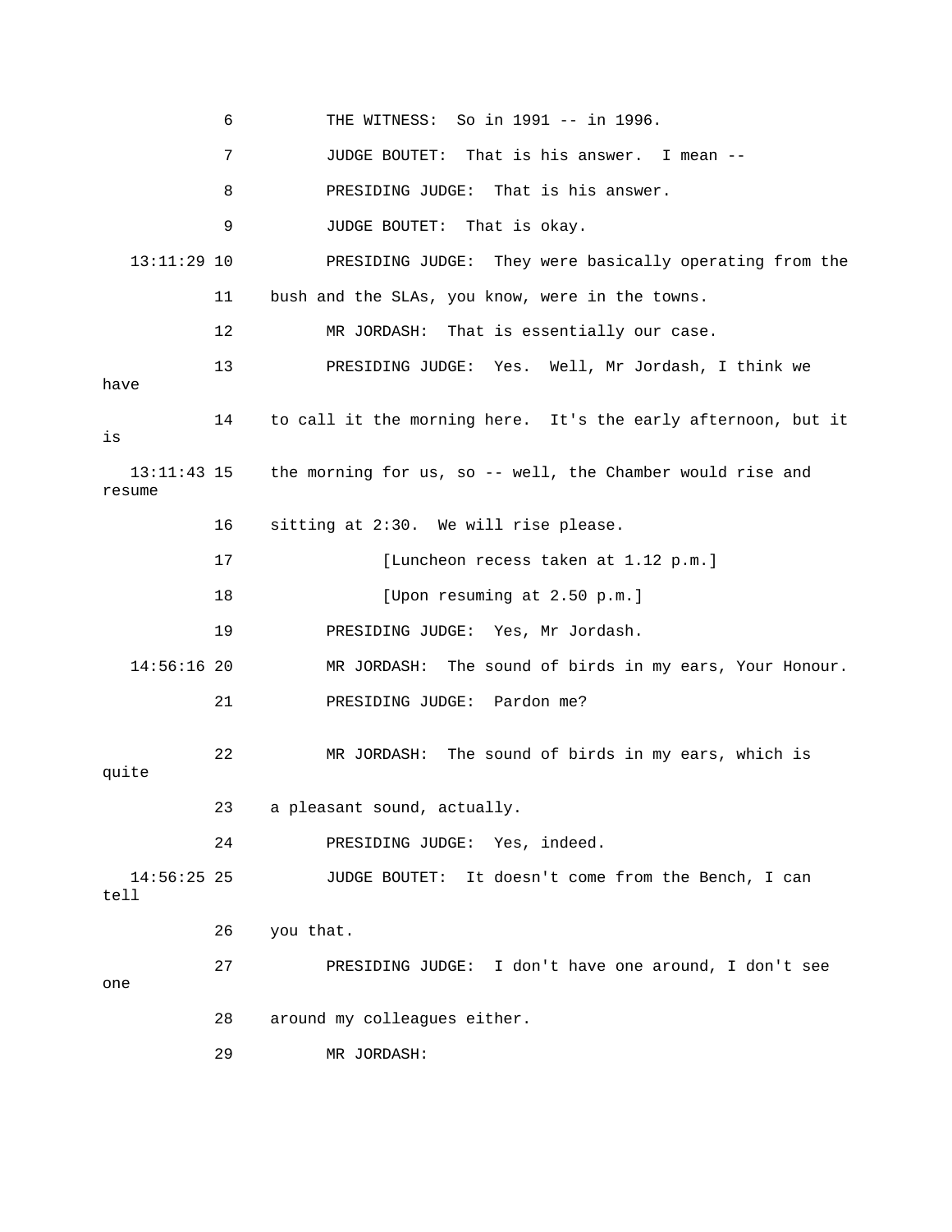6 THE WITNESS: So in 1991 -- in 1996.

7 JUDGE BOUTET: That is his answer. I mean --

8 PRESIDING JUDGE: That is his answer.

9 JUDGE BOUTET: That is okay.

13:11:29 10 PRESIDING JUDGE: They were basically operating from the

11 bush and the SLAs, you know, were in the towns.

12 MR JORDASH: That is essentially our case.

13 PRESIDING JUDGE: Yes. Well, Mr Jordash, I think we have

14 to call it the morning here. It's the early afternoon, but it is

13:11:43 15 the morning for us, so -- well, the Chamber would rise and resume

16 sitting at 2:30. We will rise please.

17 [Luncheon recess taken at 1.12 p.m.]

18 [Upon resuming at 2.50 p.m.]

19 PRESIDING JUDGE: Yes, Mr Jordash.

14:56:16 20 MR JORDASH: The sound of birds in my ears, Your Honour.

21 PRESIDING JUDGE: Pardon me?

22 MR JORDASH: The sound of birds in my ears, which is quite

23 a pleasant sound, actually.

24 PRESIDING JUDGE: Yes, indeed.

14:56:25 25 JUDGE BOUTET: It doesn't come from the Bench, I can tell

26 you that.

27 PRESIDING JUDGE: I don't have one around, I don't see one

28 around my colleagues either.

29 MR JORDASH: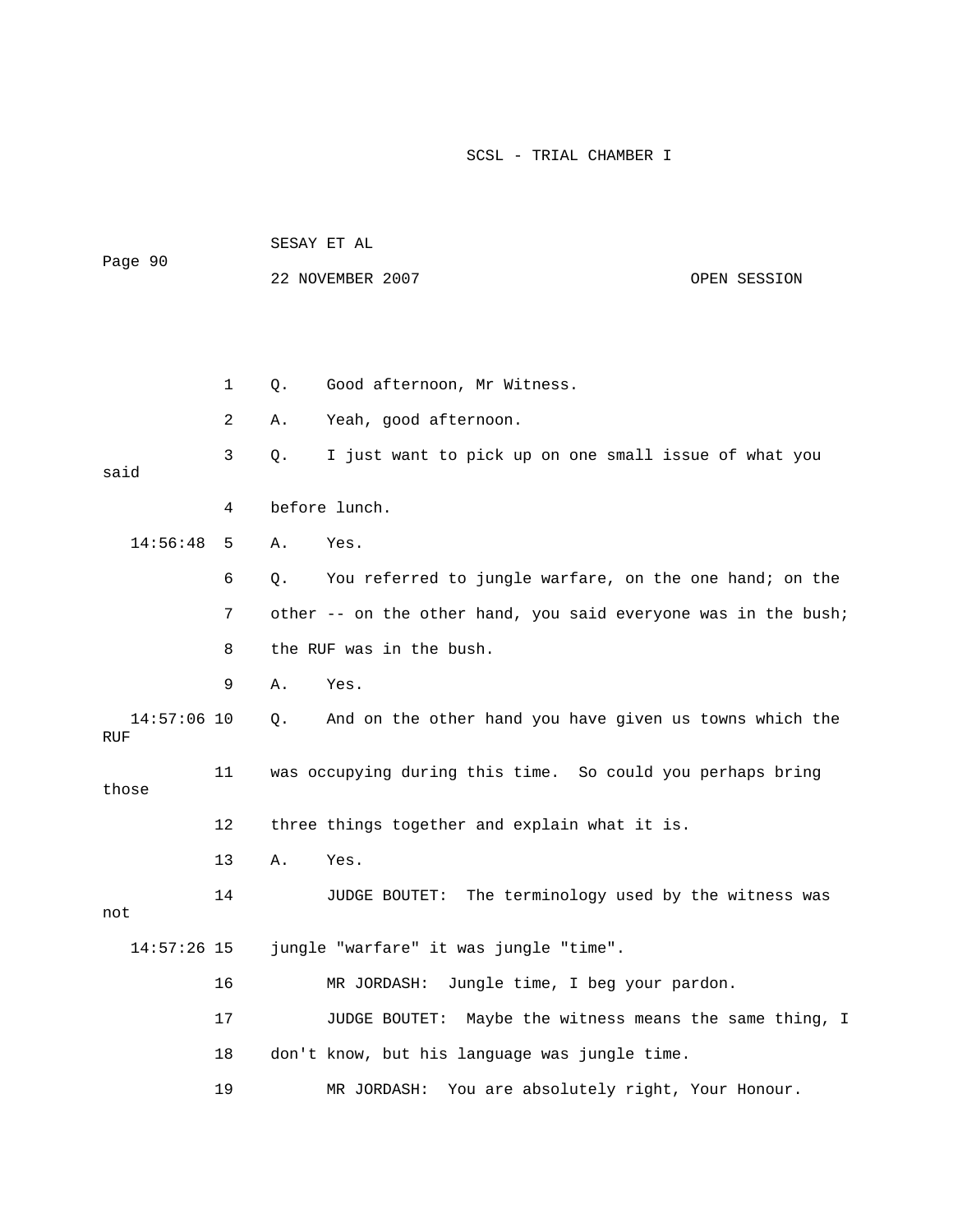1 Q. Good afternoon, Mr Witness.

2 A. Yeah, good afternoon.

3 Q. I just want to pick up on one small issue of what you said

4 before lunch.

14:56:48 5 A. Yes.

6 Q. You referred to jungle warfare, on the one hand; on the

7 other -- on the other hand, you said everyone was in the bush;

8 the RUF was in the bush.

9 A. Yes.

14:57:06 10 Q. And on the other hand you have given us towns which the RUF

11 was occupying during this time. So could you perhaps bring those

12 three things together and explain what it is.

13 A. Yes.

14 JUDGE BOUTET: The terminology used by the witness was not

14:57:26 15 jungle "warfare" it was jungle "time".

16 MR JORDASH: Jungle time, I beg your pardon.

17 JUDGE BOUTET: Maybe the witness means the same thing, I

18 don't know, but his language was jungle time.

19 MR JORDASH: You are absolutely right, Your Honour.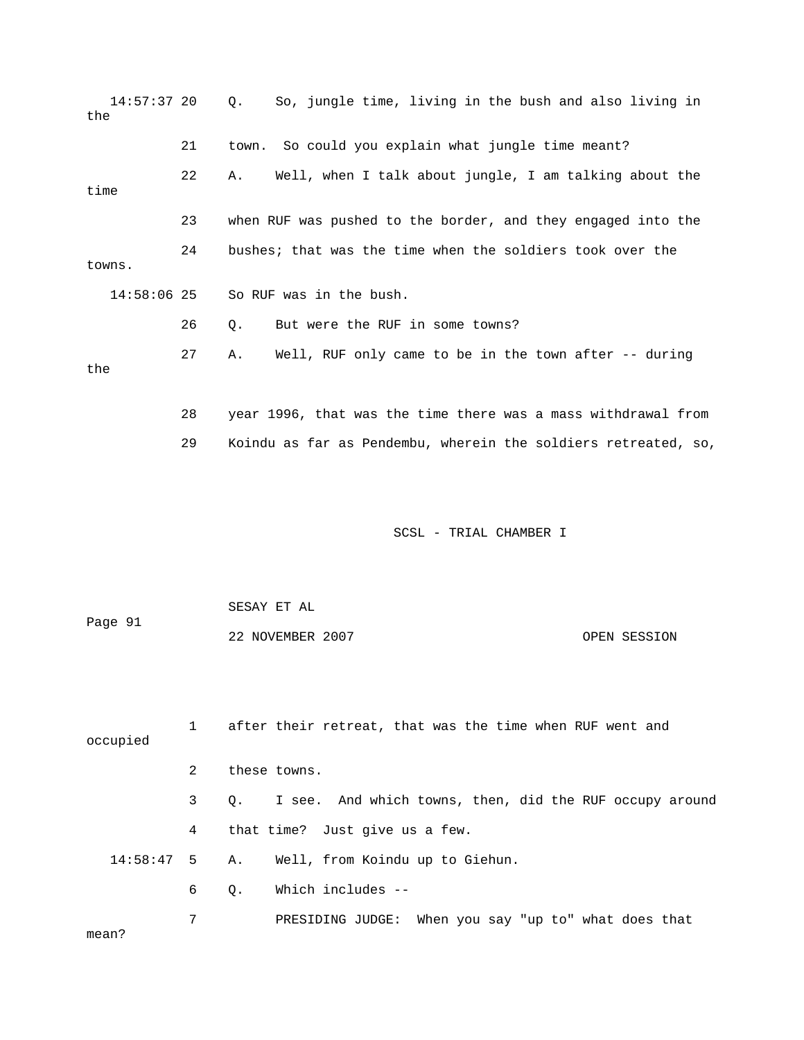14:57:37 20 Q. So, jungle time, living in the bush and also living in the

21 town. So could you explain what jungle time meant?

22 A. Well, when I talk about jungle, I am talking about the time

23 when RUF was pushed to the border, and they engaged into the

24 bushes; that was the time when the soldiers took over the towns.

14:58:06 25 So RUF was in the bush.

26 Q. But were the RUF in some towns?

27 A. Well, RUF only came to be in the town after -- during the

28 year 1996, that was the time there was a mass withdrawal from

29 Koindu as far as Pendembu, wherein the soldiers retreated, so,

1 after their retreat, that was the time when RUF went and occupied

2 these towns.

3 Q. I see. And which towns, then, did the RUF occupy around

4 that time? Just give us a few.

14:58:47 5 A. Well, from Koindu up to Giehun.

6 Q. Which includes --

7 PRESIDING JUDGE: When you say "up to" what does that mean?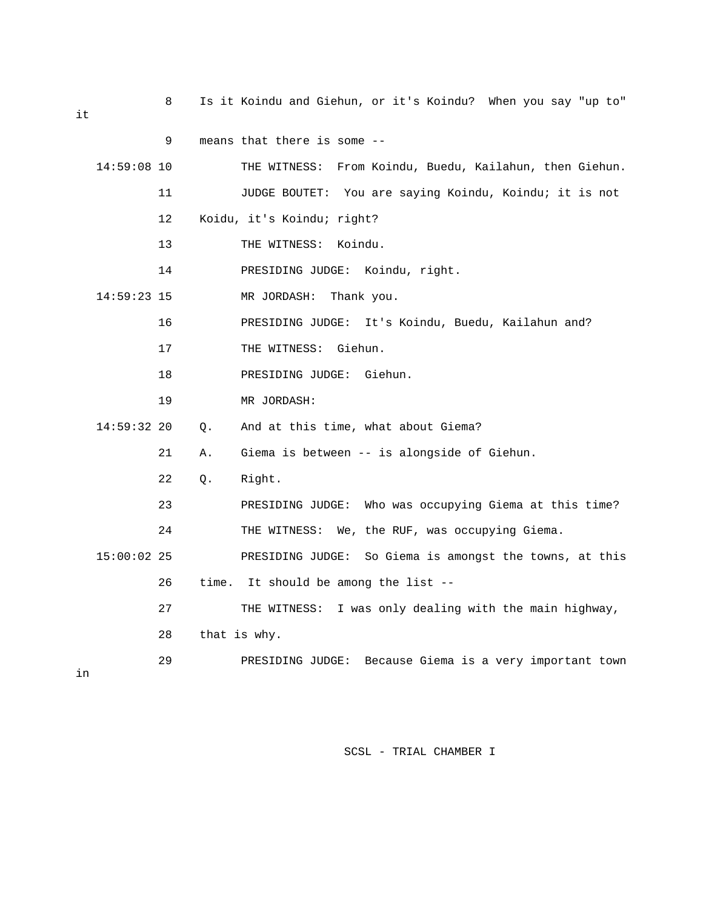8 Is it Koindu and Giehun, or it's Koindu? When you say "up to" it

9 means that there is some --

14:59:08 10 THE WITNESS: From Koindu, Buedu, Kailahun, then Giehun.

11 JUDGE BOUTET: You are saying Koindu, Koindu; it is not

12 Koidu, it's Koindu; right?

13 THE WITNESS: Koindu.

14 PRESIDING JUDGE: Koindu, right.

14:59:23 15 MR JORDASH: Thank you.

16 PRESIDING JUDGE: It's Koindu, Buedu, Kailahun and?

17 THE WITNESS: Giehun.

18 PRESIDING JUDGE: Giehun.

19 MR JORDASH:

14:59:32 20 Q. And at this time, what about Giema?

21 A. Giema is between -- is alongside of Giehun.

22 Q. Right.

23 PRESIDING JUDGE: Who was occupying Giema at this time?

24 THE WITNESS: We, the RUF, was occupying Giema.

15:00:02 25 PRESIDING JUDGE: So Giema is amongst the towns, at this

26 time. It should be among the list --

27 THE WITNESS: I was only dealing with the main highway,

28 that is why.

29 PRESIDING JUDGE: Because Giema is a very important town in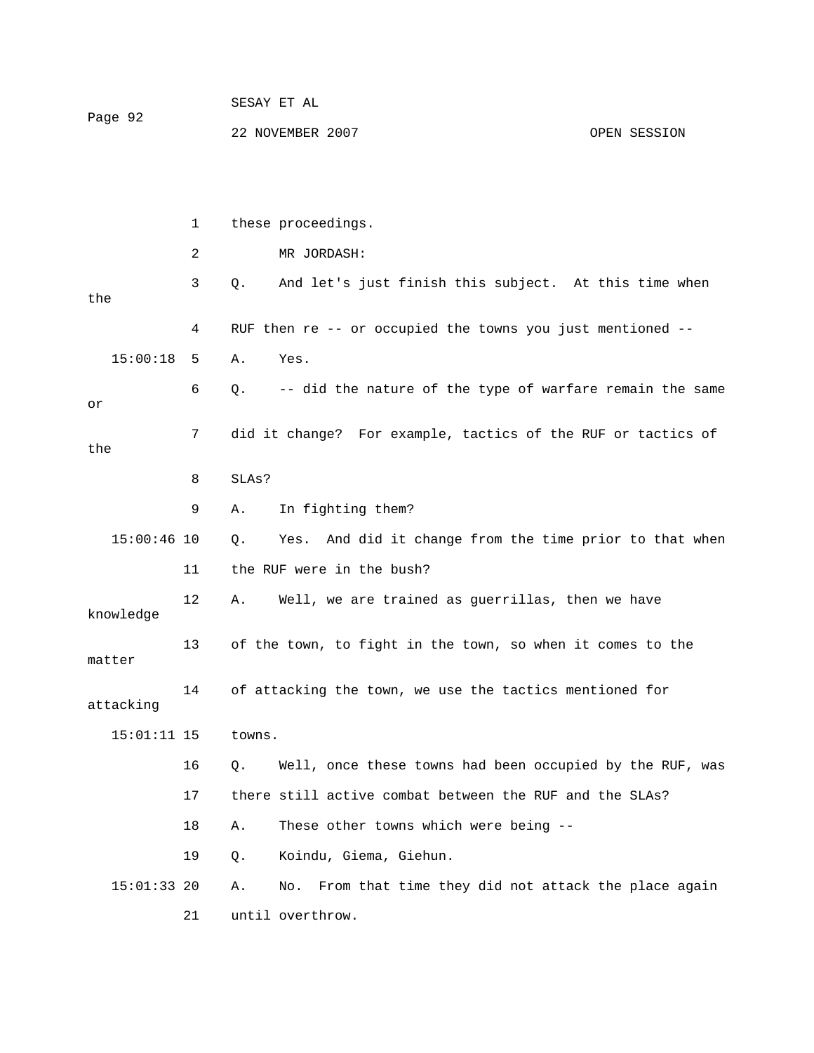these proceedings.

MR JORDASH:

Q. And let's just finish this subject. At this time when the RUF then re -- or occupied the towns you just mentioned --

A. Yes.

Q. -- did the nature of the type of warfare remain the same or did it change? For example, tactics of the RUF or tactics of the SLAs?

A. In fighting them?

Q. Yes. And did it change from the time prior to that when the RUF were in the bush?

A. Well, we are trained as guerrillas, then we have knowledge of the town, to fight in the town, so when it comes to the matter of attacking the town, we use the tactics mentioned for attacking towns.

Q. Well, once these towns had been occupied by the RUF, was there still active combat between the RUF and the SLAs?

A. These other towns which were being --

Q. Koindu, Giema, Giehun.

A. No. From that time they did not attack the place again until overthrow.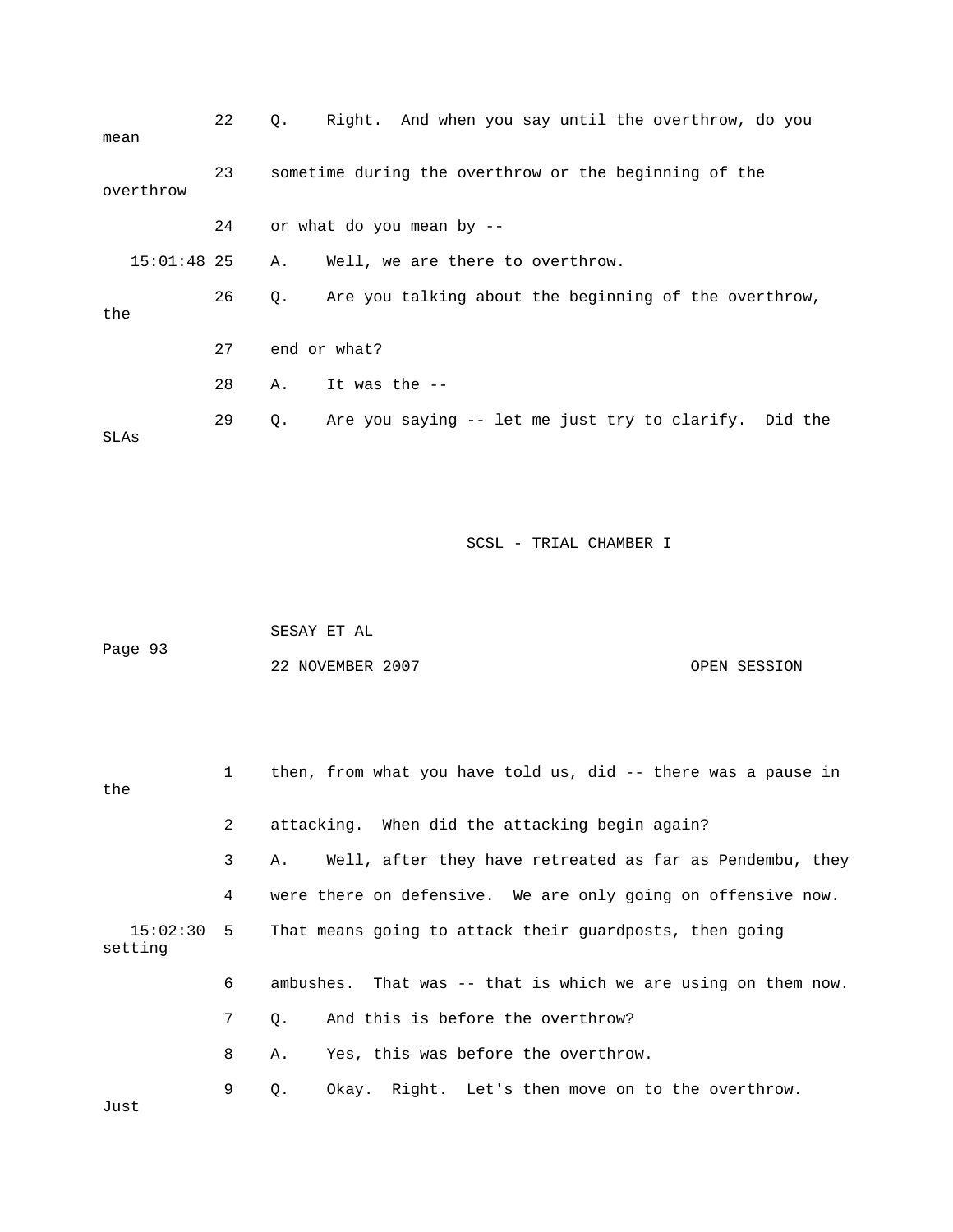22 Q. Right. And when you say until the overthrow, do you mean

23 sometime during the overthrow or the beginning of the overthrow

24 or what do you mean by --

15:01:48 25 A. Well, we are there to overthrow.

26 Q. Are you talking about the beginning of the overthrow, the

27 end or what?

28 A. It was the --

29 Q. Are you saying -- let me just try to clarify. Did the SLAs

1 then, from what you have told us, did -- there was a pause in the

2 attacking. When did the attacking begin again?

3 A. Well, after they have retreated as far as Pendembu, they

4 were there on defensive. We are only going on offensive now.

15:02:30 5 That means going to attack their guardposts, then going setting

6 ambushes. That was -- that is which we are using on them now.

7 Q. And this is before the overthrow?

8 A. Yes, this was before the overthrow.

9 Q. Okay. Right. Let's then move on to the overthrow. Just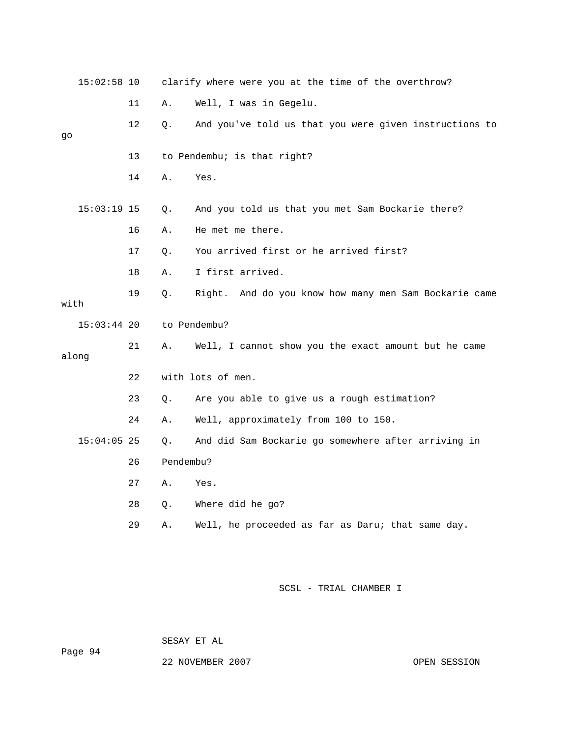15:02:58 10 clarify where were you at the time of the overthrow?

11 A. Well, I was in Gegelu.

12 Q. And you've told us that you were given instructions to go

13 to Pendembu; is that right?

14 A. Yes.

15:03:19 15 Q. And you told us that you met Sam Bockarie there?

16 A. He met me there.

17 Q. You arrived first or he arrived first?

18 A. I first arrived.

19 Q. Right. And do you know how many men Sam Bockarie came with

15:03:44 20 to Pendembu?

21 A. Well, I cannot show you the exact amount but he came along

22 with lots of men.

23 Q. Are you able to give us a rough estimation?

24 A. Well, approximately from 100 to 150.

15:04:05 25 Q. And did Sam Bockarie go somewhere after arriving in

26 Pendembu?

27 A. Yes.

28 Q. Where did he go?

29 A. Well, he proceeded as far as Daru; that same day.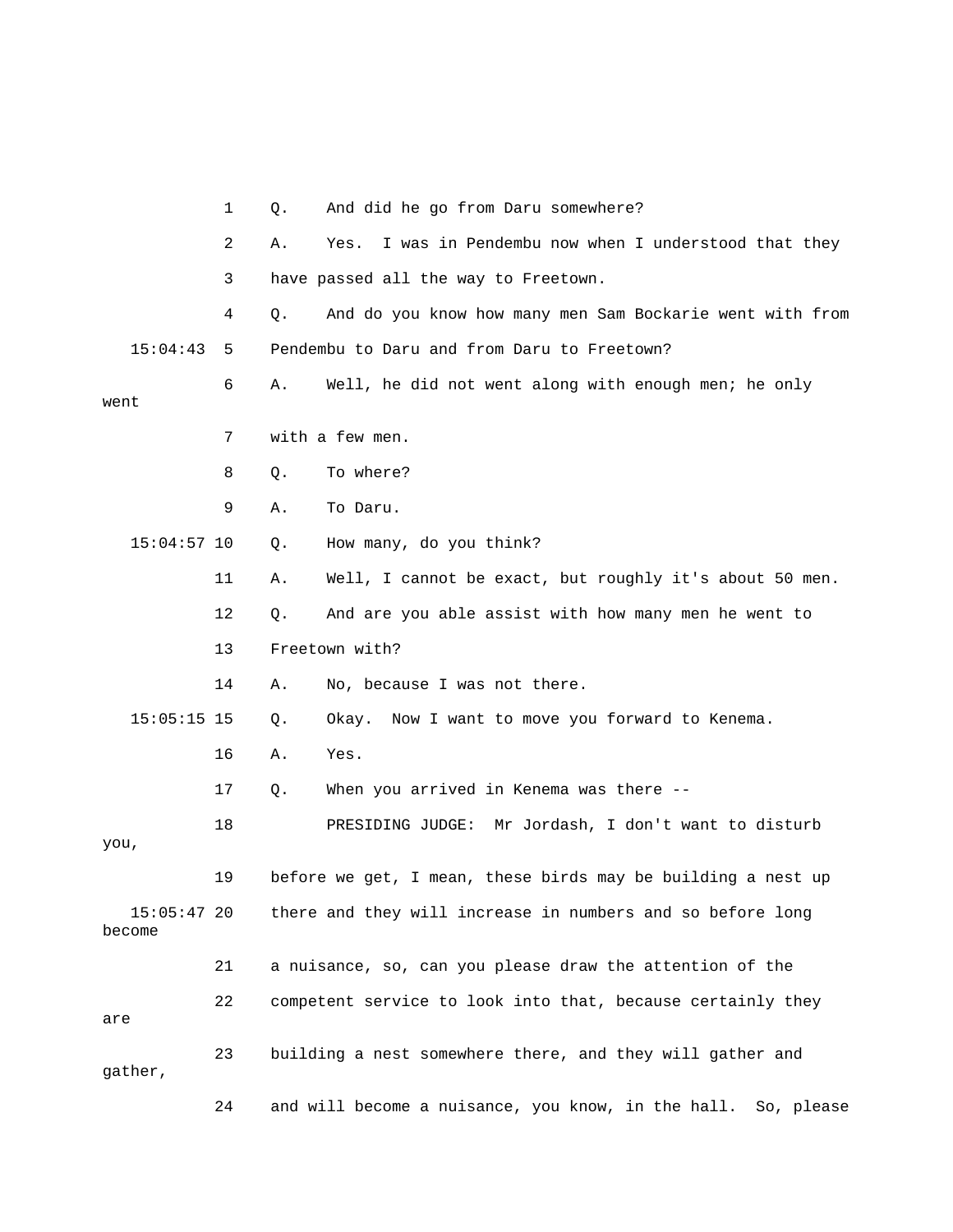1 Q. And did he go from Daru somewhere?

2 A. Yes. I was in Pendembu now when I understood that they

3 have passed all the way to Freetown.

4 Q. And do you know how many men Sam Bockarie went with from

15:04:43 5 Pendembu to Daru and from Daru to Freetown?

6 A. Well, he did not went along with enough men; he only went

7 with a few men.

8 Q. To where?

9 A. To Daru.

15:04:57 10 Q. How many, do you think?

11 A. Well, I cannot be exact, but roughly it's about 50 men.

12 Q. And are you able assist with how many men he went to

13 Freetown with?

14 A. No, because I was not there.

15:05:15 15 Q. Okay. Now I want to move you forward to Kenema.

16 A. Yes.

17 Q. When you arrived in Kenema was there --

18 PRESIDING JUDGE: Mr Jordash, I don't want to disturb you,

19 before we get, I mean, these birds may be building a nest up

15:05:47 20 there and they will increase in numbers and so before long become

21 a nuisance, so, can you please draw the attention of the

22 competent service to look into that, because certainly they are

23 building a nest somewhere there, and they will gather and gather,

24 and will become a nuisance, you know, in the hall. So, please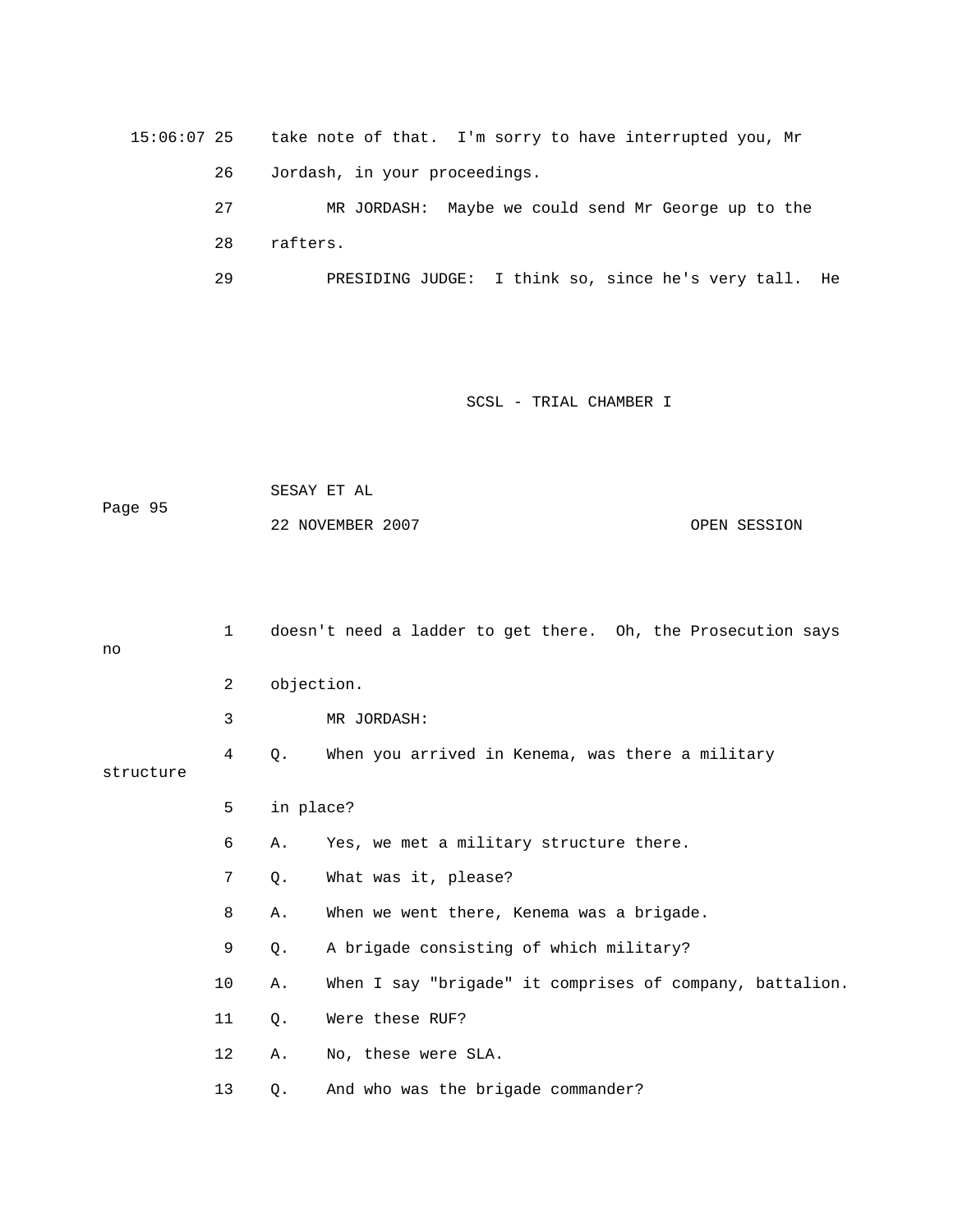15:06:07 25 take note of that. I'm sorry to have interrupted you, Mr

26 Jordash, in your proceedings.

27 MR JORDASH: Maybe we could send Mr George up to the

28 rafters.

29 PRESIDING JUDGE: I think so, since he's very tall. He

1 doesn't need a ladder to get there. Oh, the Prosecution says no

2 objection.

3 MR JORDASH:

4 Q. When you arrived in Kenema, was there a military structure

5 in place?

6 A. Yes, we met a military structure there.

7 Q. What was it, please?

8 A. When we went there, Kenema was a brigade.

9 Q. A brigade consisting of which military?

10 A. When I say "brigade" it comprises of company, battalion.

11 Q. Were these RUF?

12 A. No, these were SLA.

13 Q. And who was the brigade commander?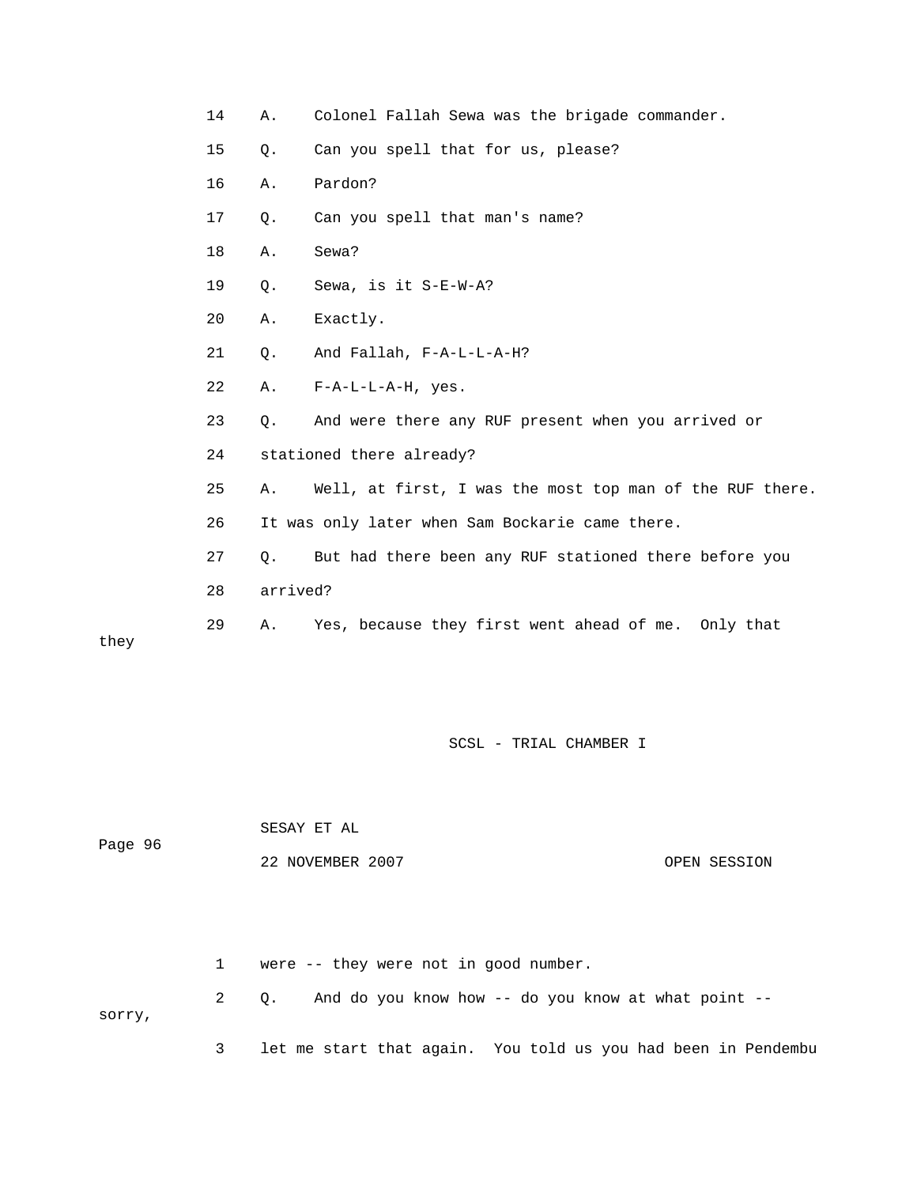14 A. Colonel Fallah Sewa was the brigade commander.

15 Q. Can you spell that for us, please?

16 A. Pardon?

17 Q. Can you spell that man's name?

18 A. Sewa?

19 Q. Sewa, is it S-E-W-A?

20 A. Exactly.

21 Q. And Fallah, F-A-L-L-A-H?

22 A. F-A-L-L-A-H, yes.

23 Q. And were there any RUF present when you arrived or

24 stationed there already?

25 A. Well, at first, I was the most top man of the RUF there.

26 It was only later when Sam Bockarie came there.

27 Q. But had there been any RUF stationed there before you

28 arrived?

29 A. Yes, because they first went ahead of me. Only that they

1 were -- they were not in good number.

2 Q. And do you know how -- do you know at what point -- sorry,

3 let me start that again. You told us you had been in Pendembu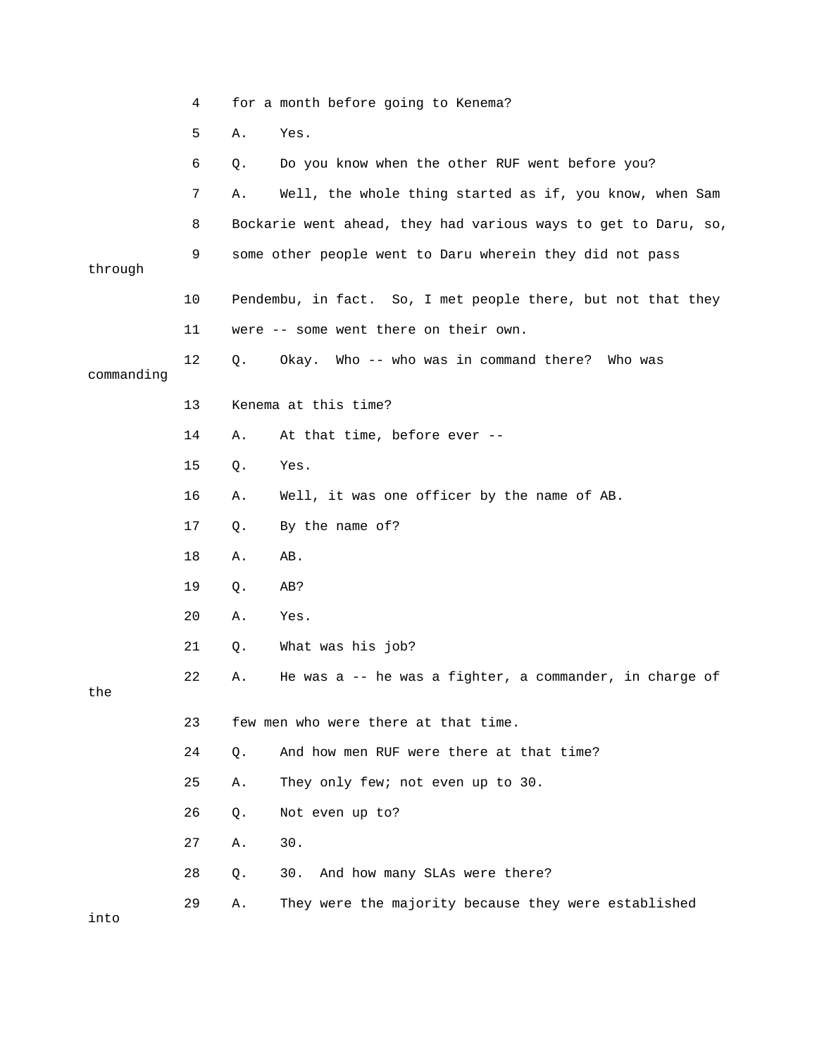4 for a month before going to Kenema?

5 A. Yes.

6 Q. Do you know when the other RUF went before you?

7 A. Well, the whole thing started as if, you know, when Sam

8 Bockarie went ahead, they had various ways to get to Daru, so,

9 some other people went to Daru wherein they did not pass through

10 Pendembu, in fact. So, I met people there, but not that they

11 were -- some went there on their own.

12 Q. Okay. Who -- who was in command there? Who was commanding

13 Kenema at this time?

14 A. At that time, before ever --

15 Q. Yes.

16 A. Well, it was one officer by the name of AB.

17 Q. By the name of?

18 A. AB.

19 Q. AB?

20 A. Yes.

21 Q. What was his job?

22 A. He was a -- he was a fighter, a commander, in charge of the

23 few men who were there at that time.

24 Q. And how men RUF were there at that time?

25 A. They only few; not even up to 30.

26 Q. Not even up to?

27 A. 30.

28 Q. 30. And how many SLAs were there?

29 A. They were the majority because they were established into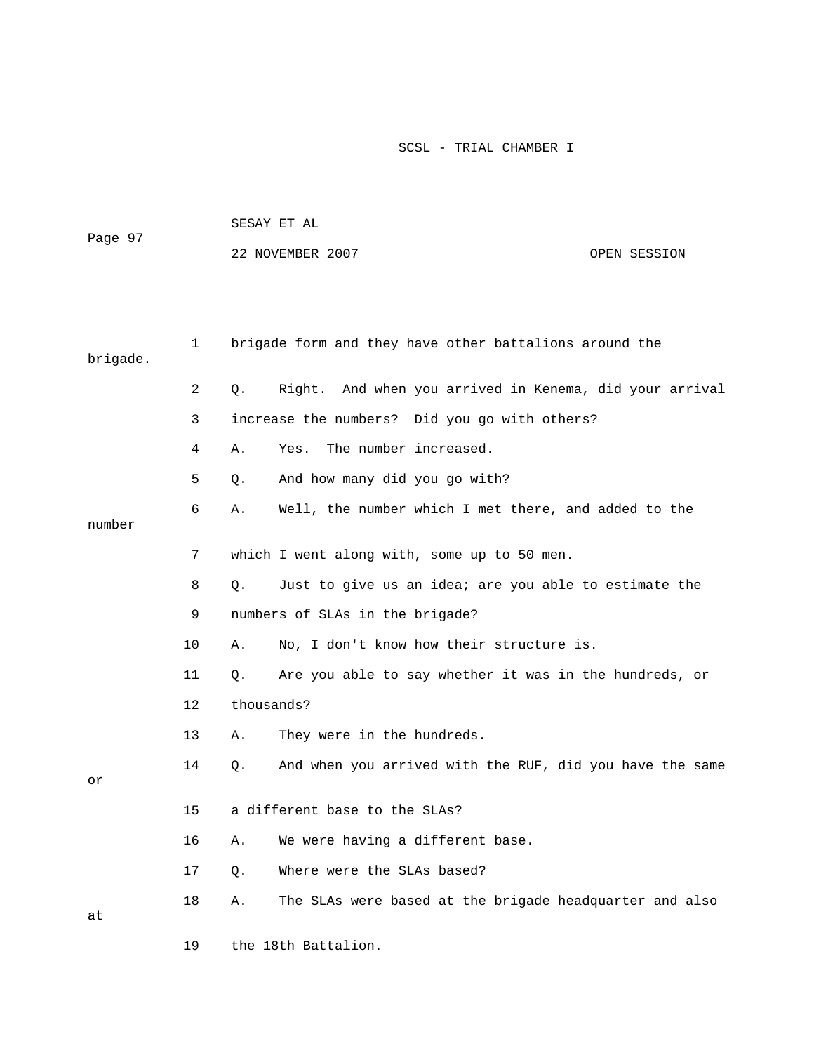1 brigade form and they have other battalions around the brigade.

2 Q. Right. And when you arrived in Kenema, did your arrival

3 increase the numbers? Did you go with others?

4 A. Yes. The number increased.

5 Q. And how many did you go with?

6 A. Well, the number which I met there, and added to the number

7 which I went along with, some up to 50 men.

8 Q. Just to give us an idea; are you able to estimate the

9 numbers of SLAs in the brigade?

10 A. No, I don't know how their structure is.

11 Q. Are you able to say whether it was in the hundreds, or

12 thousands?

13 A. They were in the hundreds.

14 Q. And when you arrived with the RUF, did you have the same or

15 a different base to the SLAs?

16 A. We were having a different base.

17 Q. Where were the SLAs based?

18 A. The SLAs were based at the brigade headquarter and also at

19 the 18th Battalion.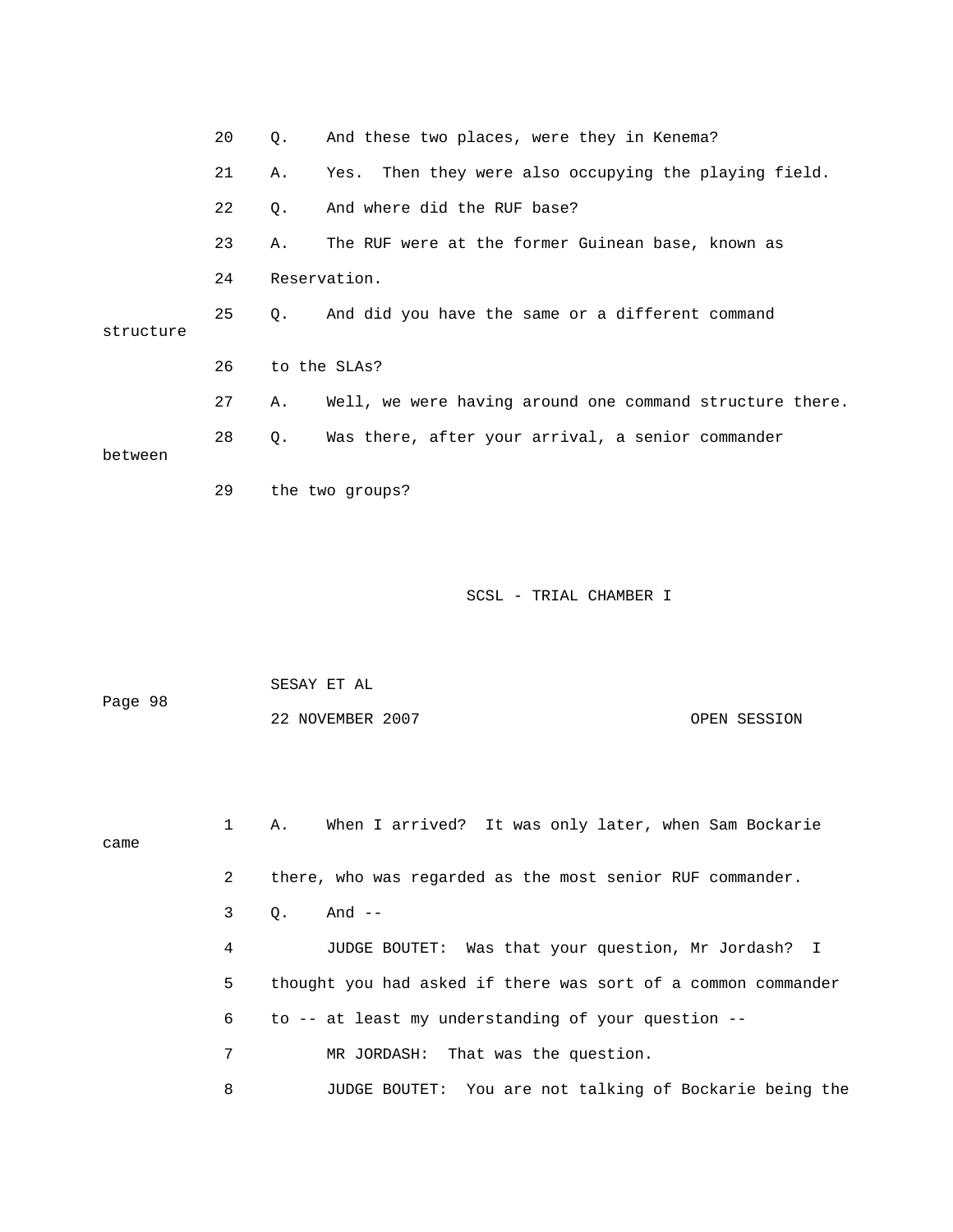20 Q. And these two places, were they in Kenema?

21 A. Yes. Then they were also occupying the playing field.

22 Q. And where did the RUF base?

23 A. The RUF were at the former Guinean base, known as

24 Reservation.

25 Q. And did you have the same or a different command structure

26 to the SLAs?

27 A. Well, we were having around one command structure there.

28 Q. Was there, after your arrival, a senior commander between

29 the two groups?

1 A. When I arrived? It was only later, when Sam Bockarie came

2 there, who was regarded as the most senior RUF commander.

3 Q. And --

4 JUDGE BOUTET: Was that your question, Mr Jordash? I

5 thought you had asked if there was sort of a common commander

6 to -- at least my understanding of your question --

7 MR JORDASH: That was the question.

8 JUDGE BOUTET: You are not talking of Bockarie being the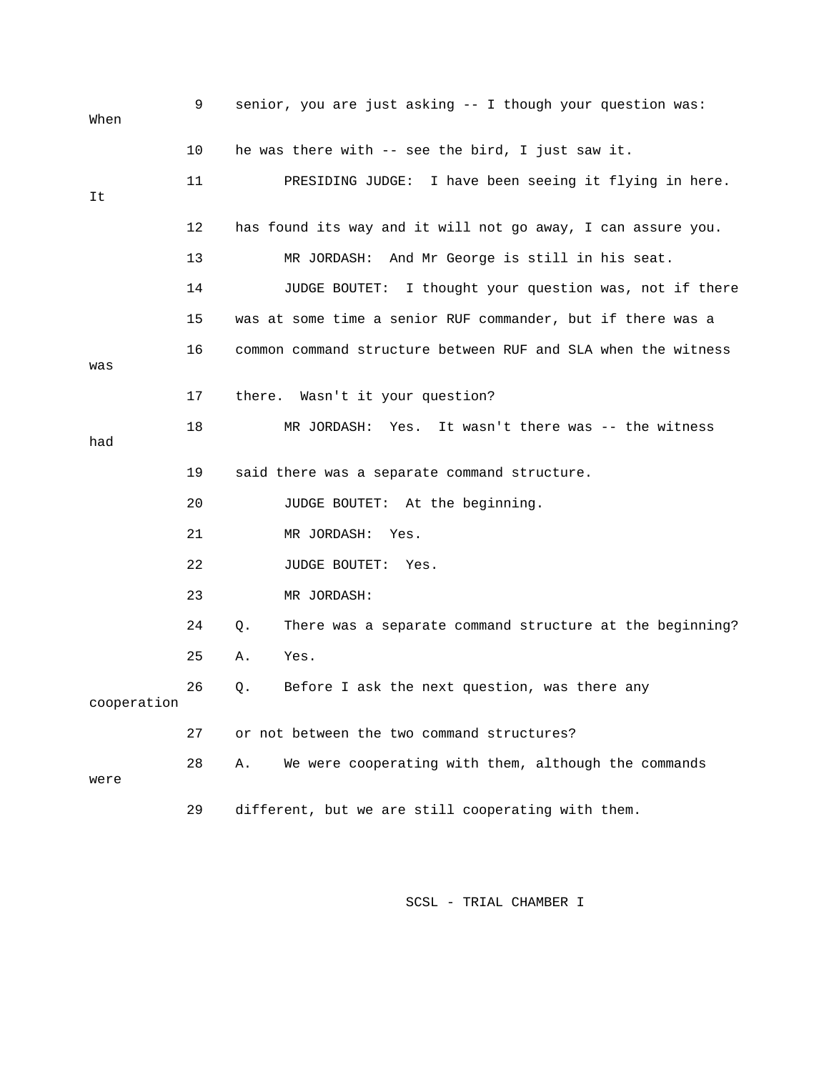9 senior, you are just asking -- I though your question was: When

10 he was there with -- see the bird, I just saw it.

11 PRESIDING JUDGE: I have been seeing it flying in here. It

12 has found its way and it will not go away, I can assure you.

13 MR JORDASH: And Mr George is still in his seat.

14 JUDGE BOUTET: I thought your question was, not if there

15 was at some time a senior RUF commander, but if there was a

16 common command structure between RUF and SLA when the witness was

17 there. Wasn't it your question?

18 MR JORDASH: Yes. It wasn't there was -- the witness had

19 said there was a separate command structure.

20 JUDGE BOUTET: At the beginning.

21 MR JORDASH: Yes.

22 JUDGE BOUTET: Yes.

23 MR JORDASH:

24 Q. There was a separate command structure at the beginning?

25 A. Yes.

26 Q. Before I ask the next question, was there any cooperation

27 or not between the two command structures?

28 A. We were cooperating with them, although the commands were

29 different, but we are still cooperating with them.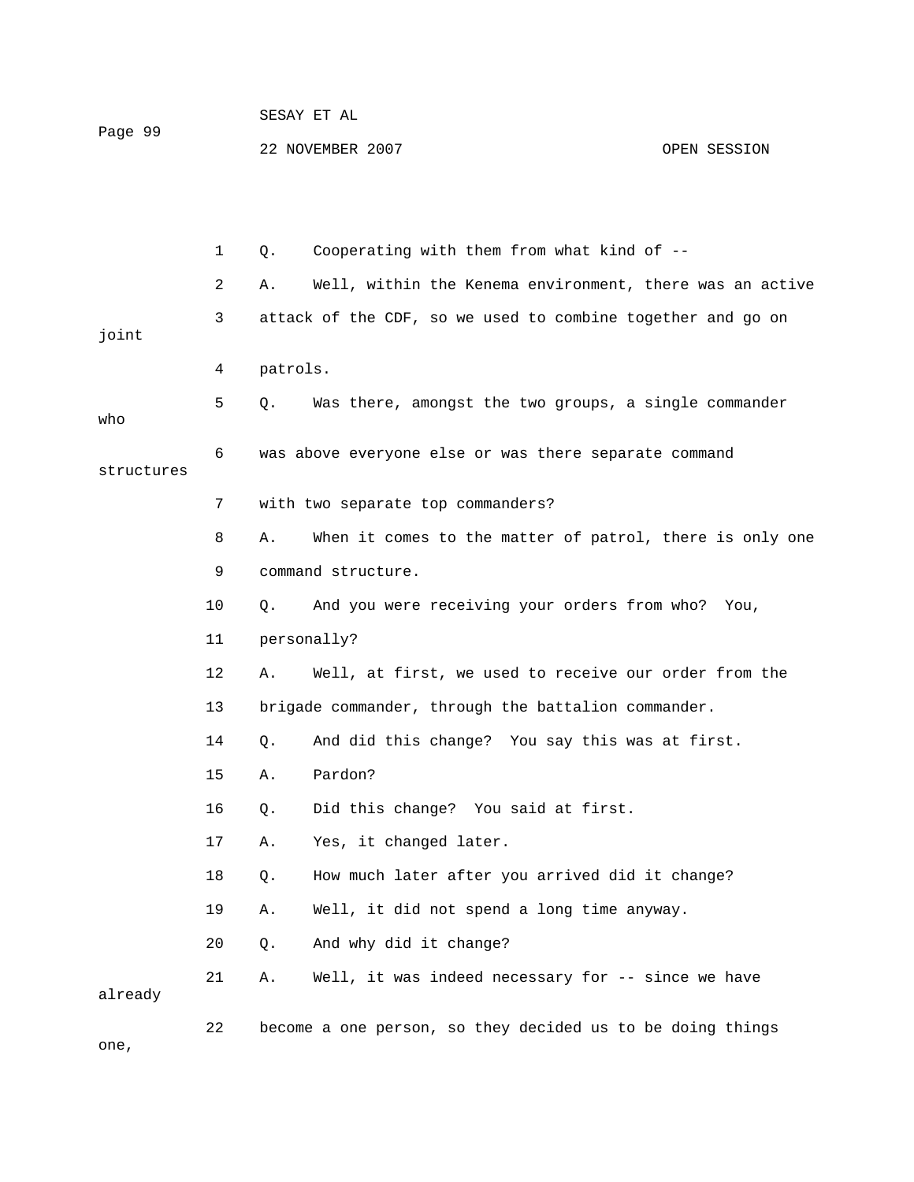1 Q. Cooperating with them from what kind of --

2 A. Well, within the Kenema environment, there was an active

3 attack of the CDF, so we used to combine together and go on joint

4 patrols.

5 Q. Was there, amongst the two groups, a single commander who

6 was above everyone else or was there separate command structures

7 with two separate top commanders?

8 A. When it comes to the matter of patrol, there is only one

9 command structure.

10 Q. And you were receiving your orders from who? You,

11 personally?

12 A. Well, at first, we used to receive our order from the

13 brigade commander, through the battalion commander.

14 Q. And did this change? You say this was at first.

15 A. Pardon?

16 Q. Did this change? You said at first.

17 A. Yes, it changed later.

18 Q. How much later after you arrived did it change?

19 A. Well, it did not spend a long time anyway.

20 Q. And why did it change?

21 A. Well, it was indeed necessary for -- since we have already

22 become a one person, so they decided us to be doing things one,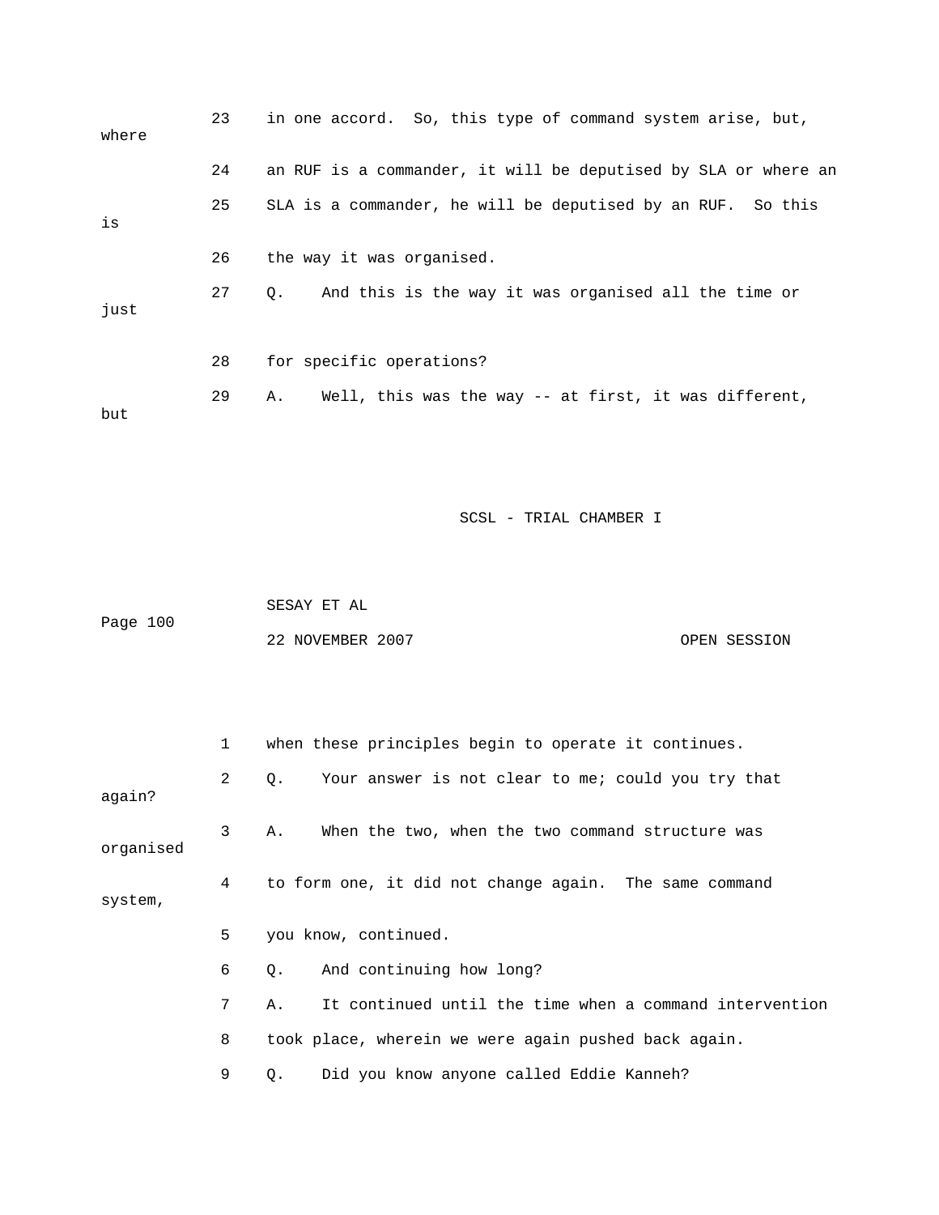23 in one accord. So, this type of command system arise, but, where

24 an RUF is a commander, it will be deputised by SLA or where an

25 SLA is a commander, he will be deputised by an RUF. So this is

26 the way it was organised.

27 Q. And this is the way it was organised all the time or just

28 for specific operations?

29 A. Well, this was the way -- at first, it was different, but

1 when these principles begin to operate it continues.

2 Q. Your answer is not clear to me; could you try that again?

3 A. When the two, when the two command structure was organised

4 to form one, it did not change again. The same command system,

5 you know, continued.

6 Q. And continuing how long?

7 A. It continued until the time when a command intervention

8 took place, wherein we were again pushed back again.

9 Q. Did you know anyone called Eddie Kanneh?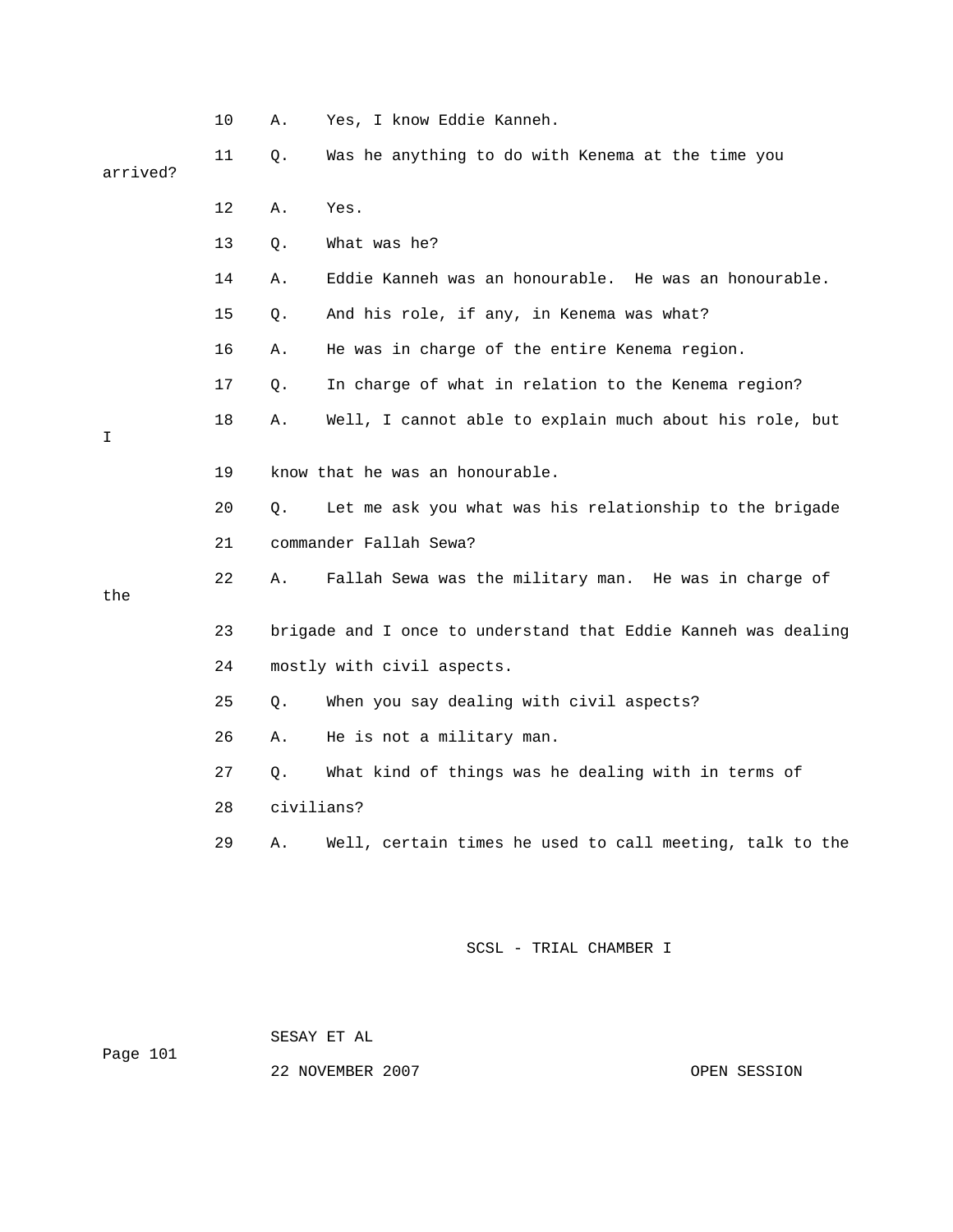10 A. Yes, I know Eddie Kanneh.

11 Q. Was he anything to do with Kenema at the time you arrived?

12 A. Yes.

13 Q. What was he?

14 A. Eddie Kanneh was an honourable. He was an honourable.

15 Q. And his role, if any, in Kenema was what?

16 A. He was in charge of the entire Kenema region.

17 Q. In charge of what in relation to the Kenema region?

18 A. Well, I cannot able to explain much about his role, but I

19 know that he was an honourable.

20 Q. Let me ask you what was his relationship to the brigade

21 commander Fallah Sewa?

22 A. Fallah Sewa was the military man. He was in charge of the

23 brigade and I once to understand that Eddie Kanneh was dealing

24 mostly with civil aspects.

25 Q. When you say dealing with civil aspects?

26 A. He is not a military man.

27 Q. What kind of things was he dealing with in terms of

28 civilians?

29 A. Well, certain times he used to call meeting, talk to the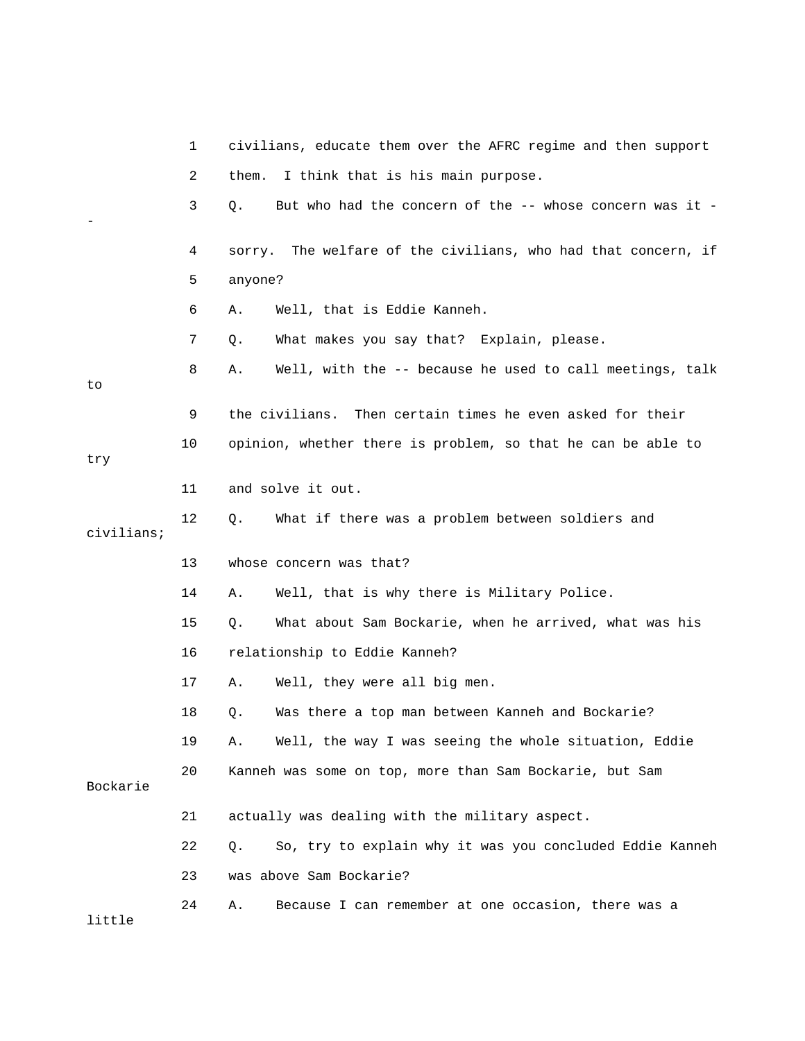1 civilians, educate them over the AFRC regime and then support

2 them. I think that is his main purpose.

3 Q. But who had the concern of the -- whose concern was it --

4 sorry. The welfare of the civilians, who had that concern, if

5 anyone?

6 A. Well, that is Eddie Kanneh.

7 Q. What makes you say that? Explain, please.

8 A. Well, with the -- because he used to call meetings, talk to

9 the civilians. Then certain times he even asked for their

10 opinion, whether there is problem, so that he can be able to try

11 and solve it out.

12 Q. What if there was a problem between soldiers and civilians;

13 whose concern was that?

14 A. Well, that is why there is Military Police.

15 Q. What about Sam Bockarie, when he arrived, what was his

16 relationship to Eddie Kanneh?

17 A. Well, they were all big men.

18 Q. Was there a top man between Kanneh and Bockarie?

19 A. Well, the way I was seeing the whole situation, Eddie

20 Kanneh was some on top, more than Sam Bockarie, but Sam Bockarie

21 actually was dealing with the military aspect.

22 Q. So, try to explain why it was you concluded Eddie Kanneh

23 was above Sam Bockarie?

24 A. Because I can remember at one occasion, there was a little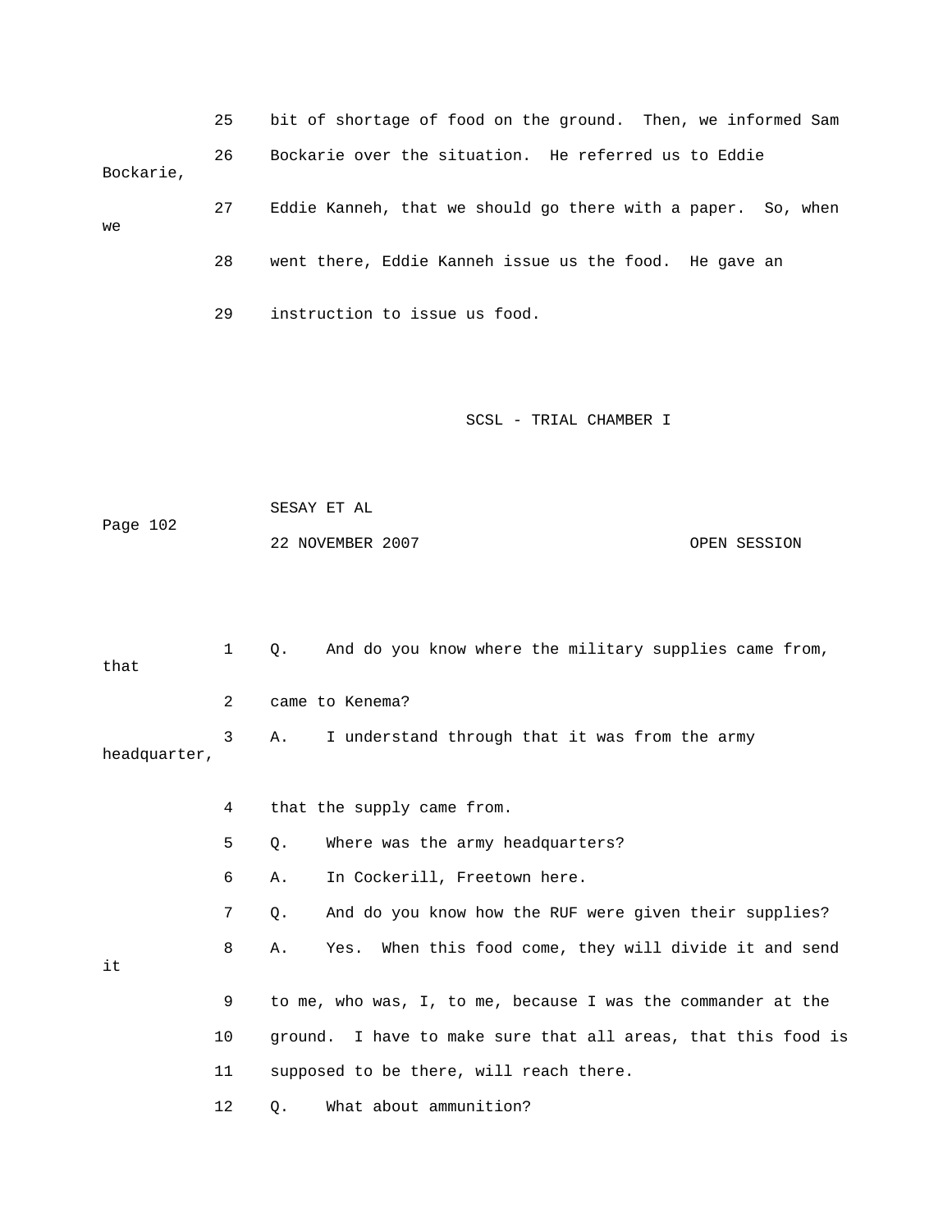25 bit of shortage of food on the ground. Then, we informed Sam

26 Bockarie over the situation. He referred us to Eddie Bockarie,

27 Eddie Kanneh, that we should go there with a paper. So, when we

28 went there, Eddie Kanneh issue us the food. He gave an

29 instruction to issue us food.

1 Q. And do you know where the military supplies came from, that

2 came to Kenema?

3 A. I understand through that it was from the army headquarter,

4 that the supply came from.

5 Q. Where was the army headquarters?

6 A. In Cockerill, Freetown here.

7 Q. And do you know how the RUF were given their supplies?

8 A. Yes. When this food come, they will divide it and send it

9 to me, who was, I, to me, because I was the commander at the

10 ground. I have to make sure that all areas, that this food is

11 supposed to be there, will reach there.

12 Q. What about ammunition?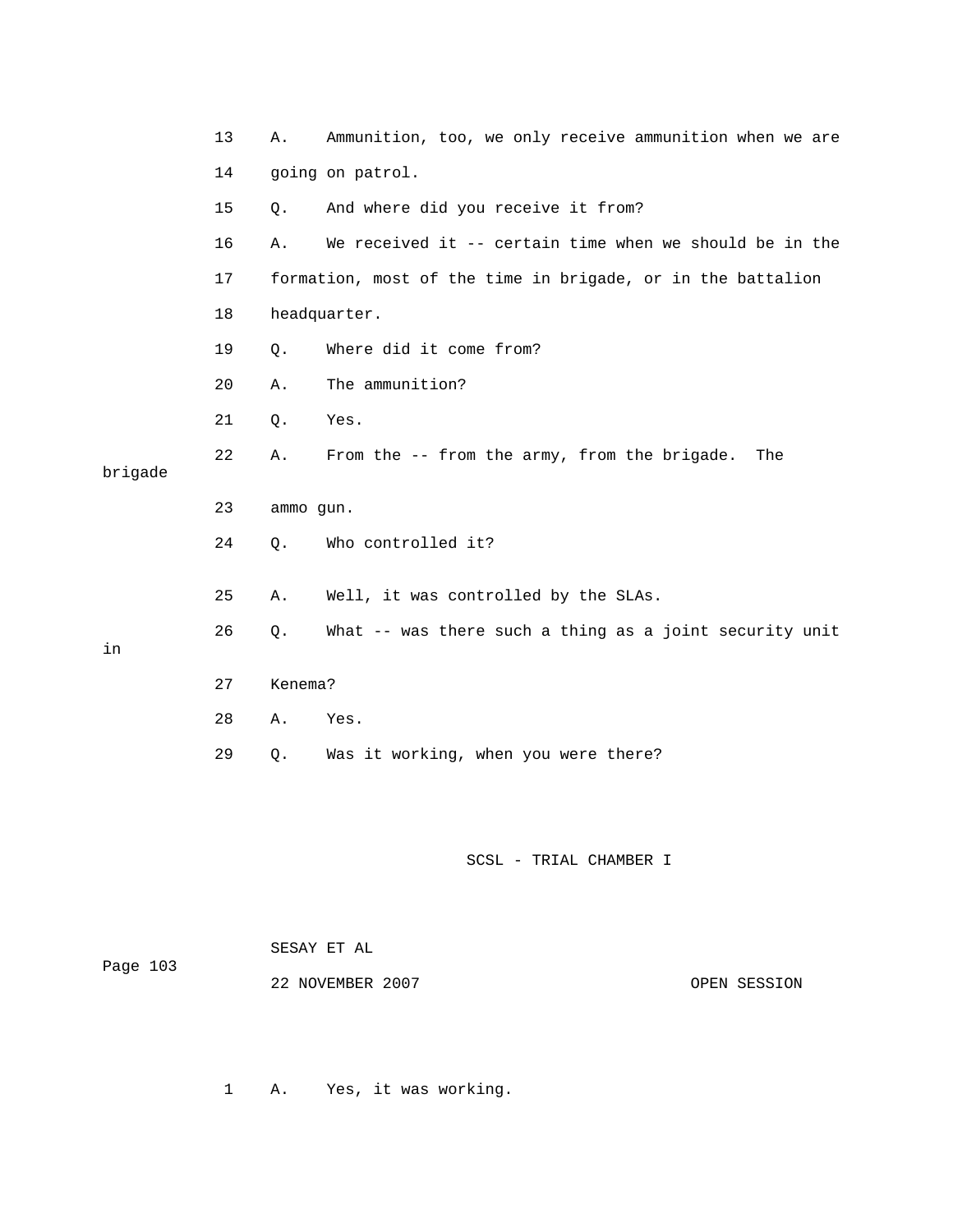13 A. Ammunition, too, we only receive ammunition when we are

14 going on patrol.

15 Q. And where did you receive it from?

16 A. We received it -- certain time when we should be in the

17 formation, most of the time in brigade, or in the battalion

18 headquarter.

19 Q. Where did it come from?

20 A. The ammunition?

21 Q. Yes.

22 A. From the -- from the army, from the brigade. The brigade

23 ammo gun.

24 Q. Who controlled it?

25 A. Well, it was controlled by the SLAs.

26 Q. What -- was there such a thing as a joint security unit in

27 Kenema?

28 A. Yes.

29 Q. Was it working, when you were there?

1 A. Yes, it was working.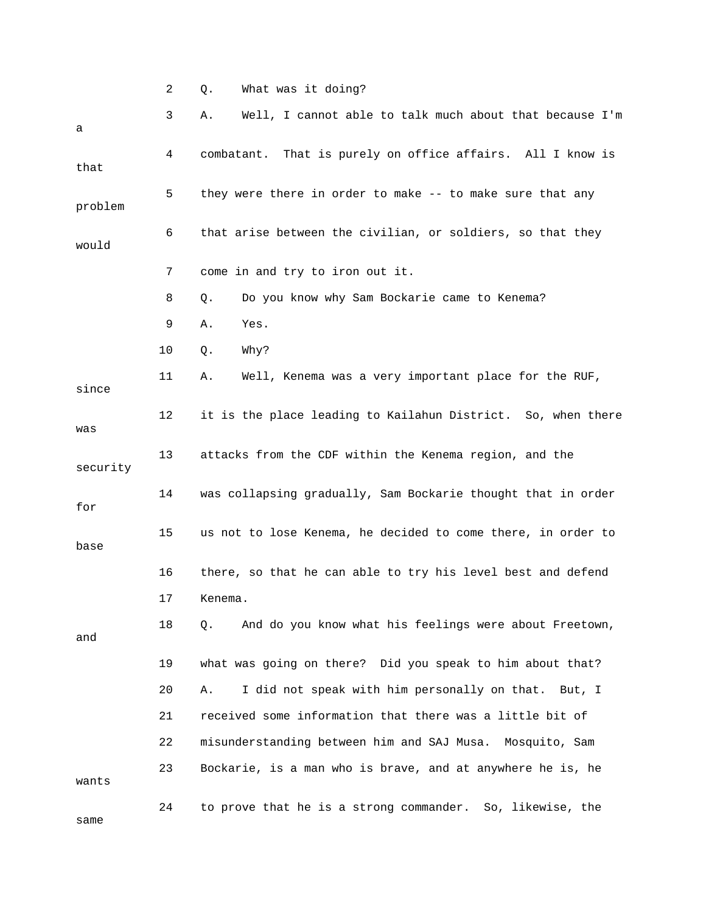2 Q. What was it doing?

3 A. Well, I cannot able to talk much about that because I'm a

4 combatant. That is purely on office affairs. All I know is that

5 they were there in order to make -- to make sure that any problem

6 that arise between the civilian, or soldiers, so that they would

7 come in and try to iron out it.

8 Q. Do you know why Sam Bockarie came to Kenema?

9 A. Yes.

10 Q. Why?

11 A. Well, Kenema was a very important place for the RUF, since

12 it is the place leading to Kailahun District. So, when there was

13 attacks from the CDF within the Kenema region, and the security

14 was collapsing gradually, Sam Bockarie thought that in order for

15 us not to lose Kenema, he decided to come there, in order to base

16 there, so that he can able to try his level best and defend

17 Kenema.

18 Q. And do you know what his feelings were about Freetown, and

19 what was going on there? Did you speak to him about that?

20 A. I did not speak with him personally on that. But, I

21 received some information that there was a little bit of

22 misunderstanding between him and SAJ Musa. Mosquito, Sam

23 Bockarie, is a man who is brave, and at anywhere he is, he wants

24 to prove that he is a strong commander. So, likewise, the same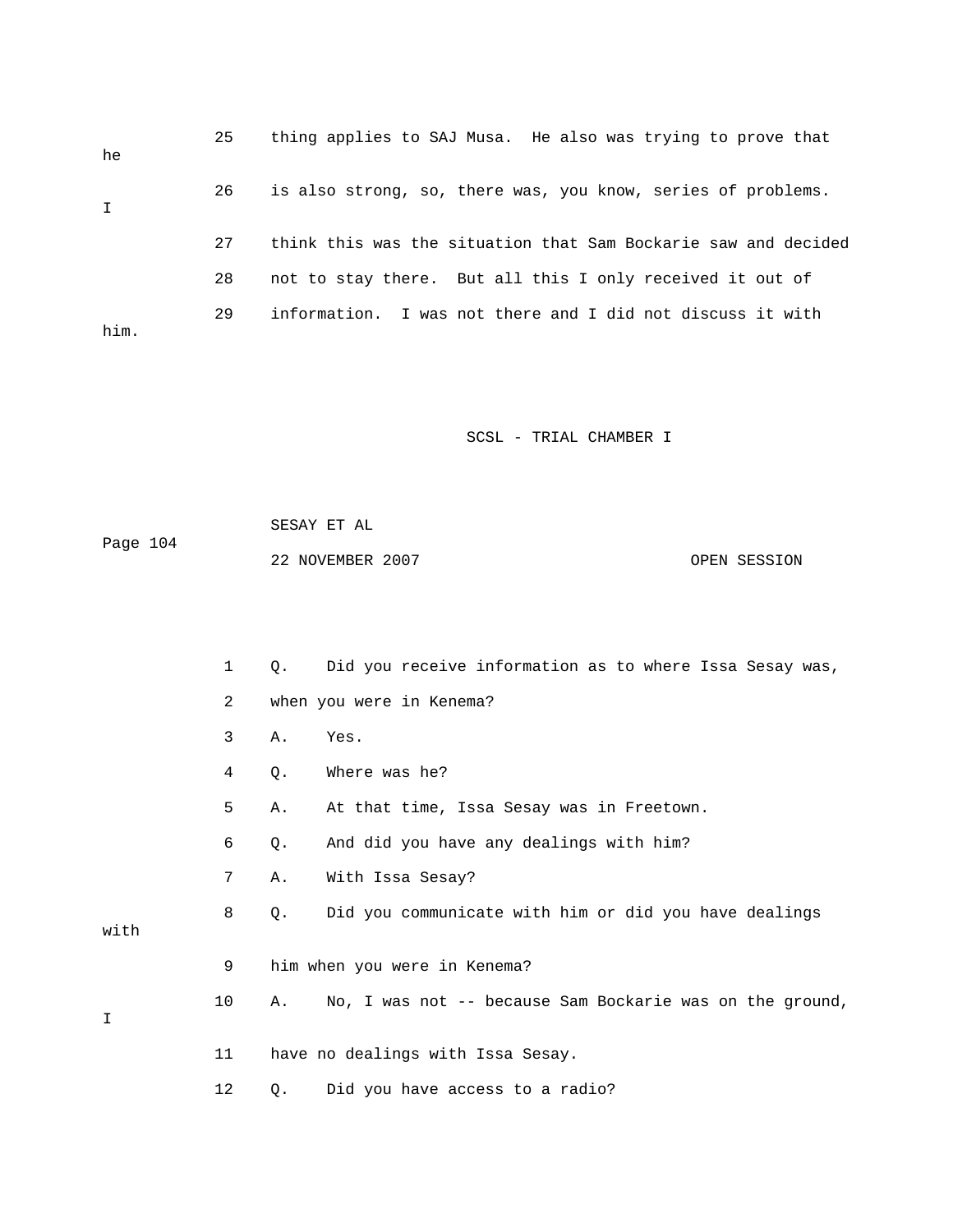25 thing applies to SAJ Musa. He also was trying to prove that he

26 is also strong, so, there was, you know, series of problems. I

27 think this was the situation that Sam Bockarie saw and decided

28 not to stay there. But all this I only received it out of

29 information. I was not there and I did not discuss it with him.

1 Q. Did you receive information as to where Issa Sesay was,

2 when you were in Kenema?

3 A. Yes.

4 Q. Where was he?

5 A. At that time, Issa Sesay was in Freetown.

6 Q. And did you have any dealings with him?

7 A. With Issa Sesay?

8 Q. Did you communicate with him or did you have dealings with

9 him when you were in Kenema?

10 A. No, I was not -- because Sam Bockarie was on the ground, I

11 have no dealings with Issa Sesay.

12 Q. Did you have access to a radio?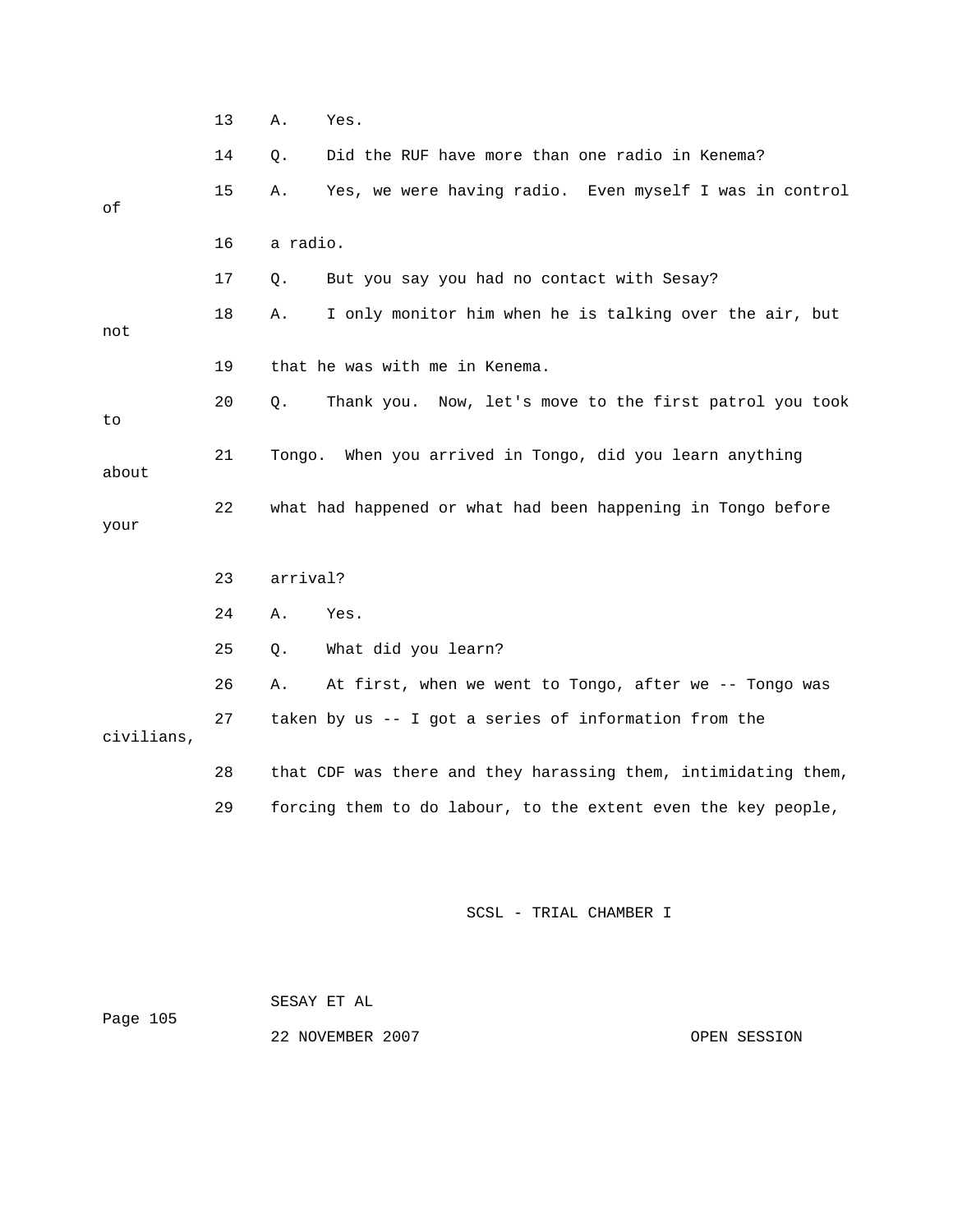13 A. Yes.

14 Q. Did the RUF have more than one radio in Kenema?

15 A. Yes, we were having radio. Even myself I was in control of

16 a radio.

17 Q. But you say you had no contact with Sesay?

18 A. I only monitor him when he is talking over the air, but not

19 that he was with me in Kenema.

20 Q. Thank you. Now, let's move to the first patrol you took to

21 Tongo. When you arrived in Tongo, did you learn anything about

22 what had happened or what had been happening in Tongo before your

23 arrival?

24 A. Yes.

25 Q. What did you learn?

26 A. At first, when we went to Tongo, after we -- Tongo was

27 taken by us -- I got a series of information from the civilians,

28 that CDF was there and they harassing them, intimidating them,

29 forcing them to do labour, to the extent even the key people,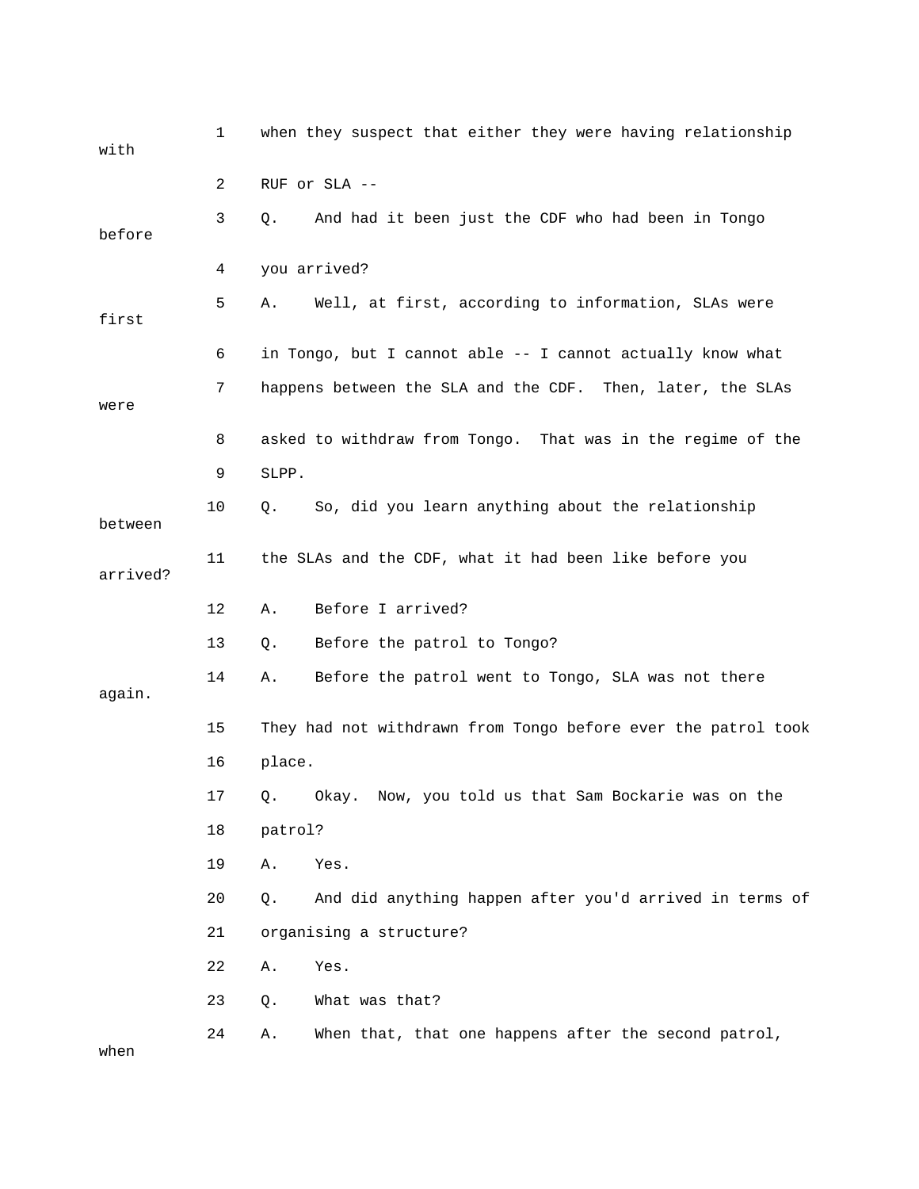1 when they suspect that either they were having relationship with

2 RUF or SLA --

3 Q. And had it been just the CDF who had been in Tongo before

4 you arrived?

5 A. Well, at first, according to information, SLAs were first

6 in Tongo, but I cannot able -- I cannot actually know what

7 happens between the SLA and the CDF. Then, later, the SLAs were

8 asked to withdraw from Tongo. That was in the regime of the

9 SLPP.

10 Q. So, did you learn anything about the relationship between

11 the SLAs and the CDF, what it had been like before you arrived?

12 A. Before I arrived?

13 Q. Before the patrol to Tongo?

14 A. Before the patrol went to Tongo, SLA was not there again.

15 They had not withdrawn from Tongo before ever the patrol took

16 place.

17 Q. Okay. Now, you told us that Sam Bockarie was on the

18 patrol?

19 A. Yes.

20 Q. And did anything happen after you'd arrived in terms of

21 organising a structure?

22 A. Yes.

23 Q. What was that?

24 A. When that, that one happens after the second patrol, when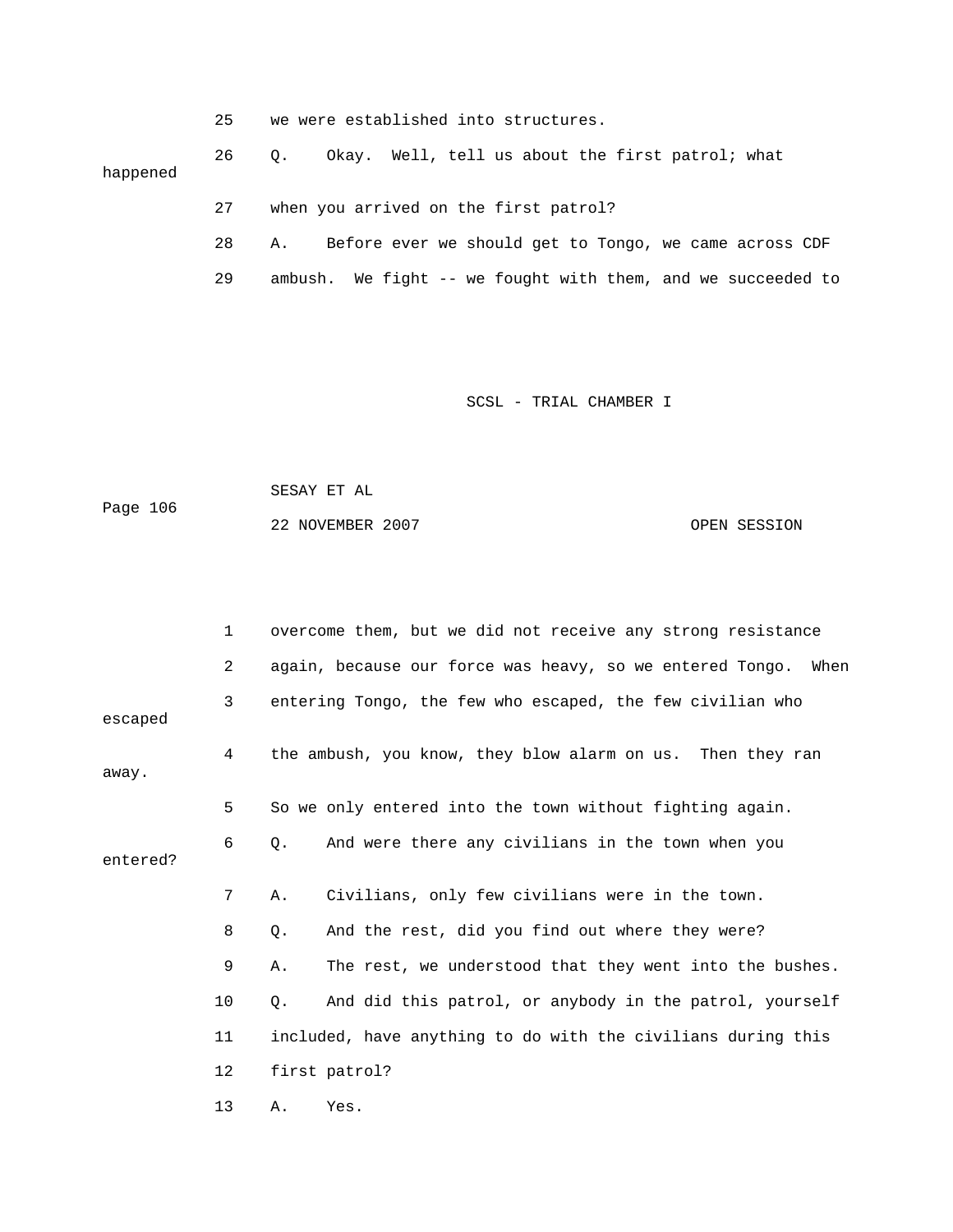25 we were established into structures.

26 Q. Okay. Well, tell us about the first patrol; what happened

27 when you arrived on the first patrol?

28 A. Before ever we should get to Tongo, we came across CDF

29 ambush. We fight -- we fought with them, and we succeeded to

1 overcome them, but we did not receive any strong resistance

2 again, because our force was heavy, so we entered Tongo. When

3 entering Tongo, the few who escaped, the few civilian who escaped

4 the ambush, you know, they blow alarm on us. Then they ran away.

5 So we only entered into the town without fighting again.

6 Q. And were there any civilians in the town when you entered?

7 A. Civilians, only few civilians were in the town.

8 Q. And the rest, did you find out where they were?

9 A. The rest, we understood that they went into the bushes.

10 Q. And did this patrol, or anybody in the patrol, yourself

11 included, have anything to do with the civilians during this

12 first patrol?

13 A. Yes.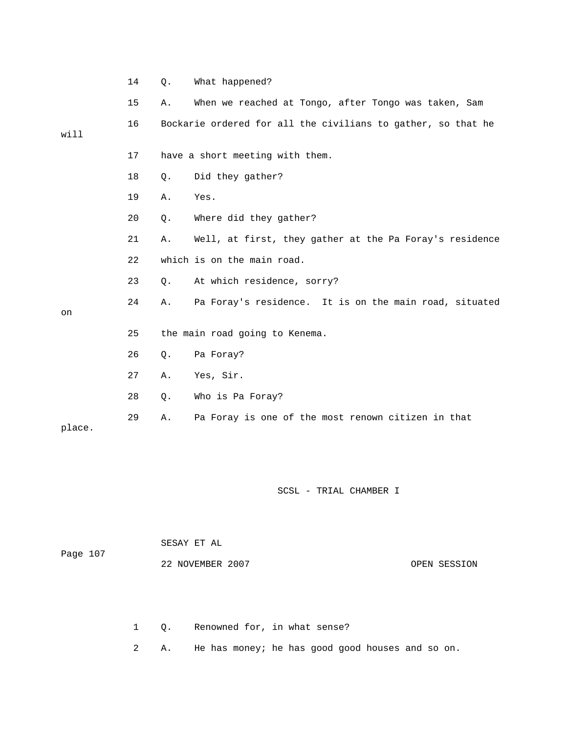14 Q. What happened?

15 A. When we reached at Tongo, after Tongo was taken, Sam

16 Bockarie ordered for all the civilians to gather, so that he will

17 have a short meeting with them.

18 Q. Did they gather?

19 A. Yes.

20 Q. Where did they gather?

21 A. Well, at first, they gather at the Pa Foray's residence

22 which is on the main road.

23 Q. At which residence, sorry?

24 A. Pa Foray's residence. It is on the main road, situated on

25 the main road going to Kenema.

26 Q. Pa Foray?

27 A. Yes, Sir.

28 Q. Who is Pa Foray?

29 A. Pa Foray is one of the most renown citizen in that place.

1 Q. Renowned for, in what sense?

2 A. He has money; he has good good houses and so on.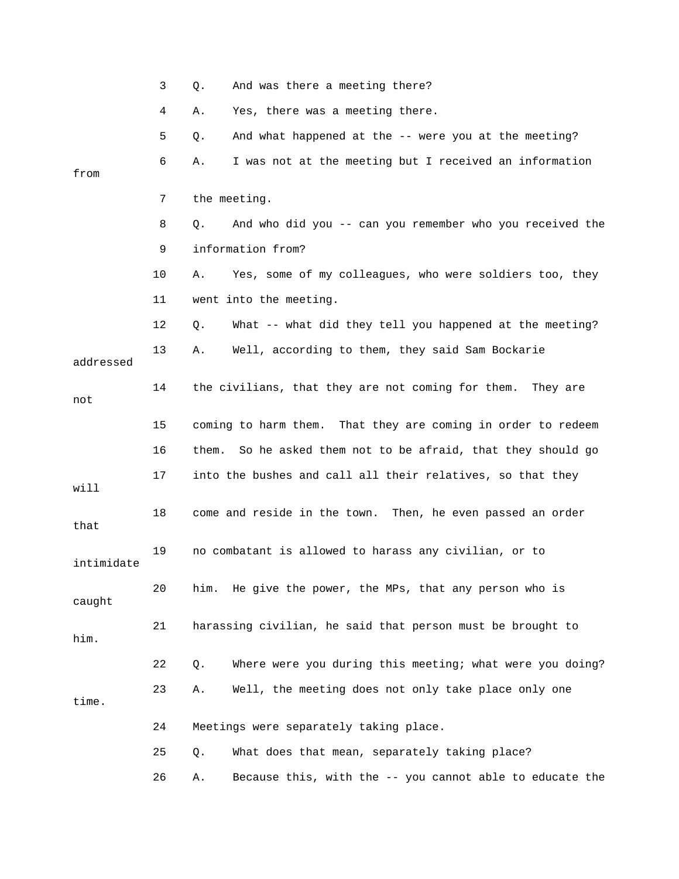3 Q. And was there a meeting there?

4 A. Yes, there was a meeting there.

5 Q. And what happened at the -- were you at the meeting?

6 A. I was not at the meeting but I received an information from

7 the meeting.

8 Q. And who did you -- can you remember who you received the

9 information from?

10 A. Yes, some of my colleagues, who were soldiers too, they

11 went into the meeting.

12 Q. What -- what did they tell you happened at the meeting?

13 A. Well, according to them, they said Sam Bockarie addressed

14 the civilians, that they are not coming for them. They are not

15 coming to harm them. That they are coming in order to redeem

16 them. So he asked them not to be afraid, that they should go

17 into the bushes and call all their relatives, so that they will

18 come and reside in the town. Then, he even passed an order that

19 no combatant is allowed to harass any civilian, or to intimidate

20 him. He give the power, the MPs, that any person who is caught

21 harassing civilian, he said that person must be brought to him.

22 Q. Where were you during this meeting; what were you doing?

23 A. Well, the meeting does not only take place only one time.

24 Meetings were separately taking place.

25 Q. What does that mean, separately taking place?

26 A. Because this, with the -- you cannot able to educate the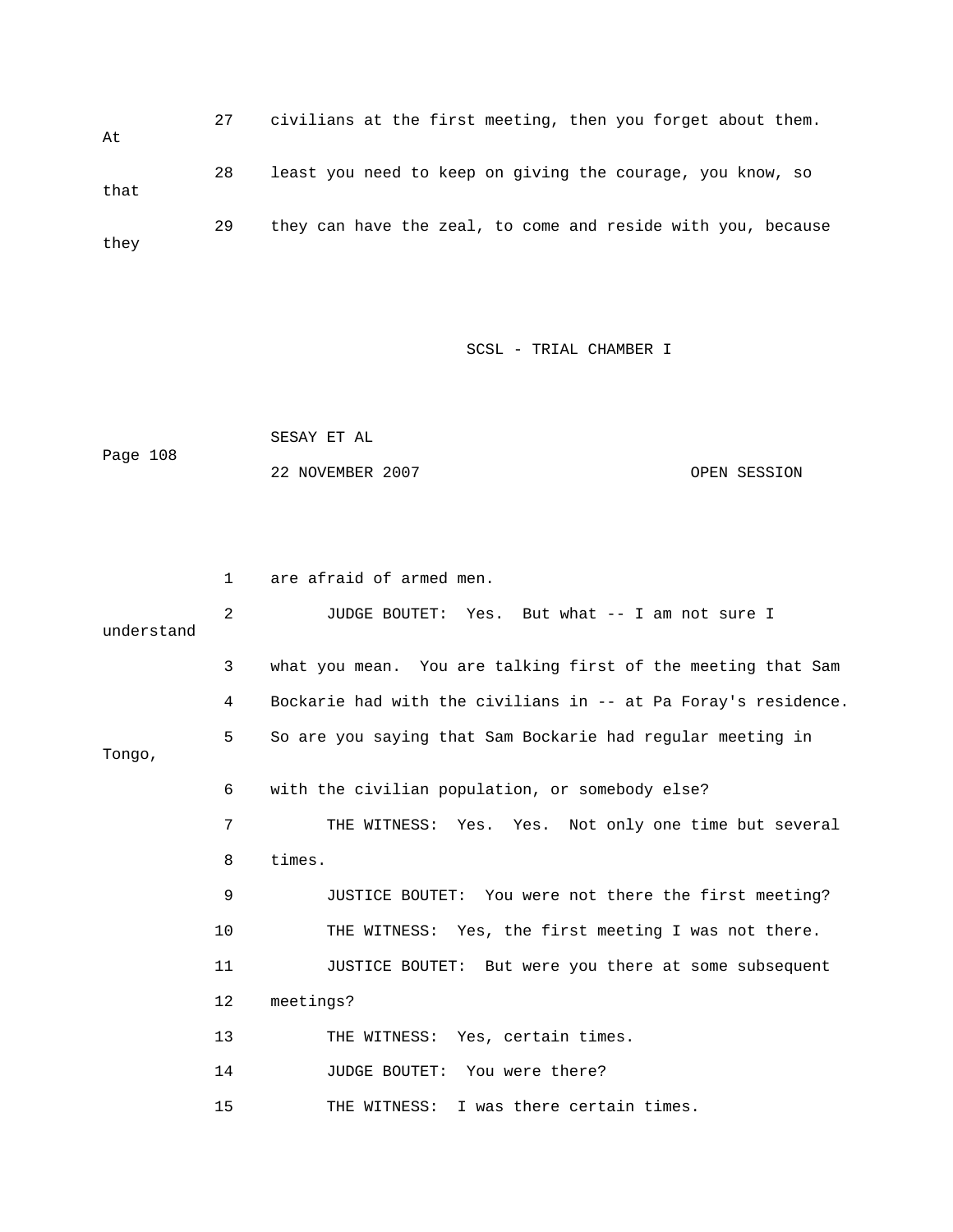27 civilians at the first meeting, then you forget about them. At

28 least you need to keep on giving the courage, you know, so that

29 they can have the zeal, to come and reside with you, because they

1 are afraid of armed men.

2 JUDGE BOUTET: Yes. But what -- I am not sure I understand

3 what you mean. You are talking first of the meeting that Sam

4 Bockarie had with the civilians in -- at Pa Foray's residence.

5 So are you saying that Sam Bockarie had regular meeting in Tongo,

6 with the civilian population, or somebody else?

7 THE WITNESS: Yes. Yes. Not only one time but several

8 times.

9 JUSTICE BOUTET: You were not there the first meeting?

10 THE WITNESS: Yes, the first meeting I was not there.

11 JUSTICE BOUTET: But were you there at some subsequent

12 meetings?

13 THE WITNESS: Yes, certain times.

14 JUDGE BOUTET: You were there?

15 THE WITNESS: I was there certain times.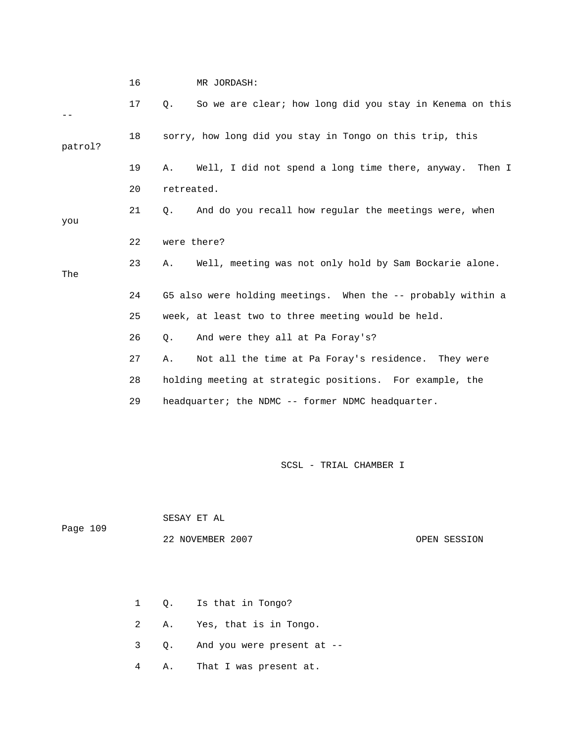16 MR JORDASH:

17 Q. So we are clear; how long did you stay in Kenema on this --

18 sorry, how long did you stay in Tongo on this trip, this patrol?

19 A. Well, I did not spend a long time there, anyway. Then I

20 retreated.

21 Q. And do you recall how regular the meetings were, when you

22 were there?

23 A. Well, meeting was not only hold by Sam Bockarie alone. The

24 G5 also were holding meetings. When the -- probably within a

25 week, at least two to three meeting would be held.

26 Q. And were they all at Pa Foray's?

27 A. Not all the time at Pa Foray's residence. They were

28 holding meeting at strategic positions. For example, the

29 headquarter; the NDMC -- former NDMC headquarter.

1 Q. Is that in Tongo?

2 A. Yes, that is in Tongo.

3 Q. And you were present at --

4 A. That I was present at.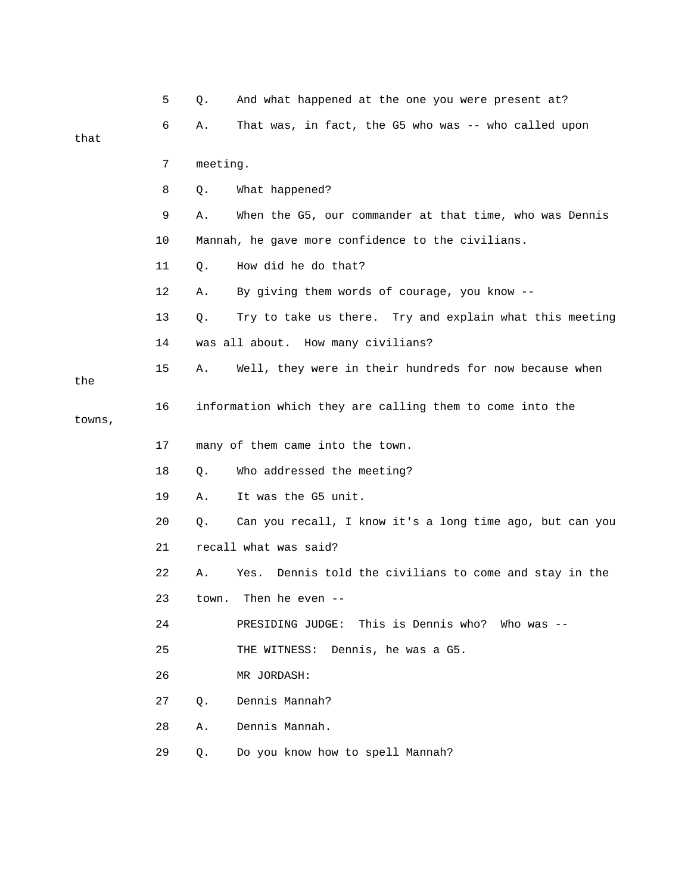5 Q. And what happened at the one you were present at?

6 A. That was, in fact, the G5 who was -- who called upon that

7 meeting.

8 Q. What happened?

9 A. When the G5, our commander at that time, who was Dennis

10 Mannah, he gave more confidence to the civilians.

11 Q. How did he do that?

12 A. By giving them words of courage, you know --

13 Q. Try to take us there. Try and explain what this meeting

14 was all about. How many civilians?

15 A. Well, they were in their hundreds for now because when the

16 information which they are calling them to come into the towns,

17 many of them came into the town.

18 Q. Who addressed the meeting?

19 A. It was the G5 unit.

20 Q. Can you recall, I know it's a long time ago, but can you

21 recall what was said?

22 A. Yes. Dennis told the civilians to come and stay in the

23 town. Then he even --

24 PRESIDING JUDGE: This is Dennis who? Who was --

25 THE WITNESS: Dennis, he was a G5.

26 MR JORDASH:

27 Q. Dennis Mannah?

28 A. Dennis Mannah.

29 Q. Do you know how to spell Mannah?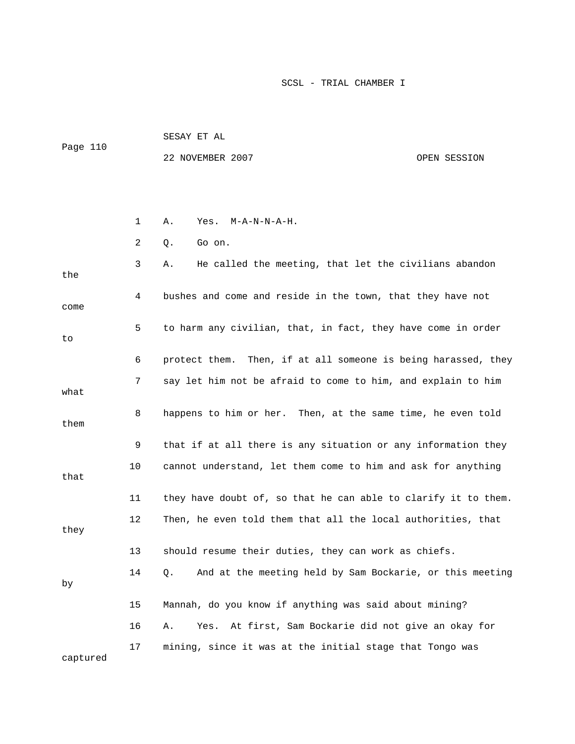1 A. Yes. M-A-N-N-A-H.

2 Q. Go on.

3 A. He called the meeting, that let the civilians abandon the

4 bushes and come and reside in the town, that they have not come

5 to harm any civilian, that, in fact, they have come in order to

6 protect them. Then, if at all someone is being harassed, they

7 say let him not be afraid to come to him, and explain to him what

8 happens to him or her. Then, at the same time, he even told them

9 that if at all there is any situation or any information they

10 cannot understand, let them come to him and ask for anything that

11 they have doubt of, so that he can able to clarify it to them.

12 Then, he even told them that all the local authorities, that they

13 should resume their duties, they can work as chiefs.

14 Q. And at the meeting held by Sam Bockarie, or this meeting by

15 Mannah, do you know if anything was said about mining?

16 A. Yes. At first, Sam Bockarie did not give an okay for

17 mining, since it was at the initial stage that Tongo was captured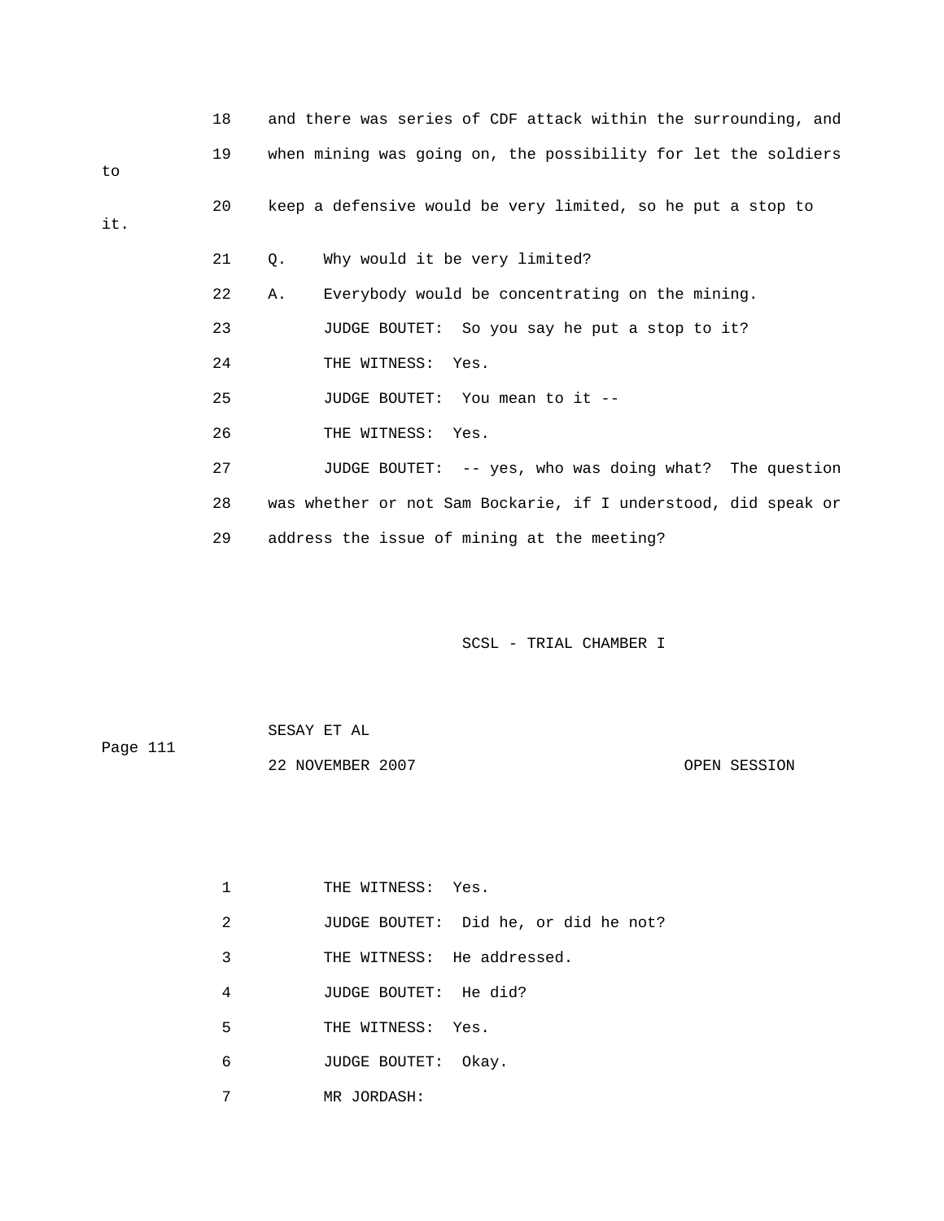18 and there was series of CDF attack within the surrounding, and

19 when mining was going on, the possibility for let the soldiers to

20 keep a defensive would be very limited, so he put a stop to it.

21 Q. Why would it be very limited?

22 A. Everybody would be concentrating on the mining.

23 JUDGE BOUTET: So you say he put a stop to it?

24 THE WITNESS: Yes.

25 JUDGE BOUTET: You mean to it --

26 THE WITNESS: Yes.

27 JUDGE BOUTET: -- yes, who was doing what? The question

28 was whether or not Sam Bockarie, if I understood, did speak or

29 address the issue of mining at the meeting?

1 THE WITNESS: Yes.

2 JUDGE BOUTET: Did he, or did he not?

3 THE WITNESS: He addressed.

4 JUDGE BOUTET: He did?

5 THE WITNESS: Yes.

6 JUDGE BOUTET: Okay.

7 MR JORDASH: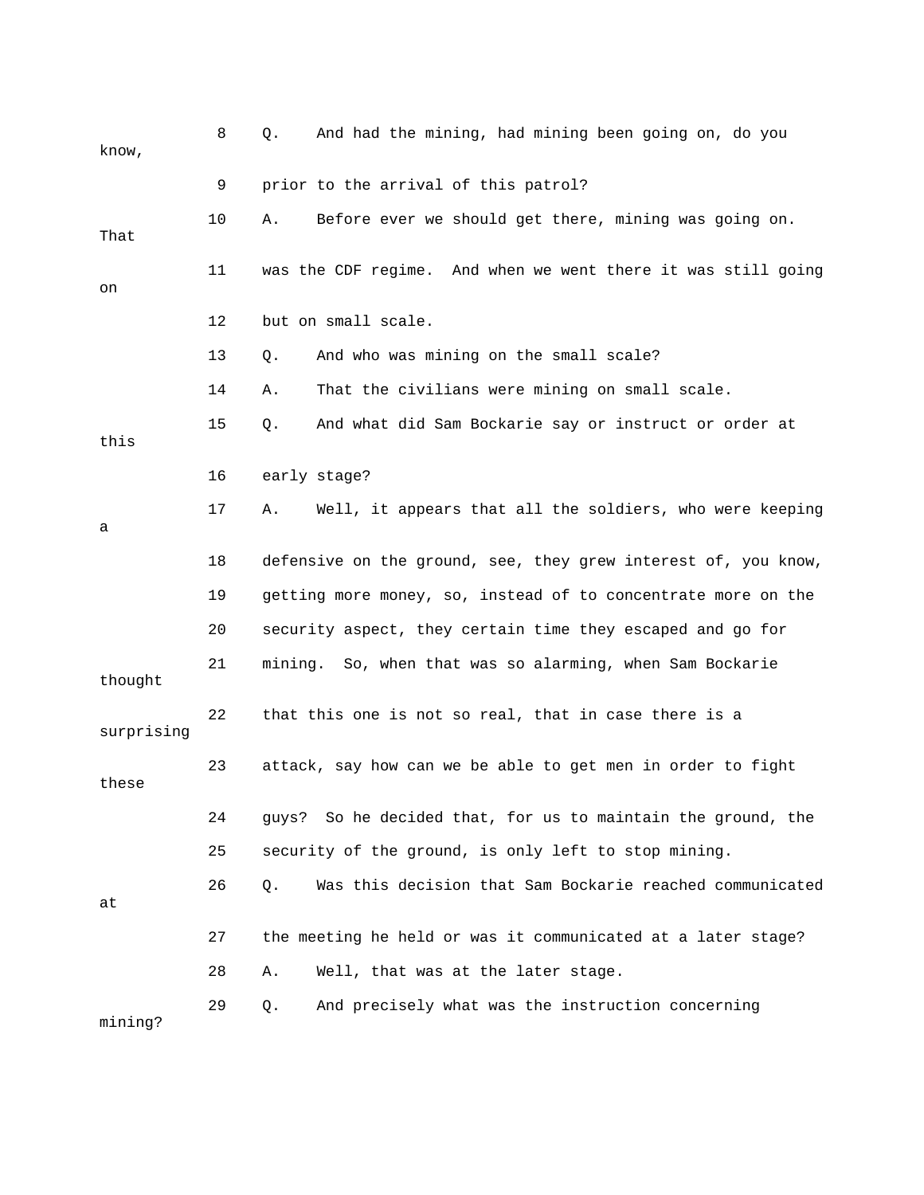8 Q. And had the mining, had mining been going on, do you know,

9 prior to the arrival of this patrol?

10 A. Before ever we should get there, mining was going on. That

11 was the CDF regime. And when we went there it was still going on

12 but on small scale.

13 Q. And who was mining on the small scale?

14 A. That the civilians were mining on small scale.

15 Q. And what did Sam Bockarie say or instruct or order at this

16 early stage?

17 A. Well, it appears that all the soldiers, who were keeping a

18 defensive on the ground, see, they grew interest of, you know,

19 getting more money, so, instead of to concentrate more on the

20 security aspect, they certain time they escaped and go for

21 mining. So, when that was so alarming, when Sam Bockarie thought

22 that this one is not so real, that in case there is a surprising

23 attack, say how can we be able to get men in order to fight these

24 guys? So he decided that, for us to maintain the ground, the

25 security of the ground, is only left to stop mining.

26 Q. Was this decision that Sam Bockarie reached communicated at

27 the meeting he held or was it communicated at a later stage?

28 A. Well, that was at the later stage.

29 Q. And precisely what was the instruction concerning mining?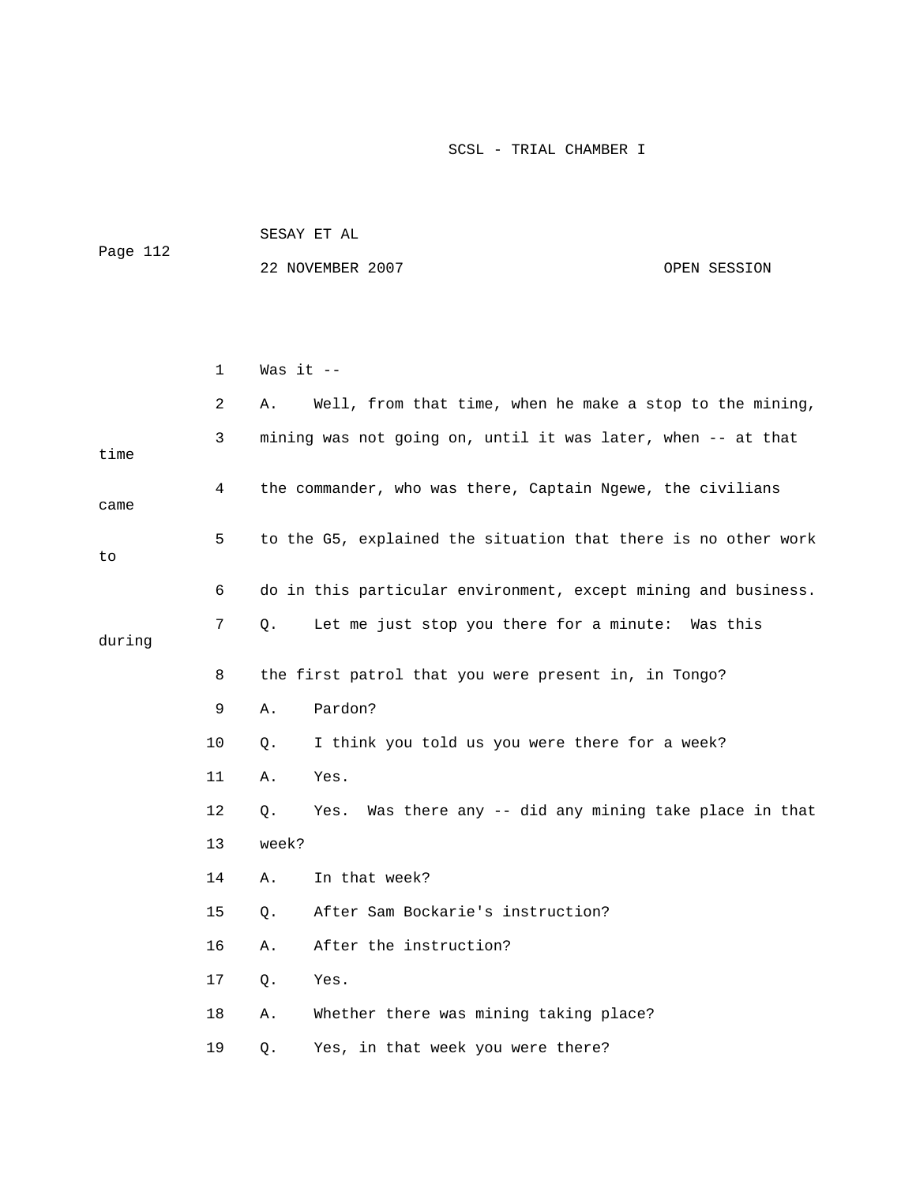1 Was it --

2 A. Well, from that time, when he make a stop to the mining,

3 mining was not going on, until it was later, when -- at that time

4 the commander, who was there, Captain Ngewe, the civilians came

5 to the G5, explained the situation that there is no other work to

6 do in this particular environment, except mining and business.

7 Q. Let me just stop you there for a minute: Was this during

8 the first patrol that you were present in, in Tongo?

9 A. Pardon?

10 Q. I think you told us you were there for a week?

11 A. Yes.

12 Q. Yes. Was there any -- did any mining take place in that

13 week?

14 A. In that week?

15 Q. After Sam Bockarie's instruction?

16 A. After the instruction?

17 Q. Yes.

18 A. Whether there was mining taking place?

19 Q. Yes, in that week you were there?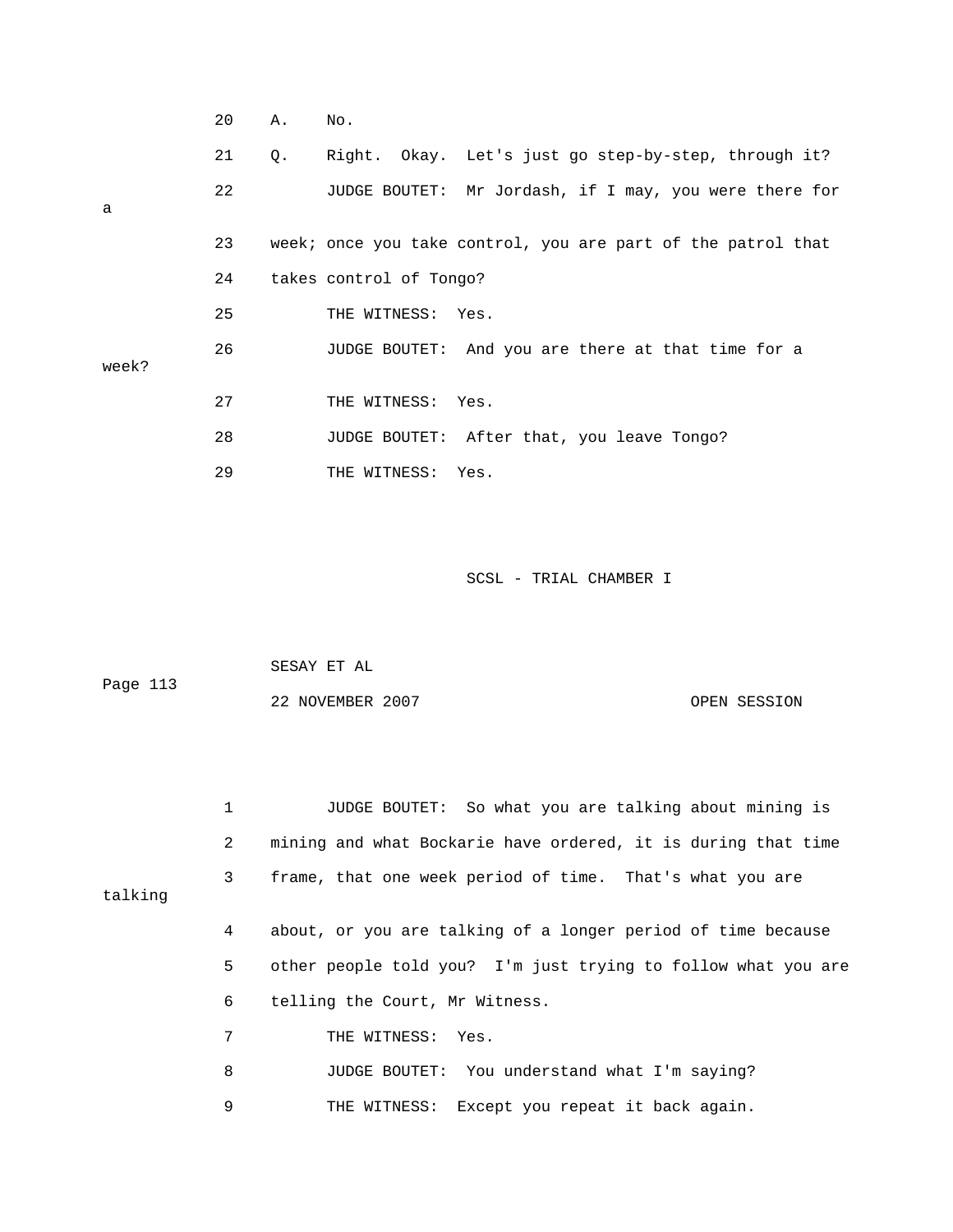20 A. No.

21 Q. Right. Okay. Let's just go step-by-step, through it?

22 JUDGE BOUTET: Mr Jordash, if I may, you were there for a

23 week; once you take control, you are part of the patrol that

24 takes control of Tongo?

25 THE WITNESS: Yes.

26 JUDGE BOUTET: And you are there at that time for a week?

27 THE WITNESS: Yes.

28 JUDGE BOUTET: After that, you leave Tongo?

29 THE WITNESS: Yes.

1 JUDGE BOUTET: So what you are talking about mining is

2 mining and what Bockarie have ordered, it is during that time

3 frame, that one week period of time. That's what you are talking

4 about, or you are talking of a longer period of time because

5 other people told you? I'm just trying to follow what you are

6 telling the Court, Mr Witness.

7 THE WITNESS: Yes.

8 JUDGE BOUTET: You understand what I'm saying?

9 THE WITNESS: Except you repeat it back again.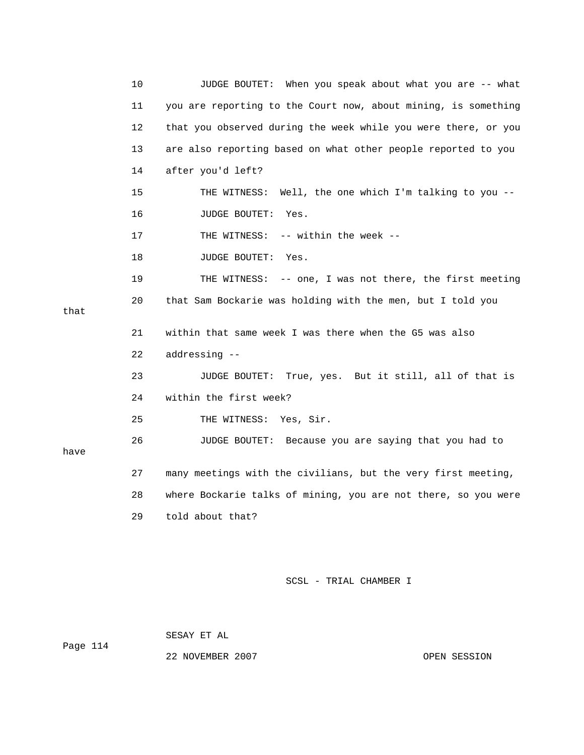10 JUDGE BOUTET: When you speak about what you are -- what
11 you are reporting to the Court now, about mining, is something
12 that you observed during the week while you were there, or you
13 are also reporting based on what other people reported to you
14 after you'd left?
15 THE WITNESS: Well, the one which I'm talking to you --
16 JUDGE BOUTET: Yes.
17 THE WITNESS: -- within the week --
18 JUDGE BOUTET: Yes.
19 THE WITNESS: -- one, I was not there, the first meeting
20 that Sam Bockarie was holding with the men, but I told you that
21 within that same week I was there when the G5 was also
22 addressing --
23 JUDGE BOUTET: True, yes. But it still, all of that is
24 within the first week?
25 THE WITNESS: Yes, Sir.
26 JUDGE BOUTET: Because you are saying that you had to have
27 many meetings with the civilians, but the very first meeting,
28 where Bockarie talks of mining, you are not there, so you were
29 told about that?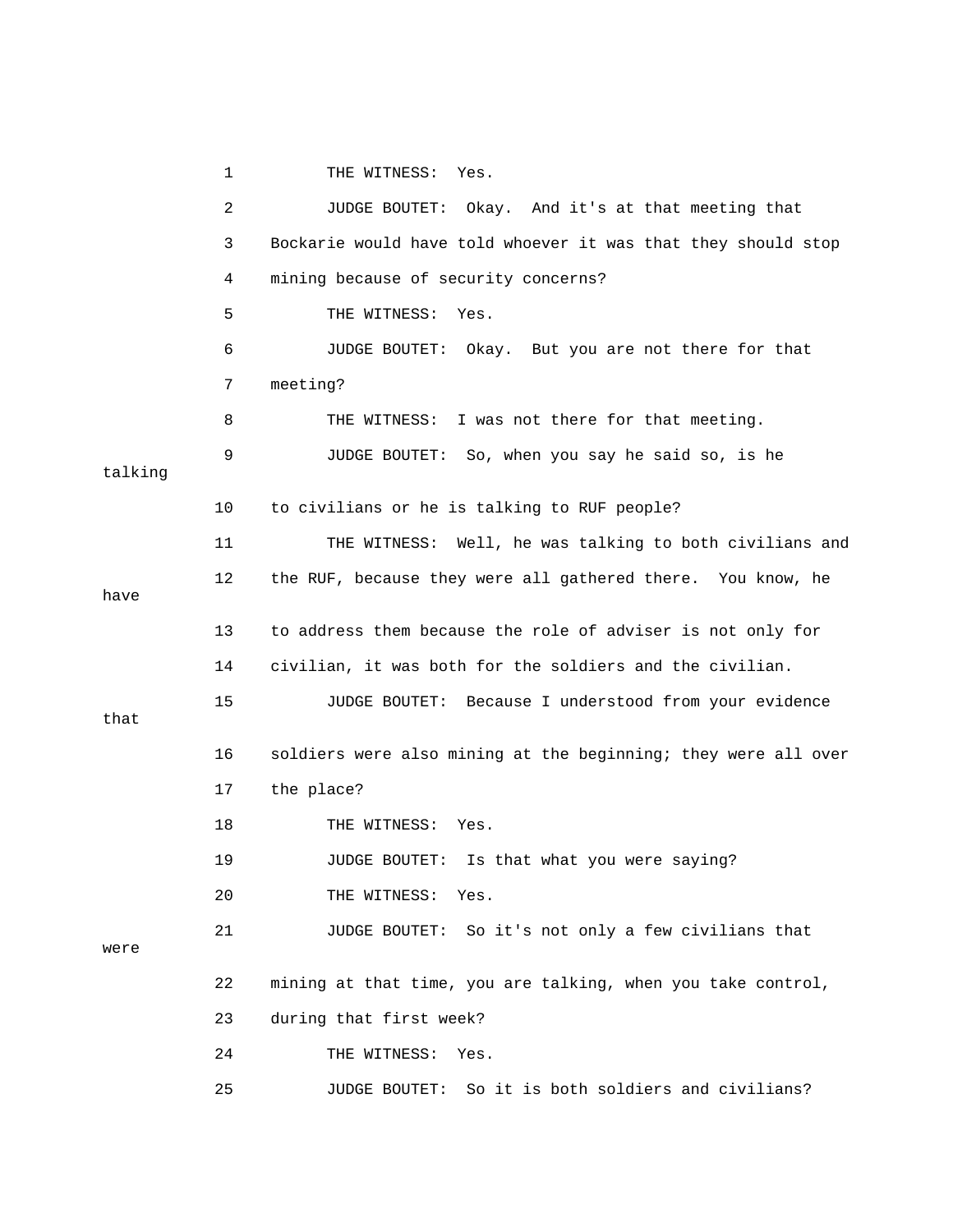1 THE WITNESS: Yes.

2 JUDGE BOUTET: Okay. And it's at that meeting that

3 Bockarie would have told whoever it was that they should stop

4 mining because of security concerns?

5 THE WITNESS: Yes.

6 JUDGE BOUTET: Okay. But you are not there for that

7 meeting?

8 THE WITNESS: I was not there for that meeting.

9 JUDGE BOUTET: So, when you say he said so, is he talking

10 to civilians or he is talking to RUF people?

11 THE WITNESS: Well, he was talking to both civilians and

12 the RUF, because they were all gathered there. You know, he have

13 to address them because the role of adviser is not only for

14 civilian, it was both for the soldiers and the civilian.

15 JUDGE BOUTET: Because I understood from your evidence that

16 soldiers were also mining at the beginning; they were all over

17 the place?

18 THE WITNESS: Yes.

19 JUDGE BOUTET: Is that what you were saying?

20 THE WITNESS: Yes.

21 JUDGE BOUTET: So it's not only a few civilians that were

22 mining at that time, you are talking, when you take control,

23 during that first week?

24 THE WITNESS: Yes.

25 JUDGE BOUTET: So it is both soldiers and civilians?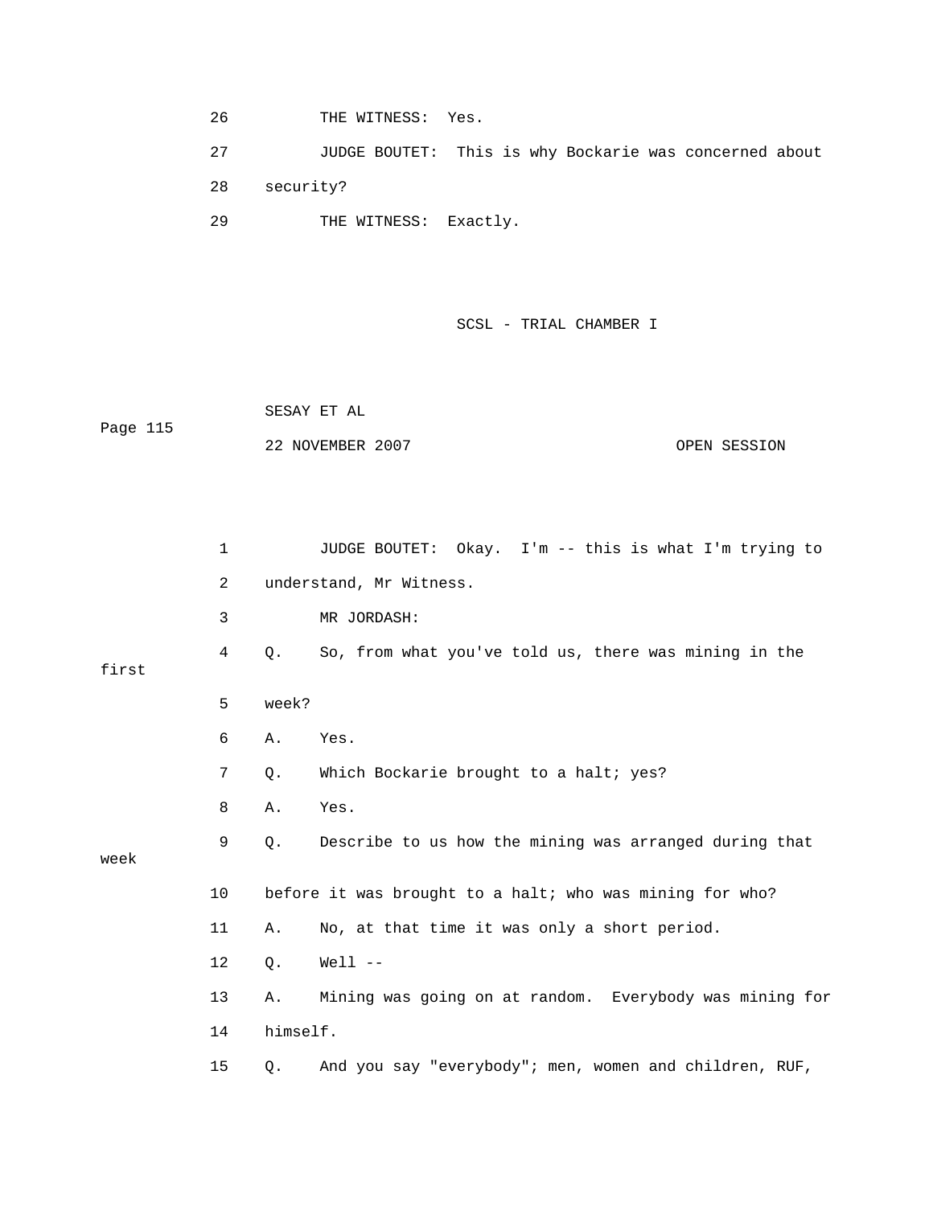26 THE WITNESS: Yes.

27 JUDGE BOUTET: This is why Bockarie was concerned about

28 security?

29 THE WITNESS: Exactly.

1 JUDGE BOUTET: Okay. I'm -- this is what I'm trying to

2 understand, Mr Witness.

3 MR JORDASH:

4 Q. So, from what you've told us, there was mining in the first

5 week?

6 A. Yes.

7 Q. Which Bockarie brought to a halt; yes?

8 A. Yes.

9 Q. Describe to us how the mining was arranged during that week

10 before it was brought to a halt; who was mining for who?

11 A. No, at that time it was only a short period.

12 Q. Well --

13 A. Mining was going on at random. Everybody was mining for

14 himself.

15 Q. And you say "everybody"; men, women and children, RUF,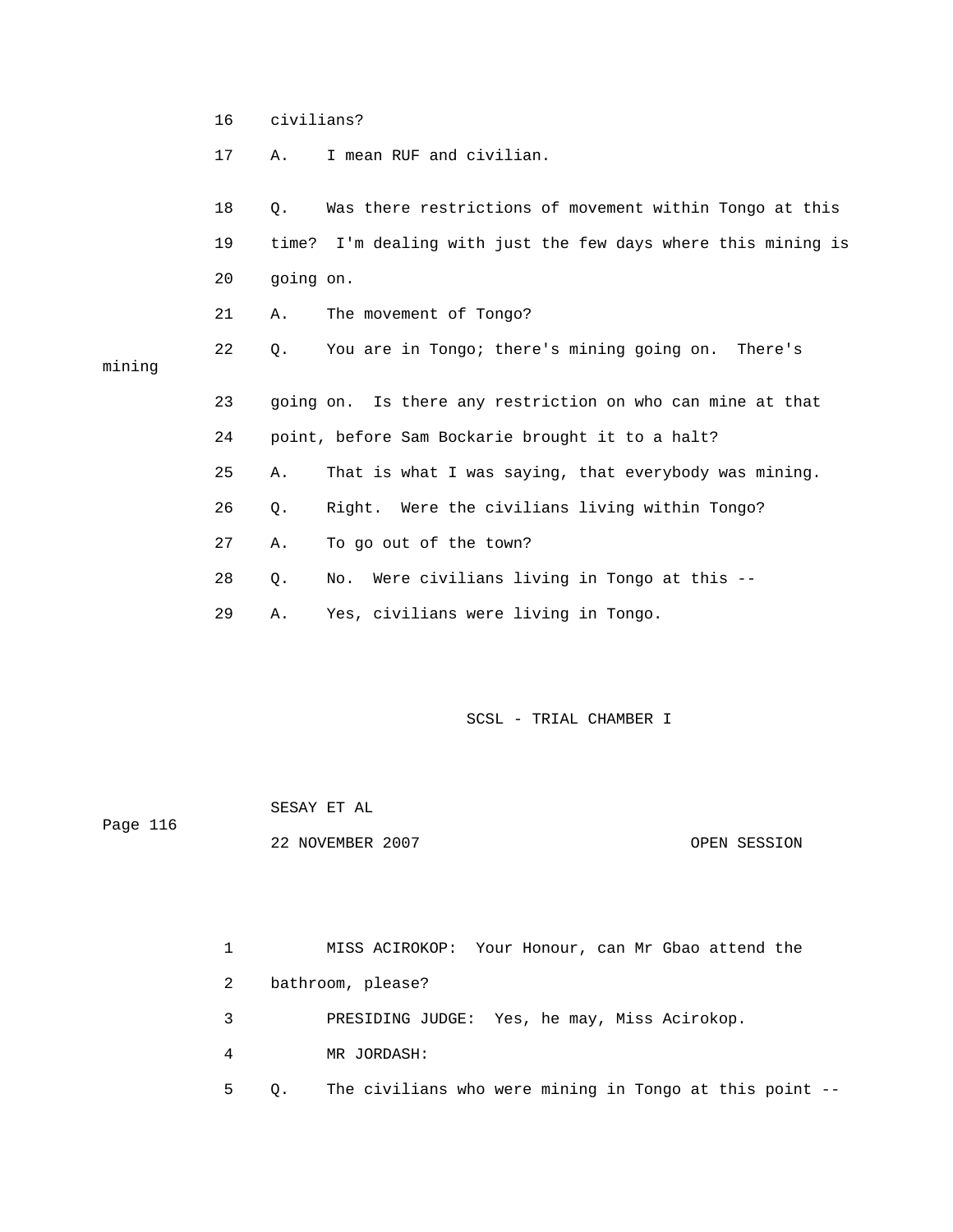16 civilians?

17 A. I mean RUF and civilian.

18 Q. Was there restrictions of movement within Tongo at this

19 time? I'm dealing with just the few days where this mining is

20 going on.

21 A. The movement of Tongo?

22 Q. You are in Tongo; there's mining going on. There's mining

23 going on. Is there any restriction on who can mine at that

24 point, before Sam Bockarie brought it to a halt?

25 A. That is what I was saying, that everybody was mining.

26 Q. Right. Were the civilians living within Tongo?

27 A. To go out of the town?

28 Q. No. Were civilians living in Tongo at this --

29 A. Yes, civilians were living in Tongo.

1 MISS ACIROKOP: Your Honour, can Mr Gbao attend the

2 bathroom, please?

3 PRESIDING JUDGE: Yes, he may, Miss Acirokop.

4 MR JORDASH:

5 Q. The civilians who were mining in Tongo at this point --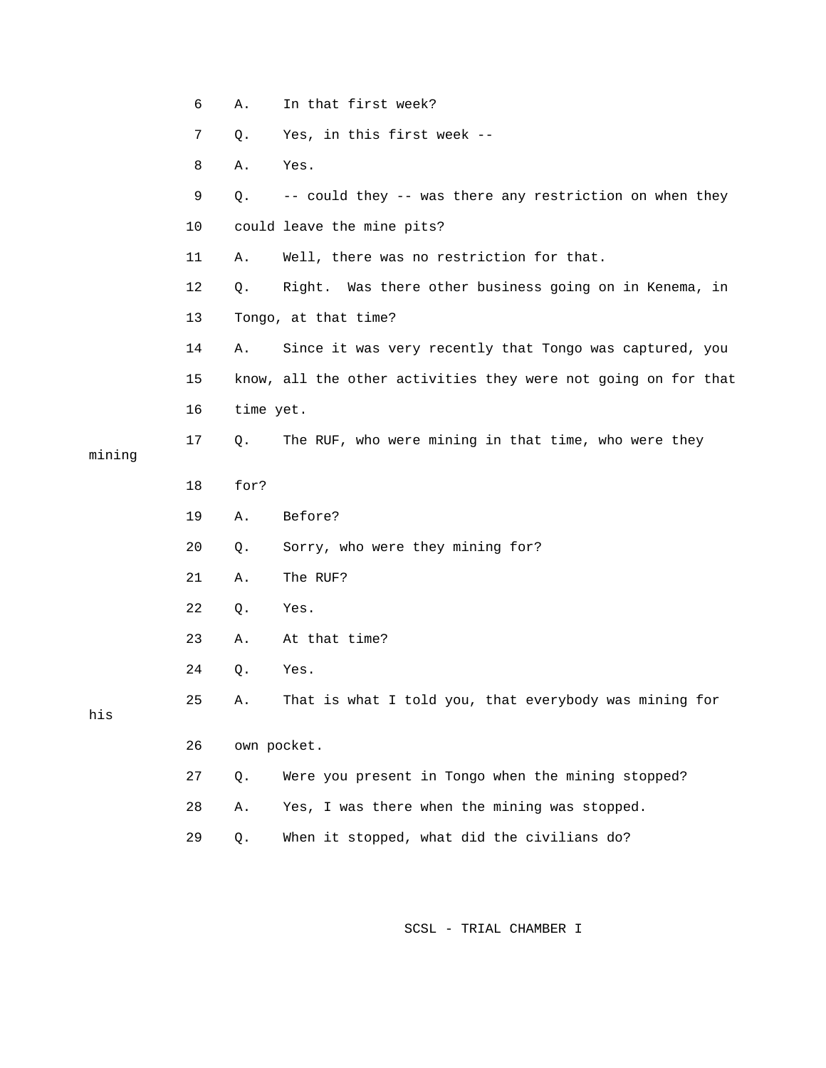6 A. In that first week?

7 Q. Yes, in this first week --

8 A. Yes.

9 Q. -- could they -- was there any restriction on when they

10 could leave the mine pits?

11 A. Well, there was no restriction for that.

12 Q. Right. Was there other business going on in Kenema, in

13 Tongo, at that time?

14 A. Since it was very recently that Tongo was captured, you

15 know, all the other activities they were not going on for that

16 time yet.

17 Q. The RUF, who were mining in that time, who were they mining

18 for?

19 A. Before?

20 Q. Sorry, who were they mining for?

21 A. The RUF?

22 Q. Yes.

23 A. At that time?

24 Q. Yes.

25 A. That is what I told you, that everybody was mining for his

26 own pocket.

27 Q. Were you present in Tongo when the mining stopped?

28 A. Yes, I was there when the mining was stopped.

29 Q. When it stopped, what did the civilians do?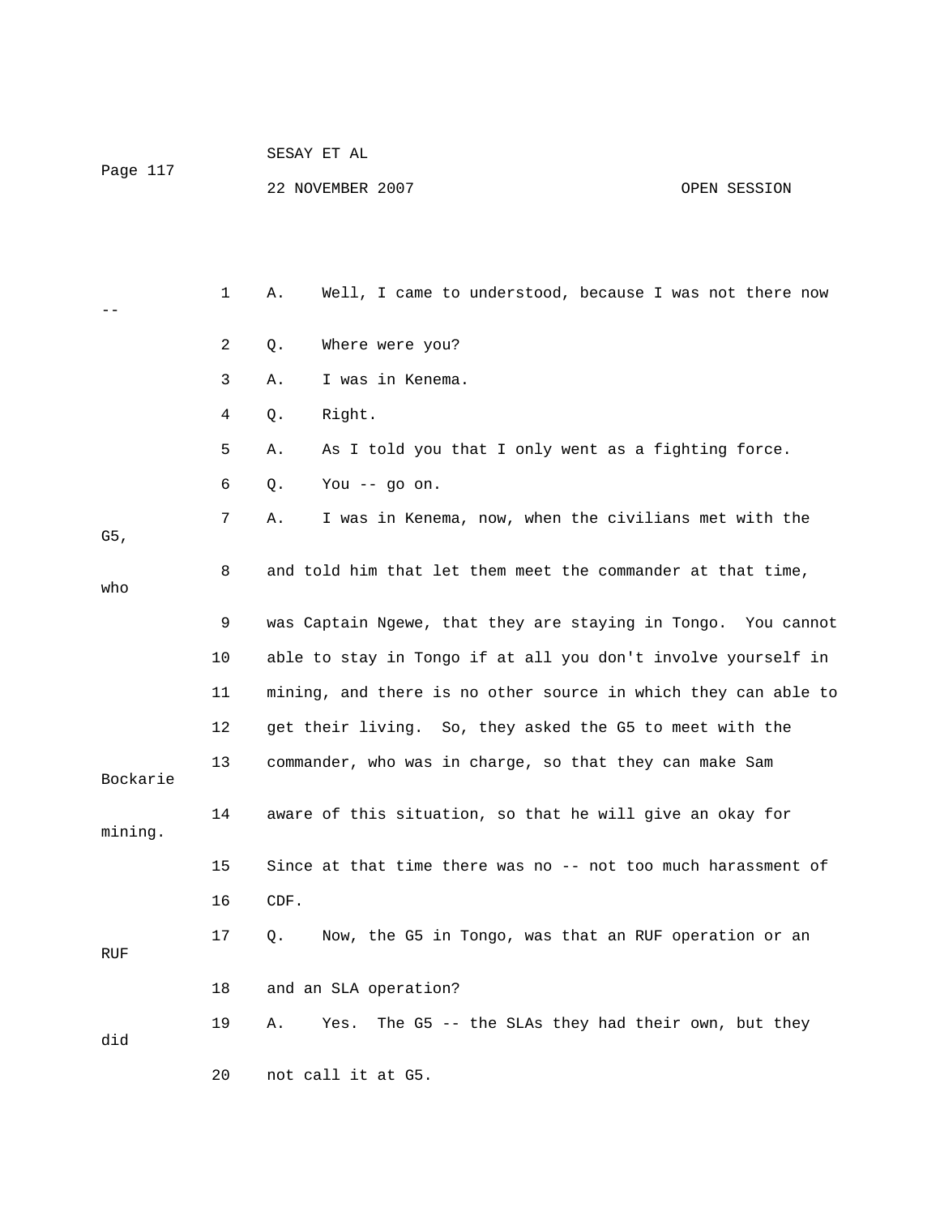1 A. Well, I came to understood, because I was not there now --

2 Q. Where were you?

3 A. I was in Kenema.

4 Q. Right.

5 A. As I told you that I only went as a fighting force.

6 Q. You -- go on.

7 A. I was in Kenema, now, when the civilians met with the G5,

8 and told him that let them meet the commander at that time, who

9 was Captain Ngewe, that they are staying in Tongo. You cannot

10 able to stay in Tongo if at all you don't involve yourself in

11 mining, and there is no other source in which they can able to

12 get their living. So, they asked the G5 to meet with the

13 commander, who was in charge, so that they can make Sam Bockarie

14 aware of this situation, so that he will give an okay for mining.

15 Since at that time there was no -- not too much harassment of

16 CDF.

17 Q. Now, the G5 in Tongo, was that an RUF operation or an RUF

18 and an SLA operation?

19 A. Yes. The G5 -- the SLAs they had their own, but they did

20 not call it at G5.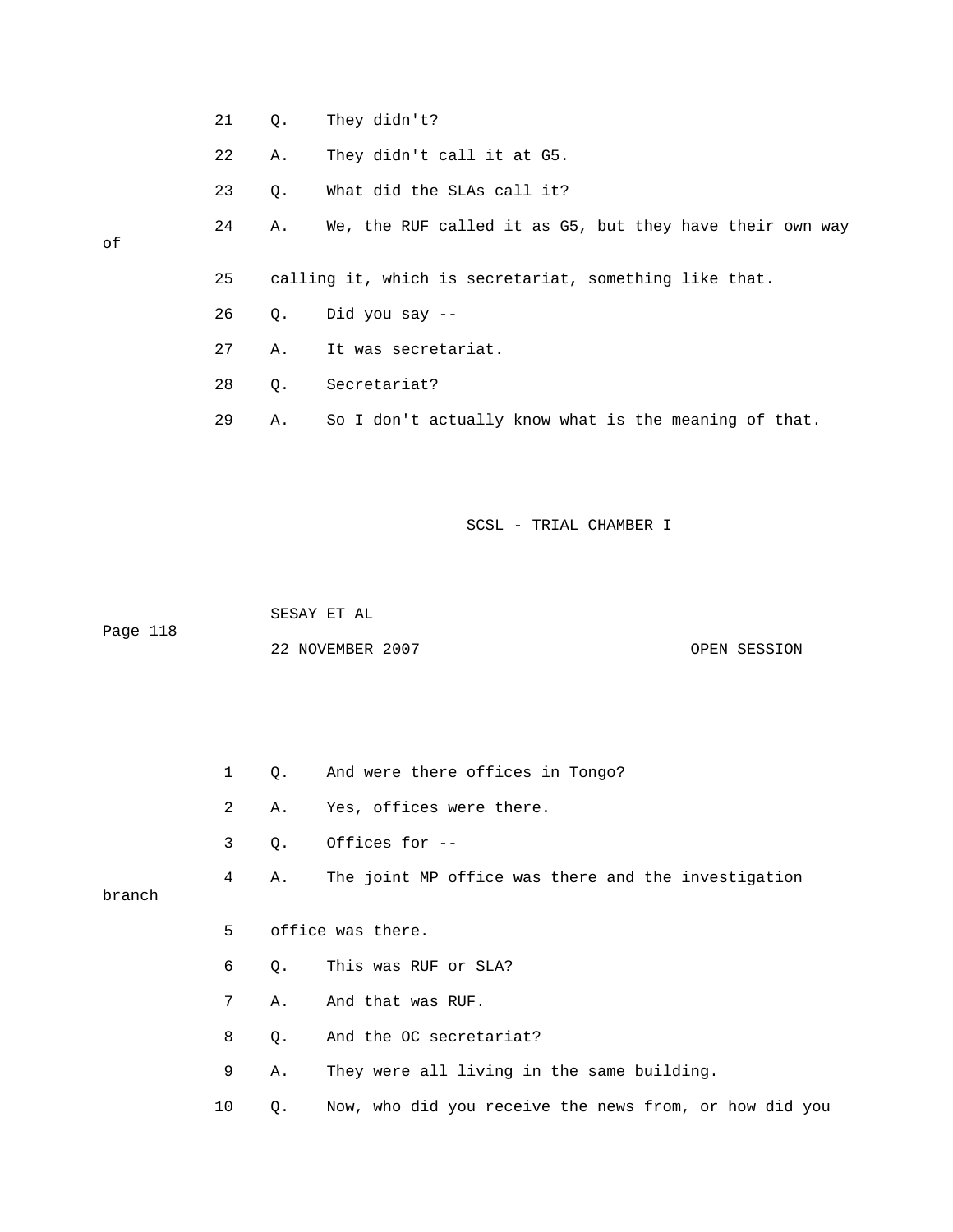21 Q. They didn't?

22 A. They didn't call it at G5.

23 Q. What did the SLAs call it?

24 A. We, the RUF called it as G5, but they have their own way of

25 calling it, which is secretariat, something like that.

26 Q. Did you say --

27 A. It was secretariat.

28 Q. Secretariat?

29 A. So I don't actually know what is the meaning of that.

1 Q. And were there offices in Tongo?

2 A. Yes, offices were there.

3 Q. Offices for --

4 A. The joint MP office was there and the investigation branch

5 office was there.

6 Q. This was RUF or SLA?

7 A. And that was RUF.

8 Q. And the OC secretariat?

9 A. They were all living in the same building.

10 Q. Now, who did you receive the news from, or how did you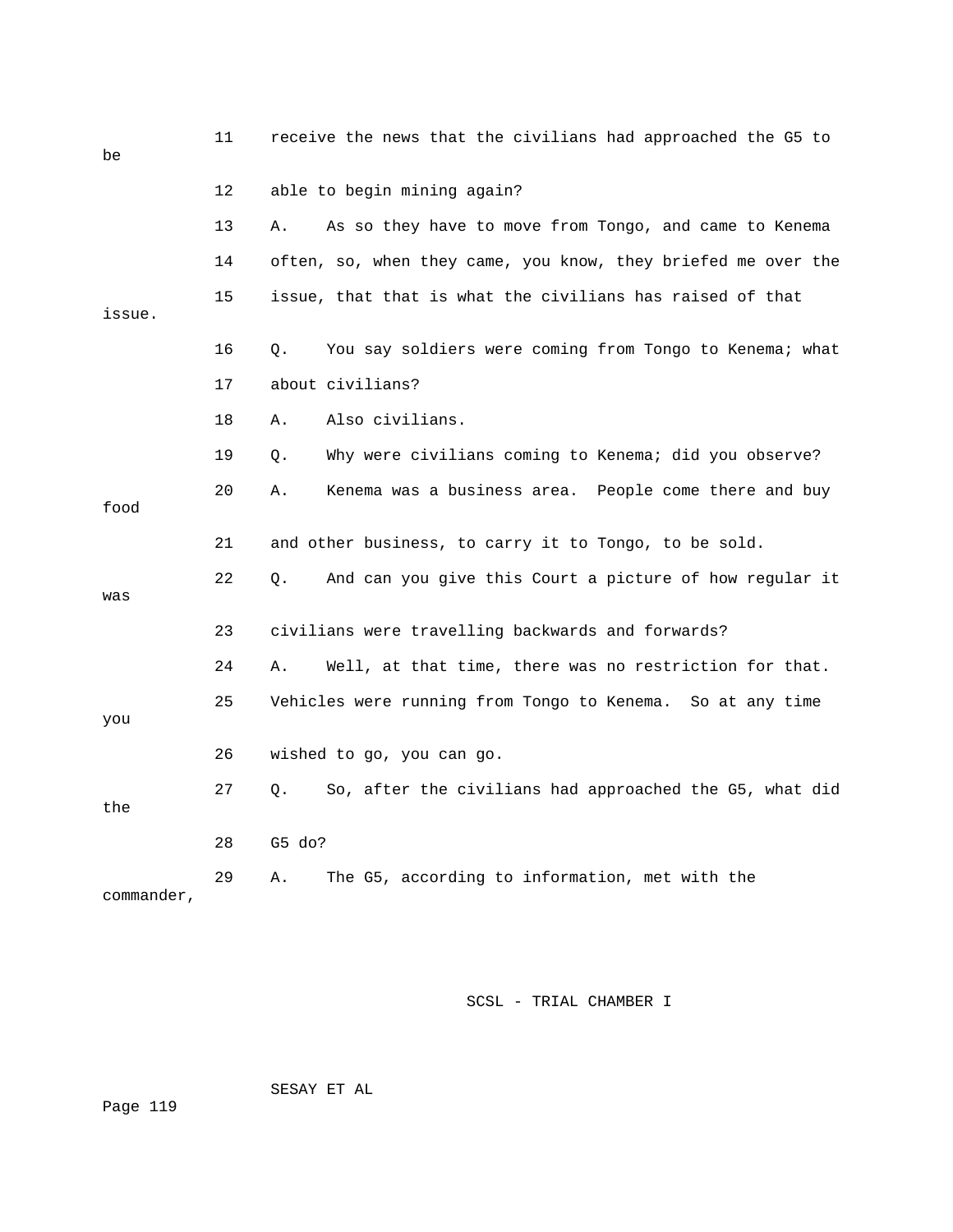11 receive the news that the civilians had approached the G5 to be

12 able to begin mining again?

13 A. As so they have to move from Tongo, and came to Kenema

14 often, so, when they came, you know, they briefed me over the

15 issue, that that is what the civilians has raised of that issue.

16 Q. You say soldiers were coming from Tongo to Kenema; what

17 about civilians?

18 A. Also civilians.

19 Q. Why were civilians coming to Kenema; did you observe?

20 A. Kenema was a business area. People come there and buy food

21 and other business, to carry it to Tongo, to be sold.

22 Q. And can you give this Court a picture of how regular it was

23 civilians were travelling backwards and forwards?

24 A. Well, at that time, there was no restriction for that.

25 Vehicles were running from Tongo to Kenema. So at any time you

26 wished to go, you can go.

27 Q. So, after the civilians had approached the G5, what did the

28 G5 do?

29 A. The G5, according to information, met with the commander,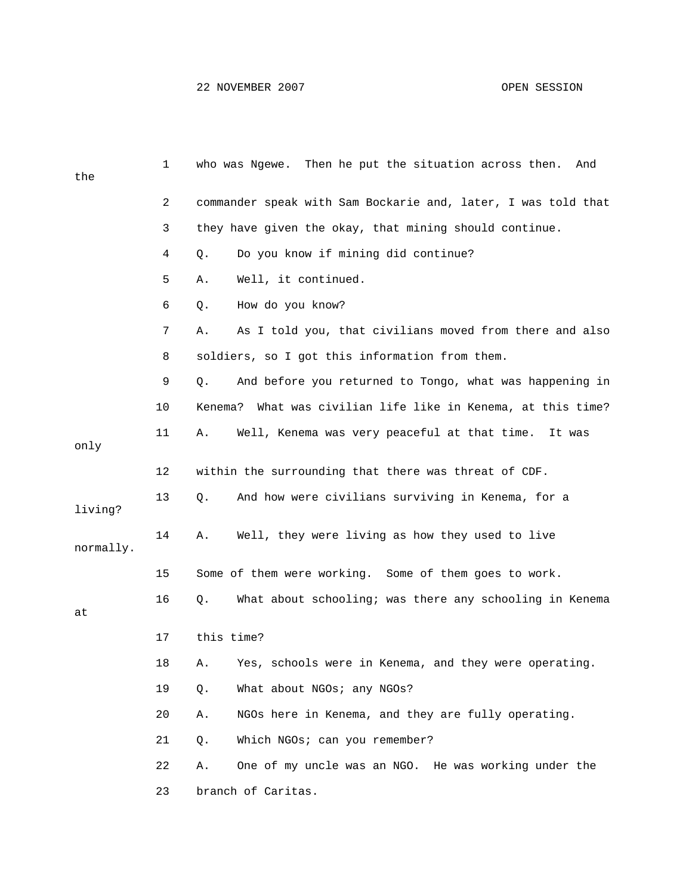1 who was Ngewe. Then he put the situation across then. And the

2 commander speak with Sam Bockarie and, later, I was told that

3 they have given the okay, that mining should continue.

4 Q. Do you know if mining did continue?

5 A. Well, it continued.

6 Q. How do you know?

7 A. As I told you, that civilians moved from there and also

8 soldiers, so I got this information from them.

9 Q. And before you returned to Tongo, what was happening in

10 Kenema? What was civilian life like in Kenema, at this time?

11 A. Well, Kenema was very peaceful at that time. It was only

12 within the surrounding that there was threat of CDF.

13 Q. And how were civilians surviving in Kenema, for a living?

14 A. Well, they were living as how they used to live normally.

15 Some of them were working. Some of them goes to work.

16 Q. What about schooling; was there any schooling in Kenema at

17 this time?

18 A. Yes, schools were in Kenema, and they were operating.

19 Q. What about NGOs; any NGOs?

20 A. NGOs here in Kenema, and they are fully operating.

21 Q. Which NGOs; can you remember?

22 A. One of my uncle was an NGO. He was working under the

23 branch of Caritas.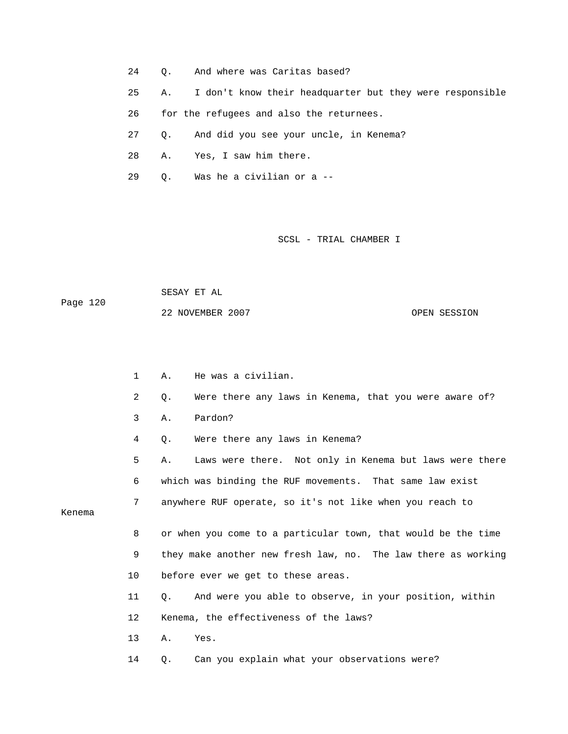24 Q. And where was Caritas based?

25 A. I don't know their headquarter but they were responsible

26 for the refugees and also the returnees.

27 Q. And did you see your uncle, in Kenema?

28 A. Yes, I saw him there.

29 Q. Was he a civilian or a --

1 A. He was a civilian.

2 Q. Were there any laws in Kenema, that you were aware of?

3 A. Pardon?

4 Q. Were there any laws in Kenema?

5 A. Laws were there. Not only in Kenema but laws were there

6 which was binding the RUF movements. That same law exist

7 anywhere RUF operate, so it's not like when you reach to Kenema

8 or when you come to a particular town, that would be the time

9 they make another new fresh law, no. The law there as working

10 before ever we get to these areas.

11 Q. And were you able to observe, in your position, within

12 Kenema, the effectiveness of the laws?

13 A. Yes.

14 Q. Can you explain what your observations were?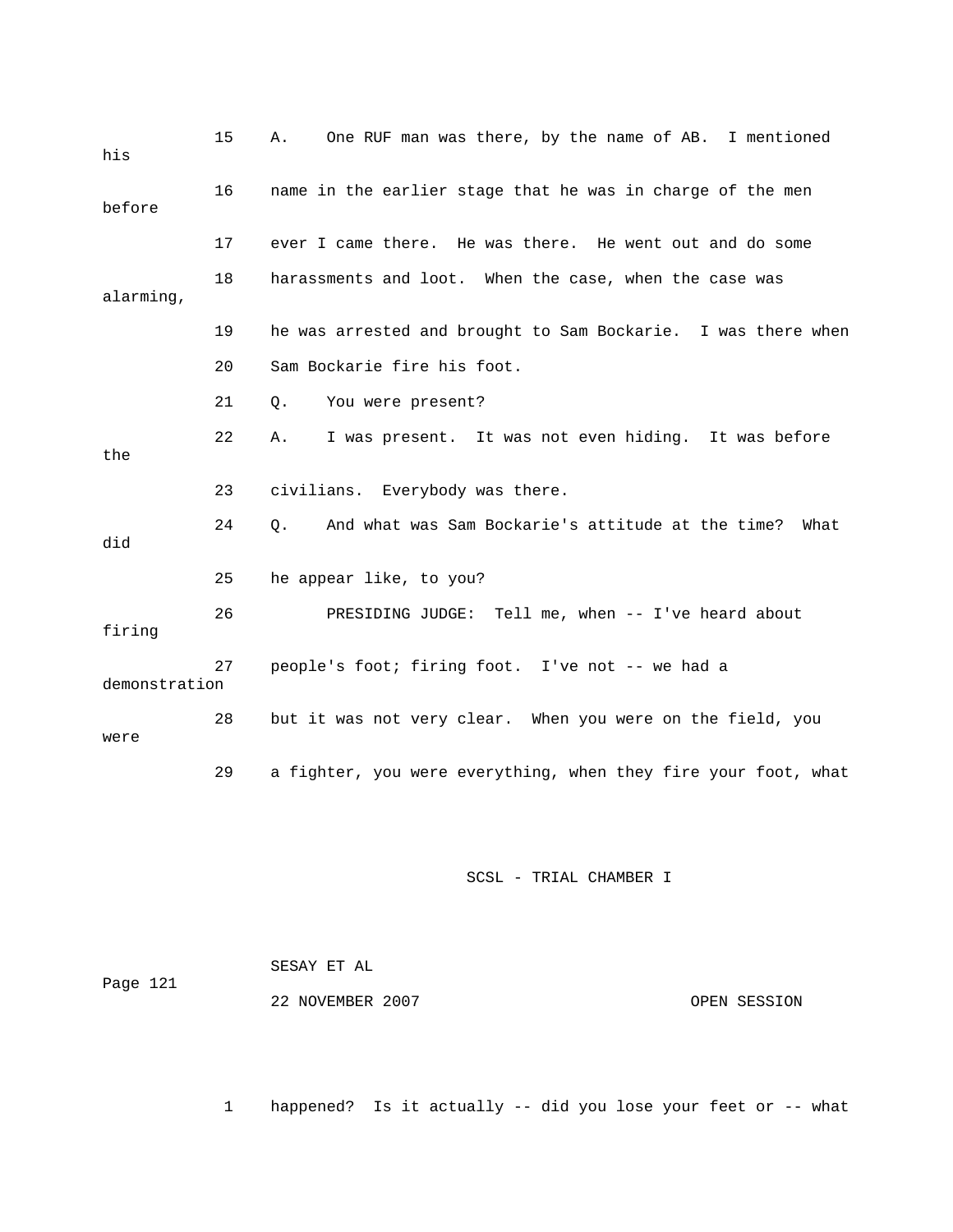15 A. One RUF man was there, by the name of AB. I mentioned his

16 name in the earlier stage that he was in charge of the men before

17 ever I came there. He was there. He went out and do some

18 harassments and loot. When the case, when the case was alarming,

19 he was arrested and brought to Sam Bockarie. I was there when

20 Sam Bockarie fire his foot.

21 Q. You were present?

22 A. I was present. It was not even hiding. It was before the

23 civilians. Everybody was there.

24 Q. And what was Sam Bockarie's attitude at the time? What did

25 he appear like, to you?

26 PRESIDING JUDGE: Tell me, when -- I've heard about firing

27 people's foot; firing foot. I've not -- we had a demonstration

28 but it was not very clear. When you were on the field, you were

29 a fighter, you were everything, when they fire your foot, what

1 happened? Is it actually -- did you lose your feet or -- what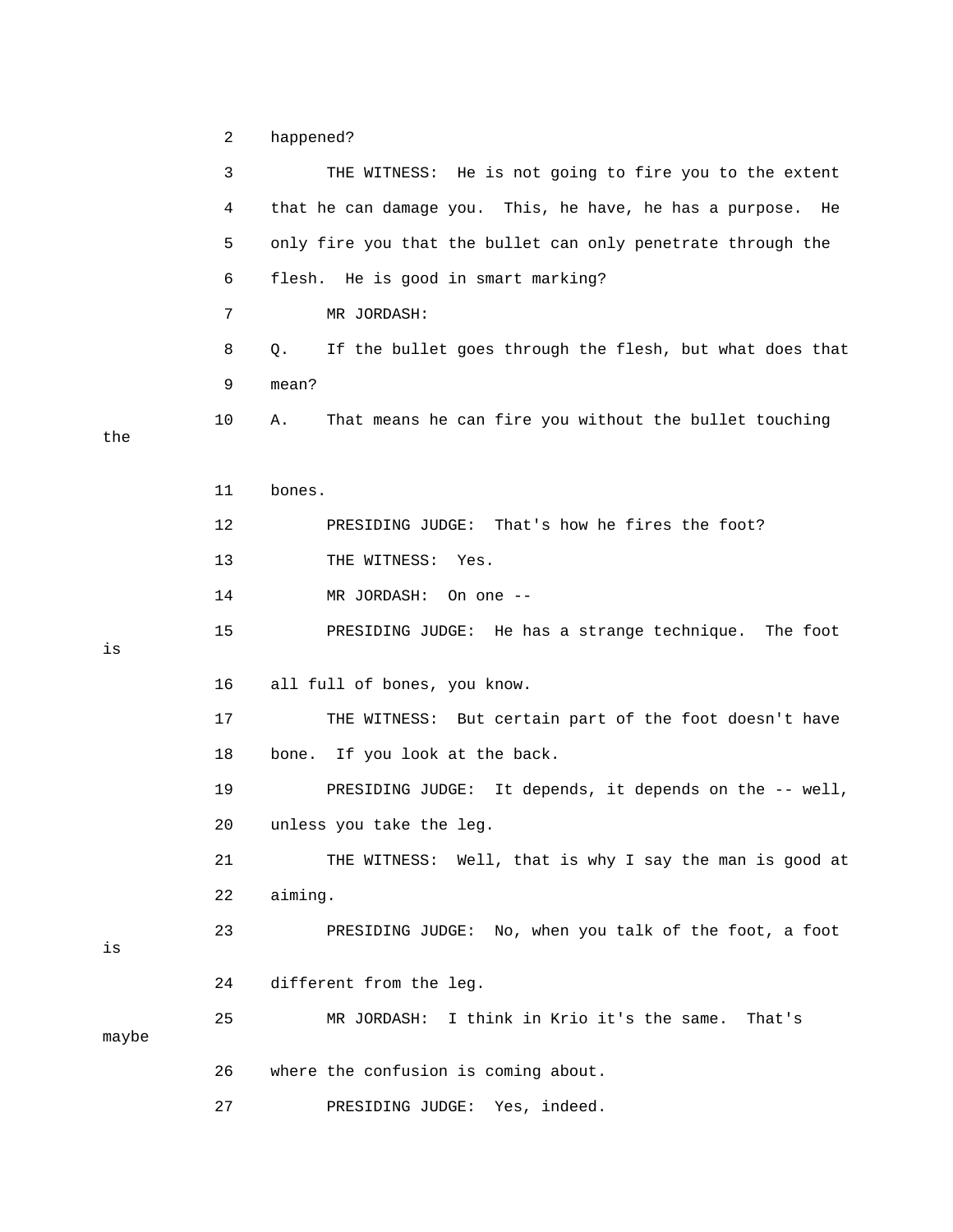2 happened?

3 THE WITNESS: He is not going to fire you to the extent

4 that he can damage you. This, he have, he has a purpose. He

5 only fire you that the bullet can only penetrate through the

6 flesh. He is good in smart marking?

7 MR JORDASH:

8 Q. If the bullet goes through the flesh, but what does that

9 mean?

10 A. That means he can fire you without the bullet touching the

11 bones.

12 PRESIDING JUDGE: That's how he fires the foot?

13 THE WITNESS: Yes.

14 MR JORDASH: On one --

15 PRESIDING JUDGE: He has a strange technique. The foot is

16 all full of bones, you know.

17 THE WITNESS: But certain part of the foot doesn't have

18 bone. If you look at the back.

19 PRESIDING JUDGE: It depends, it depends on the -- well,

20 unless you take the leg.

21 THE WITNESS: Well, that is why I say the man is good at

22 aiming.

23 PRESIDING JUDGE: No, when you talk of the foot, a foot is

24 different from the leg.

25 MR JORDASH: I think in Krio it's the same. That's maybe

26 where the confusion is coming about.

27 PRESIDING JUDGE: Yes, indeed.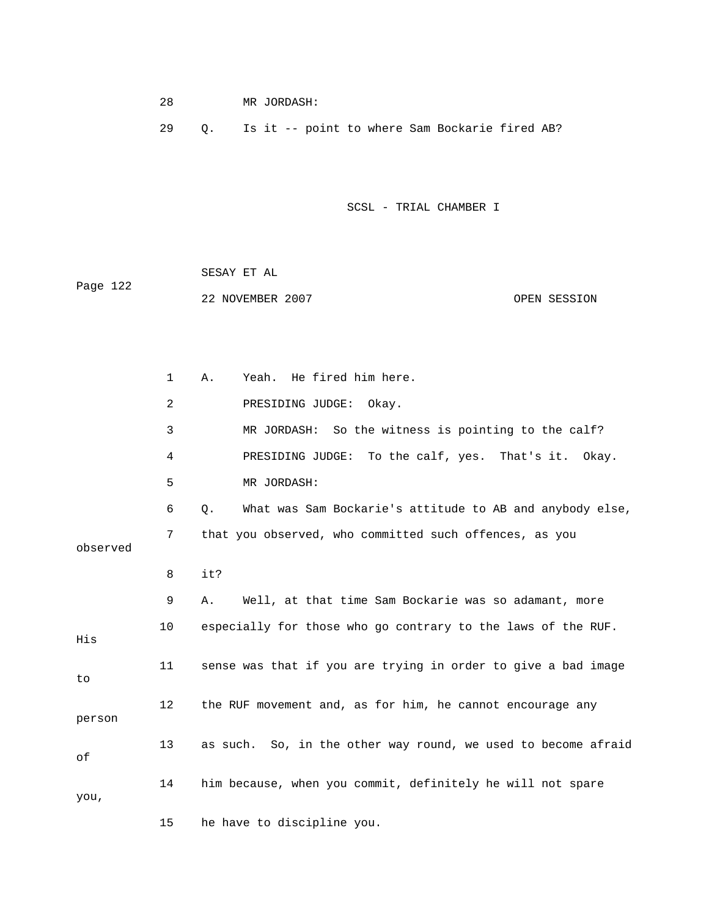28 MR JORDASH:

29 Q. Is it -- point to where Sam Bockarie fired AB?

1 A. Yeah. He fired him here.

2 PRESIDING JUDGE: Okay.

3 MR JORDASH: So the witness is pointing to the calf?

4 PRESIDING JUDGE: To the calf, yes. That's it. Okay.

5 MR JORDASH:

6 Q. What was Sam Bockarie's attitude to AB and anybody else,

7 that you observed, who committed such offences, as you observed

8 it?

9 A. Well, at that time Sam Bockarie was so adamant, more

10 especially for those who go contrary to the laws of the RUF. His

11 sense was that if you are trying in order to give a bad image to

12 the RUF movement and, as for him, he cannot encourage any person

13 as such. So, in the other way round, we used to become afraid of

14 him because, when you commit, definitely he will not spare you,

15 he have to discipline you.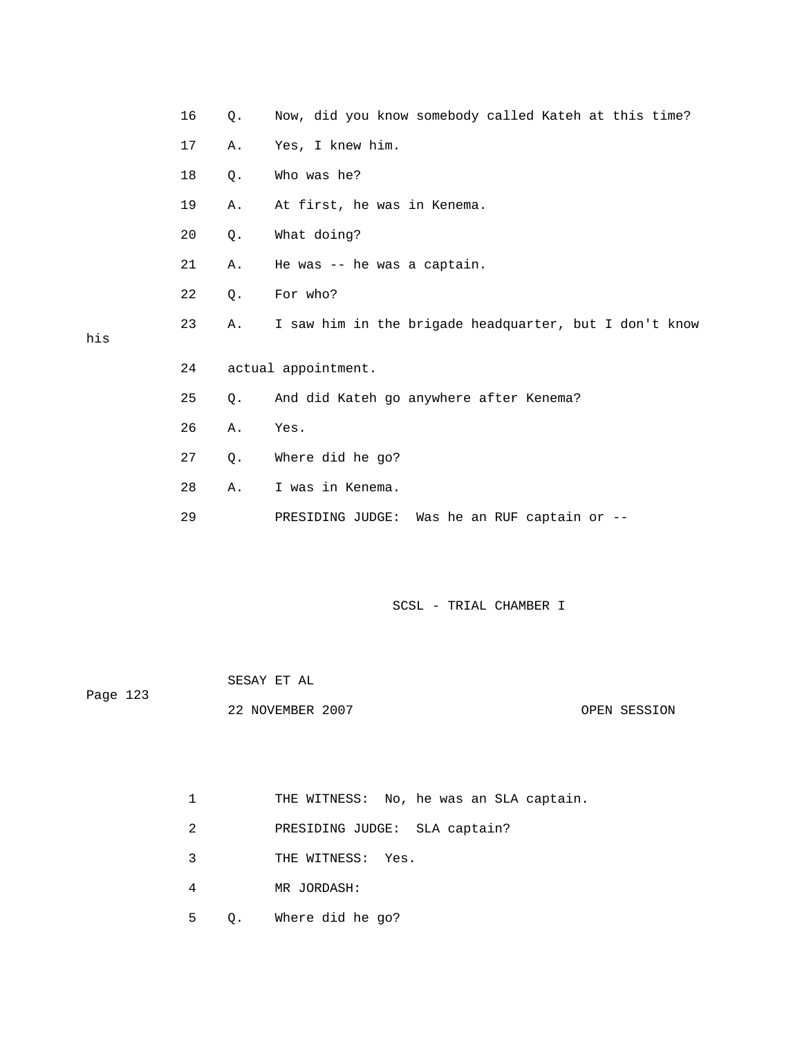16 Q. Now, did you know somebody called Kateh at this time?

17 A. Yes, I knew him.

18 Q. Who was he?

19 A. At first, he was in Kenema.

20 Q. What doing?

21 A. He was -- he was a captain.

22 Q. For who?

23 A. I saw him in the brigade headquarter, but I don't know his

24 actual appointment.

25 Q. And did Kateh go anywhere after Kenema?

26 A. Yes.

27 Q. Where did he go?

28 A. I was in Kenema.

29 PRESIDING JUDGE: Was he an RUF captain or --

1 THE WITNESS: No, he was an SLA captain.

2 PRESIDING JUDGE: SLA captain?

3 THE WITNESS: Yes.

4 MR JORDASH:

5 Q. Where did he go?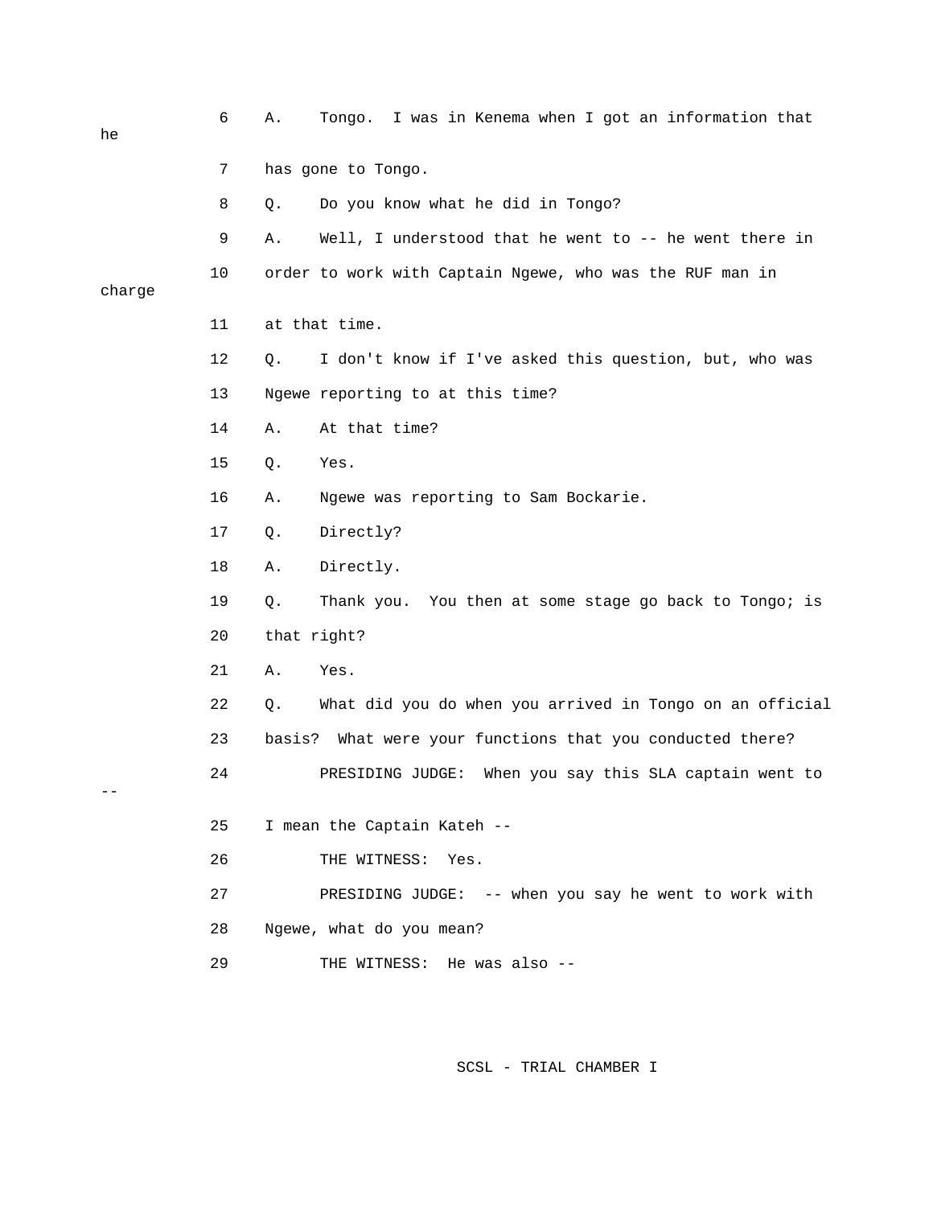6 A. Tongo. I was in Kenema when I got an information that he

7 has gone to Tongo.

8 Q. Do you know what he did in Tongo?

9 A. Well, I understood that he went to -- he went there in

10 order to work with Captain Ngewe, who was the RUF man in charge

11 at that time.

12 Q. I don't know if I've asked this question, but, who was

13 Ngewe reporting to at this time?

14 A. At that time?

15 Q. Yes.

16 A. Ngewe was reporting to Sam Bockarie.

17 Q. Directly?

18 A. Directly.

19 Q. Thank you. You then at some stage go back to Tongo; is

20 that right?

21 A. Yes.

22 Q. What did you do when you arrived in Tongo on an official

23 basis? What were your functions that you conducted there?

24 PRESIDING JUDGE: When you say this SLA captain went to --

25 I mean the Captain Kateh --

26 THE WITNESS: Yes.

27 PRESIDING JUDGE: -- when you say he went to work with

28 Ngewe, what do you mean?

29 THE WITNESS: He was also --

SCSL - TRIAL CHAMBER I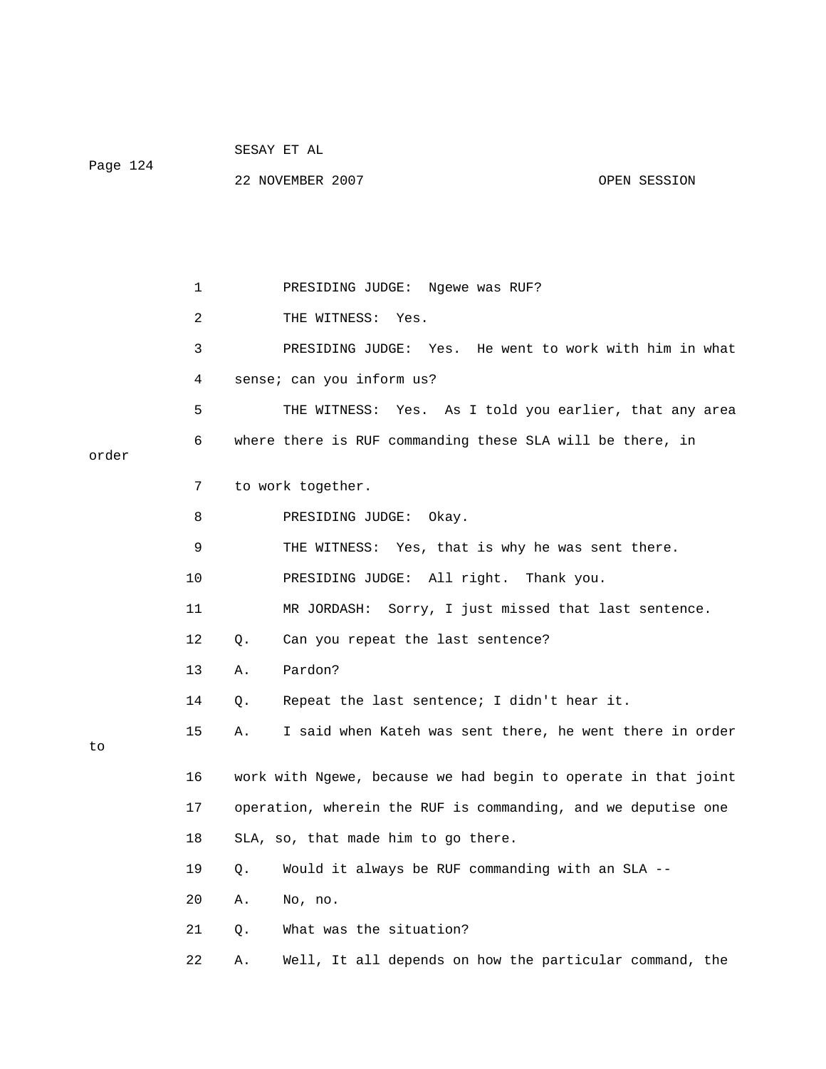1 PRESIDING JUDGE: Ngewe was RUF?

2 THE WITNESS: Yes.

3 PRESIDING JUDGE: Yes. He went to work with him in what

4 sense; can you inform us?

5 THE WITNESS: Yes. As I told you earlier, that any area

6 where there is RUF commanding these SLA will be there, in order

7 to work together.

8 PRESIDING JUDGE: Okay.

9 THE WITNESS: Yes, that is why he was sent there.

10 PRESIDING JUDGE: All right. Thank you.

11 MR JORDASH: Sorry, I just missed that last sentence.

12 Q. Can you repeat the last sentence?

13 A. Pardon?

14 Q. Repeat the last sentence; I didn't hear it.

15 A. I said when Kateh was sent there, he went there in order to

16 work with Ngewe, because we had begin to operate in that joint

17 operation, wherein the RUF is commanding, and we deputise one

18 SLA, so, that made him to go there.

19 Q. Would it always be RUF commanding with an SLA --

20 A. No, no.

21 Q. What was the situation?

22 A. Well, It all depends on how the particular command, the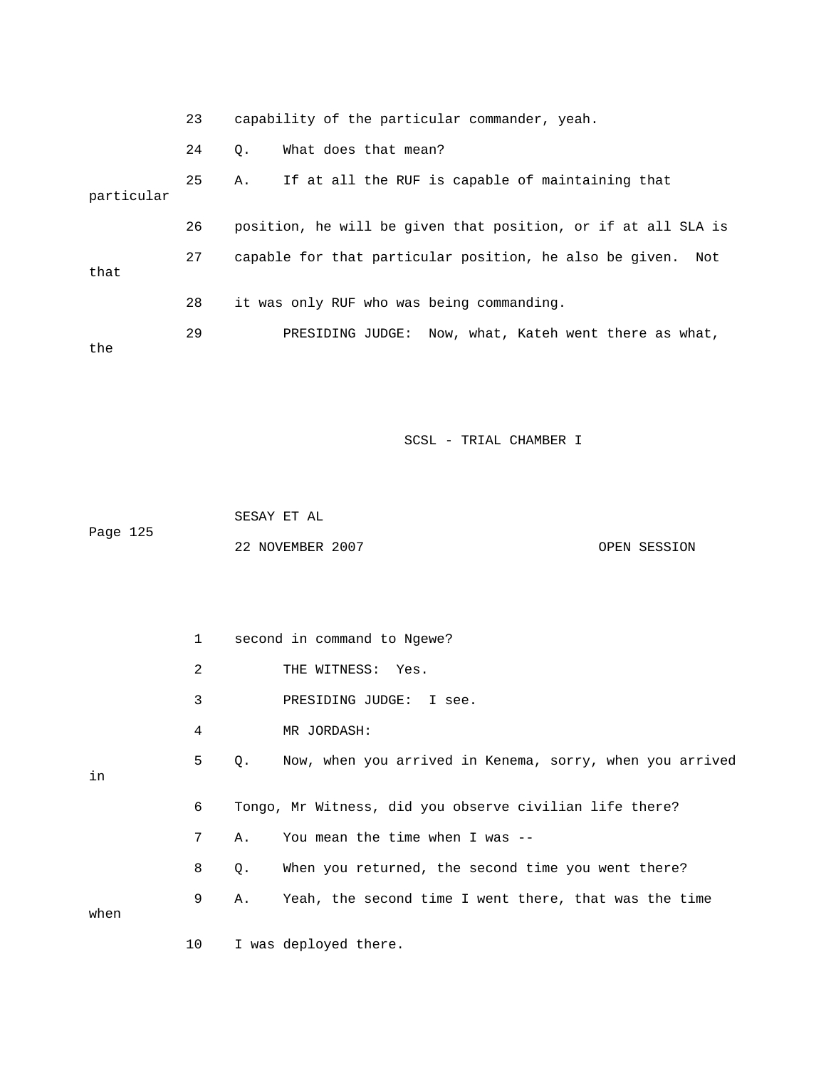23 capability of the particular commander, yeah.

24 Q. What does that mean?

25 A. If at all the RUF is capable of maintaining that particular

26 position, he will be given that position, or if at all SLA is

27 capable for that particular position, he also be given. Not that

28 it was only RUF who was being commanding.

29 PRESIDING JUDGE: Now, what, Kateh went there as what, the

1 second in command to Ngewe?

2 THE WITNESS: Yes.

3 PRESIDING JUDGE: I see.

4 MR JORDASH:

5 Q. Now, when you arrived in Kenema, sorry, when you arrived in

6 Tongo, Mr Witness, did you observe civilian life there?

7 A. You mean the time when I was --

8 Q. When you returned, the second time you went there?

9 A. Yeah, the second time I went there, that was the time when

10 I was deployed there.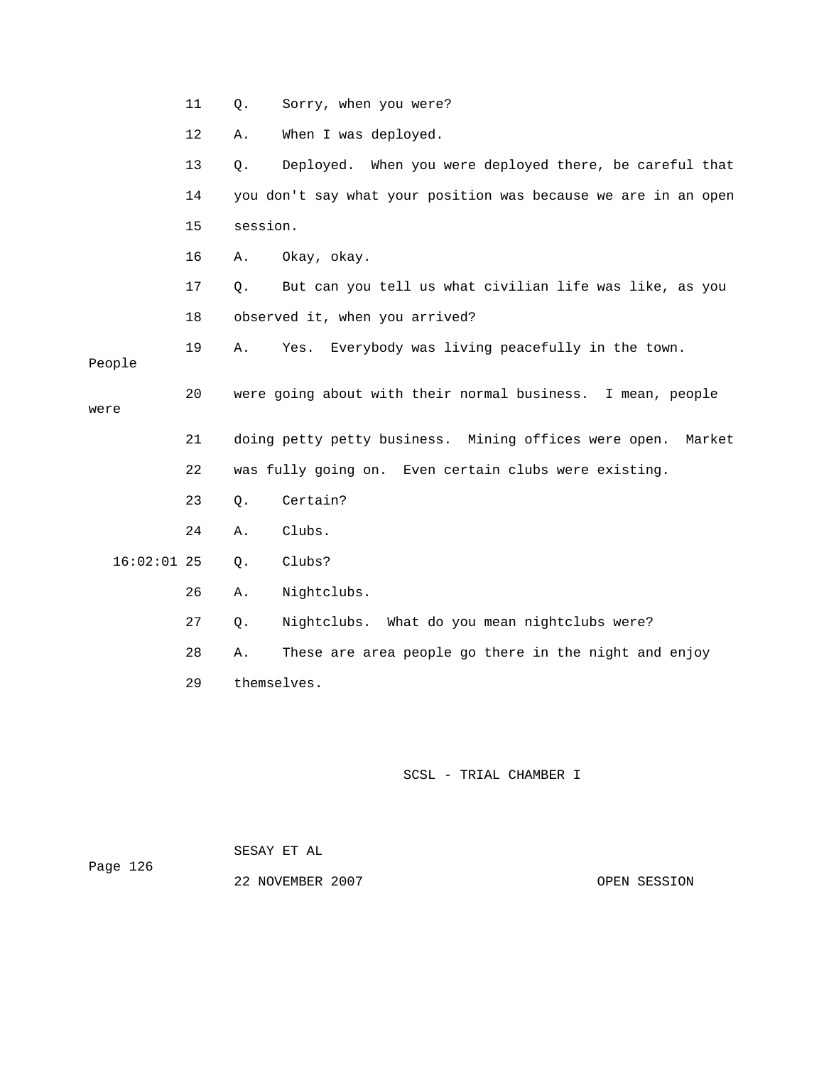11 Q. Sorry, when you were?

12 A. When I was deployed.

13 Q. Deployed. When you were deployed there, be careful that

14 you don't say what your position was because we are in an open

15 session.

16 A. Okay, okay.

17 Q. But can you tell us what civilian life was like, as you

18 observed it, when you arrived?

19 A. Yes. Everybody was living peacefully in the town. People

20 were going about with their normal business. I mean, people were

21 doing petty petty business. Mining offices were open. Market

22 was fully going on. Even certain clubs were existing.

23 Q. Certain?

24 A. Clubs.

16:02:01 25 Q. Clubs?

26 A. Nightclubs.

27 Q. Nightclubs. What do you mean nightclubs were?

28 A. These are area people go there in the night and enjoy

29 themselves.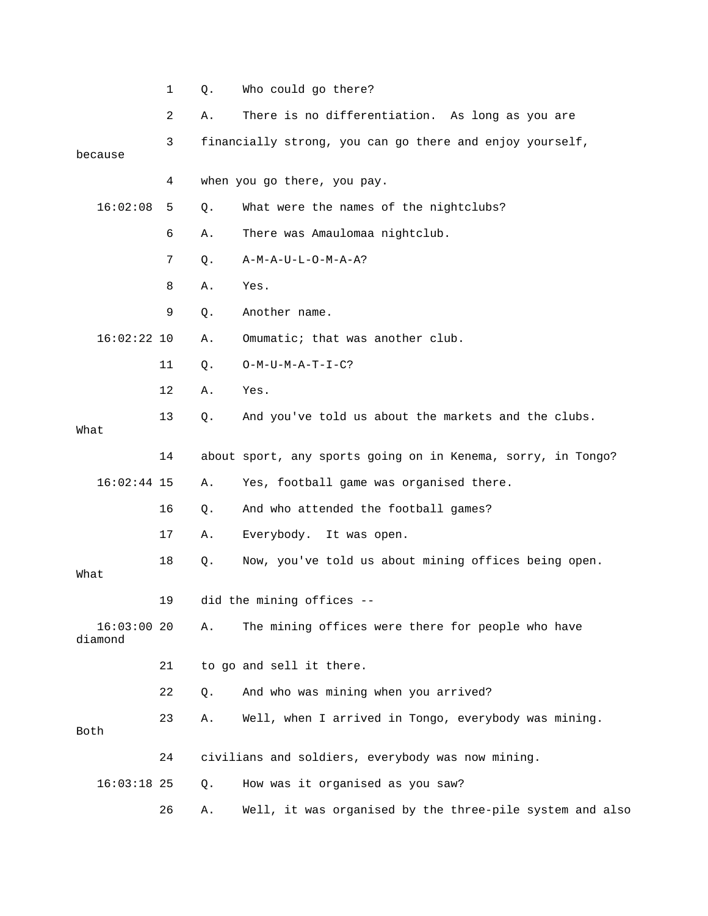1 Q. Who could go there?

2 A. There is no differentiation. As long as you are

3 financially strong, you can go there and enjoy yourself, because

4 when you go there, you pay.

16:02:08 5 Q. What were the names of the nightclubs?

6 A. There was Amaulomaa nightclub.

7 Q. A-M-A-U-L-O-M-A-A?

8 A. Yes.

9 Q. Another name.

16:02:22 10 A. Omumatic; that was another club.

11 Q. O-M-U-M-A-T-I-C?

12 A. Yes.

13 Q. And you've told us about the markets and the clubs. What

14 about sport, any sports going on in Kenema, sorry, in Tongo?

16:02:44 15 A. Yes, football game was organised there.

16 Q. And who attended the football games?

17 A. Everybody. It was open.

18 Q. Now, you've told us about mining offices being open. What

19 did the mining offices --

16:03:00 20 A. The mining offices were there for people who have diamond

21 to go and sell it there.

22 Q. And who was mining when you arrived?

23 A. Well, when I arrived in Tongo, everybody was mining. Both

24 civilians and soldiers, everybody was now mining.

16:03:18 25 Q. How was it organised as you saw?

26 A. Well, it was organised by the three-pile system and also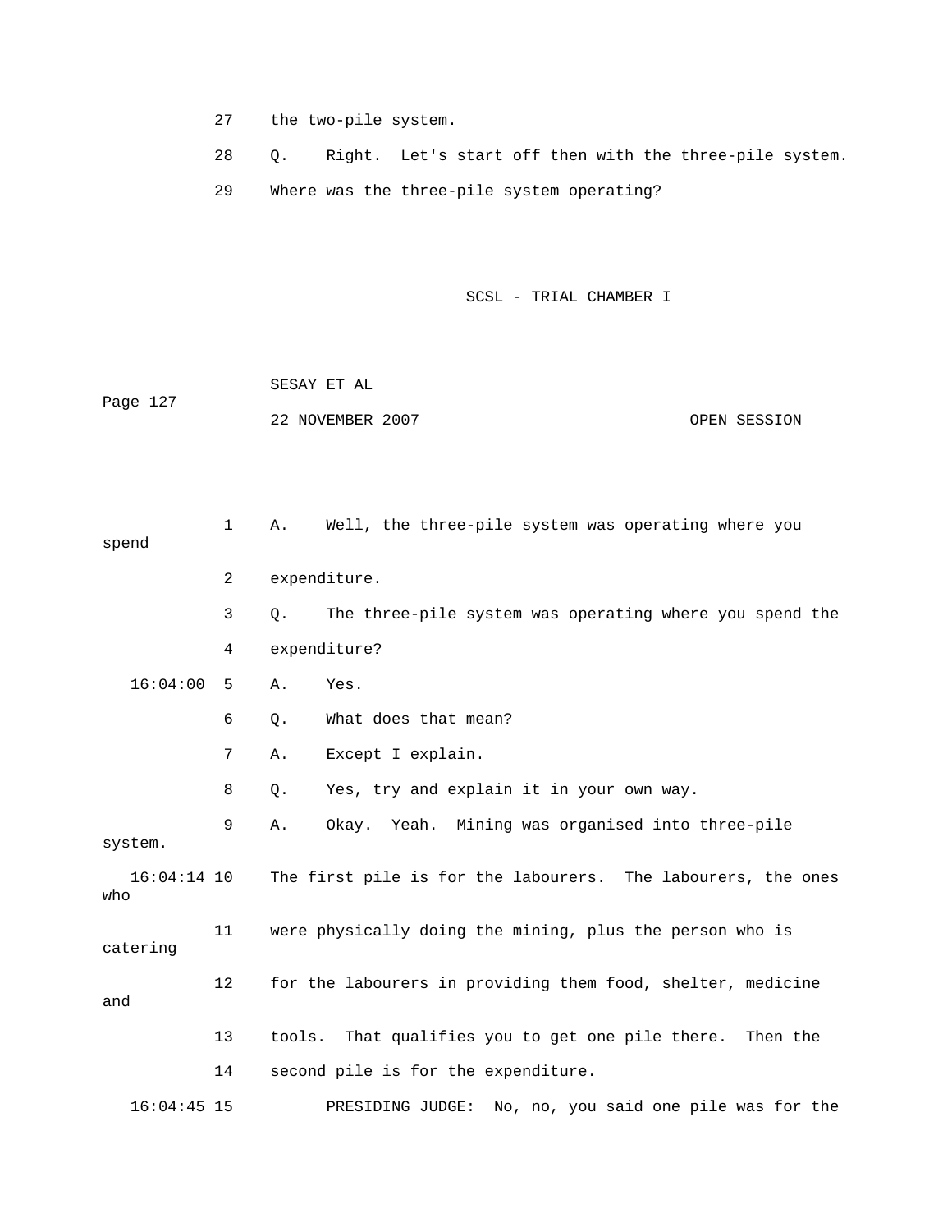27 the two-pile system.

28 Q. Right. Let's start off then with the three-pile system.

29 Where was the three-pile system operating?

1 A. Well, the three-pile system was operating where you spend

2 expenditure.

3 Q. The three-pile system was operating where you spend the

4 expenditure?

16:04:00 5 A. Yes.

6 Q. What does that mean?

7 A. Except I explain.

8 Q. Yes, try and explain it in your own way.

9 A. Okay. Yeah. Mining was organised into three-pile system.

16:04:14 10 The first pile is for the labourers. The labourers, the ones who

11 were physically doing the mining, plus the person who is catering

12 for the labourers in providing them food, shelter, medicine and

13 tools. That qualifies you to get one pile there. Then the

14 second pile is for the expenditure.

16:04:45 15 PRESIDING JUDGE: No, no, you said one pile was for the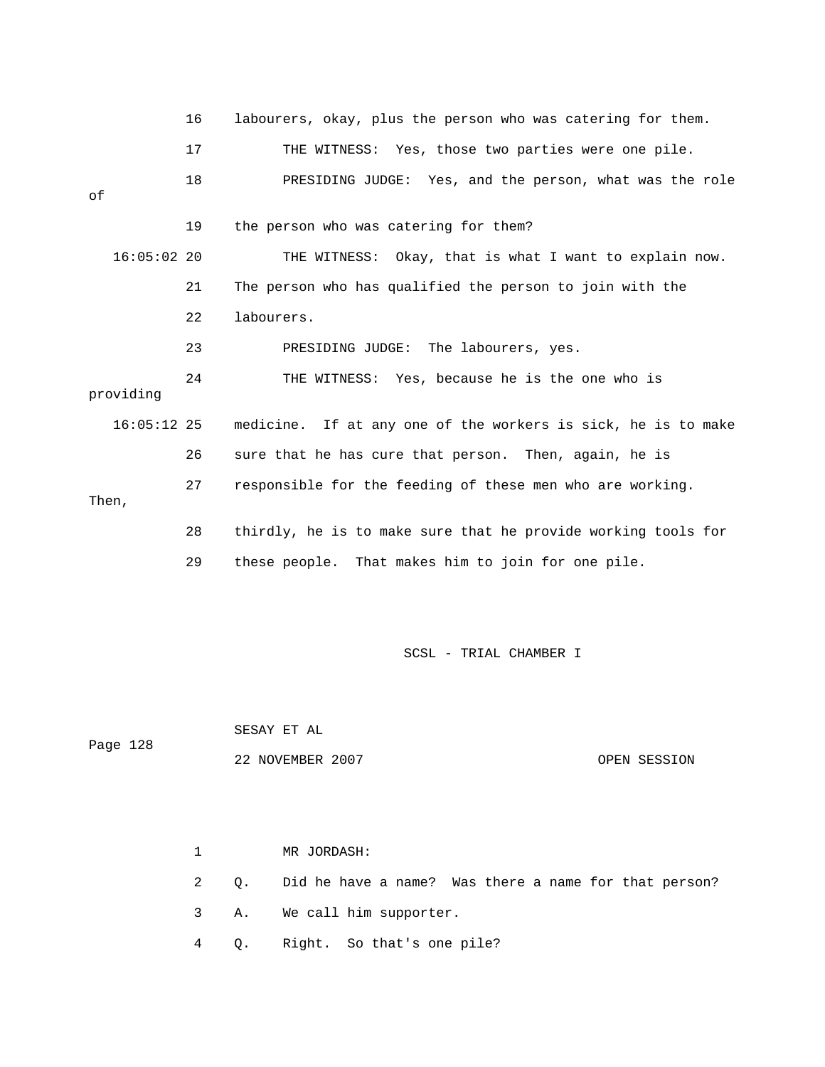16 labourers, okay, plus the person who was catering for them.

17 THE WITNESS: Yes, those two parties were one pile.

18 PRESIDING JUDGE: Yes, and the person, what was the role of

19 the person who was catering for them?

16:05:02 20 THE WITNESS: Okay, that is what I want to explain now.

21 The person who has qualified the person to join with the

22 labourers.

23 PRESIDING JUDGE: The labourers, yes.

24 THE WITNESS: Yes, because he is the one who is providing

16:05:12 25 medicine. If at any one of the workers is sick, he is to make

26 sure that he has cure that person. Then, again, he is

27 responsible for the feeding of these men who are working. Then,

28 thirdly, he is to make sure that he provide working tools for

29 these people. That makes him to join for one pile.

1 MR JORDASH:

2 Q. Did he have a name? Was there a name for that person?

3 A. We call him supporter.

4 Q. Right. So that's one pile?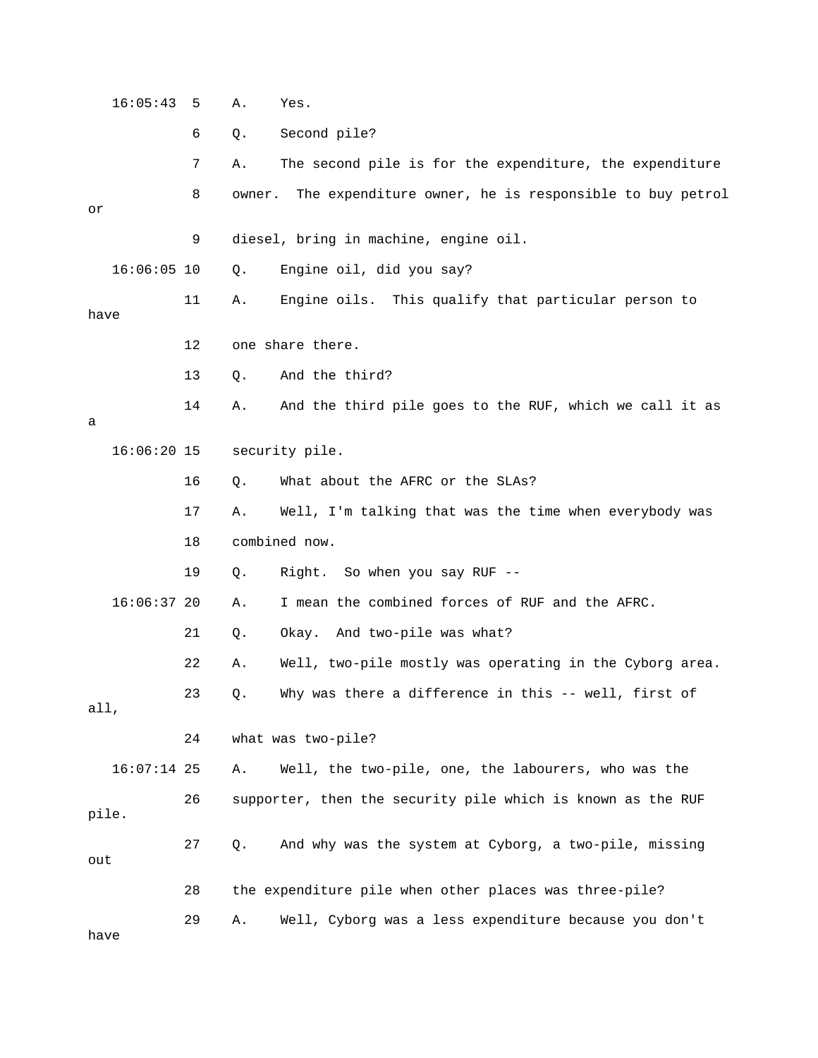16:05:43 5 A. Yes.

6 Q. Second pile?

7 A. The second pile is for the expenditure, the expenditure

8 owner. The expenditure owner, he is responsible to buy petrol or

9 diesel, bring in machine, engine oil.

16:06:05 10 Q. Engine oil, did you say?

11 A. Engine oils. This qualify that particular person to have

12 one share there.

13 Q. And the third?

14 A. And the third pile goes to the RUF, which we call it as a

16:06:20 15 security pile.

16 Q. What about the AFRC or the SLAs?

17 A. Well, I'm talking that was the time when everybody was

18 combined now.

19 Q. Right. So when you say RUF --

16:06:37 20 A. I mean the combined forces of RUF and the AFRC.

21 Q. Okay. And two-pile was what?

22 A. Well, two-pile mostly was operating in the Cyborg area.

23 Q. Why was there a difference in this -- well, first of all,

24 what was two-pile?

16:07:14 25 A. Well, the two-pile, one, the labourers, who was the

26 supporter, then the security pile which is known as the RUF pile.

27 Q. And why was the system at Cyborg, a two-pile, missing out

28 the expenditure pile when other places was three-pile?

29 A. Well, Cyborg was a less expenditure because you don't have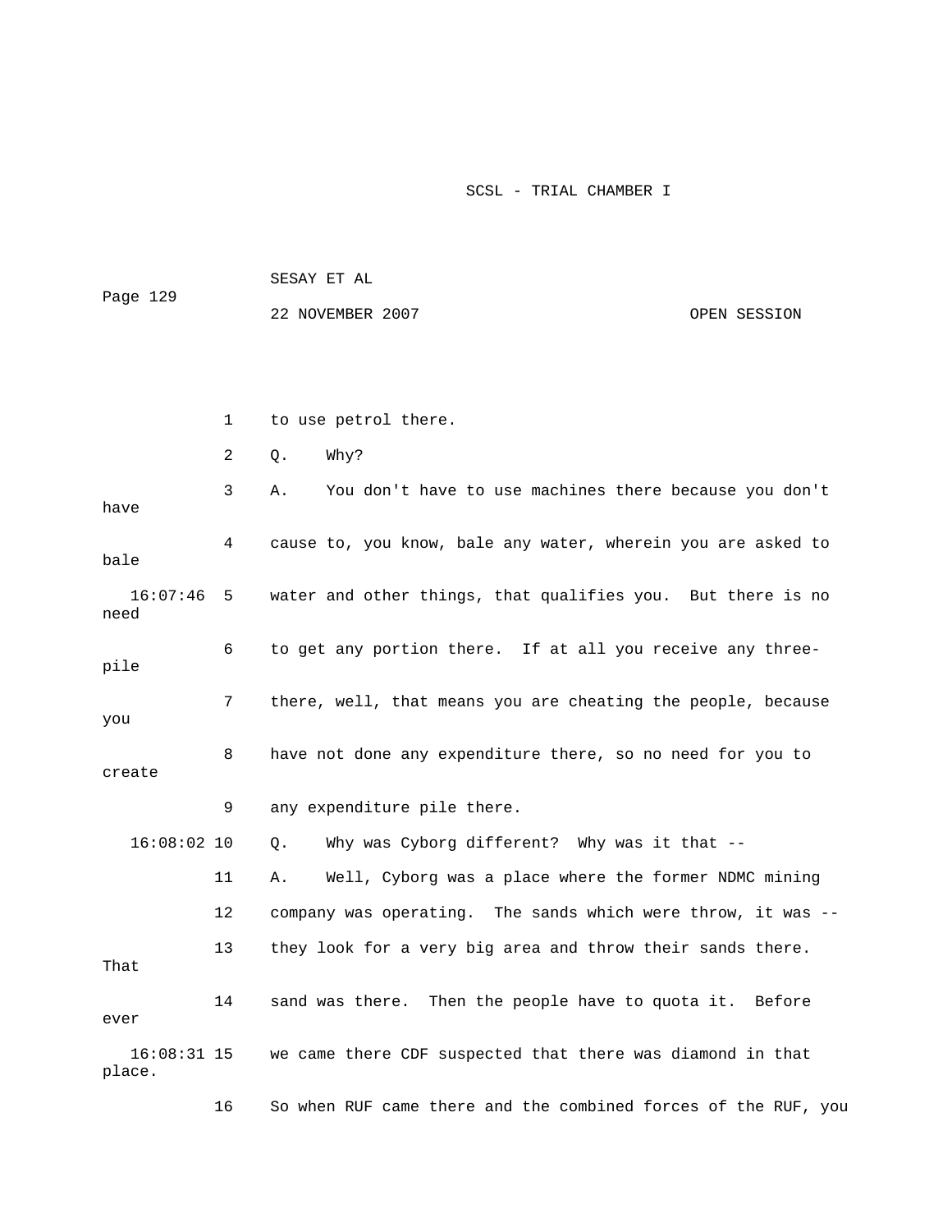to use petrol there.

Q. Why?

A. You don't have to use machines there because you don't have cause to, you know, bale any water, wherein you are asked to bale water and other things, that qualifies you. But there is no need to get any portion there. If at all you receive any three-pile there, well, that means you are cheating the people, because you have not done any expenditure there, so no need for you to create any expenditure pile there.

Q. Why was Cyborg different? Why was it that --

A. Well, Cyborg was a place where the former NDMC mining company was operating. The sands which were throw, it was -- they look for a very big area and throw their sands there. That sand was there. Then the people have to quota it. Before ever we came there CDF suspected that there was diamond in that place. So when RUF came there and the combined forces of the RUF, you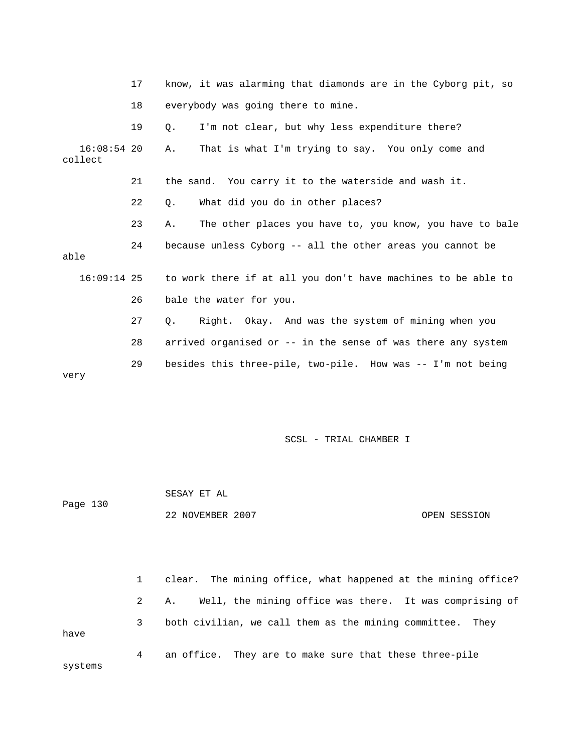17 know, it was alarming that diamonds are in the Cyborg pit, so

18 everybody was going there to mine.

19 Q. I'm not clear, but why less expenditure there?

16:08:54 20 A. That is what I'm trying to say. You only come and collect

21 the sand. You carry it to the waterside and wash it.

22 Q. What did you do in other places?

23 A. The other places you have to, you know, you have to bale

24 because unless Cyborg -- all the other areas you cannot be able

16:09:14 25 to work there if at all you don't have machines to be able to

26 bale the water for you.

27 Q. Right. Okay. And was the system of mining when you

28 arrived organised or -- in the sense of was there any system

29 besides this three-pile, two-pile. How was -- I'm not being very

1 clear. The mining office, what happened at the mining office?

2 A. Well, the mining office was there. It was comprising of

3 both civilian, we call them as the mining committee. They have

4 an office. They are to make sure that these three-pile systems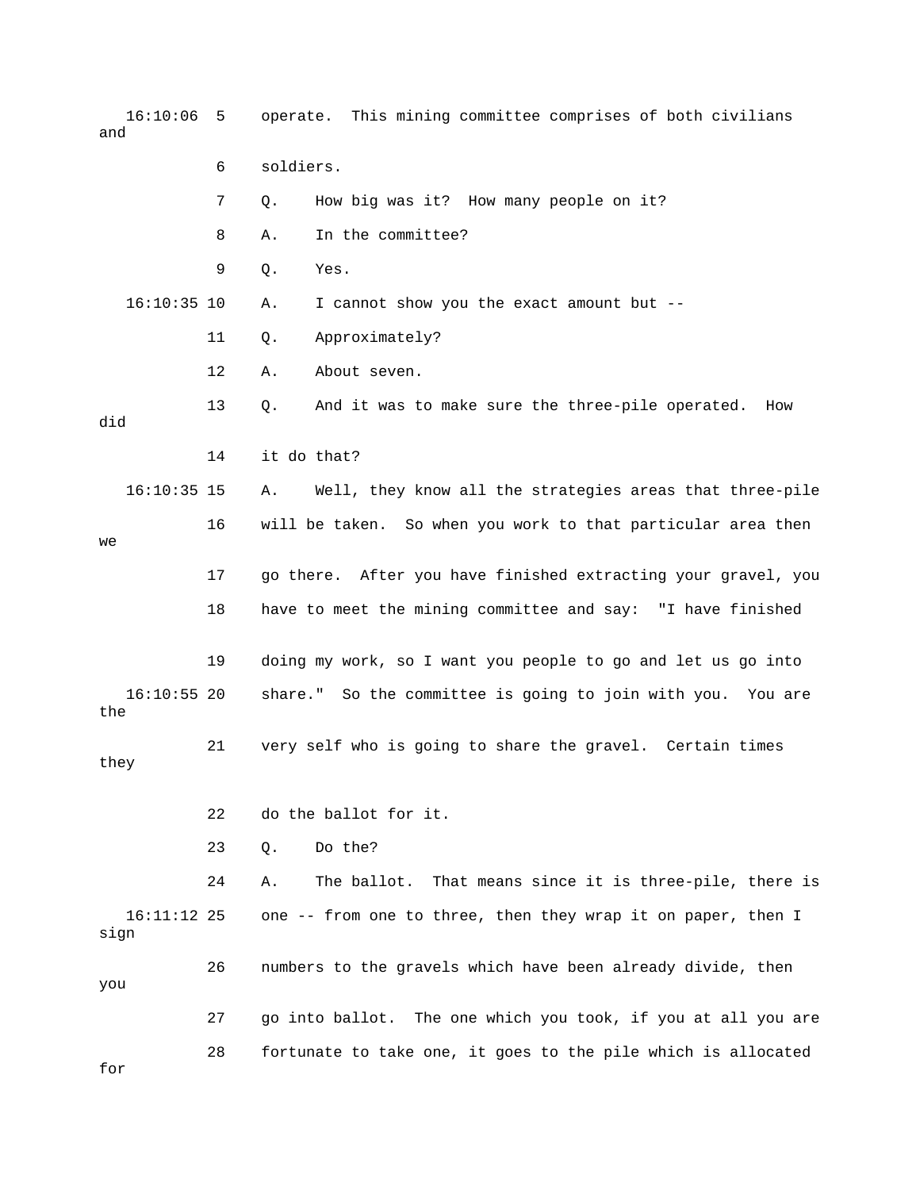16:10:06 5 operate. This mining committee comprises of both civilians and

6 soldiers.

7 Q. How big was it? How many people on it?

8 A. In the committee?

9 Q. Yes.

16:10:35 10 A. I cannot show you the exact amount but --

11 Q. Approximately?

12 A. About seven.

13 Q. And it was to make sure the three-pile operated. How did

14 it do that?

16:10:35 15 A. Well, they know all the strategies areas that three-pile

16 will be taken. So when you work to that particular area then we

17 go there. After you have finished extracting your gravel, you

18 have to meet the mining committee and say: "I have finished

19 doing my work, so I want you people to go and let us go into

16:10:55 20 share." So the committee is going to join with you. You are the

21 very self who is going to share the gravel. Certain times they

22 do the ballot for it.

23 Q. Do the?

24 A. The ballot. That means since it is three-pile, there is

16:11:12 25 one -- from one to three, then they wrap it on paper, then I sign

26 numbers to the gravels which have been already divide, then you

27 go into ballot. The one which you took, if you at all you are

28 fortunate to take one, it goes to the pile which is allocated for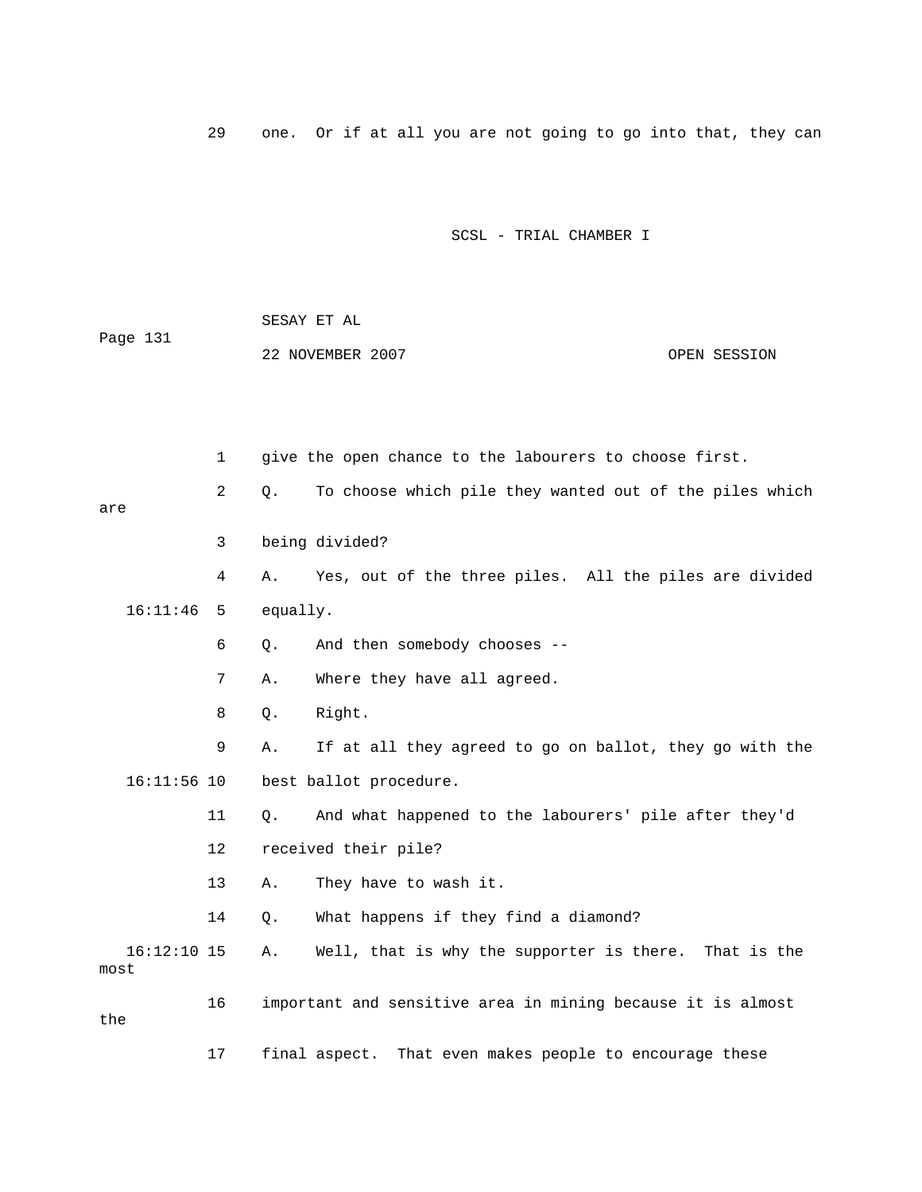29 one. Or if at all you are not going to go into that, they can

1 give the open chance to the labourers to choose first.

2 Q. To choose which pile they wanted out of the piles which are

3 being divided?

4 A. Yes, out of the three piles. All the piles are divided

16:11:46 5 equally.

6 Q. And then somebody chooses --

7 A. Where they have all agreed.

8 Q. Right.

9 A. If at all they agreed to go on ballot, they go with the

16:11:56 10 best ballot procedure.

11 Q. And what happened to the labourers' pile after they'd

12 received their pile?

13 A. They have to wash it.

14 Q. What happens if they find a diamond?

16:12:10 15 A. Well, that is why the supporter is there. That is the most

16 important and sensitive area in mining because it is almost the

17 final aspect. That even makes people to encourage these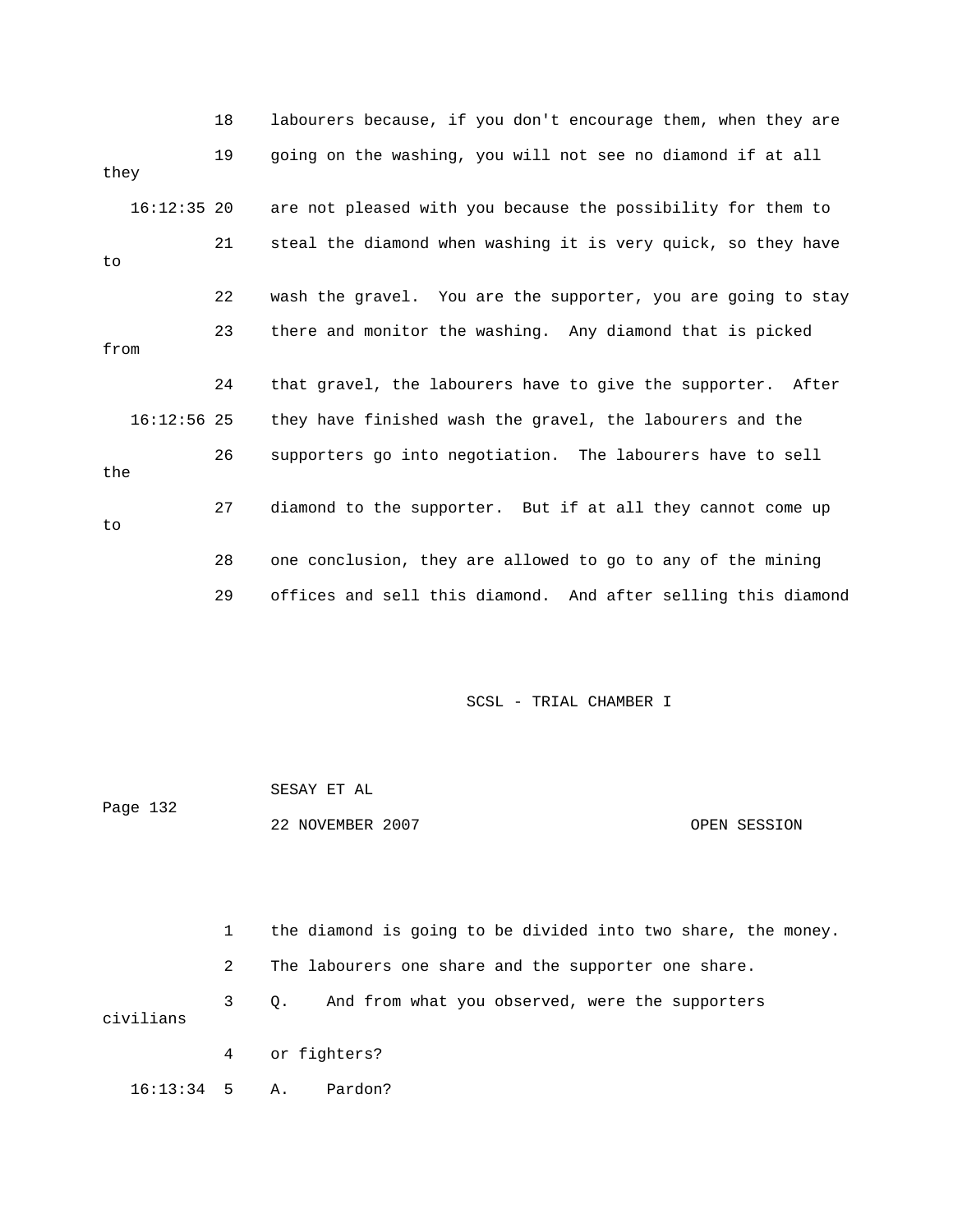18 labourers because, if you don't encourage them, when they are
19 going on the washing, you will not see no diamond if at all they
16:12:35 20 are not pleased with you because the possibility for them to
21 steal the diamond when washing it is very quick, so they have to
22 wash the gravel. You are the supporter, you are going to stay
23 there and monitor the washing. Any diamond that is picked from
24 that gravel, the labourers have to give the supporter. After
16:12:56 25 they have finished wash the gravel, the labourers and the
26 supporters go into negotiation. The labourers have to sell the
27 diamond to the supporter. But if at all they cannot come up to
28 one conclusion, they are allowed to go to any of the mining
29 offices and sell this diamond. And after selling this diamond

1 the diamond is going to be divided into two share, the money.
2 The labourers one share and the supporter one share.
3 Q. And from what you observed, were the supporters civilians
4 or fighters?
16:13:34 5 A. Pardon?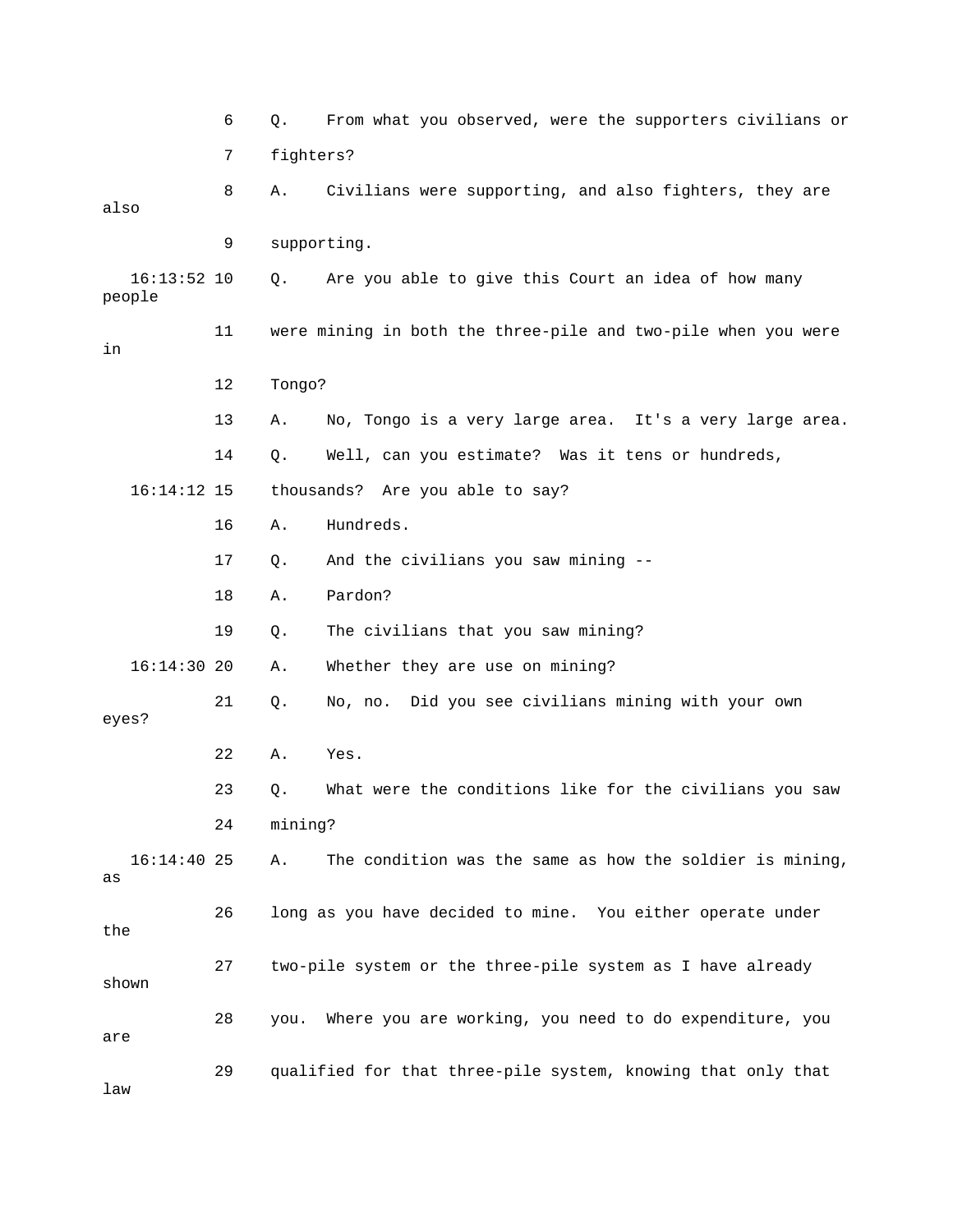6 Q. From what you observed, were the supporters civilians or

7 fighters?

8 A. Civilians were supporting, and also fighters, they are also

9 supporting.

16:13:52 10 Q. Are you able to give this Court an idea of how many people

11 were mining in both the three-pile and two-pile when you were in

12 Tongo?

13 A. No, Tongo is a very large area. It's a very large area.

14 Q. Well, can you estimate? Was it tens or hundreds,

16:14:12 15 thousands? Are you able to say?

16 A. Hundreds.

17 Q. And the civilians you saw mining --

18 A. Pardon?

19 Q. The civilians that you saw mining?

16:14:30 20 A. Whether they are use on mining?

21 Q. No, no. Did you see civilians mining with your own eyes?

22 A. Yes.

23 Q. What were the conditions like for the civilians you saw

24 mining?

16:14:40 25 A. The condition was the same as how the soldier is mining, as

26 long as you have decided to mine. You either operate under the

27 two-pile system or the three-pile system as I have already shown

28 you. Where you are working, you need to do expenditure, you are

29 qualified for that three-pile system, knowing that only that law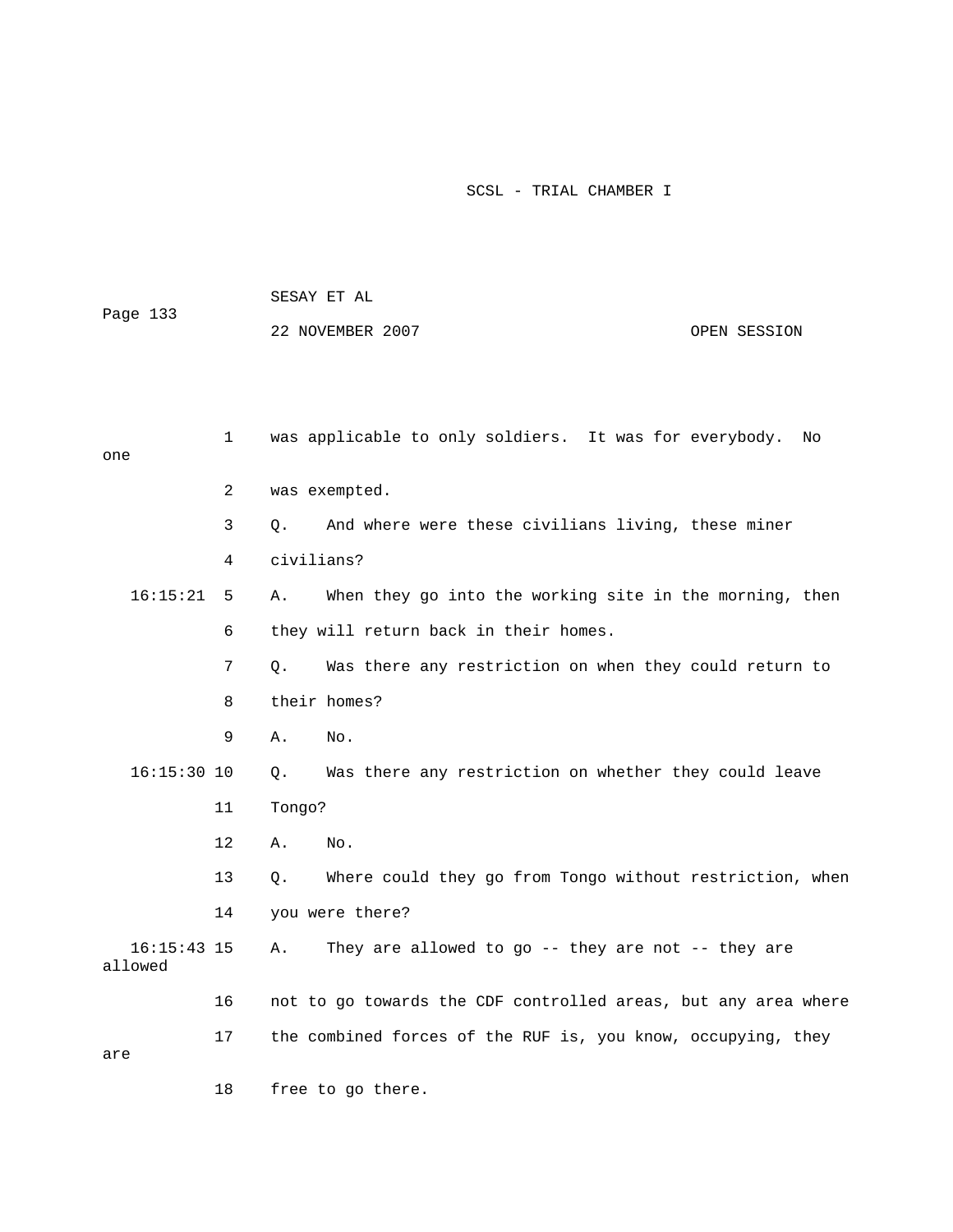1 was applicable to only soldiers. It was for everybody. No one

2 was exempted.

3 Q. And where were these civilians living, these miner

4 civilians?

16:15:21 5 A. When they go into the working site in the morning, then

6 they will return back in their homes.

7 Q. Was there any restriction on when they could return to

8 their homes?

9 A. No.

16:15:30 10 Q. Was there any restriction on whether they could leave

11 Tongo?

12 A. No.

13 Q. Where could they go from Tongo without restriction, when

14 you were there?

16:15:43 15 A. They are allowed to go -- they are not -- they are allowed

16 not to go towards the CDF controlled areas, but any area where

17 the combined forces of the RUF is, you know, occupying, they are

18 free to go there.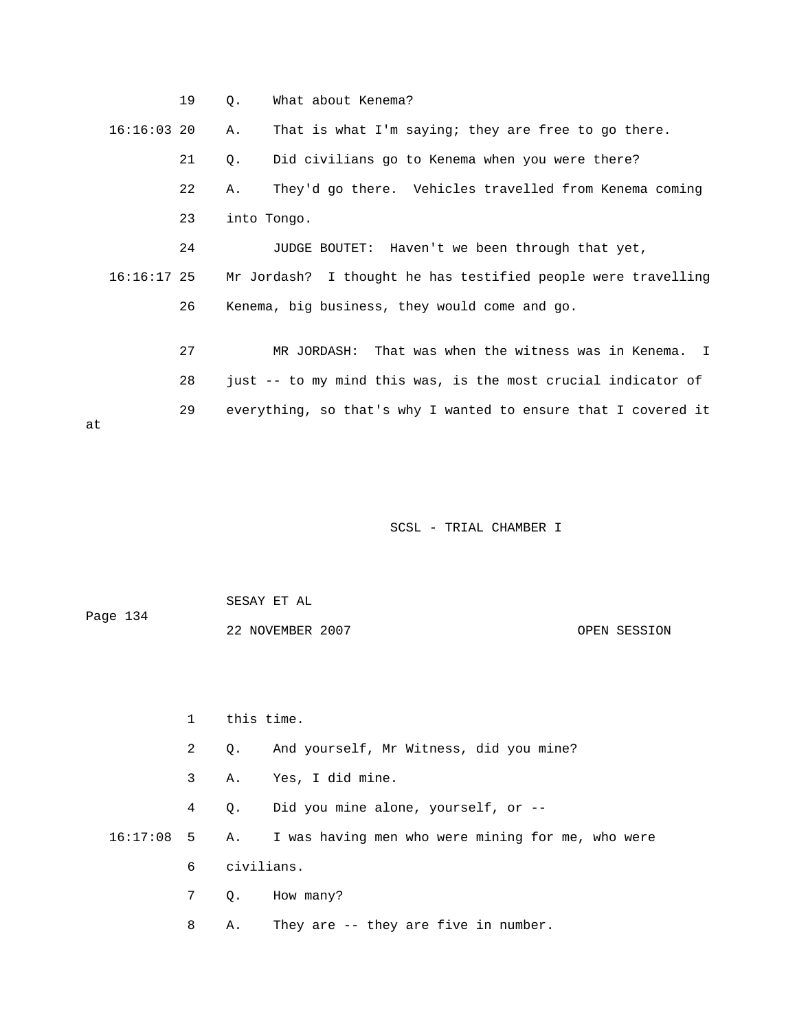19 Q. What about Kenema?

16:16:03 20 A. That is what I'm saying; they are free to go there.

21 Q. Did civilians go to Kenema when you were there?

22 A. They'd go there. Vehicles travelled from Kenema coming

23 into Tongo.

24 JUDGE BOUTET: Haven't we been through that yet,

16:16:17 25 Mr Jordash? I thought he has testified people were travelling

26 Kenema, big business, they would come and go.

27 MR JORDASH: That was when the witness was in Kenema. I

28 just -- to my mind this was, is the most crucial indicator of

29 everything, so that's why I wanted to ensure that I covered it at

1 this time.

2 Q. And yourself, Mr Witness, did you mine?

3 A. Yes, I did mine.

4 Q. Did you mine alone, yourself, or --

16:17:08 5 A. I was having men who were mining for me, who were

6 civilians.

7 Q. How many?

8 A. They are -- they are five in number.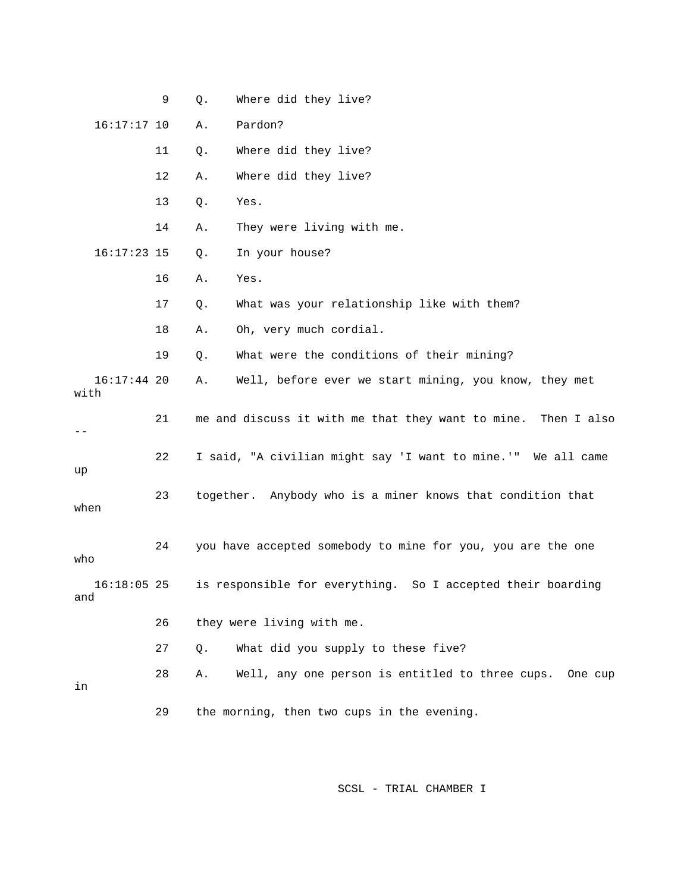9 Q. Where did they live?

16:17:17 10 A. Pardon?

11 Q. Where did they live?

12 A. Where did they live?

13 Q. Yes.

14 A. They were living with me.

16:17:23 15 Q. In your house?

16 A. Yes.

17 Q. What was your relationship like with them?

18 A. Oh, very much cordial.

19 Q. What were the conditions of their mining?

16:17:44 20 A. Well, before ever we start mining, you know, they met with

21 me and discuss it with me that they want to mine. Then I also --

22 I said, "A civilian might say 'I want to mine.'" We all came up

23 together. Anybody who is a miner knows that condition that when

24 you have accepted somebody to mine for you, you are the one who

16:18:05 25 is responsible for everything. So I accepted their boarding and

26 they were living with me.

27 Q. What did you supply to these five?

28 A. Well, any one person is entitled to three cups. One cup in

29 the morning, then two cups in the evening.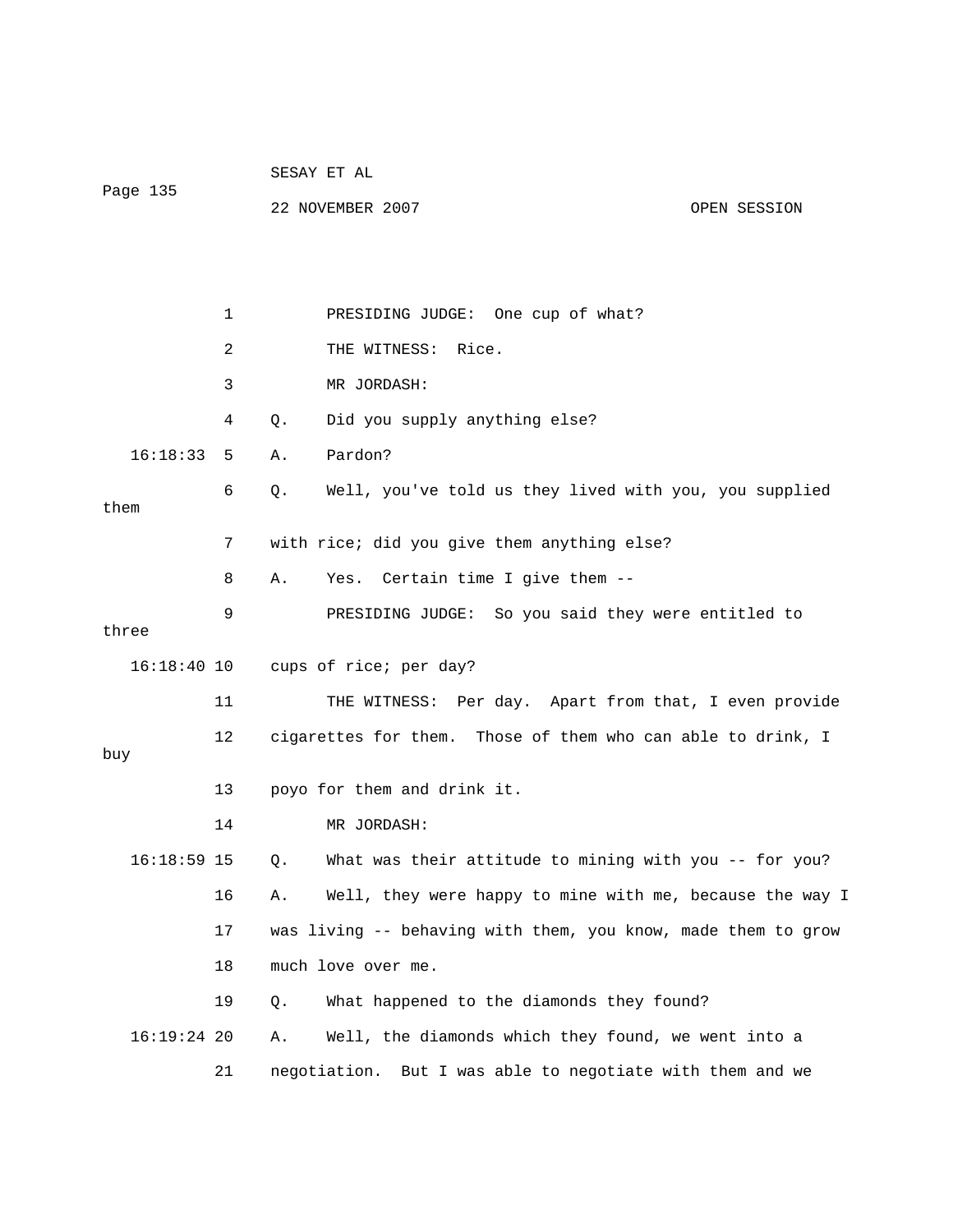PRESIDING JUDGE: One cup of what?

THE WITNESS: Rice.

MR JORDASH:

Q. Did you supply anything else?

A. Pardon?

Q. Well, you've told us they lived with you, you supplied them with rice; did you give them anything else?

A. Yes. Certain time I give them --

PRESIDING JUDGE: So you said they were entitled to three cups of rice; per day?

THE WITNESS: Per day. Apart from that, I even provide cigarettes for them. Those of them who can able to drink, I buy poyo for them and drink it.

MR JORDASH:

Q. What was their attitude to mining with you -- for you?

A. Well, they were happy to mine with me, because the way I was living -- behaving with them, you know, made them to grow much love over me.

Q. What happened to the diamonds they found?

A. Well, the diamonds which they found, we went into a negotiation. But I was able to negotiate with them and we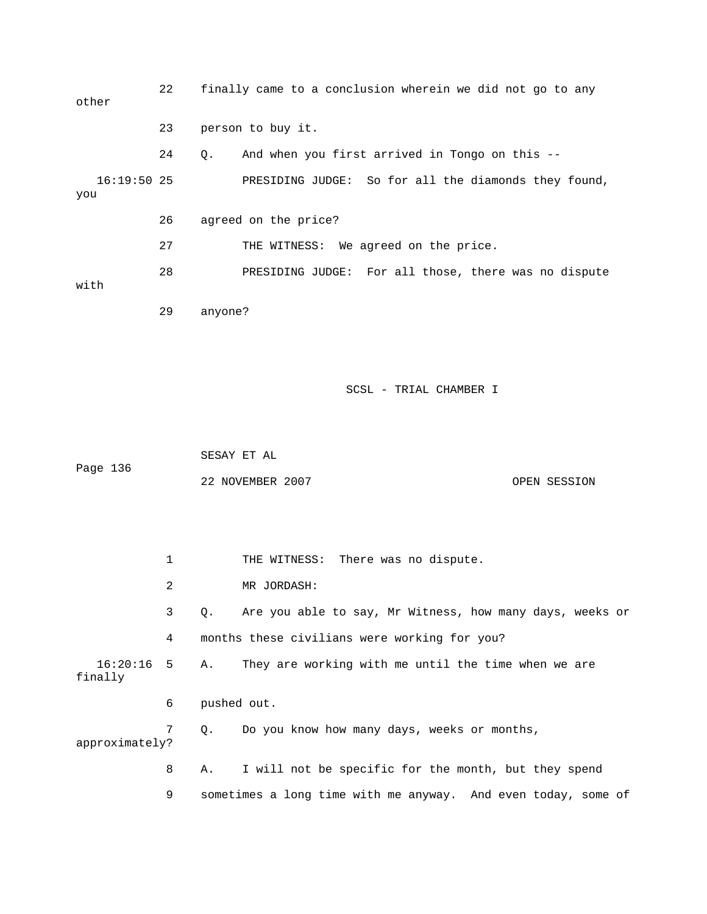22 finally came to a conclusion wherein we did not go to any other

23 person to buy it.

24 Q. And when you first arrived in Tongo on this --

16:19:50 25 PRESIDING JUDGE: So for all the diamonds they found, you

26 agreed on the price?

27 THE WITNESS: We agreed on the price.

28 PRESIDING JUDGE: For all those, there was no dispute with

29 anyone?

1 THE WITNESS: There was no dispute.

2 MR JORDASH:

3 Q. Are you able to say, Mr Witness, how many days, weeks or

4 months these civilians were working for you?

16:20:16 5 A. They are working with me until the time when we are finally

6 pushed out.

7 Q. Do you know how many days, weeks or months, approximately?

8 A. I will not be specific for the month, but they spend

9 sometimes a long time with me anyway. And even today, some of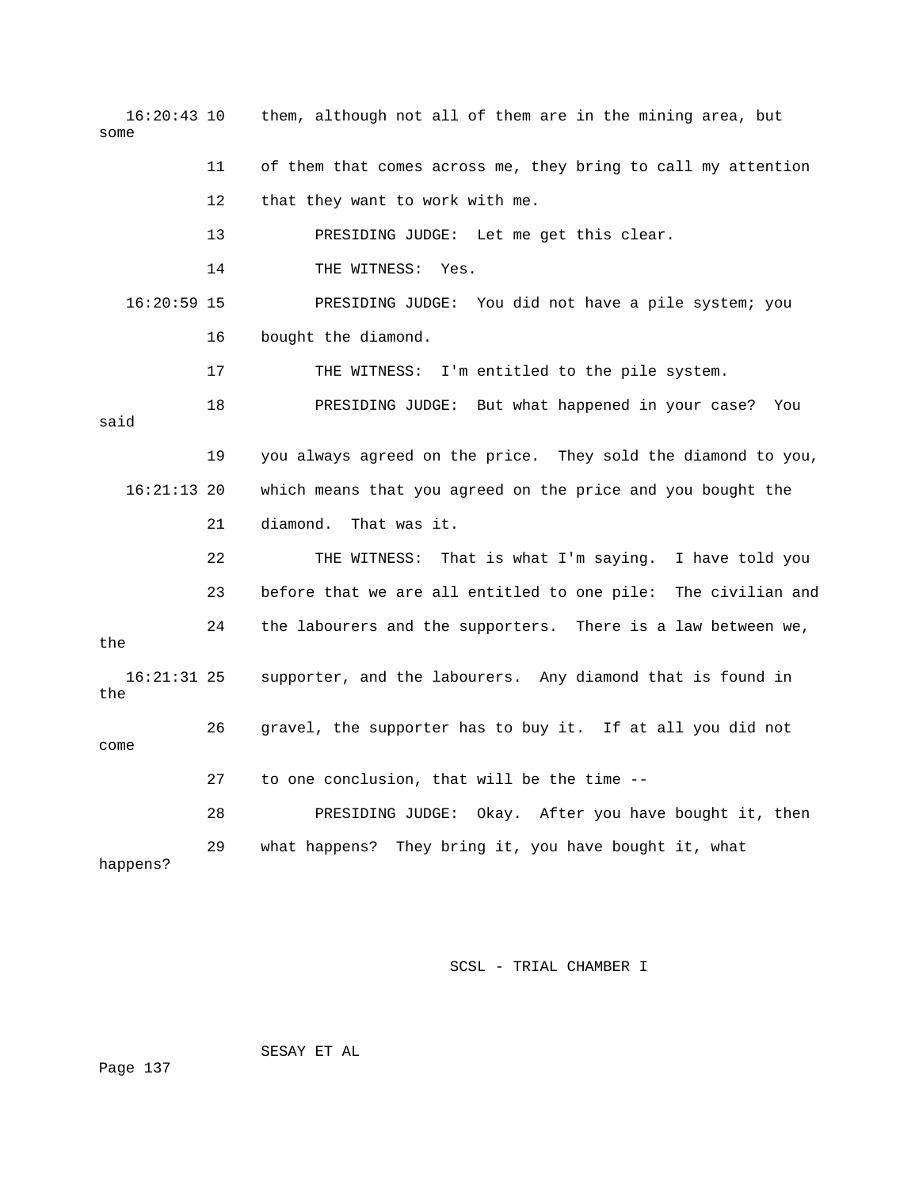16:20:43 10 them, although not all of them are in the mining area, but some

11 of them that comes across me, they bring to call my attention

12 that they want to work with me.

13 PRESIDING JUDGE: Let me get this clear.

14 THE WITNESS: Yes.

16:20:59 15 PRESIDING JUDGE: You did not have a pile system; you

16 bought the diamond.

17 THE WITNESS: I'm entitled to the pile system.

18 PRESIDING JUDGE: But what happened in your case? You said

19 you always agreed on the price. They sold the diamond to you,

16:21:13 20 which means that you agreed on the price and you bought the

21 diamond. That was it.

22 THE WITNESS: That is what I'm saying. I have told you

23 before that we are all entitled to one pile: The civilian and

24 the labourers and the supporters. There is a law between we, the

16:21:31 25 supporter, and the labourers. Any diamond that is found in the

26 gravel, the supporter has to buy it. If at all you did not come

27 to one conclusion, that will be the time --

28 PRESIDING JUDGE: Okay. After you have bought it, then

29 what happens? They bring it, you have bought it, what happens?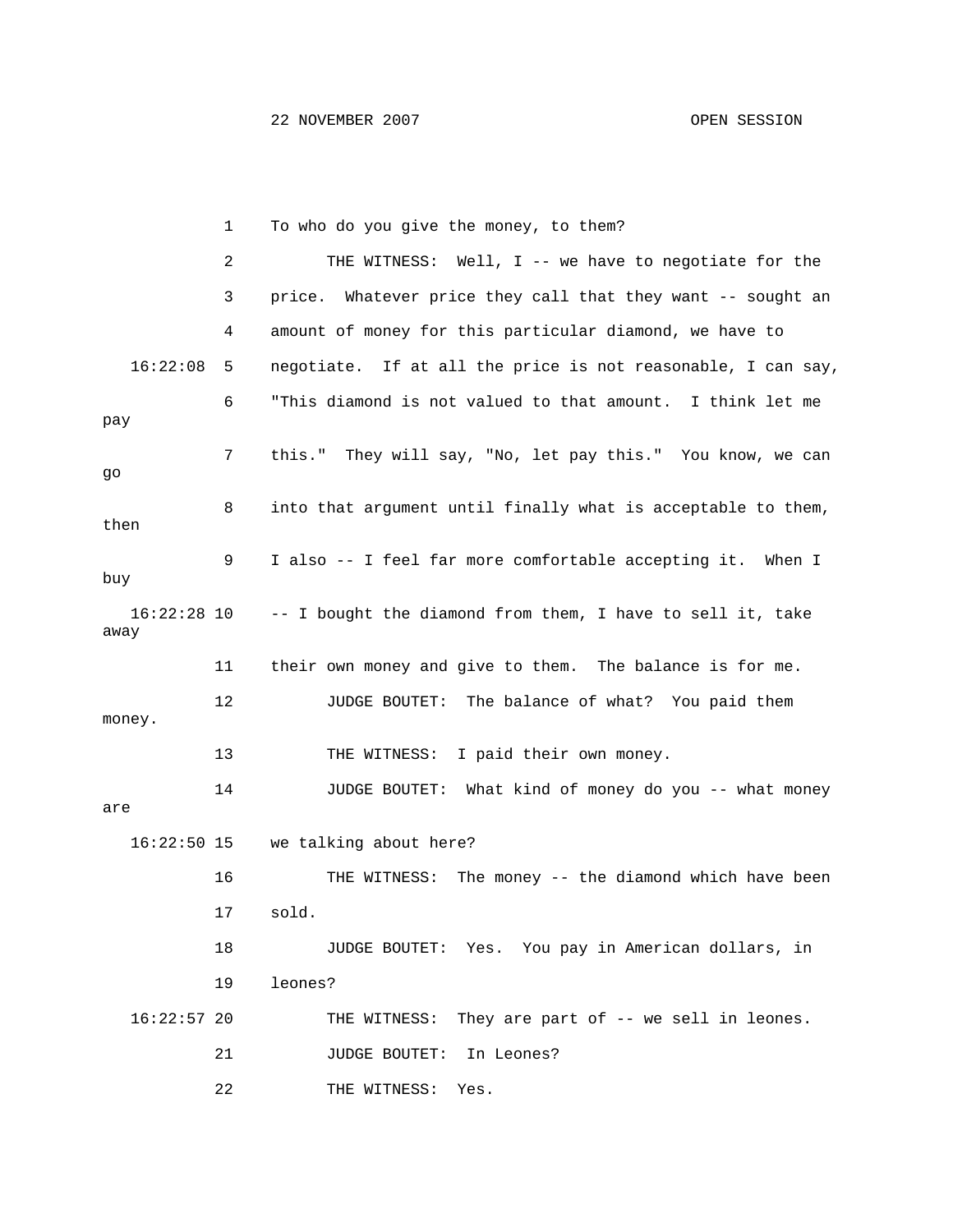1 To who do you give the money, to them?

2 THE WITNESS: Well, I -- we have to negotiate for the

3 price. Whatever price they call that they want -- sought an

4 amount of money for this particular diamond, we have to

16:22:08 5 negotiate. If at all the price is not reasonable, I can say,

6 "This diamond is not valued to that amount. I think let me pay

7 this." They will say, "No, let pay this." You know, we can go

8 into that argument until finally what is acceptable to them, then

9 I also -- I feel far more comfortable accepting it. When I buy

16:22:28 10 -- I bought the diamond from them, I have to sell it, take away

11 their own money and give to them. The balance is for me.

12 JUDGE BOUTET: The balance of what? You paid them money.

13 THE WITNESS: I paid their own money.

14 JUDGE BOUTET: What kind of money do you -- what money are

16:22:50 15 we talking about here?

16 THE WITNESS: The money -- the diamond which have been

17 sold.

18 JUDGE BOUTET: Yes. You pay in American dollars, in

19 leones?

16:22:57 20 THE WITNESS: They are part of -- we sell in leones.

21 JUDGE BOUTET: In Leones?

22 THE WITNESS: Yes.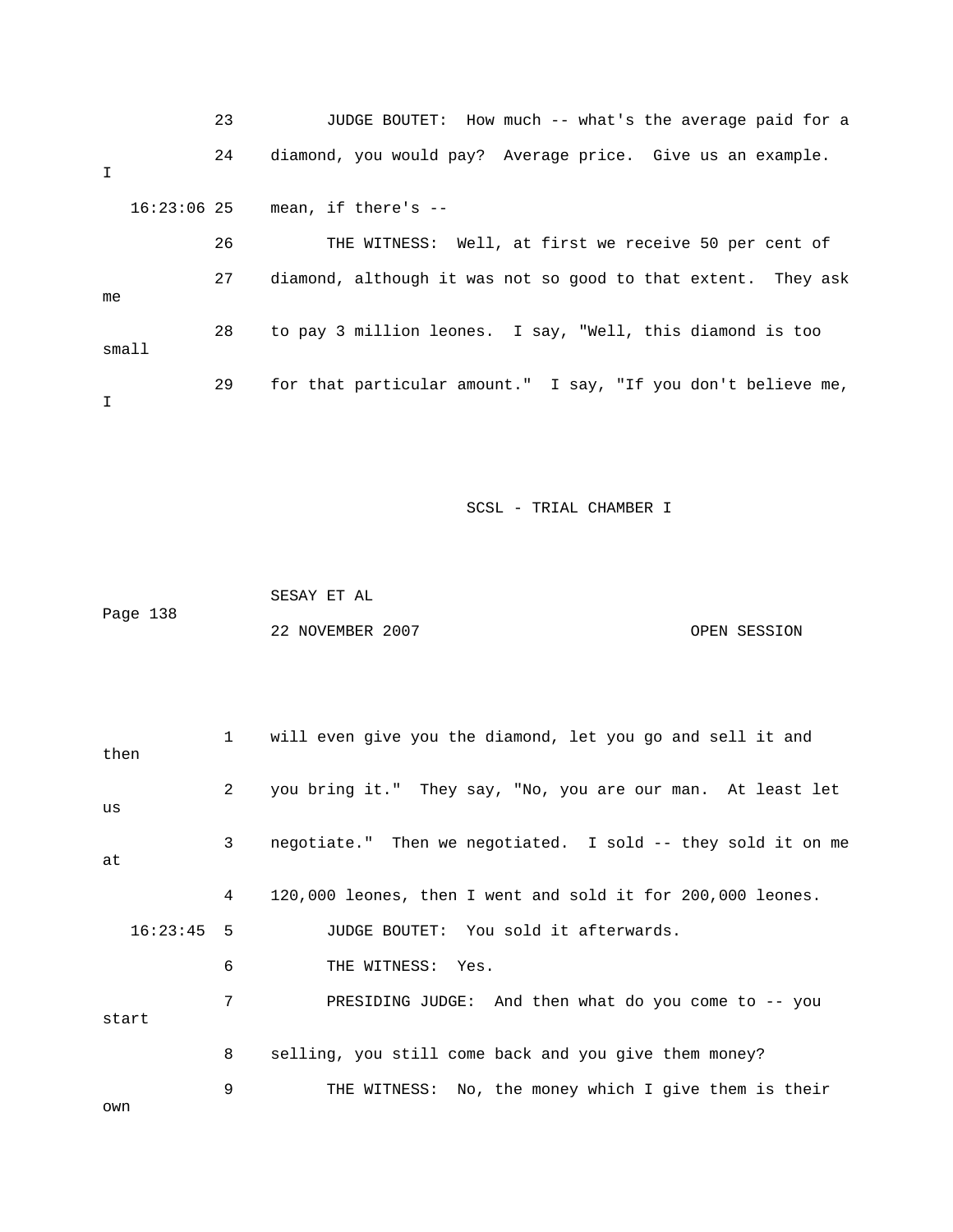23 JUDGE BOUTET: How much -- what's the average paid for a

24 diamond, you would pay? Average price. Give us an example. I

16:23:06 25 mean, if there's --

26 THE WITNESS: Well, at first we receive 50 per cent of

27 diamond, although it was not so good to that extent. They ask me

28 to pay 3 million leones. I say, "Well, this diamond is too small

29 for that particular amount." I say, "If you don't believe me, I

1 will even give you the diamond, let you go and sell it and then

2 you bring it." They say, "No, you are our man. At least let us

3 negotiate." Then we negotiated. I sold -- they sold it on me at

4 120,000 leones, then I went and sold it for 200,000 leones.

16:23:45 5 JUDGE BOUTET: You sold it afterwards.

6 THE WITNESS: Yes.

7 PRESIDING JUDGE: And then what do you come to -- you start

8 selling, you still come back and you give them money?

9 THE WITNESS: No, the money which I give them is their own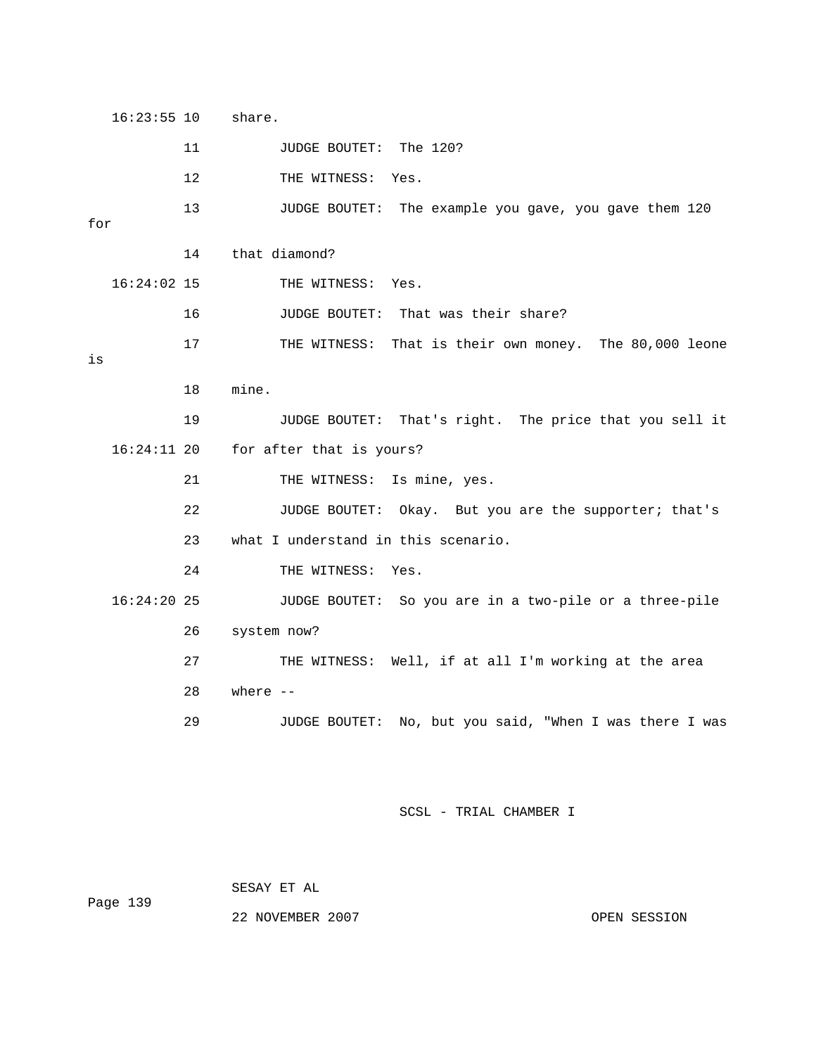16:23:55 10 share.

11 JUDGE BOUTET: The 120?

12 THE WITNESS: Yes.

13 JUDGE BOUTET: The example you gave, you gave them 120 for

14 that diamond?

16:24:02 15 THE WITNESS: Yes.

16 JUDGE BOUTET: That was their share?

17 THE WITNESS: That is their own money. The 80,000 leone is

18 mine.

19 JUDGE BOUTET: That's right. The price that you sell it

16:24:11 20 for after that is yours?

21 THE WITNESS: Is mine, yes.

22 JUDGE BOUTET: Okay. But you are the supporter; that's

23 what I understand in this scenario.

24 THE WITNESS: Yes.

16:24:20 25 JUDGE BOUTET: So you are in a two-pile or a three-pile

26 system now?

27 THE WITNESS: Well, if at all I'm working at the area

28 where --

29 JUDGE BOUTET: No, but you said, "When I was there I was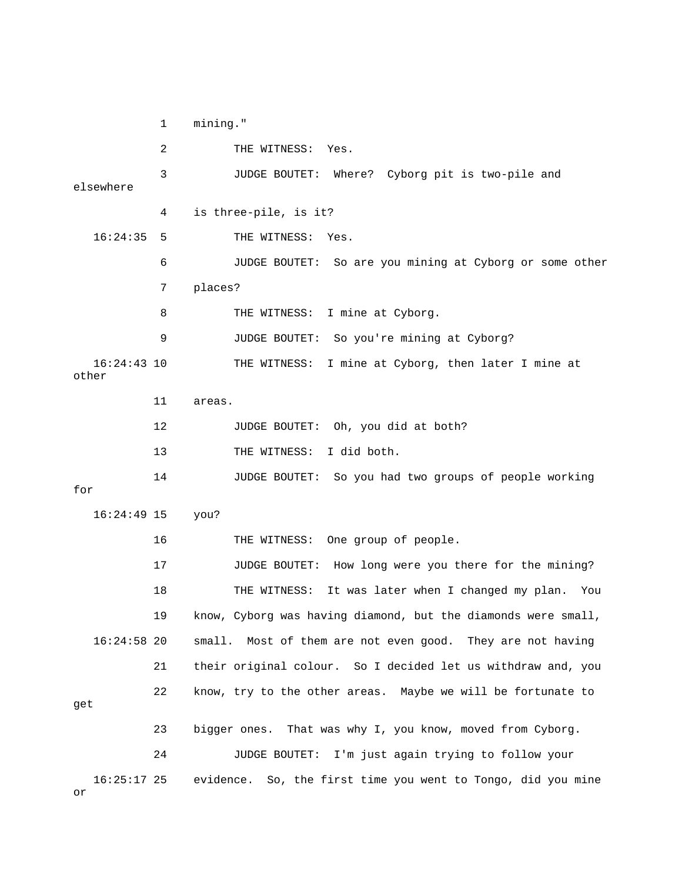1 mining."

2 THE WITNESS: Yes.

3 JUDGE BOUTET: Where? Cyborg pit is two-pile and elsewhere

4 is three-pile, is it?

16:24:35 5 THE WITNESS: Yes.

6 JUDGE BOUTET: So are you mining at Cyborg or some other

7 places?

8 THE WITNESS: I mine at Cyborg.

9 JUDGE BOUTET: So you're mining at Cyborg?

16:24:43 10 THE WITNESS: I mine at Cyborg, then later I mine at other

11 areas.

12 JUDGE BOUTET: Oh, you did at both?

13 THE WITNESS: I did both.

14 JUDGE BOUTET: So you had two groups of people working for

16:24:49 15 you?

16 THE WITNESS: One group of people.

17 JUDGE BOUTET: How long were you there for the mining?

18 THE WITNESS: It was later when I changed my plan. You

19 know, Cyborg was having diamond, but the diamonds were small,

16:24:58 20 small. Most of them are not even good. They are not having

21 their original colour. So I decided let us withdraw and, you

22 know, try to the other areas. Maybe we will be fortunate to get

23 bigger ones. That was why I, you know, moved from Cyborg.

24 JUDGE BOUTET: I'm just again trying to follow your

16:25:17 25 evidence. So, the first time you went to Tongo, did you mine or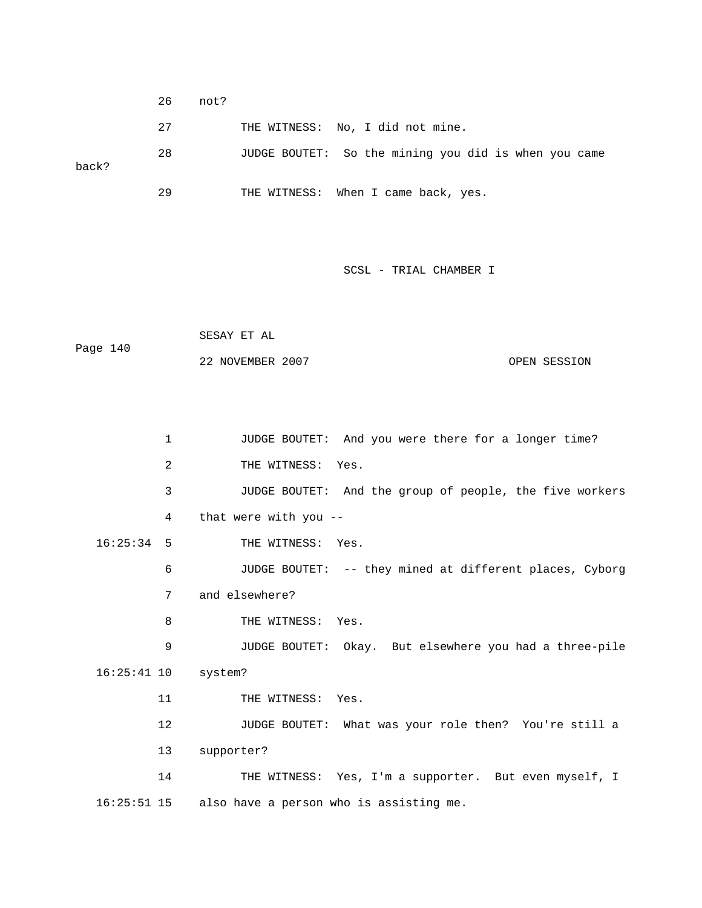26 not?

27 THE WITNESS: No, I did not mine.

28 JUDGE BOUTET: So the mining you did is when you came back?

29 THE WITNESS: When I came back, yes.

1 JUDGE BOUTET: And you were there for a longer time?

2 THE WITNESS: Yes.

3 JUDGE BOUTET: And the group of people, the five workers

4 that were with you --

16:25:34 5 THE WITNESS: Yes.

6 JUDGE BOUTET: -- they mined at different places, Cyborg

7 and elsewhere?

8 THE WITNESS: Yes.

9 JUDGE BOUTET: Okay. But elsewhere you had a three-pile

16:25:41 10 system?

11 THE WITNESS: Yes.

12 JUDGE BOUTET: What was your role then? You're still a

13 supporter?

14 THE WITNESS: Yes, I'm a supporter. But even myself, I

16:25:51 15 also have a person who is assisting me.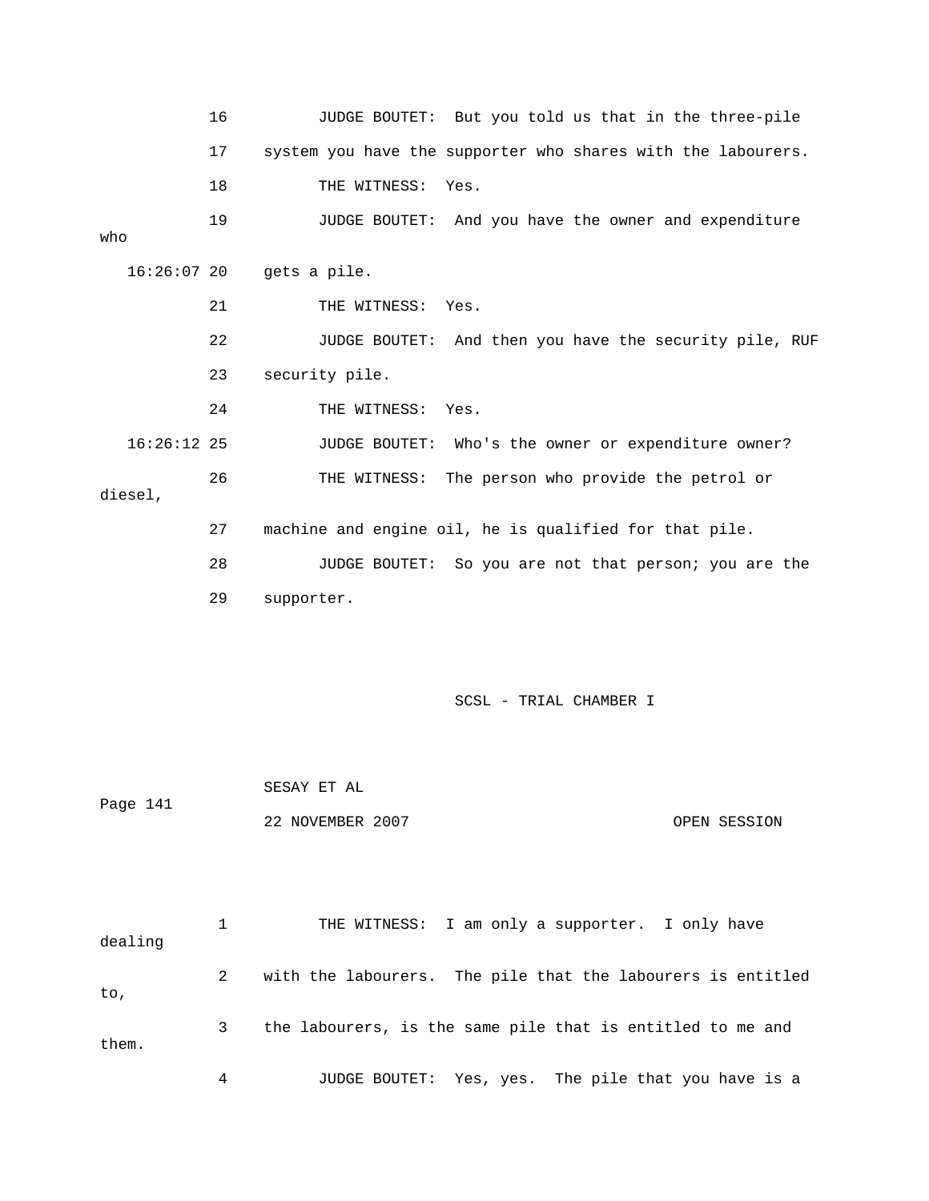16 JUDGE BOUTET: But you told us that in the three-pile

17 system you have the supporter who shares with the labourers.

18 THE WITNESS: Yes.

19 JUDGE BOUTET: And you have the owner and expenditure who

16:26:07 20 gets a pile.

21 THE WITNESS: Yes.

22 JUDGE BOUTET: And then you have the security pile, RUF

23 security pile.

24 THE WITNESS: Yes.

16:26:12 25 JUDGE BOUTET: Who's the owner or expenditure owner?

26 THE WITNESS: The person who provide the petrol or diesel,

27 machine and engine oil, he is qualified for that pile.

28 JUDGE BOUTET: So you are not that person; you are the

29 supporter.

1 THE WITNESS: I am only a supporter. I only have dealing

2 with the labourers. The pile that the labourers is entitled to,

3 the labourers, is the same pile that is entitled to me and them.

4 JUDGE BOUTET: Yes, yes. The pile that you have is a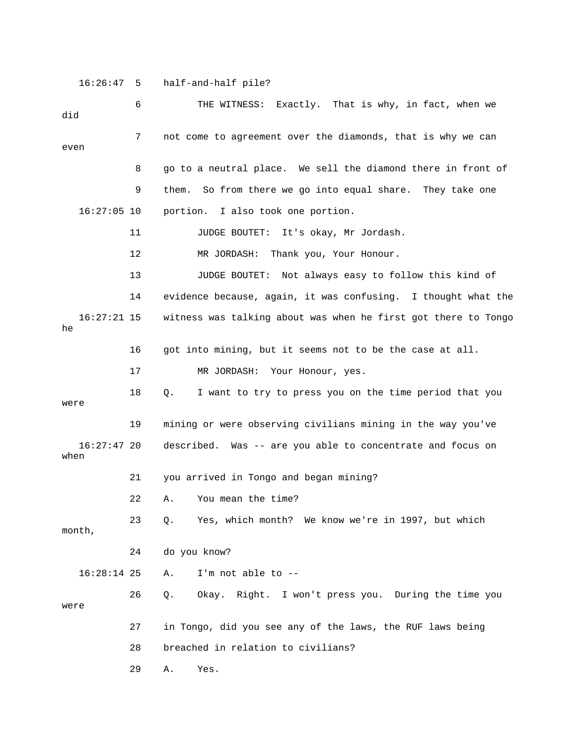16:26:47 5 half-and-half pile?

6 THE WITNESS: Exactly. That is why, in fact, when we did

7 not come to agreement over the diamonds, that is why we can even

8 go to a neutral place. We sell the diamond there in front of

9 them. So from there we go into equal share. They take one

16:27:05 10 portion. I also took one portion.

11 JUDGE BOUTET: It's okay, Mr Jordash.

12 MR JORDASH: Thank you, Your Honour.

13 JUDGE BOUTET: Not always easy to follow this kind of

14 evidence because, again, it was confusing. I thought what the

16:27:21 15 witness was talking about was when he first got there to Tongo he

16 got into mining, but it seems not to be the case at all.

17 MR JORDASH: Your Honour, yes.

18 Q. I want to try to press you on the time period that you were

19 mining or were observing civilians mining in the way you've

16:27:47 20 described. Was -- are you able to concentrate and focus on when

21 you arrived in Tongo and began mining?

22 A. You mean the time?

23 Q. Yes, which month? We know we're in 1997, but which month,

24 do you know?

16:28:14 25 A. I'm not able to --

26 Q. Okay. Right. I won't press you. During the time you were

27 in Tongo, did you see any of the laws, the RUF laws being

28 breached in relation to civilians?

29 A. Yes.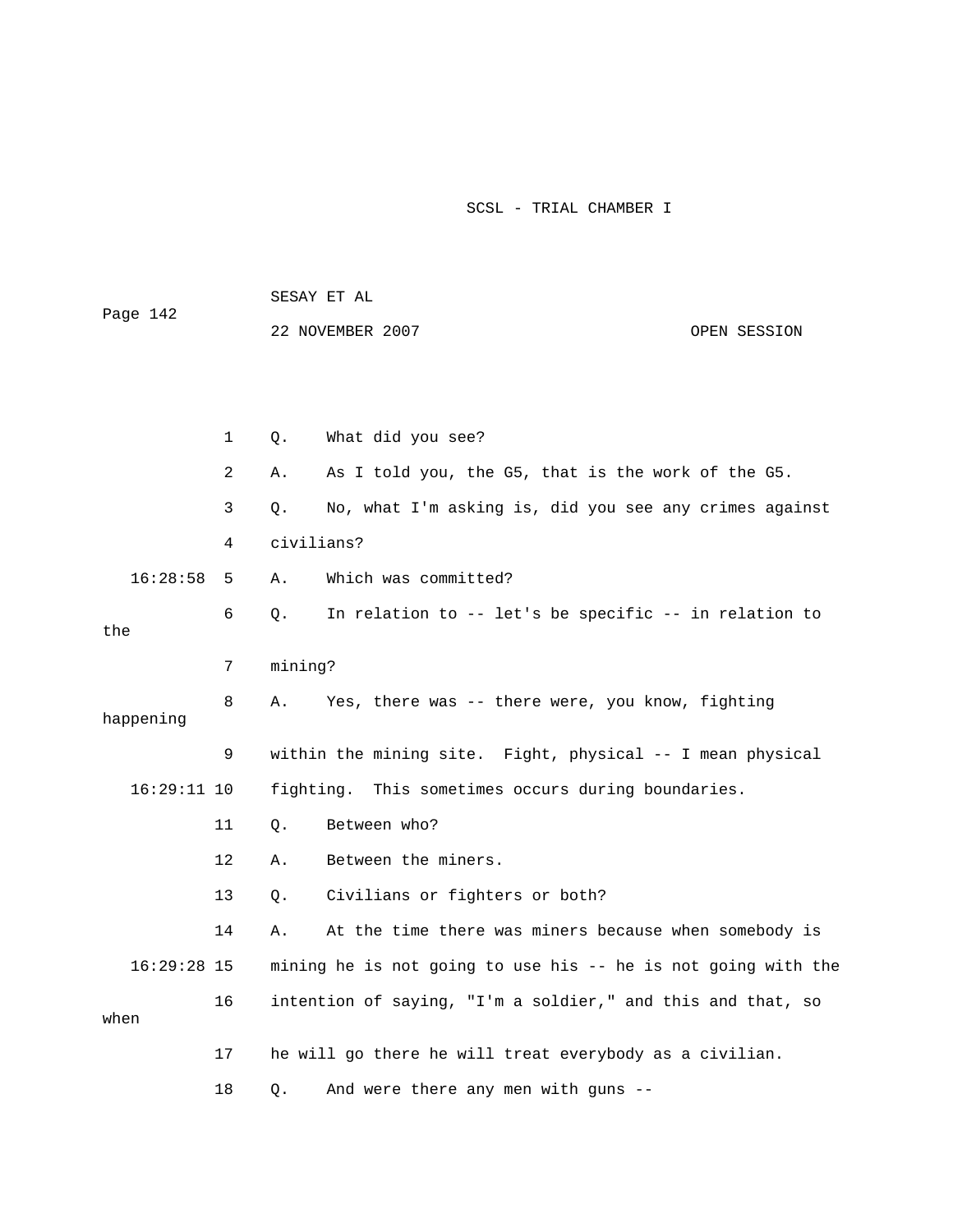1 Q. What did you see?

2 A. As I told you, the G5, that is the work of the G5.

3 Q. No, what I'm asking is, did you see any crimes against

4 civilians?

16:28:58 5 A. Which was committed?

6 Q. In relation to -- let's be specific -- in relation to the

7 mining?

8 A. Yes, there was -- there were, you know, fighting happening

9 within the mining site. Fight, physical -- I mean physical

16:29:11 10 fighting. This sometimes occurs during boundaries.

11 Q. Between who?

12 A. Between the miners.

13 Q. Civilians or fighters or both?

14 A. At the time there was miners because when somebody is

16:29:28 15 mining he is not going to use his -- he is not going with the

16 intention of saying, "I'm a soldier," and this and that, so when

17 he will go there he will treat everybody as a civilian.

18 Q. And were there any men with guns --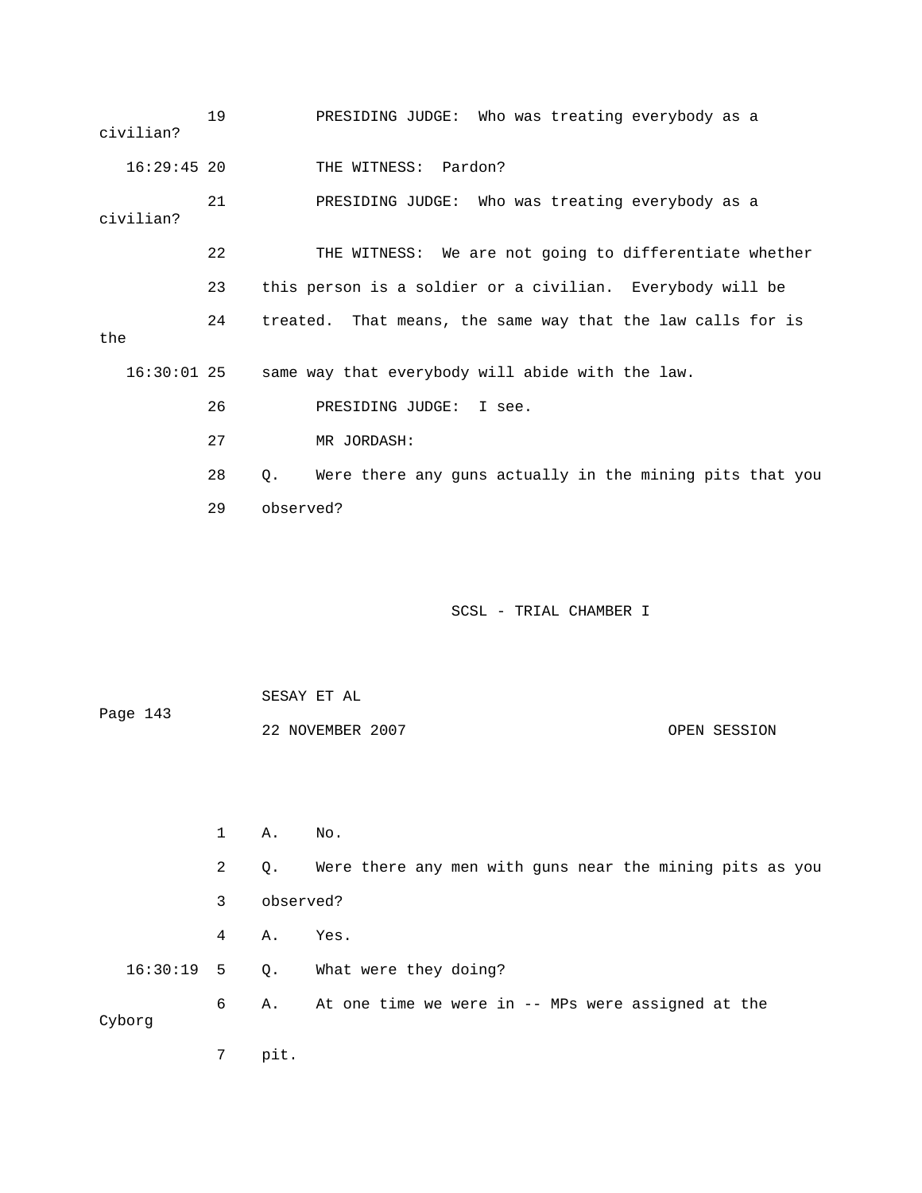19 PRESIDING JUDGE: Who was treating everybody as a civilian?

16:29:45 20 THE WITNESS: Pardon?

21 PRESIDING JUDGE: Who was treating everybody as a civilian?

22 THE WITNESS: We are not going to differentiate whether

23 this person is a soldier or a civilian. Everybody will be

24 treated. That means, the same way that the law calls for is the

16:30:01 25 same way that everybody will abide with the law.

26 PRESIDING JUDGE: I see.

27 MR JORDASH:

28 Q. Were there any guns actually in the mining pits that you

29 observed?

1 A. No.

2 Q. Were there any men with guns near the mining pits as you

3 observed?

4 A. Yes.

16:30:19 5 Q. What were they doing?

6 A. At one time we were in -- MPs were assigned at the Cyborg

7 pit.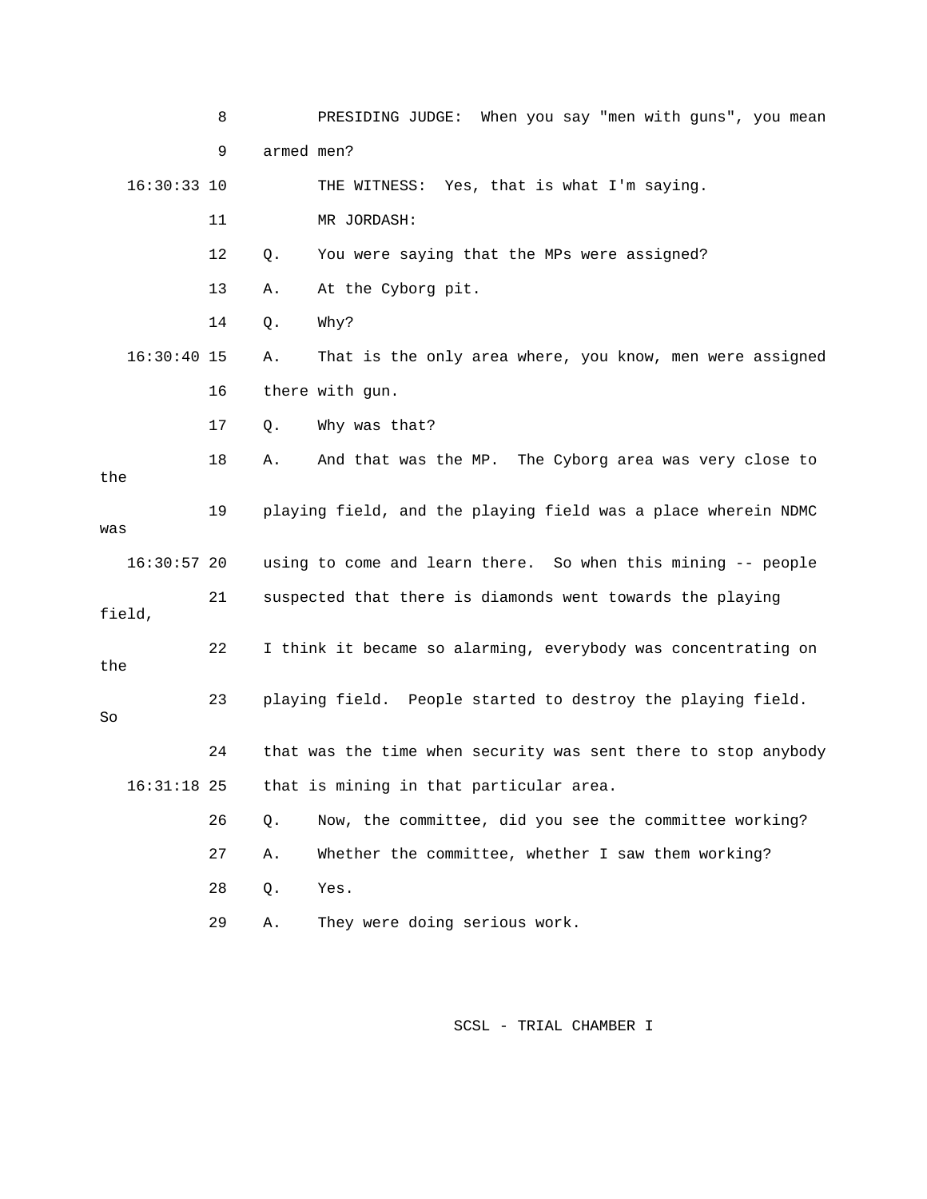8 PRESIDING JUDGE: When you say "men with guns", you mean

9 armed men?

16:30:33 10 THE WITNESS: Yes, that is what I'm saying.

11 MR JORDASH:

12 Q. You were saying that the MPs were assigned?

13 A. At the Cyborg pit.

14 Q. Why?

16:30:40 15 A. That is the only area where, you know, men were assigned

16 there with gun.

17 Q. Why was that?

18 A. And that was the MP. The Cyborg area was very close to the

19 playing field, and the playing field was a place wherein NDMC was

16:30:57 20 using to come and learn there. So when this mining -- people

21 suspected that there is diamonds went towards the playing field,

22 I think it became so alarming, everybody was concentrating on the

23 playing field. People started to destroy the playing field. So

24 that was the time when security was sent there to stop anybody

16:31:18 25 that is mining in that particular area.

26 Q. Now, the committee, did you see the committee working?

27 A. Whether the committee, whether I saw them working?

28 Q. Yes.

29 A. They were doing serious work.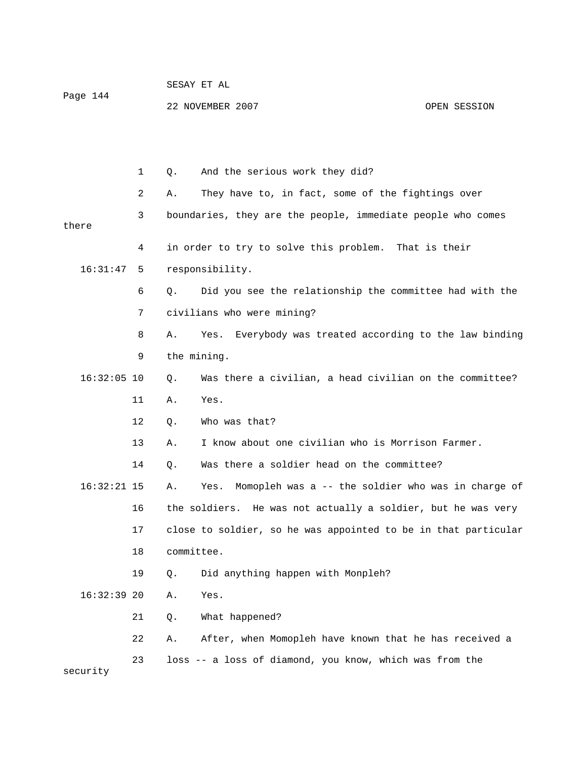1 Q. And the serious work they did?

2 A. They have to, in fact, some of the fightings over

3 boundaries, they are the people, immediate people who comes there

4 in order to try to solve this problem. That is their

16:31:47 5 responsibility.

6 Q. Did you see the relationship the committee had with the

7 civilians who were mining?

8 A. Yes. Everybody was treated according to the law binding

9 the mining.

16:32:05 10 Q. Was there a civilian, a head civilian on the committee?

11 A. Yes.

12 Q. Who was that?

13 A. I know about one civilian who is Morrison Farmer.

14 Q. Was there a soldier head on the committee?

16:32:21 15 A. Yes. Momopleh was a -- the soldier who was in charge of

16 the soldiers. He was not actually a soldier, but he was very

17 close to soldier, so he was appointed to be in that particular

18 committee.

19 Q. Did anything happen with Monpleh?

16:32:39 20 A. Yes.

21 Q. What happened?

22 A. After, when Momopleh have known that he has received a

23 loss -- a loss of diamond, you know, which was from the security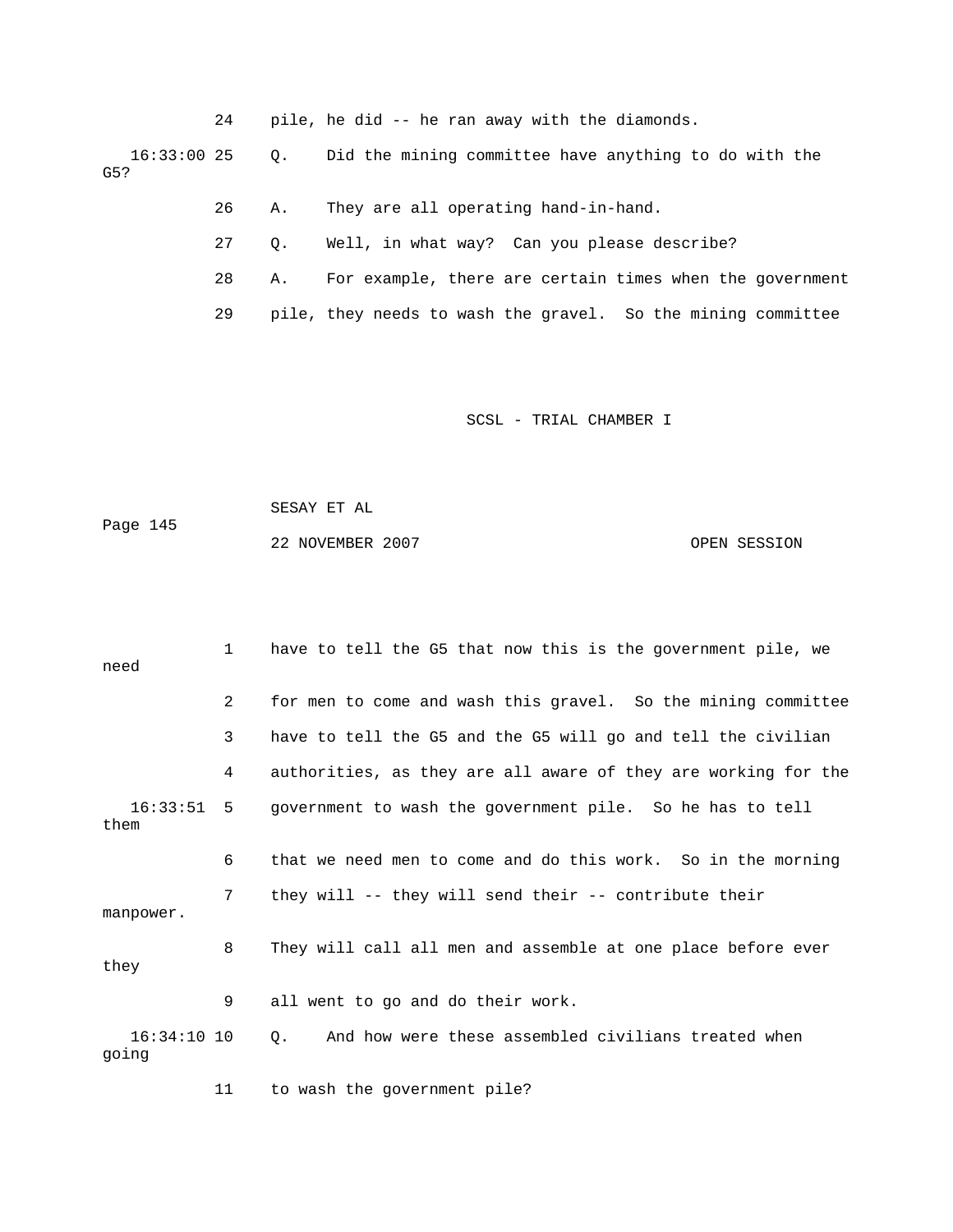24 pile, he did -- he ran away with the diamonds.

16:33:00 25 Q. Did the mining committee have anything to do with the G5?

26 A. They are all operating hand-in-hand.

27 Q. Well, in what way? Can you please describe?

28 A. For example, there are certain times when the government

29 pile, they needs to wash the gravel. So the mining committee

1 have to tell the G5 that now this is the government pile, we need

2 for men to come and wash this gravel. So the mining committee

3 have to tell the G5 and the G5 will go and tell the civilian

4 authorities, as they are all aware of they are working for the

16:33:51 5 government to wash the government pile. So he has to tell them

6 that we need men to come and do this work. So in the morning

7 they will -- they will send their -- contribute their manpower.

8 They will call all men and assemble at one place before ever they

9 all went to go and do their work.

16:34:10 10 Q. And how were these assembled civilians treated when going

11 to wash the government pile?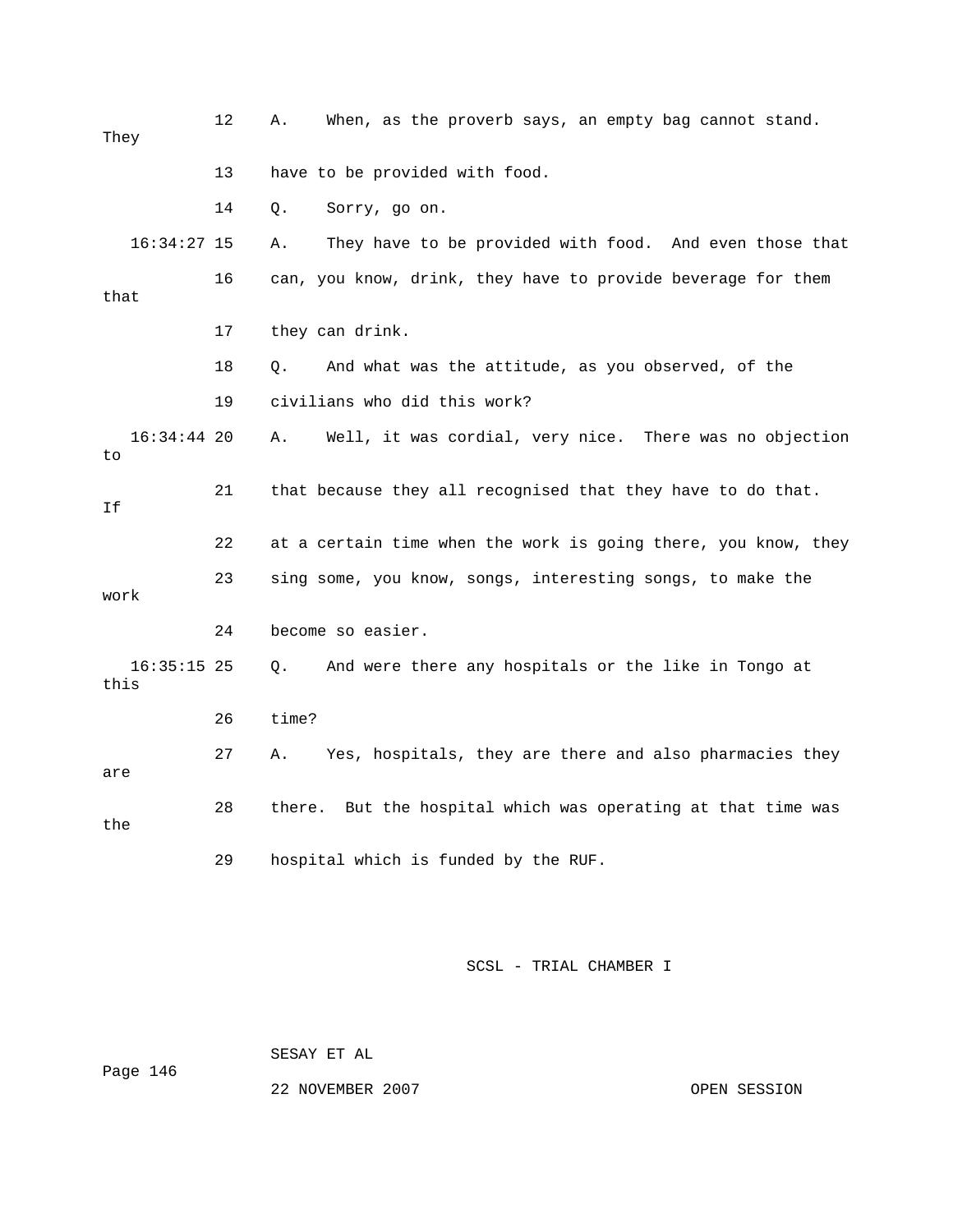12 A. When, as the proverb says, an empty bag cannot stand. They

13 have to be provided with food.

14 Q. Sorry, go on.

16:34:27 15 A. They have to be provided with food. And even those that

16 can, you know, drink, they have to provide beverage for them that

17 they can drink.

18 Q. And what was the attitude, as you observed, of the

19 civilians who did this work?

16:34:44 20 A. Well, it was cordial, very nice. There was no objection to

21 that because they all recognised that they have to do that. If

22 at a certain time when the work is going there, you know, they

23 sing some, you know, songs, interesting songs, to make the work

24 become so easier.

16:35:15 25 Q. And were there any hospitals or the like in Tongo at this

26 time?

27 A. Yes, hospitals, they are there and also pharmacies they are

28 there. But the hospital which was operating at that time was the

29 hospital which is funded by the RUF.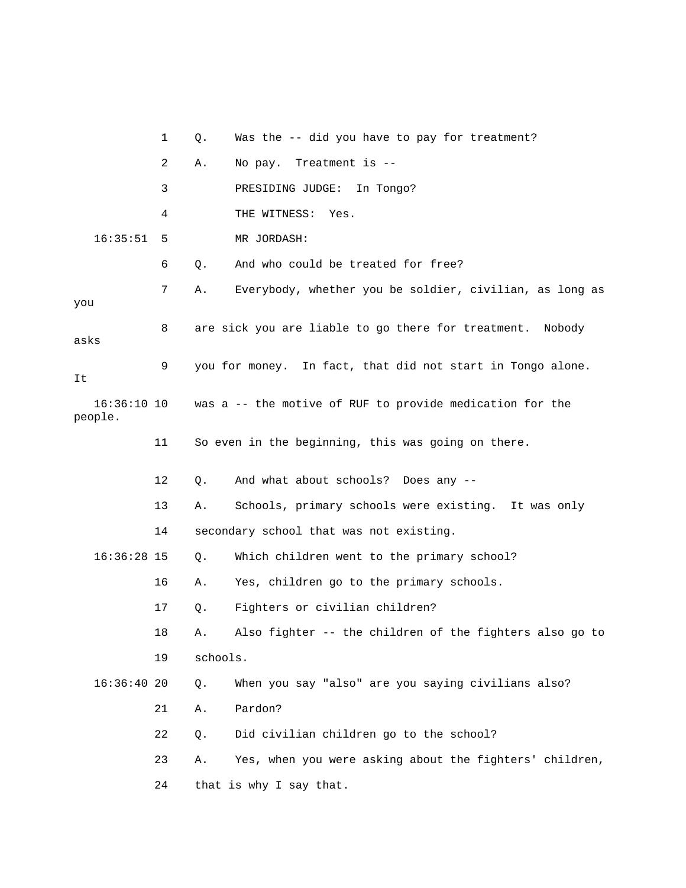1 Q. Was the -- did you have to pay for treatment?

2 A. No pay. Treatment is --

3 PRESIDING JUDGE: In Tongo?

4 THE WITNESS: Yes.

16:35:51 5 MR JORDASH:

6 Q. And who could be treated for free?

7 A. Everybody, whether you be soldier, civilian, as long as you

8 are sick you are liable to go there for treatment. Nobody asks

9 you for money. In fact, that did not start in Tongo alone. It

16:36:10 10 was a -- the motive of RUF to provide medication for the people.

11 So even in the beginning, this was going on there.

12 Q. And what about schools? Does any --

13 A. Schools, primary schools were existing. It was only

14 secondary school that was not existing.

16:36:28 15 Q. Which children went to the primary school?

16 A. Yes, children go to the primary schools.

17 Q. Fighters or civilian children?

18 A. Also fighter -- the children of the fighters also go to

19 schools.

16:36:40 20 Q. When you say "also" are you saying civilians also?

21 A. Pardon?

22 Q. Did civilian children go to the school?

23 A. Yes, when you were asking about the fighters' children,

24 that is why I say that.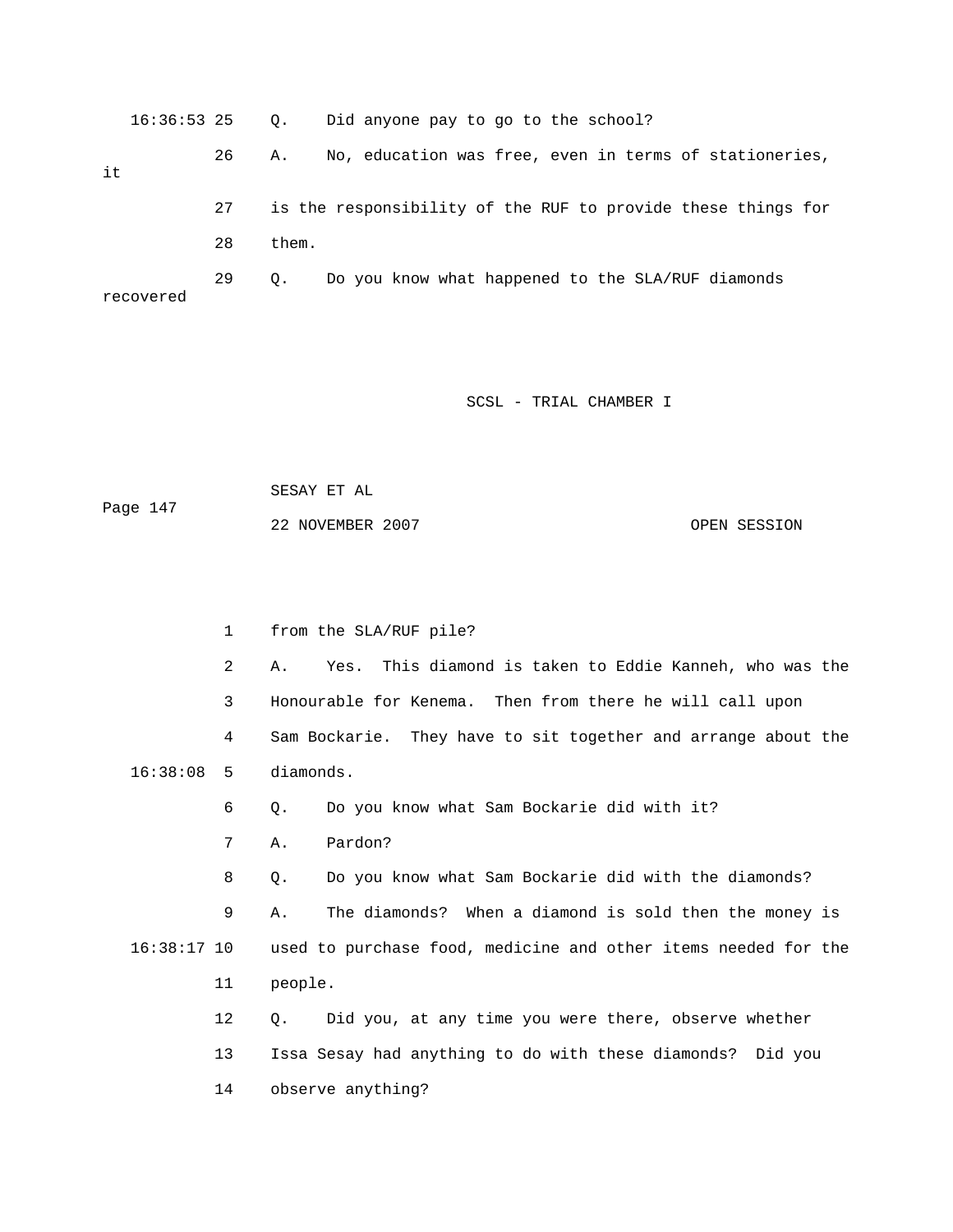16:36:53 25 Q. Did anyone pay to go to the school?

26 A. No, education was free, even in terms of stationeries, it

27 is the responsibility of the RUF to provide these things for

28 them.

29 Q. Do you know what happened to the SLA/RUF diamonds recovered

1 from the SLA/RUF pile?

2 A. Yes. This diamond is taken to Eddie Kanneh, who was the

3 Honourable for Kenema. Then from there he will call upon

4 Sam Bockarie. They have to sit together and arrange about the

16:38:08 5 diamonds.

6 Q. Do you know what Sam Bockarie did with it?

7 A. Pardon?

8 Q. Do you know what Sam Bockarie did with the diamonds?

9 A. The diamonds? When a diamond is sold then the money is

16:38:17 10 used to purchase food, medicine and other items needed for the

11 people.

12 Q. Did you, at any time you were there, observe whether

13 Issa Sesay had anything to do with these diamonds? Did you

14 observe anything?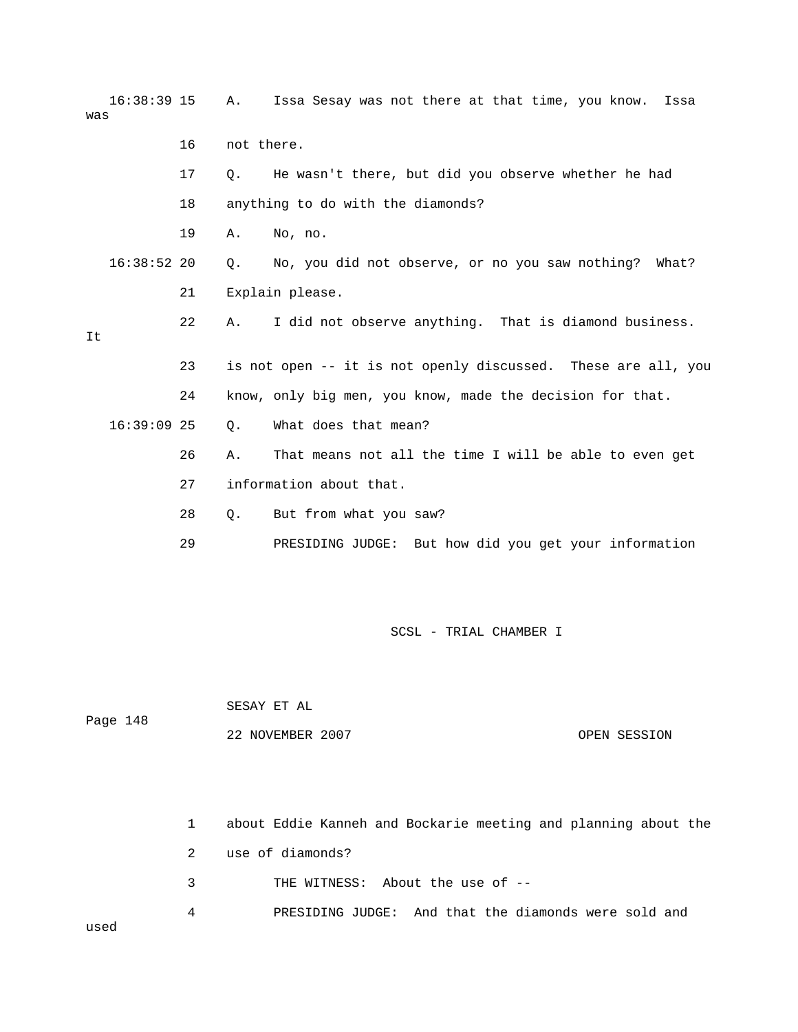16:38:39 15 A. Issa Sesay was not there at that time, you know. Issa was

16 not there.

17 Q. He wasn't there, but did you observe whether he had

18 anything to do with the diamonds?

19 A. No, no.

16:38:52 20 Q. No, you did not observe, or no you saw nothing? What?

21 Explain please.

22 A. I did not observe anything. That is diamond business. It

23 is not open -- it is not openly discussed. These are all, you

24 know, only big men, you know, made the decision for that.

16:39:09 25 Q. What does that mean?

26 A. That means not all the time I will be able to even get

27 information about that.

28 Q. But from what you saw?

29 PRESIDING JUDGE: But how did you get your information

1 about Eddie Kanneh and Bockarie meeting and planning about the

2 use of diamonds?

3 THE WITNESS: About the use of --

4 PRESIDING JUDGE: And that the diamonds were sold and used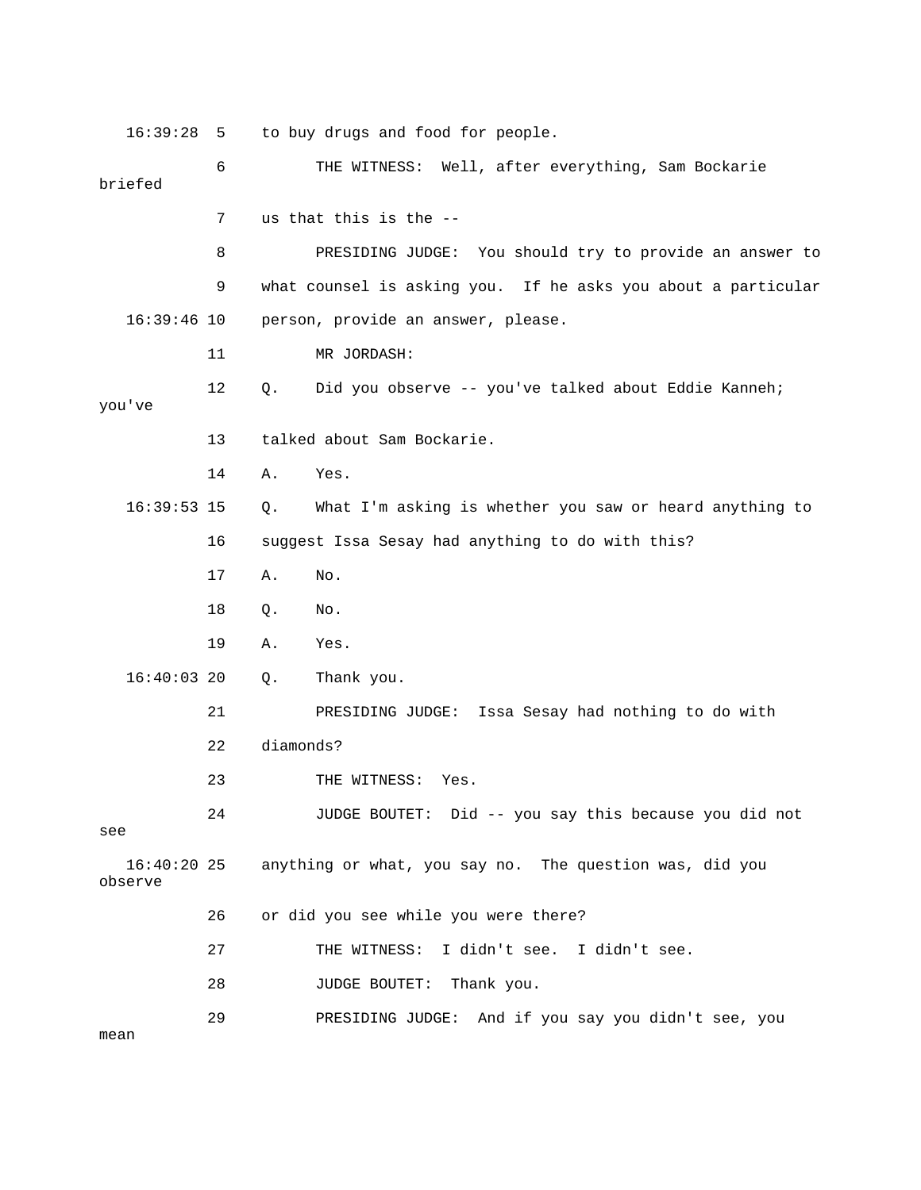16:39:28 5 to buy drugs and food for people.

6 THE WITNESS: Well, after everything, Sam Bockarie briefed

7 us that this is the --

8 PRESIDING JUDGE: You should try to provide an answer to

9 what counsel is asking you. If he asks you about a particular

16:39:46 10 person, provide an answer, please.

11 MR JORDASH:

12 Q. Did you observe -- you've talked about Eddie Kanneh; you've

13 talked about Sam Bockarie.

14 A. Yes.

16:39:53 15 Q. What I'm asking is whether you saw or heard anything to

16 suggest Issa Sesay had anything to do with this?

17 A. No.

18 Q. No.

19 A. Yes.

16:40:03 20 Q. Thank you.

21 PRESIDING JUDGE: Issa Sesay had nothing to do with

22 diamonds?

23 THE WITNESS: Yes.

24 JUDGE BOUTET: Did -- you say this because you did not see

16:40:20 25 anything or what, you say no. The question was, did you observe

26 or did you see while you were there?

27 THE WITNESS: I didn't see. I didn't see.

28 JUDGE BOUTET: Thank you.

29 PRESIDING JUDGE: And if you say you didn't see, you mean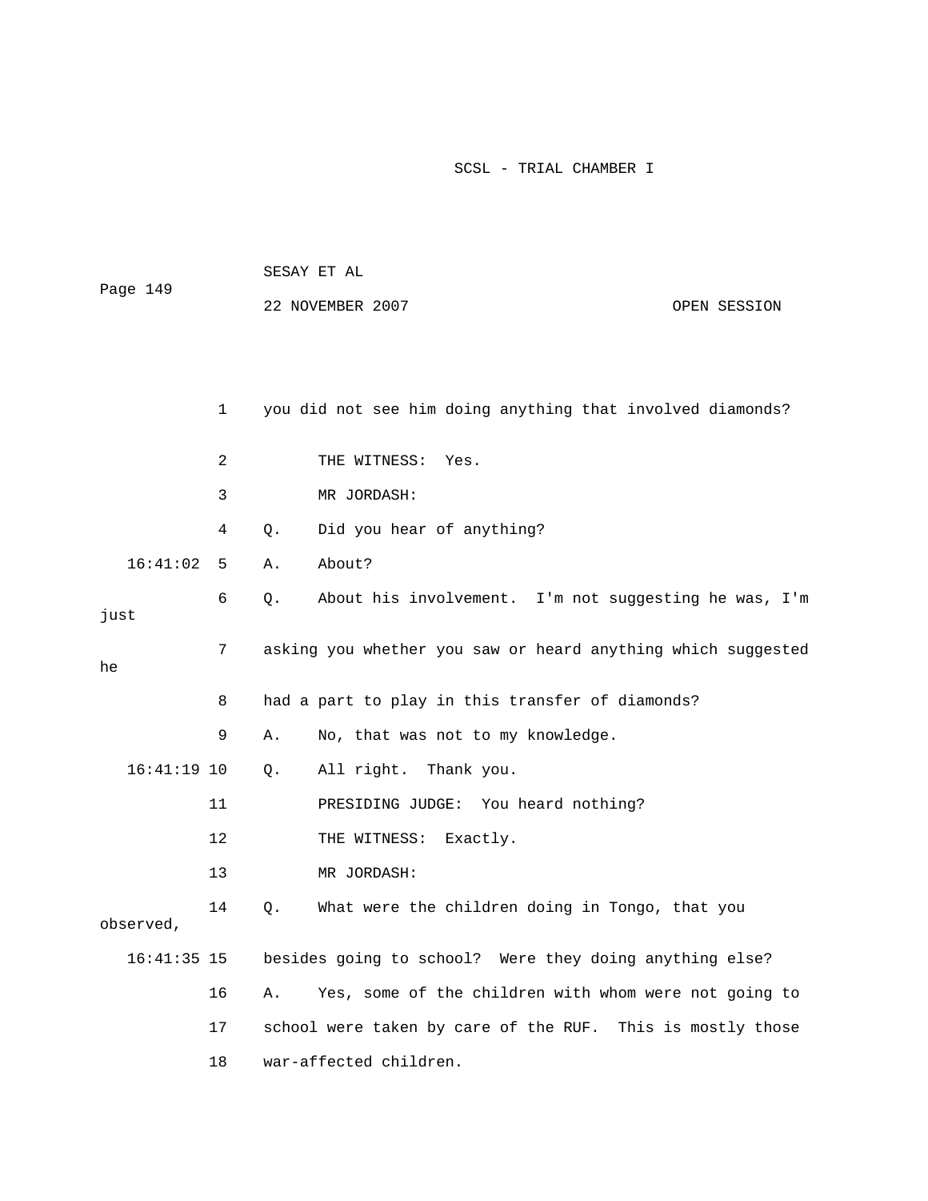1 you did not see him doing anything that involved diamonds?

2 THE WITNESS: Yes.

3 MR JORDASH:

4 Q. Did you hear of anything?

16:41:02 5 A. About?

6 Q. About his involvement. I'm not suggesting he was, I'm just

7 asking you whether you saw or heard anything which suggested he

8 had a part to play in this transfer of diamonds?

9 A. No, that was not to my knowledge.

16:41:19 10 Q. All right. Thank you.

11 PRESIDING JUDGE: You heard nothing?

12 THE WITNESS: Exactly.

13 MR JORDASH:

14 Q. What were the children doing in Tongo, that you observed,

16:41:35 15 besides going to school? Were they doing anything else?

16 A. Yes, some of the children with whom were not going to

17 school were taken by care of the RUF. This is mostly those

18 war-affected children.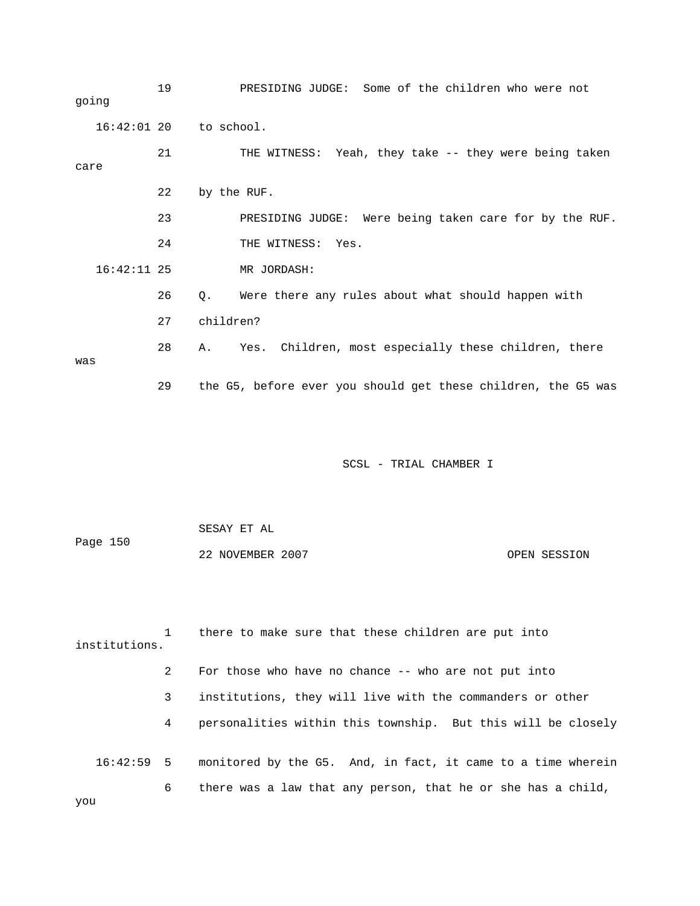19 PRESIDING JUDGE: Some of the children who were not going

16:42:01 20 to school.

21 THE WITNESS: Yeah, they take -- they were being taken care

22 by the RUF.

23 PRESIDING JUDGE: Were being taken care for by the RUF.

24 THE WITNESS: Yes.

16:42:11 25 MR JORDASH:

26 Q. Were there any rules about what should happen with

27 children?

28 A. Yes. Children, most especially these children, there was

29 the G5, before ever you should get these children, the G5 was

1 there to make sure that these children are put into institutions.

2 For those who have no chance -- who are not put into

3 institutions, they will live with the commanders or other

4 personalities within this township. But this will be closely

16:42:59 5 monitored by the G5. And, in fact, it came to a time wherein

6 there was a law that any person, that he or she has a child, you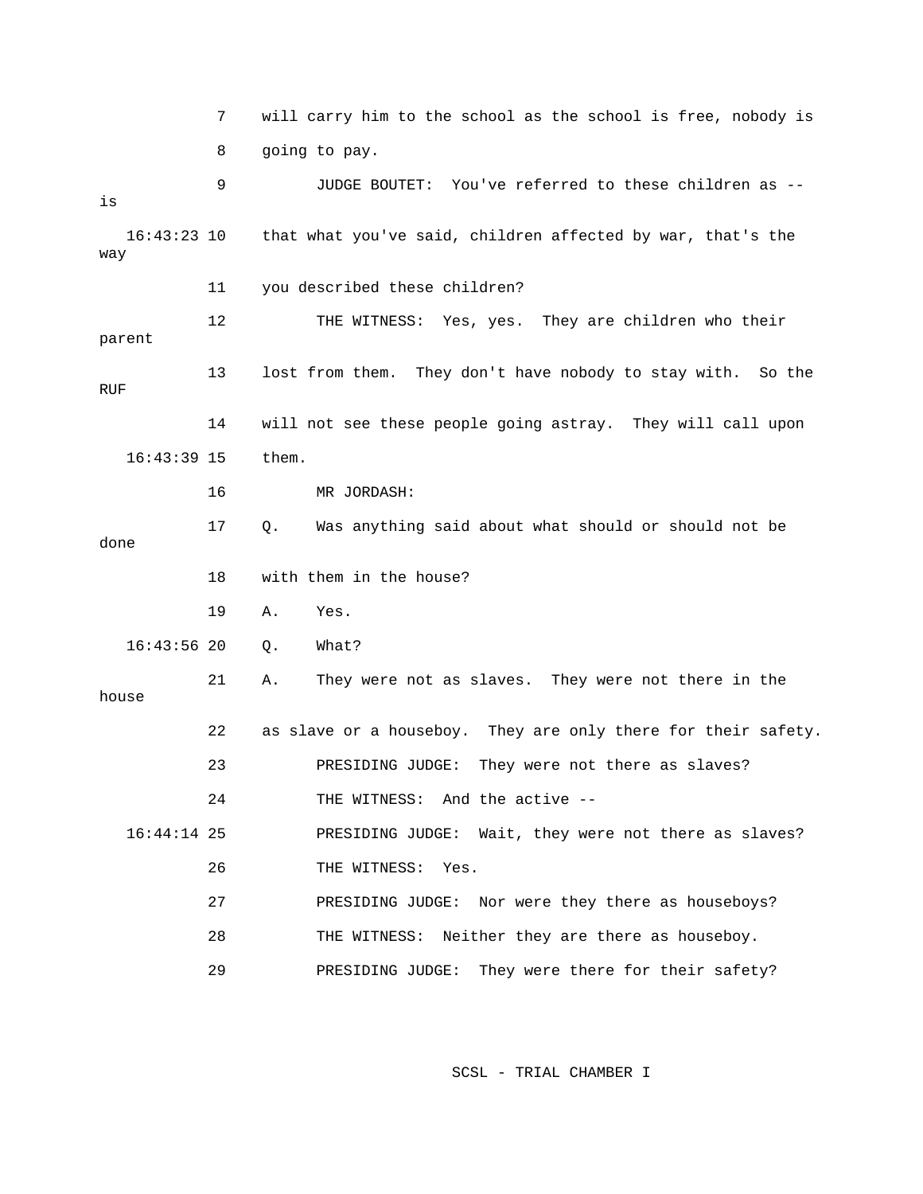7 will carry him to the school as the school is free, nobody is

8 going to pay.

9 JUDGE BOUTET: You've referred to these children as -- is

16:43:23 10 that what you've said, children affected by war, that's the way

11 you described these children?

12 THE WITNESS: Yes, yes. They are children who their parent

13 lost from them. They don't have nobody to stay with. So the RUF

14 will not see these people going astray. They will call upon

16:43:39 15 them.

16 MR JORDASH:

17 Q. Was anything said about what should or should not be done

18 with them in the house?

19 A. Yes.

16:43:56 20 Q. What?

21 A. They were not as slaves. They were not there in the house

22 as slave or a houseboy. They are only there for their safety.

23 PRESIDING JUDGE: They were not there as slaves?

24 THE WITNESS: And the active --

16:44:14 25 PRESIDING JUDGE: Wait, they were not there as slaves?

26 THE WITNESS: Yes.

27 PRESIDING JUDGE: Nor were they there as houseboys?

28 THE WITNESS: Neither they are there as houseboy.

29 PRESIDING JUDGE: They were there for their safety?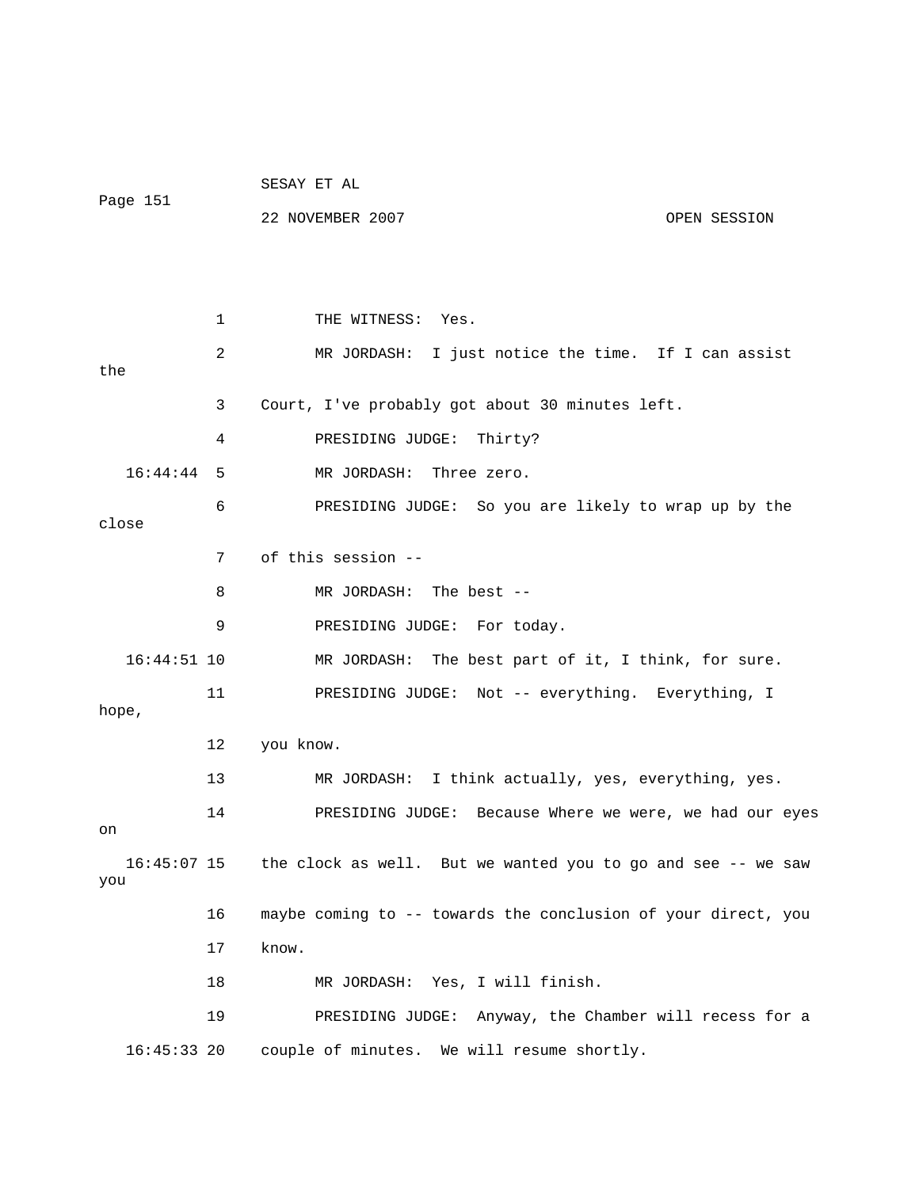1 THE WITNESS: Yes.

2 MR JORDASH: I just notice the time. If I can assist the

3 Court, I've probably got about 30 minutes left.

4 PRESIDING JUDGE: Thirty?

16:44:44 5 MR JORDASH: Three zero.

6 PRESIDING JUDGE: So you are likely to wrap up by the close

7 of this session --

8 MR JORDASH: The best --

9 PRESIDING JUDGE: For today.

16:44:51 10 MR JORDASH: The best part of it, I think, for sure.

11 PRESIDING JUDGE: Not -- everything. Everything, I hope,

12 you know.

13 MR JORDASH: I think actually, yes, everything, yes.

14 PRESIDING JUDGE: Because Where we were, we had our eyes on

16:45:07 15 the clock as well. But we wanted you to go and see -- we saw you

16 maybe coming to -- towards the conclusion of your direct, you

17 know.

18 MR JORDASH: Yes, I will finish.

19 PRESIDING JUDGE: Anyway, the Chamber will recess for a

16:45:33 20 couple of minutes. We will resume shortly.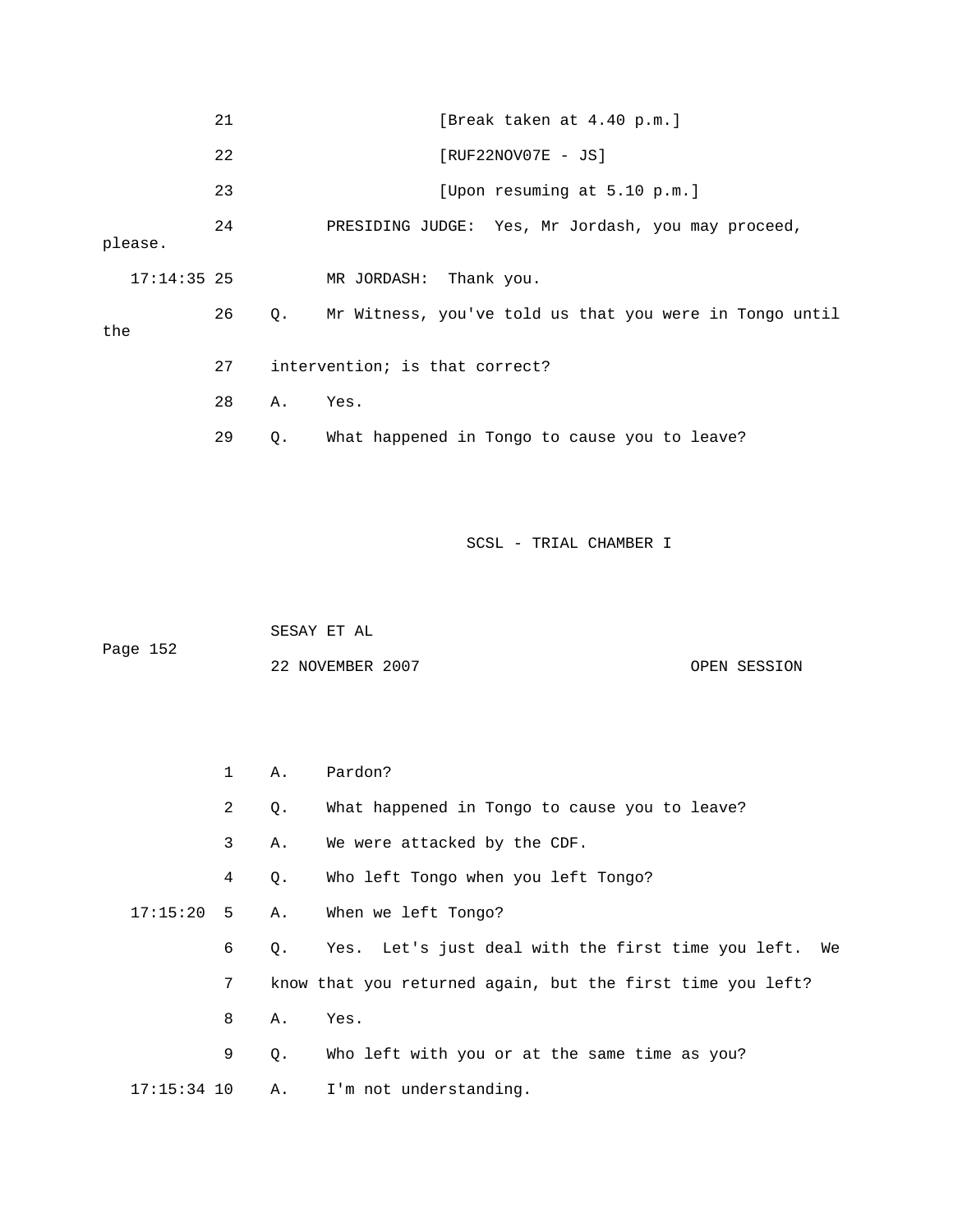21 [Break taken at 4.40 p.m.]

22 [RUF22NOV07E - JS]

23 [Upon resuming at 5.10 p.m.]

24 PRESIDING JUDGE: Yes, Mr Jordash, you may proceed, please.

17:14:35 25 MR JORDASH: Thank you.

26 Q. Mr Witness, you've told us that you were in Tongo until the

27 intervention; is that correct?

28 A. Yes.

29 Q. What happened in Tongo to cause you to leave?

1 A. Pardon?

2 Q. What happened in Tongo to cause you to leave?

3 A. We were attacked by the CDF.

4 Q. Who left Tongo when you left Tongo?

17:15:20 5 A. When we left Tongo?

6 Q. Yes. Let's just deal with the first time you left. We

7 know that you returned again, but the first time you left?

8 A. Yes.

9 Q. Who left with you or at the same time as you?

17:15:34 10 A. I'm not understanding.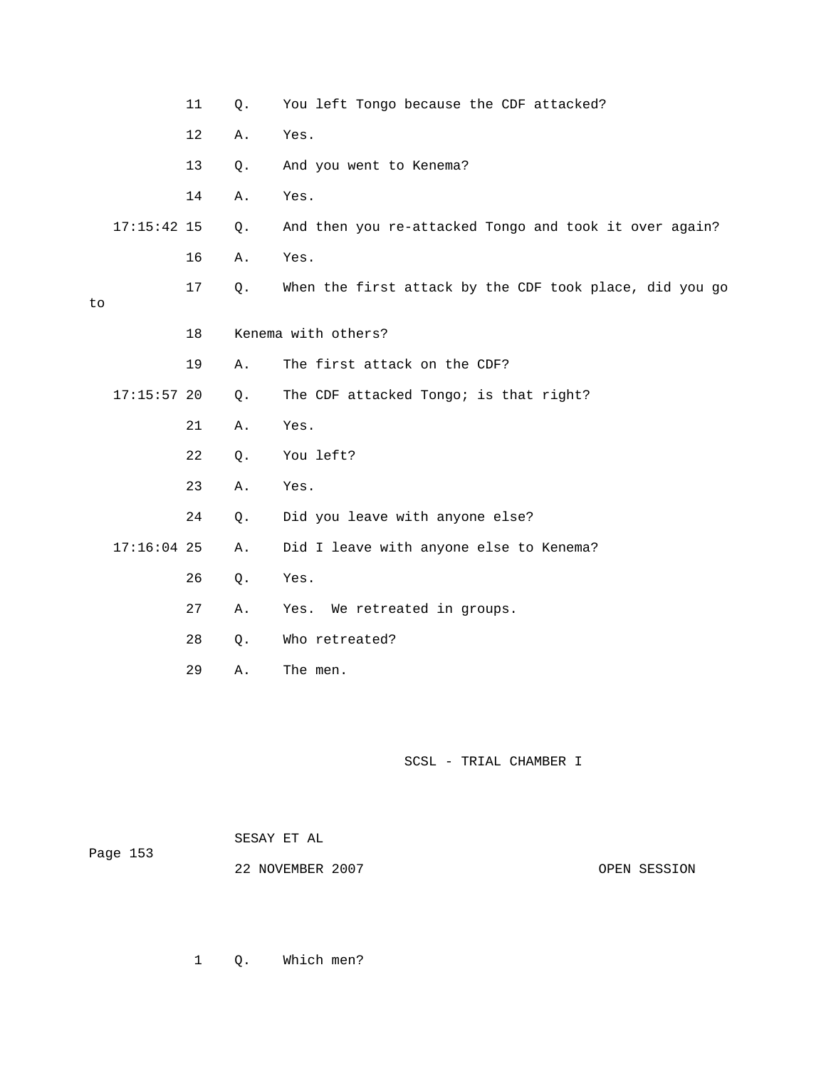11 Q. You left Tongo because the CDF attacked?

12 A. Yes.

13 Q. And you went to Kenema?

14 A. Yes.

17:15:42 15 Q. And then you re-attacked Tongo and took it over again?

16 A. Yes.

17 Q. When the first attack by the CDF took place, did you go to

18 Kenema with others?

19 A. The first attack on the CDF?

17:15:57 20 Q. The CDF attacked Tongo; is that right?

21 A. Yes.

22 Q. You left?

23 A. Yes.

24 Q. Did you leave with anyone else?

17:16:04 25 A. Did I leave with anyone else to Kenema?

26 Q. Yes.

27 A. Yes. We retreated in groups.

28 Q. Who retreated?

29 A. The men.

1 Q. Which men?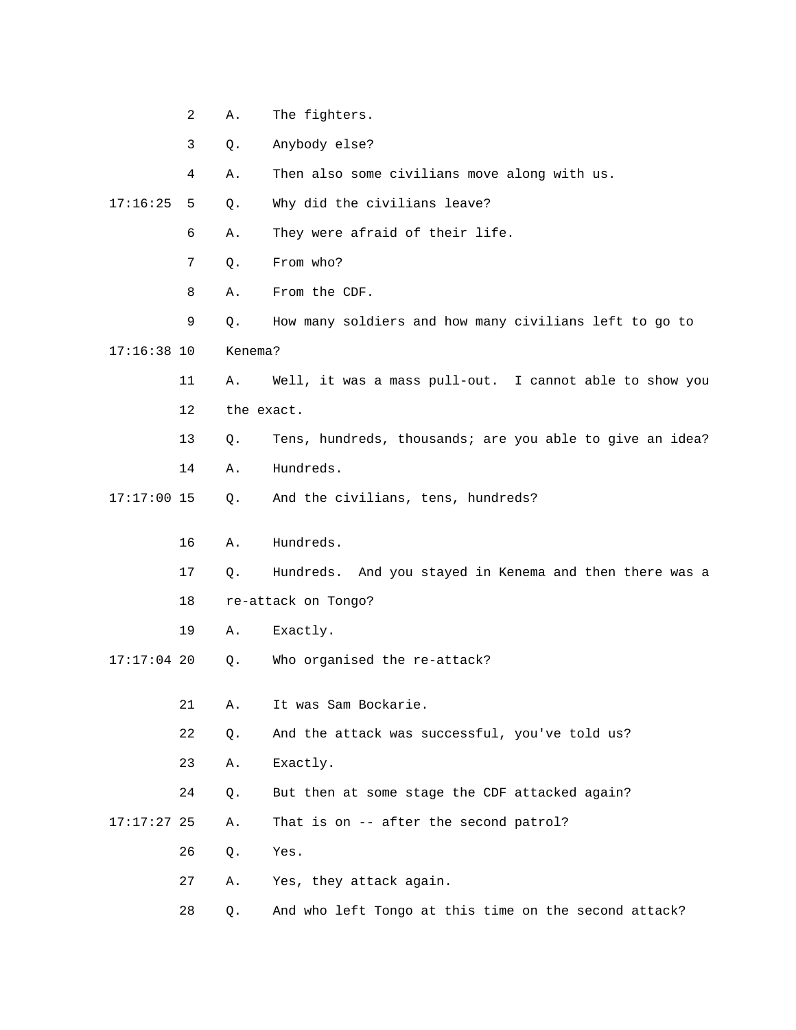A. The fighters.

Q. Anybody else?

A. Then also some civilians move along with us.

Q. Why did the civilians leave?

A. They were afraid of their life.

Q. From who?

A. From the CDF.

Q. How many soldiers and how many civilians left to go to Kenema?

A. Well, it was a mass pull-out. I cannot able to show you the exact.

Q. Tens, hundreds, thousands; are you able to give an idea?

A. Hundreds.

Q. And the civilians, tens, hundreds?

A. Hundreds.

Q. Hundreds. And you stayed in Kenema and then there was a re-attack on Tongo?

A. Exactly.

Q. Who organised the re-attack?

A. It was Sam Bockarie.

Q. And the attack was successful, you've told us?

A. Exactly.

Q. But then at some stage the CDF attacked again?

A. That is on -- after the second patrol?

Q. Yes.

A. Yes, they attack again.

Q. And who left Tongo at this time on the second attack?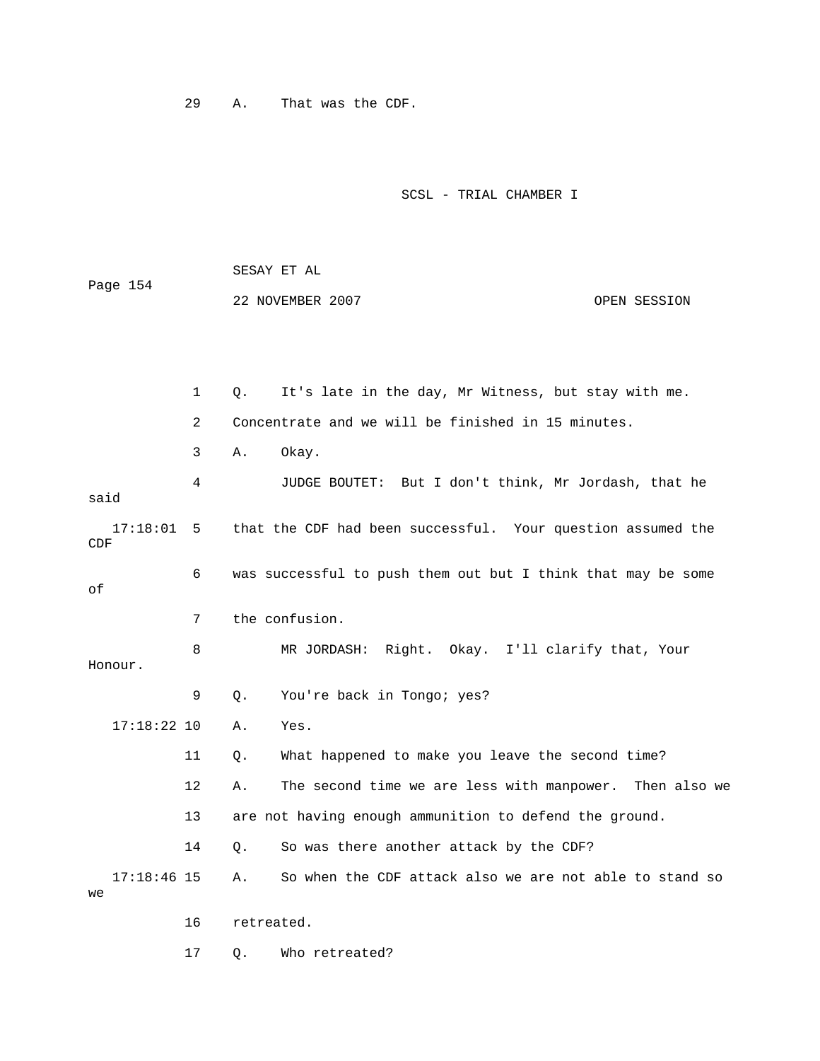29 A. That was the CDF.

1 Q. It's late in the day, Mr Witness, but stay with me.

2 Concentrate and we will be finished in 15 minutes.

3 A. Okay.

4 JUDGE BOUTET: But I don't think, Mr Jordash, that he said

17:18:01 5 that the CDF had been successful. Your question assumed the CDF

6 was successful to push them out but I think that may be some of

7 the confusion.

8 MR JORDASH: Right. Okay. I'll clarify that, Your Honour.

9 Q. You're back in Tongo; yes?

17:18:22 10 A. Yes.

11 Q. What happened to make you leave the second time?

12 A. The second time we are less with manpower. Then also we

13 are not having enough ammunition to defend the ground.

14 Q. So was there another attack by the CDF?

17:18:46 15 A. So when the CDF attack also we are not able to stand so we

16 retreated.

17 Q. Who retreated?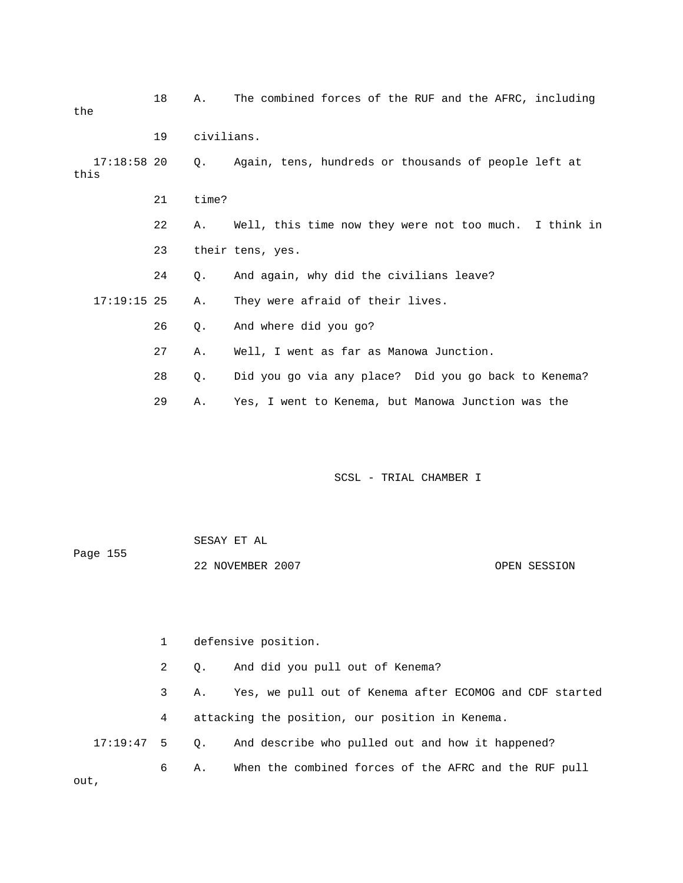18 A. The combined forces of the RUF and the AFRC, including the

19 civilians.

17:18:58 20 Q. Again, tens, hundreds or thousands of people left at this

21 time?

22 A. Well, this time now they were not too much. I think in

23 their tens, yes.

24 Q. And again, why did the civilians leave?

17:19:15 25 A. They were afraid of their lives.

26 Q. And where did you go?

27 A. Well, I went as far as Manowa Junction.

28 Q. Did you go via any place? Did you go back to Kenema?

29 A. Yes, I went to Kenema, but Manowa Junction was the

1 defensive position.

2 Q. And did you pull out of Kenema?

3 A. Yes, we pull out of Kenema after ECOMOG and CDF started

4 attacking the position, our position in Kenema.

17:19:47 5 Q. And describe who pulled out and how it happened?

6 A. When the combined forces of the AFRC and the RUF pull out,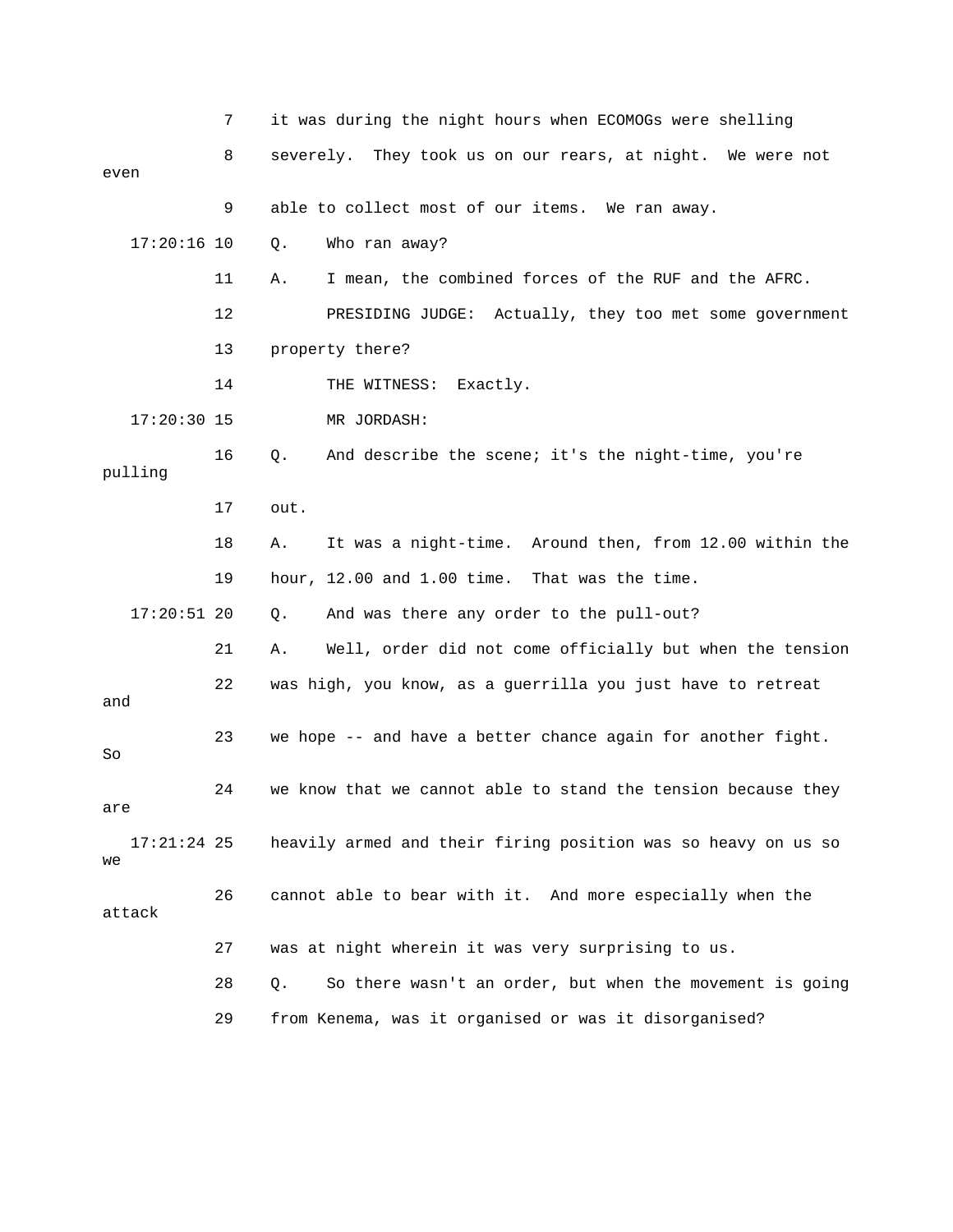7 it was during the night hours when ECOMOGs were shelling

8 severely. They took us on our rears, at night. We were not even

9 able to collect most of our items. We ran away.

17:20:16 10 Q. Who ran away?

11 A. I mean, the combined forces of the RUF and the AFRC.

12 PRESIDING JUDGE: Actually, they too met some government

13 property there?

14 THE WITNESS: Exactly.

17:20:30 15 MR JORDASH:

16 Q. And describe the scene; it's the night-time, you're pulling

17 out.

18 A. It was a night-time. Around then, from 12.00 within the

19 hour, 12.00 and 1.00 time. That was the time.

17:20:51 20 Q. And was there any order to the pull-out?

21 A. Well, order did not come officially but when the tension

22 was high, you know, as a guerrilla you just have to retreat and

23 we hope -- and have a better chance again for another fight. So

24 we know that we cannot able to stand the tension because they are

17:21:24 25 heavily armed and their firing position was so heavy on us so we

26 cannot able to bear with it. And more especially when the attack

27 was at night wherein it was very surprising to us.

28 Q. So there wasn't an order, but when the movement is going

29 from Kenema, was it organised or was it disorganised?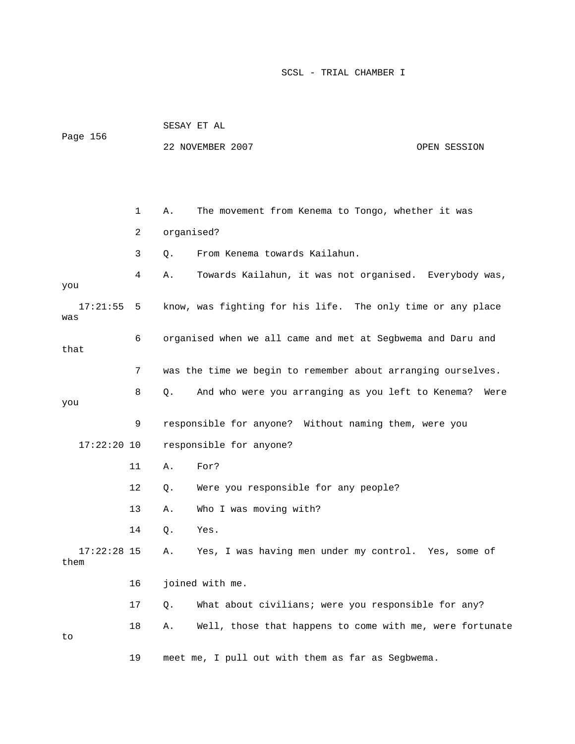1 A. The movement from Kenema to Tongo, whether it was

2 organised?

3 Q. From Kenema towards Kailahun.

4 A. Towards Kailahun, it was not organised. Everybody was, you

17:21:55 5 know, was fighting for his life. The only time or any place was

6 organised when we all came and met at Segbwema and Daru and that

7 was the time we begin to remember about arranging ourselves.

8 Q. And who were you arranging as you left to Kenema? Were you

9 responsible for anyone? Without naming them, were you

17:22:20 10 responsible for anyone?

11 A. For?

12 Q. Were you responsible for any people?

13 A. Who I was moving with?

14 Q. Yes.

17:22:28 15 A. Yes, I was having men under my control. Yes, some of them

16 joined with me.

17 Q. What about civilians; were you responsible for any?

18 A. Well, those that happens to come with me, were fortunate to

19 meet me, I pull out with them as far as Segbwema.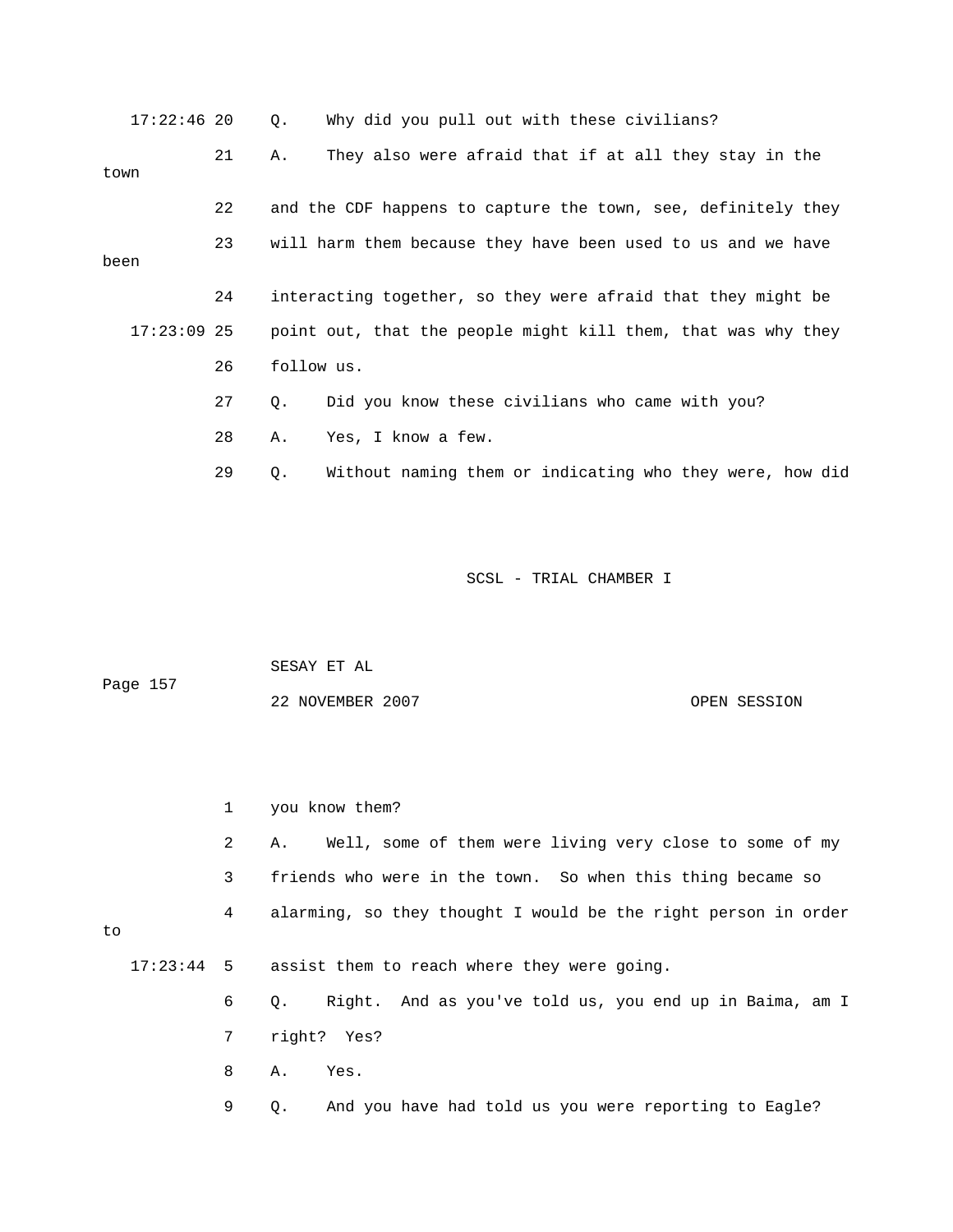17:22:46 20 Q. Why did you pull out with these civilians?

21 A. They also were afraid that if at all they stay in the town

22 and the CDF happens to capture the town, see, definitely they

23 will harm them because they have been used to us and we have been

24 interacting together, so they were afraid that they might be

17:23:09 25 point out, that the people might kill them, that was why they

26 follow us.

27 Q. Did you know these civilians who came with you?

28 A. Yes, I know a few.

29 Q. Without naming them or indicating who they were, how did

1 you know them?

2 A. Well, some of them were living very close to some of my

3 friends who were in the town. So when this thing became so

4 alarming, so they thought I would be the right person in order to

17:23:44 5 assist them to reach where they were going.

6 Q. Right. And as you've told us, you end up in Baima, am I

7 right? Yes?

8 A. Yes.

9 Q. And you have had told us you were reporting to Eagle?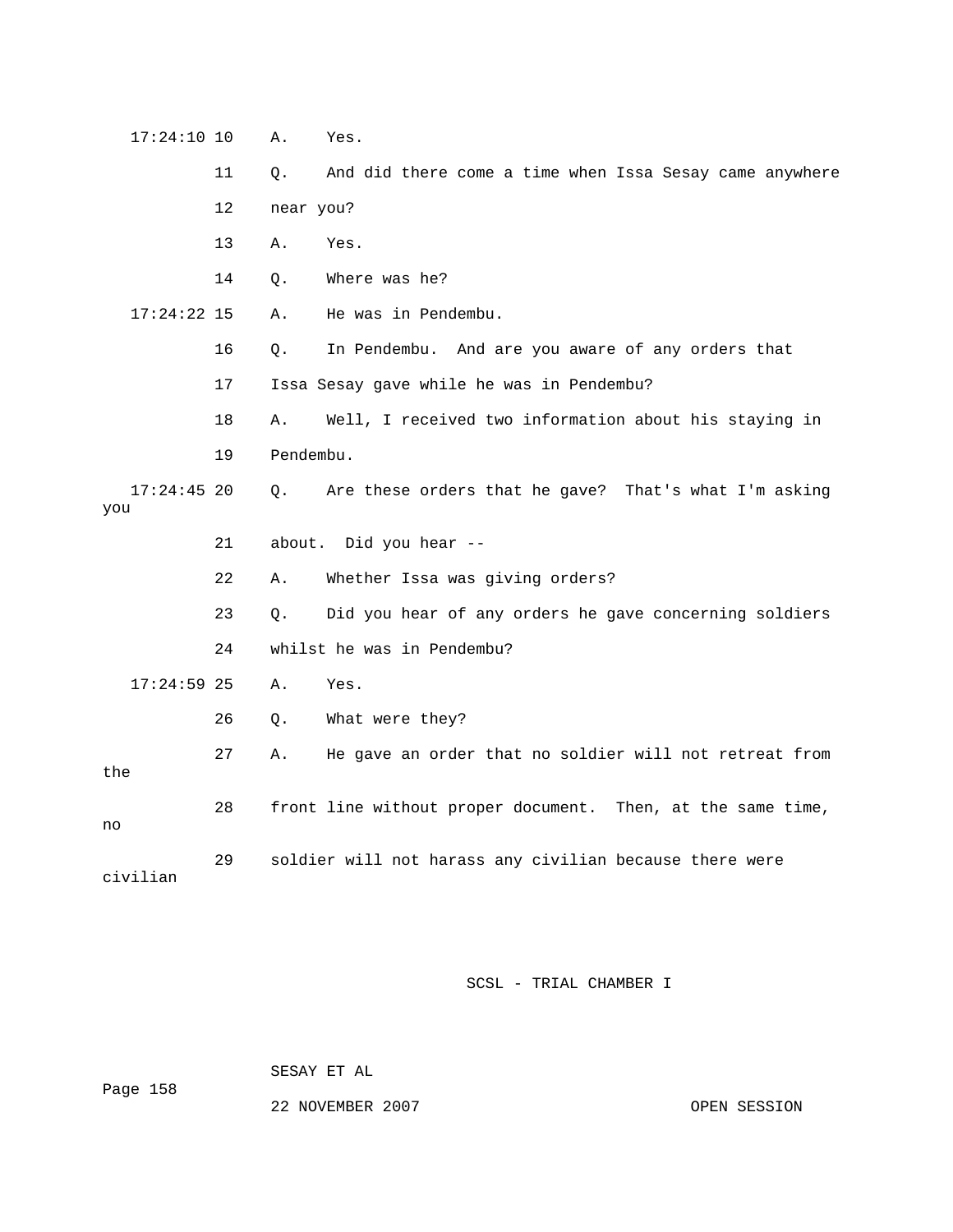17:24:10 10   A.   Yes.

11   Q.   And did there come a time when Issa Sesay came anywhere

12   near you?

13   A.   Yes.

14   Q.   Where was he?

17:24:22 15   A.   He was in Pendembu.

16   Q.   In Pendembu.  And are you aware of any orders that

17   Issa Sesay gave while he was in Pendembu?

18   A.   Well, I received two information about his staying in

19   Pendembu.

17:24:45 20   Q.   Are these orders that he gave?  That's what I'm asking you

21   about.  Did you hear --

22   A.   Whether Issa was giving orders?

23   Q.   Did you hear of any orders he gave concerning soldiers

24   whilst he was in Pendembu?

17:24:59 25   A.   Yes.

26   Q.   What were they?

27   A.   He gave an order that no soldier will not retreat from the

28   front line without proper document.  Then, at the same time, no

29   soldier will not harass any civilian because there were civilian

SCSL - TRIAL CHAMBER I

SESAY ET AL

22 NOVEMBER 2007                                OPEN SESSION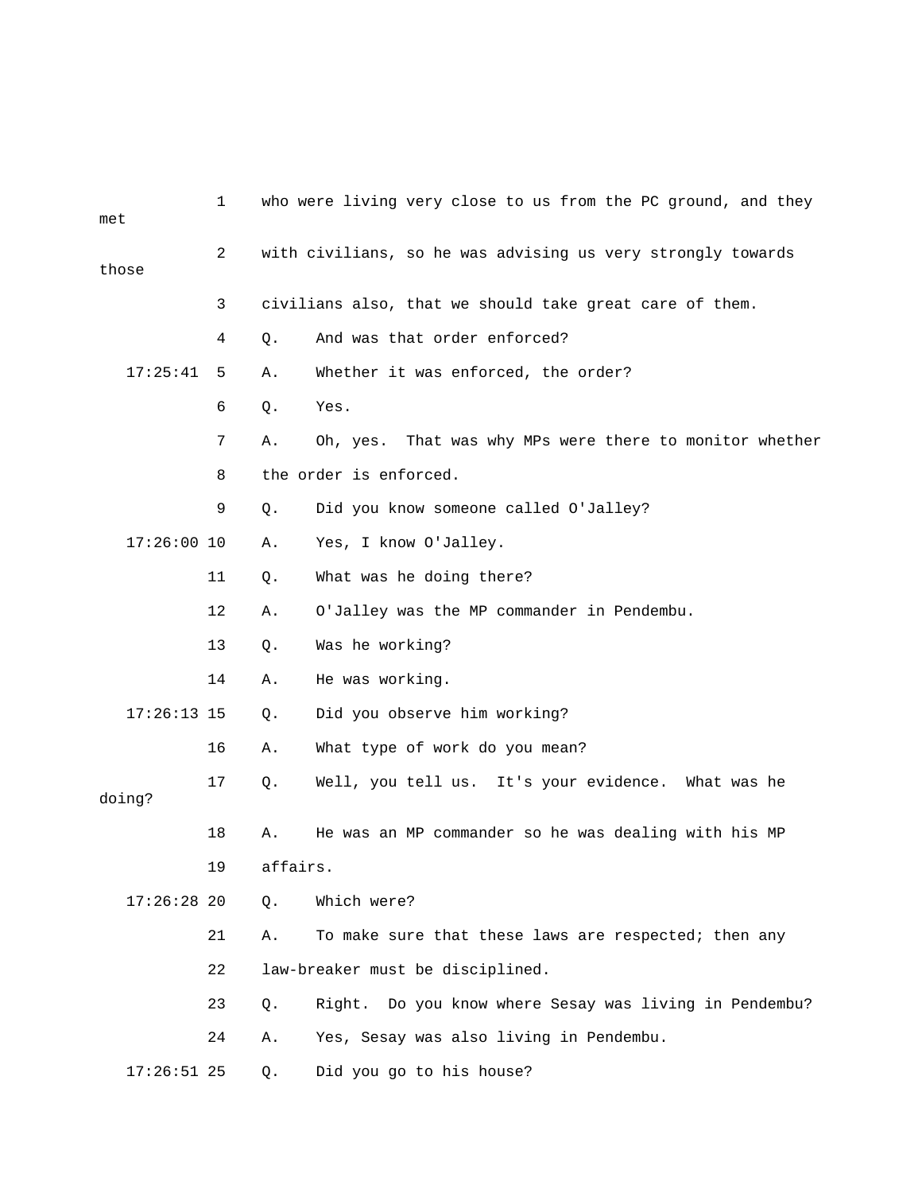1 who were living very close to us from the PC ground, and they met

2 with civilians, so he was advising us very strongly towards those

3 civilians also, that we should take great care of them.

4 Q. And was that order enforced?

17:25:41 5 A. Whether it was enforced, the order?

6 Q. Yes.

7 A. Oh, yes. That was why MPs were there to monitor whether

8 the order is enforced.

9 Q. Did you know someone called O'Jalley?

17:26:00 10 A. Yes, I know O'Jalley.

11 Q. What was he doing there?

12 A. O'Jalley was the MP commander in Pendembu.

13 Q. Was he working?

14 A. He was working.

17:26:13 15 Q. Did you observe him working?

16 A. What type of work do you mean?

17 Q. Well, you tell us. It's your evidence. What was he doing?

18 A. He was an MP commander so he was dealing with his MP

19 affairs.

17:26:28 20 Q. Which were?

21 A. To make sure that these laws are respected; then any

22 law-breaker must be disciplined.

23 Q. Right. Do you know where Sesay was living in Pendembu?

24 A. Yes, Sesay was also living in Pendembu.

17:26:51 25 Q. Did you go to his house?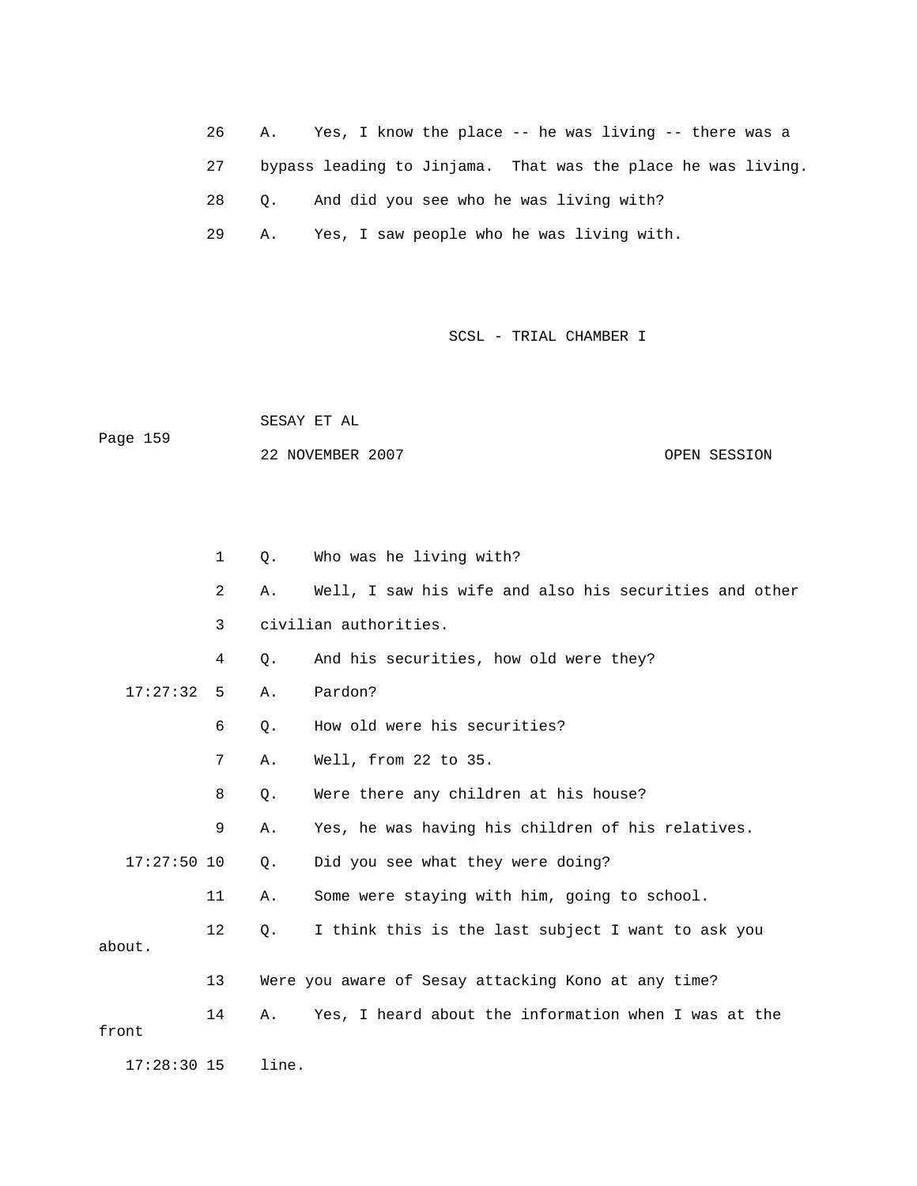26 A. Yes, I know the place -- he was living -- there was a

27 bypass leading to Jinjama. That was the place he was living.

28 Q. And did you see who he was living with?

29 A. Yes, I saw people who he was living with.

1 Q. Who was he living with?

2 A. Well, I saw his wife and also his securities and other

3 civilian authorities.

4 Q. And his securities, how old were they?

17:27:32 5 A. Pardon?

6 Q. How old were his securities?

7 A. Well, from 22 to 35.

8 Q. Were there any children at his house?

9 A. Yes, he was having his children of his relatives.

17:27:50 10 Q. Did you see what they were doing?

11 A. Some were staying with him, going to school.

12 Q. I think this is the last subject I want to ask you about.

13 Were you aware of Sesay attacking Kono at any time?

14 A. Yes, I heard about the information when I was at the front

17:28:30 15 line.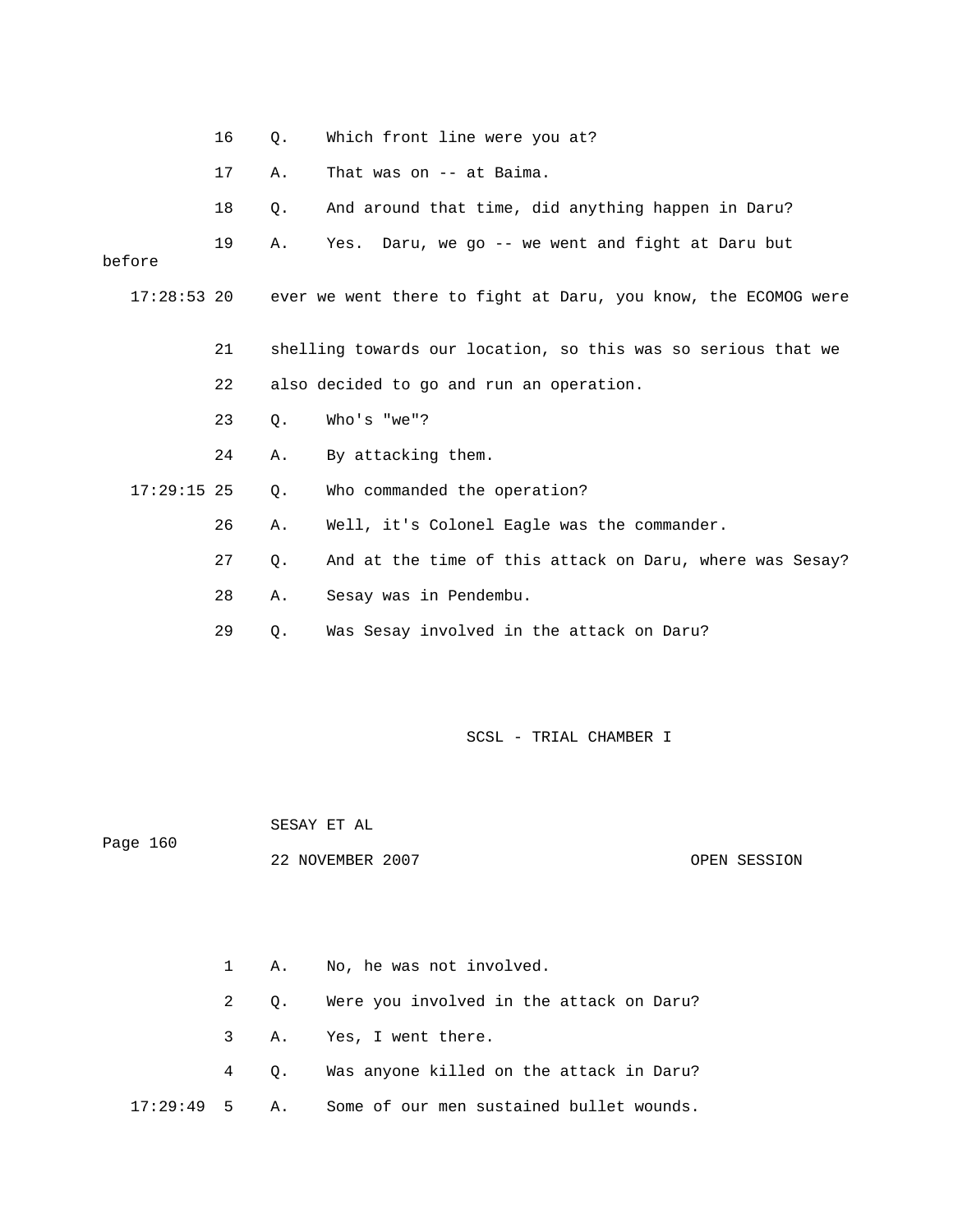16 Q. Which front line were you at?

17 A. That was on -- at Baima.

18 Q. And around that time, did anything happen in Daru?

19 A. Yes. Daru, we go -- we went and fight at Daru but before

17:28:53 20 ever we went there to fight at Daru, you know, the ECOMOG were

21 shelling towards our location, so this was so serious that we

22 also decided to go and run an operation.

23 Q. Who's "we"?

24 A. By attacking them.

17:29:15 25 Q. Who commanded the operation?

26 A. Well, it's Colonel Eagle was the commander.

27 Q. And at the time of this attack on Daru, where was Sesay?

28 A. Sesay was in Pendembu.

29 Q. Was Sesay involved in the attack on Daru?

1 A. No, he was not involved.

2 Q. Were you involved in the attack on Daru?

3 A. Yes, I went there.

4 Q. Was anyone killed on the attack in Daru?

17:29:49 5 A. Some of our men sustained bullet wounds.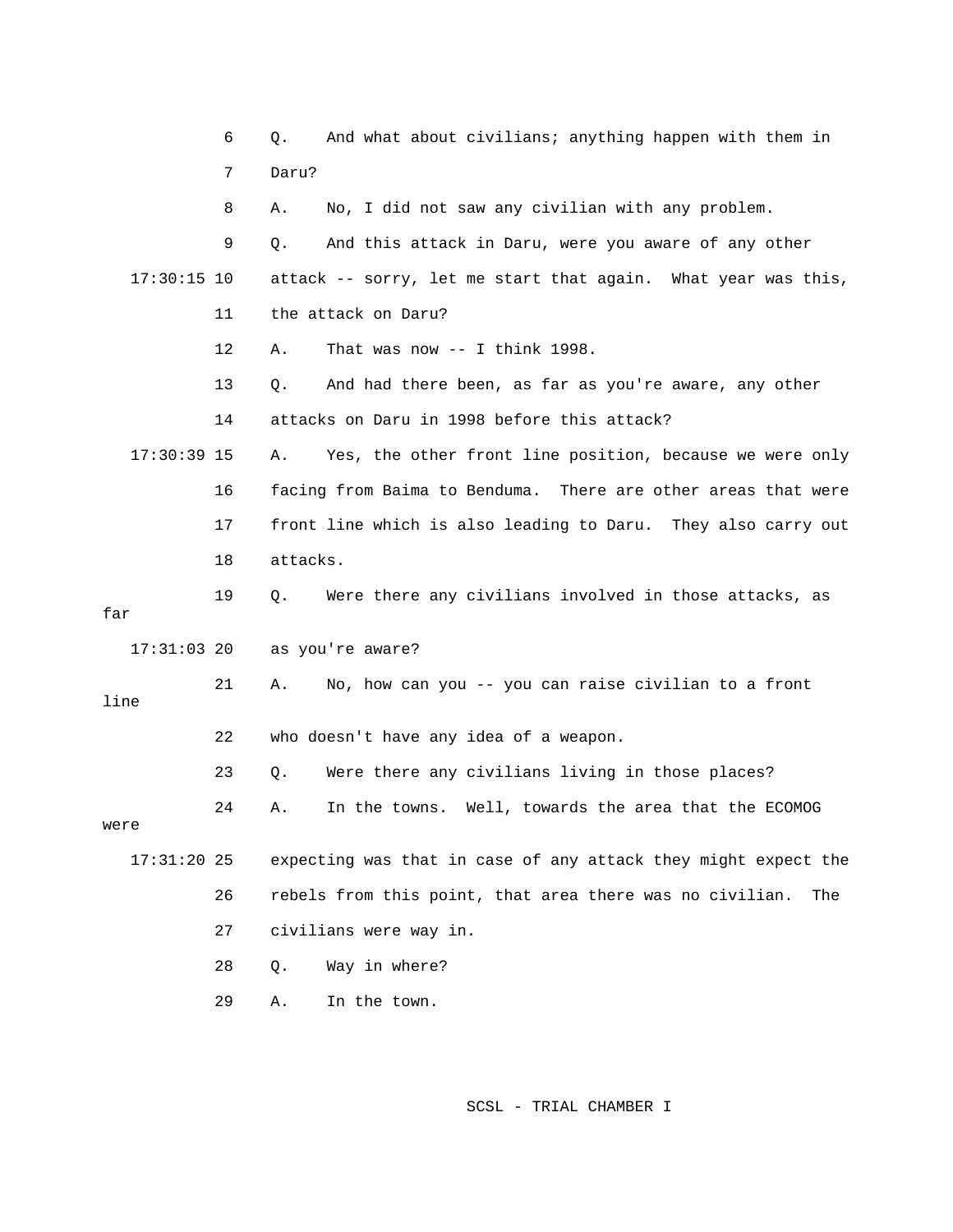6 Q. And what about civilians; anything happen with them in

7 Daru?

8 A. No, I did not saw any civilian with any problem.

9 Q. And this attack in Daru, were you aware of any other

17:30:15 10 attack -- sorry, let me start that again. What year was this,

11 the attack on Daru?

12 A. That was now -- I think 1998.

13 Q. And had there been, as far as you're aware, any other

14 attacks on Daru in 1998 before this attack?

17:30:39 15 A. Yes, the other front line position, because we were only

16 facing from Baima to Benduma. There are other areas that were

17 front line which is also leading to Daru. They also carry out

18 attacks.

19 Q. Were there any civilians involved in those attacks, as far

17:31:03 20 as you're aware?

21 A. No, how can you -- you can raise civilian to a front line

22 who doesn't have any idea of a weapon.

23 Q. Were there any civilians living in those places?

24 A. In the towns. Well, towards the area that the ECOMOG were

17:31:20 25 expecting was that in case of any attack they might expect the

26 rebels from this point, that area there was no civilian. The

27 civilians were way in.

28 Q. Way in where?

29 A. In the town.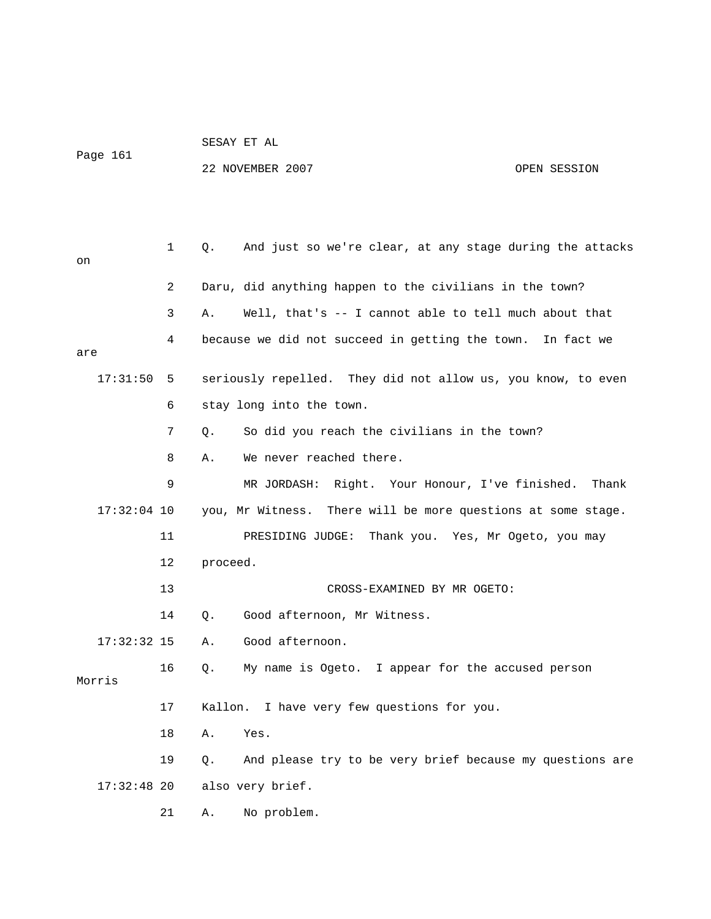1 Q. And just so we're clear, at any stage during the attacks on

2 Daru, did anything happen to the civilians in the town?

3 A. Well, that's -- I cannot able to tell much about that

4 because we did not succeed in getting the town. In fact we are

17:31:50 5 seriously repelled. They did not allow us, you know, to even

6 stay long into the town.

7 Q. So did you reach the civilians in the town?

8 A. We never reached there.

9 MR JORDASH: Right. Your Honour, I've finished. Thank

17:32:04 10 you, Mr Witness. There will be more questions at some stage.

11 PRESIDING JUDGE: Thank you. Yes, Mr Ogeto, you may

12 proceed.

13 CROSS-EXAMINED BY MR OGETO:

14 Q. Good afternoon, Mr Witness.

17:32:32 15 A. Good afternoon.

16 Q. My name is Ogeto. I appear for the accused person Morris

17 Kallon. I have very few questions for you.

18 A. Yes.

19 Q. And please try to be very brief because my questions are

17:32:48 20 also very brief.

21 A. No problem.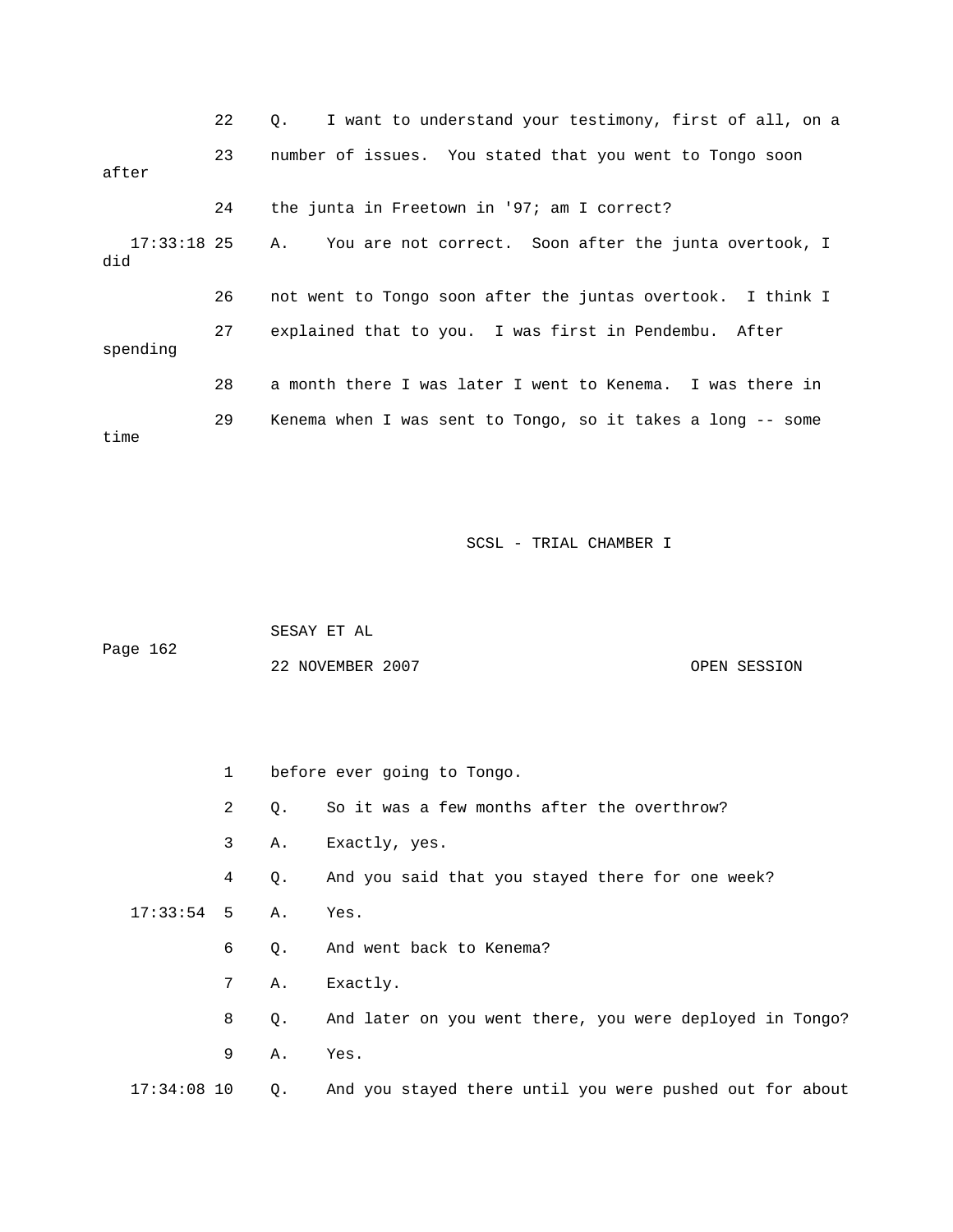22 Q. I want to understand your testimony, first of all, on a

23 number of issues. You stated that you went to Tongo soon after

24 the junta in Freetown in '97; am I correct?

17:33:18 25 A. You are not correct. Soon after the junta overtook, I did

26 not went to Tongo soon after the juntas overtook. I think I

27 explained that to you. I was first in Pendembu. After spending

28 a month there I was later I went to Kenema. I was there in

29 Kenema when I was sent to Tongo, so it takes a long -- some time

1 before ever going to Tongo.

2 Q. So it was a few months after the overthrow?

3 A. Exactly, yes.

4 Q. And you said that you stayed there for one week?

17:33:54 5 A. Yes.

6 Q. And went back to Kenema?

7 A. Exactly.

8 Q. And later on you went there, you were deployed in Tongo?

9 A. Yes.

17:34:08 10 Q. And you stayed there until you were pushed out for about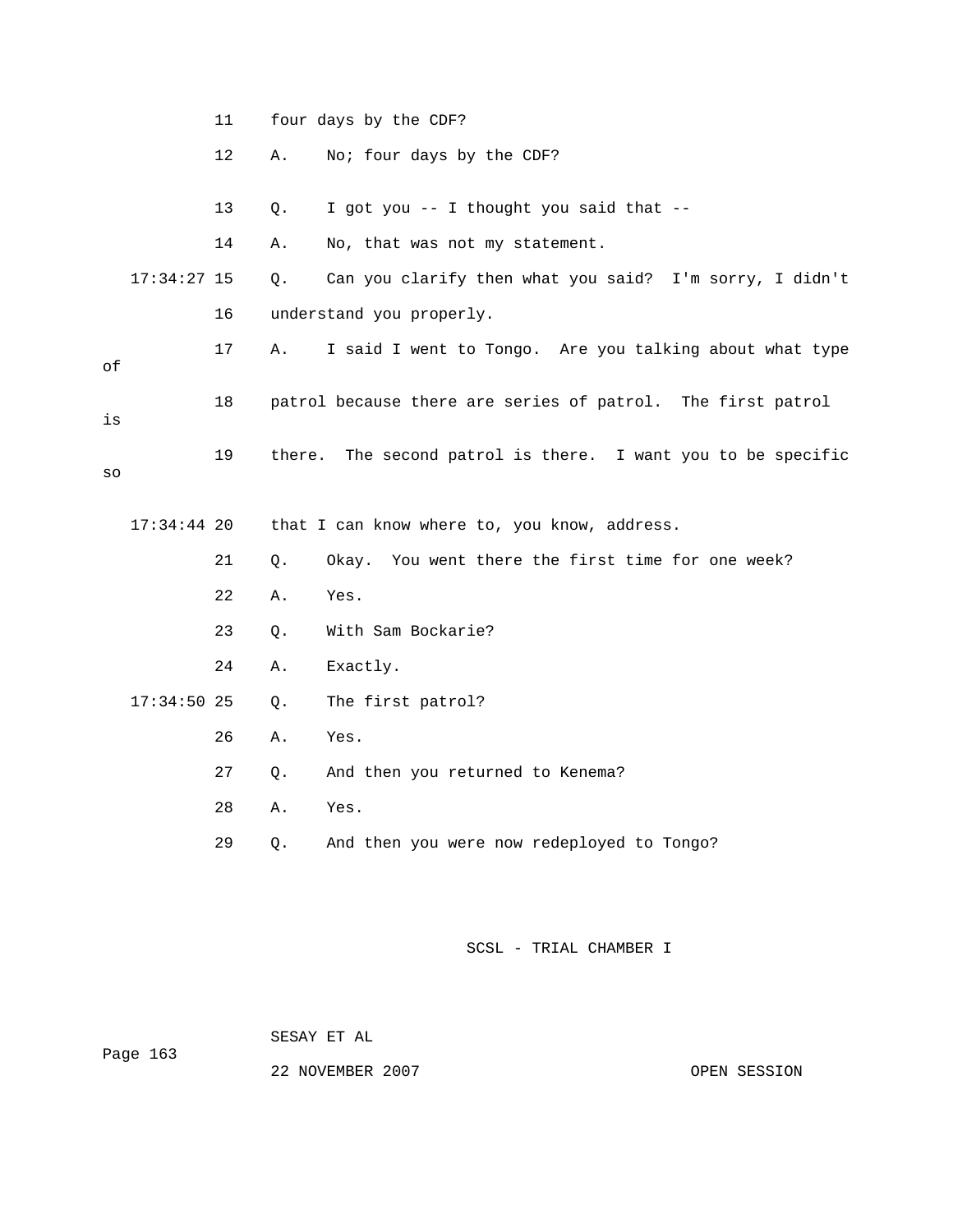11 four days by the CDF?

12 A. No; four days by the CDF?

13 Q. I got you -- I thought you said that --

14 A. No, that was not my statement.

17:34:27 15 Q. Can you clarify then what you said? I'm sorry, I didn't

16 understand you properly.

17 A. I said I went to Tongo. Are you talking about what type of

18 patrol because there are series of patrol. The first patrol is

19 there. The second patrol is there. I want you to be specific so

17:34:44 20 that I can know where to, you know, address.

21 Q. Okay. You went there the first time for one week?

22 A. Yes.

23 Q. With Sam Bockarie?

24 A. Exactly.

17:34:50 25 Q. The first patrol?

26 A. Yes.

27 Q. And then you returned to Kenema?

28 A. Yes.

29 Q. And then you were now redeployed to Tongo?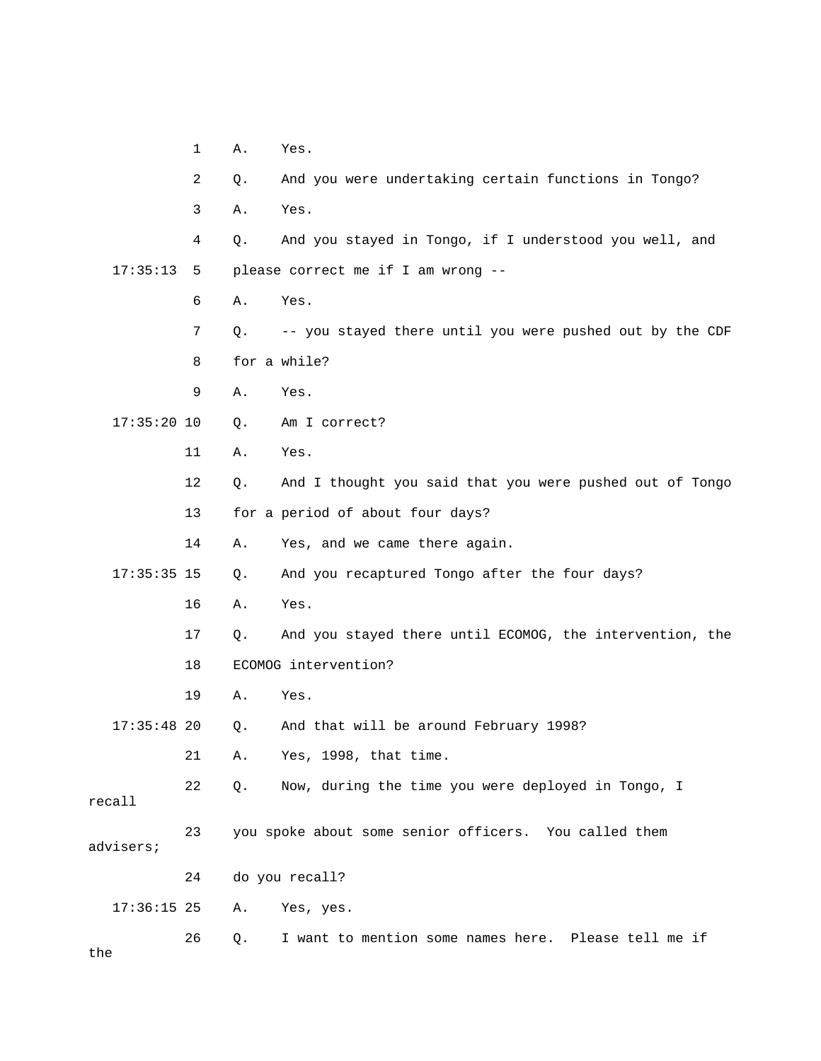1 A. Yes.

2 Q. And you were undertaking certain functions in Tongo?

3 A. Yes.

4 Q. And you stayed in Tongo, if I understood you well, and

17:35:13 5 please correct me if I am wrong --

6 A. Yes.

7 Q. -- you stayed there until you were pushed out by the CDF

8 for a while?

9 A. Yes.

17:35:20 10 Q. Am I correct?

11 A. Yes.

12 Q. And I thought you said that you were pushed out of Tongo

13 for a period of about four days?

14 A. Yes, and we came there again.

17:35:35 15 Q. And you recaptured Tongo after the four days?

16 A. Yes.

17 Q. And you stayed there until ECOMOG, the intervention, the

18 ECOMOG intervention?

19 A. Yes.

17:35:48 20 Q. And that will be around February 1998?

21 A. Yes, 1998, that time.

22 Q. Now, during the time you were deployed in Tongo, I recall

23 you spoke about some senior officers. You called them advisers;

24 do you recall?

17:36:15 25 A. Yes, yes.

26 Q. I want to mention some names here. Please tell me if the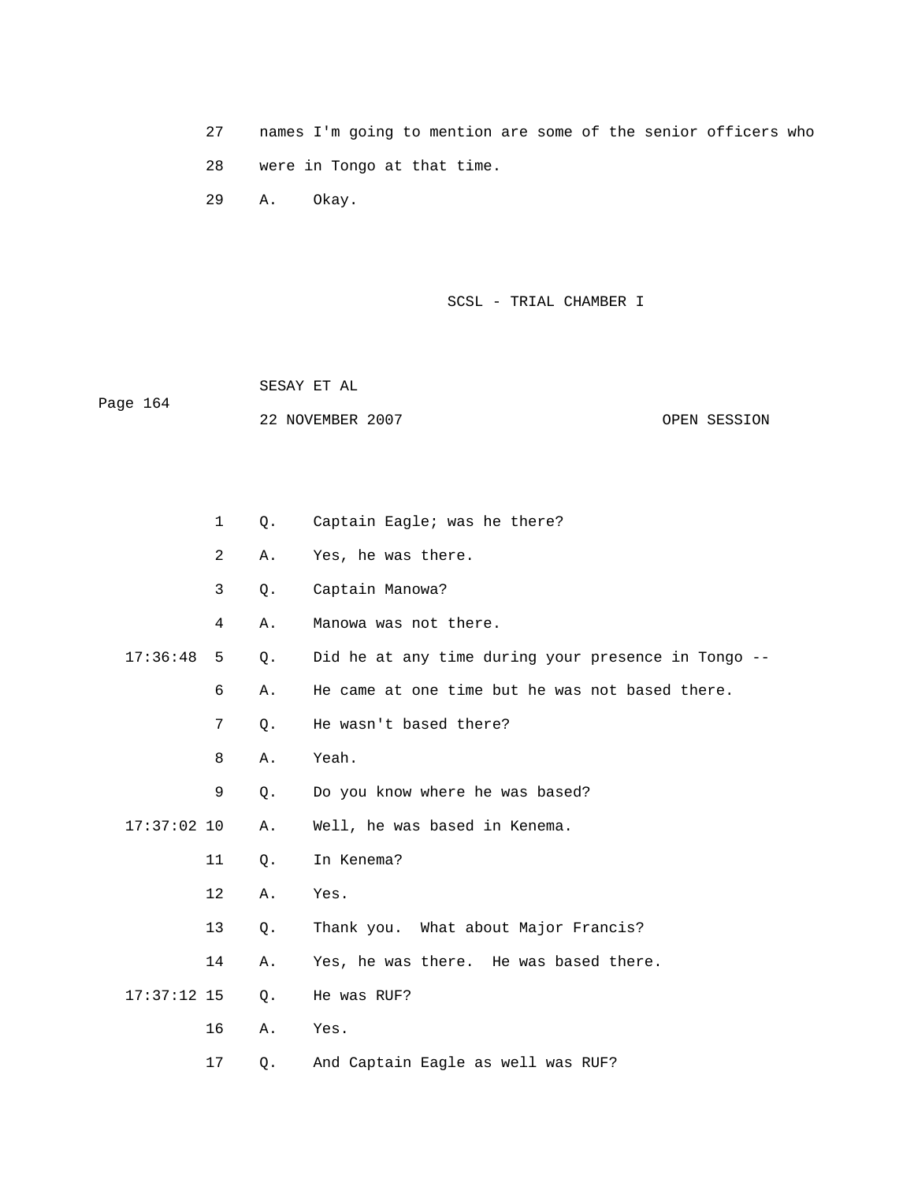27 names I'm going to mention are some of the senior officers who

28 were in Tongo at that time.

29 A. Okay.

1 Q. Captain Eagle; was he there?

2 A. Yes, he was there.

3 Q. Captain Manowa?

4 A. Manowa was not there.

17:36:48 5 Q. Did he at any time during your presence in Tongo --

6 A. He came at one time but he was not based there.

7 Q. He wasn't based there?

8 A. Yeah.

9 Q. Do you know where he was based?

17:37:02 10 A. Well, he was based in Kenema.

11 Q. In Kenema?

12 A. Yes.

13 Q. Thank you. What about Major Francis?

14 A. Yes, he was there. He was based there.

17:37:12 15 Q. He was RUF?

16 A. Yes.

17 Q. And Captain Eagle as well was RUF?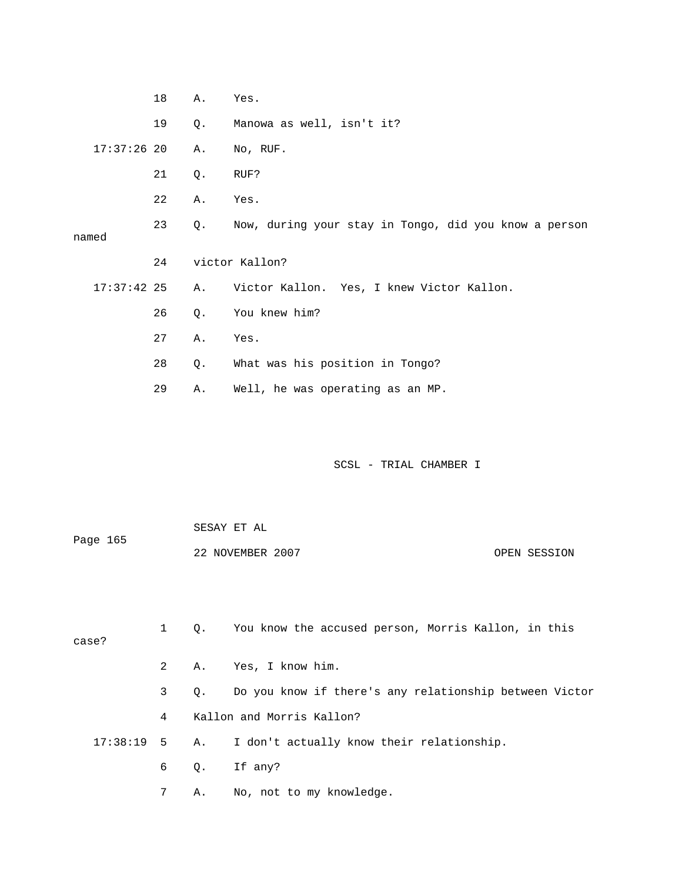18 A. Yes.

19 Q. Manowa as well, isn't it?

17:37:26 20 A. No, RUF.

21 Q. RUF?

22 A. Yes.

23 Q. Now, during your stay in Tongo, did you know a person named

24 victor Kallon?

17:37:42 25 A. Victor Kallon. Yes, I knew Victor Kallon.

26 Q. You knew him?

27 A. Yes.

28 Q. What was his position in Tongo?

29 A. Well, he was operating as an MP.

1 Q. You know the accused person, Morris Kallon, in this case?

2 A. Yes, I know him.

3 Q. Do you know if there's any relationship between Victor

4 Kallon and Morris Kallon?

17:38:19 5 A. I don't actually know their relationship.

6 Q. If any?

7 A. No, not to my knowledge.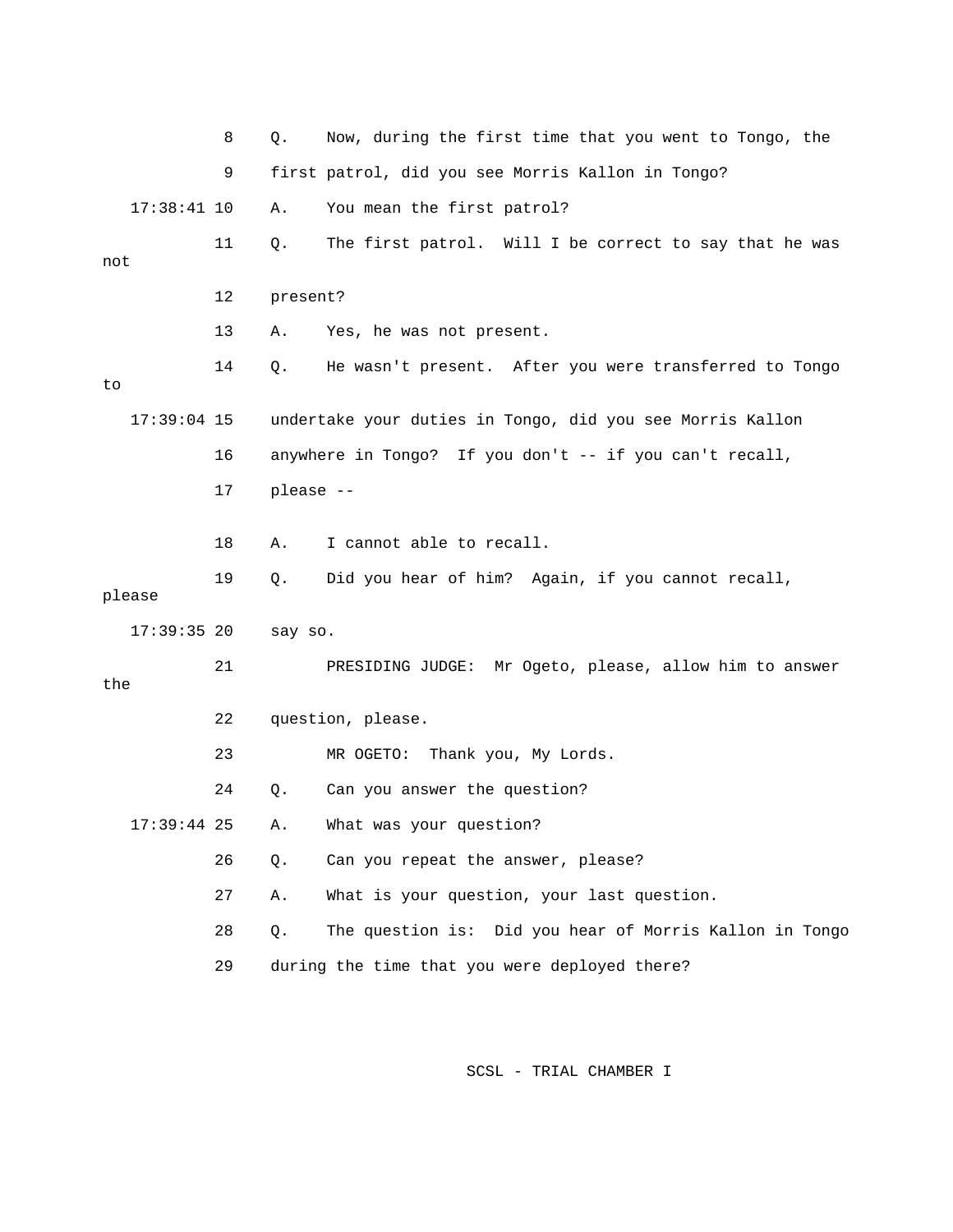8 Q. Now, during the first time that you went to Tongo, the

9 first patrol, did you see Morris Kallon in Tongo?

17:38:41 10 A. You mean the first patrol?

11 Q. The first patrol. Will I be correct to say that he was not

12 present?

13 A. Yes, he was not present.

14 Q. He wasn't present. After you were transferred to Tongo to

17:39:04 15 undertake your duties in Tongo, did you see Morris Kallon

16 anywhere in Tongo? If you don't -- if you can't recall,

17 please --

18 A. I cannot able to recall.

19 Q. Did you hear of him? Again, if you cannot recall, please

17:39:35 20 say so.

21 PRESIDING JUDGE: Mr Ogeto, please, allow him to answer the

22 question, please.

23 MR OGETO: Thank you, My Lords.

24 Q. Can you answer the question?

17:39:44 25 A. What was your question?

26 Q. Can you repeat the answer, please?

27 A. What is your question, your last question.

28 Q. The question is: Did you hear of Morris Kallon in Tongo

29 during the time that you were deployed there?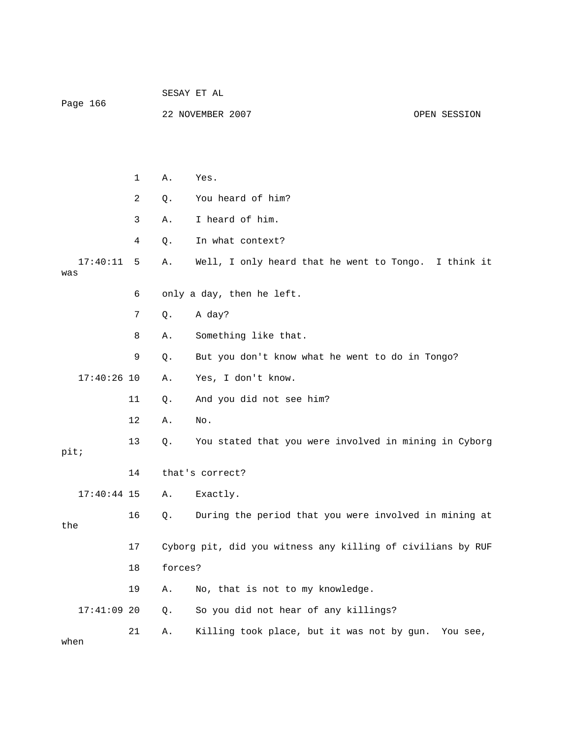1 A. Yes.

2 Q. You heard of him?

3 A. I heard of him.

4 Q. In what context?

17:40:11 5 A. Well, I only heard that he went to Tongo. I think it was

6 only a day, then he left.

7 Q. A day?

8 A. Something like that.

9 Q. But you don't know what he went to do in Tongo?

17:40:26 10 A. Yes, I don't know.

11 Q. And you did not see him?

12 A. No.

13 Q. You stated that you were involved in mining in Cyborg pit;

14 that's correct?

17:40:44 15 A. Exactly.

16 Q. During the period that you were involved in mining at the

17 Cyborg pit, did you witness any killing of civilians by RUF

18 forces?

19 A. No, that is not to my knowledge.

17:41:09 20 Q. So you did not hear of any killings?

21 A. Killing took place, but it was not by gun. You see, when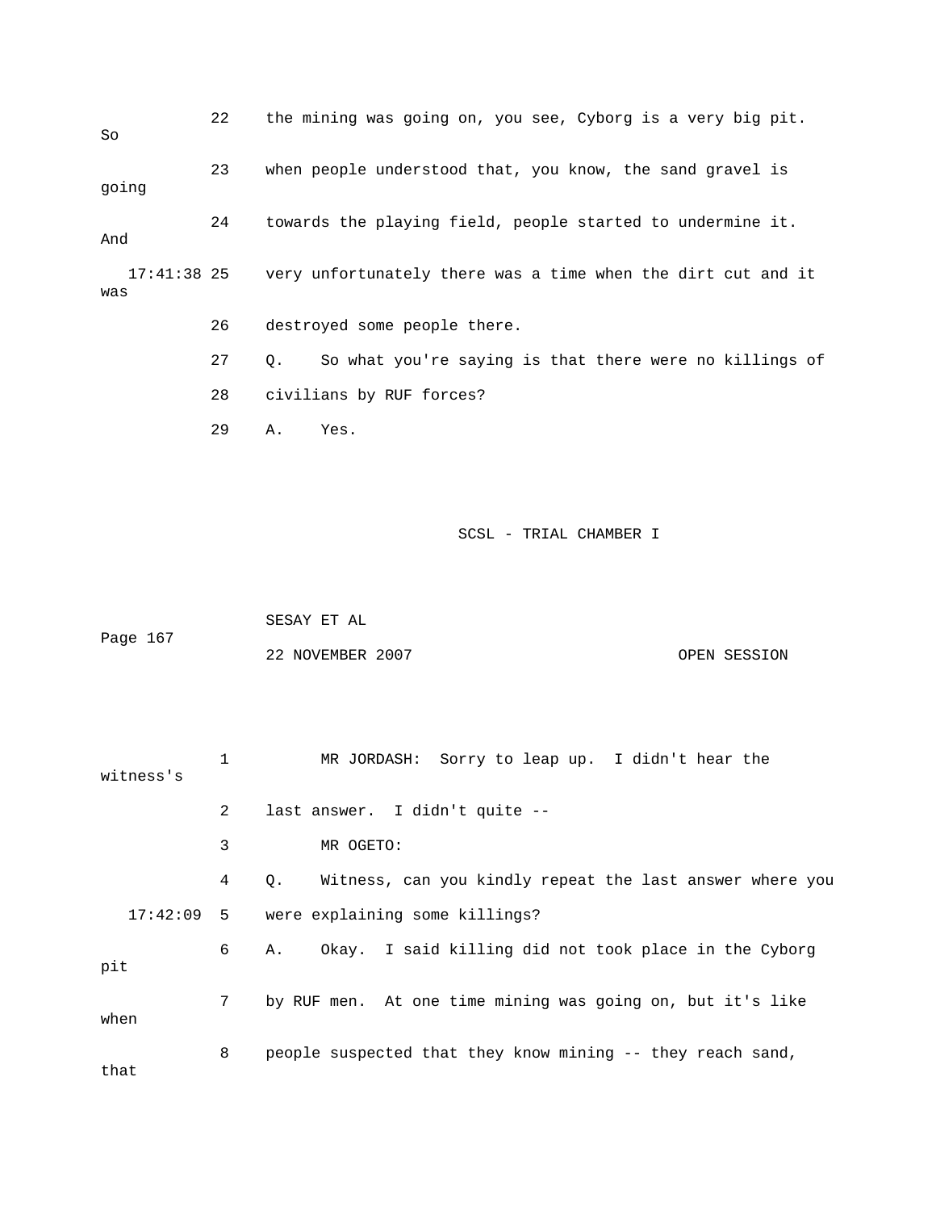22 the mining was going on, you see, Cyborg is a very big pit. So

23 when people understood that, you know, the sand gravel is going

24 towards the playing field, people started to undermine it. And

17:41:38 25 very unfortunately there was a time when the dirt cut and it was

26 destroyed some people there.

27 Q. So what you're saying is that there were no killings of

28 civilians by RUF forces?

29 A. Yes.

1 MR JORDASH: Sorry to leap up. I didn't hear the witness's

2 last answer. I didn't quite --

3 MR OGETO:

4 Q. Witness, can you kindly repeat the last answer where you

17:42:09 5 were explaining some killings?

6 A. Okay. I said killing did not took place in the Cyborg pit

7 by RUF men. At one time mining was going on, but it's like when

8 people suspected that they know mining -- they reach sand, that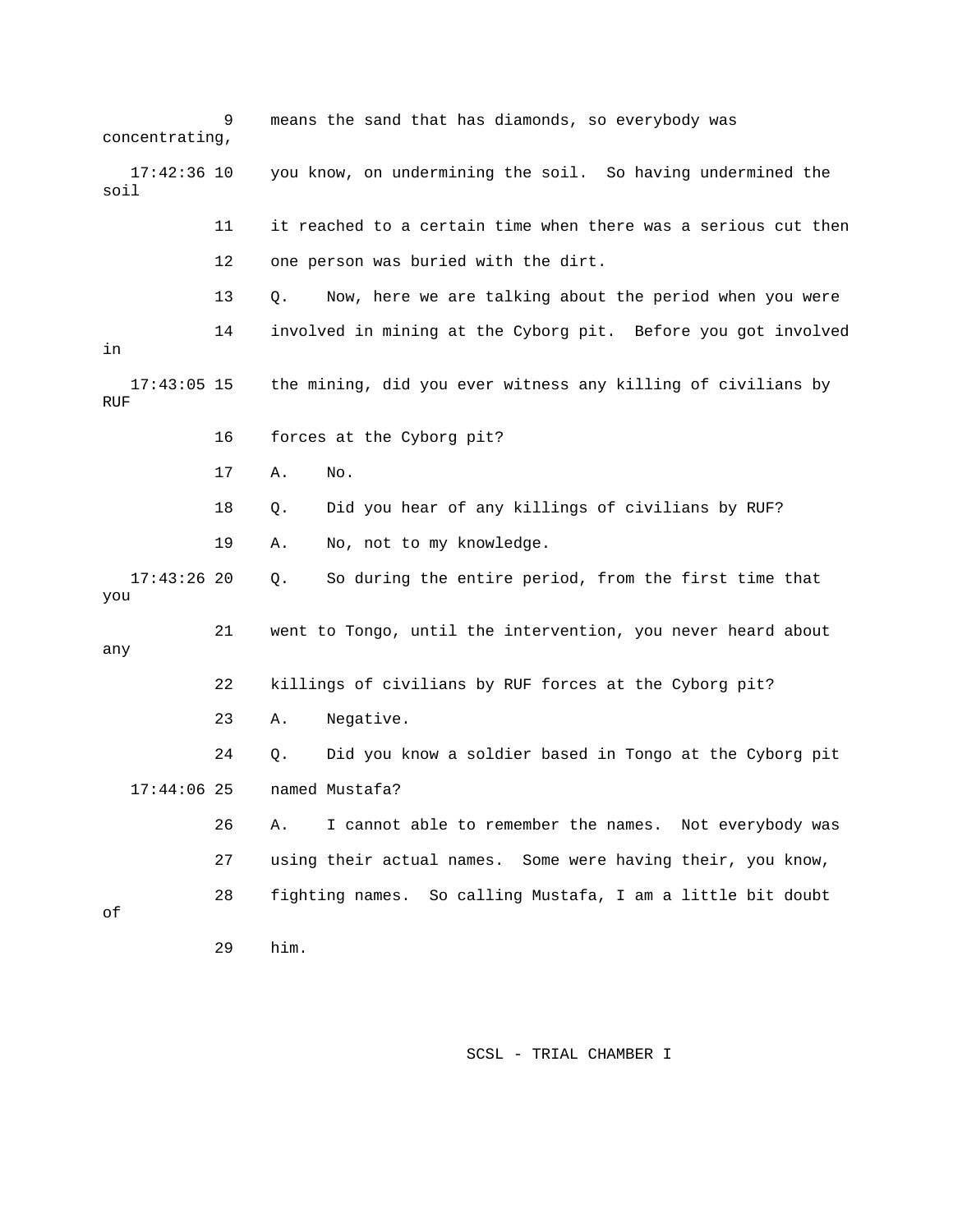9 means the sand that has diamonds, so everybody was concentrating,

17:42:36 10 you know, on undermining the soil. So having undermined the soil

11 it reached to a certain time when there was a serious cut then

12 one person was buried with the dirt.

13 Q. Now, here we are talking about the period when you were

14 involved in mining at the Cyborg pit. Before you got involved in

17:43:05 15 the mining, did you ever witness any killing of civilians by RUF

16 forces at the Cyborg pit?

17 A. No.

18 Q. Did you hear of any killings of civilians by RUF?

19 A. No, not to my knowledge.

17:43:26 20 Q. So during the entire period, from the first time that you

21 went to Tongo, until the intervention, you never heard about any

22 killings of civilians by RUF forces at the Cyborg pit?

23 A. Negative.

24 Q. Did you know a soldier based in Tongo at the Cyborg pit

17:44:06 25 named Mustafa?

26 A. I cannot able to remember the names. Not everybody was

27 using their actual names. Some were having their, you know,

28 fighting names. So calling Mustafa, I am a little bit doubt of

29 him.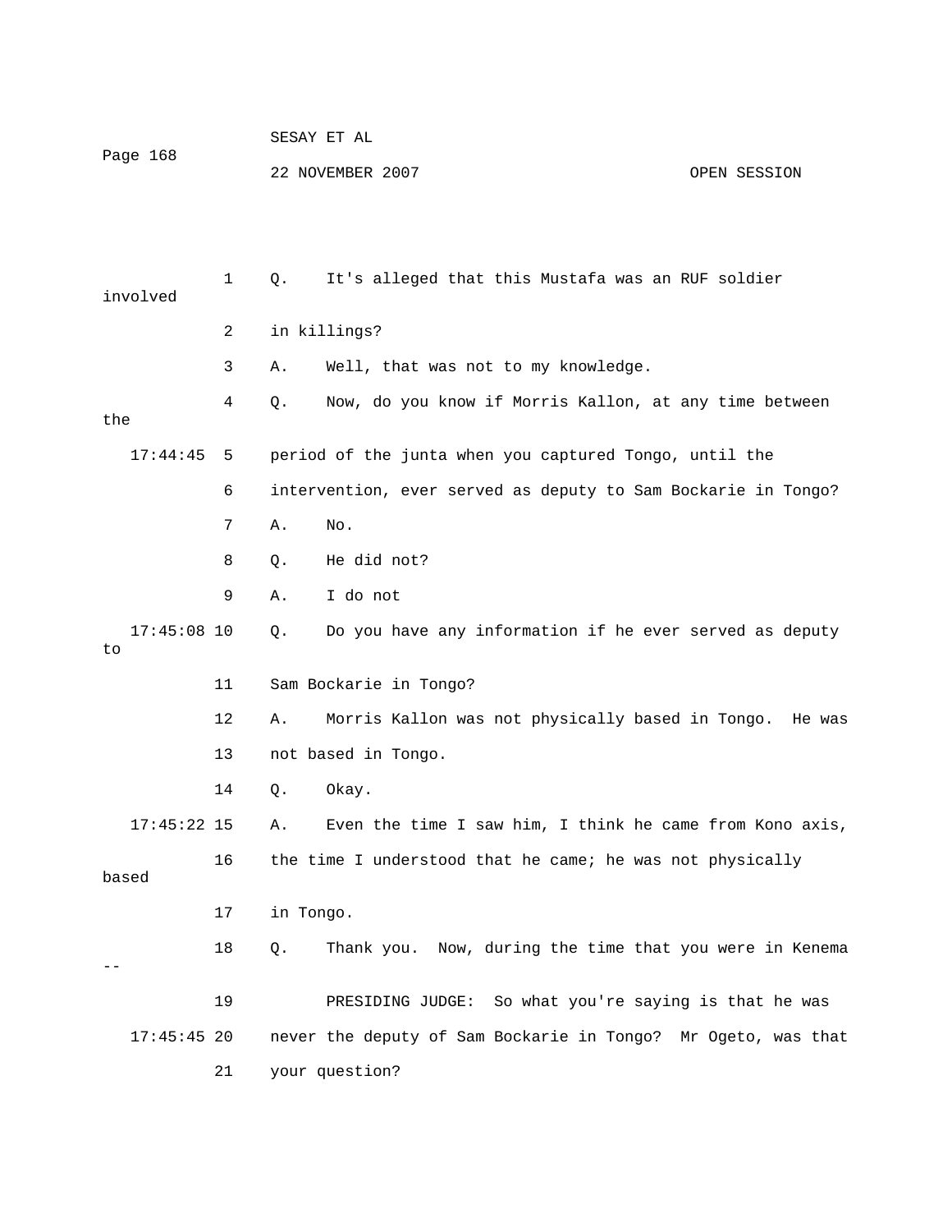1 Q. It's alleged that this Mustafa was an RUF soldier involved

2 in killings?

3 A. Well, that was not to my knowledge.

4 Q. Now, do you know if Morris Kallon, at any time between the

17:44:45 5 period of the junta when you captured Tongo, until the

6 intervention, ever served as deputy to Sam Bockarie in Tongo?

7 A. No.

8 Q. He did not?

9 A. I do not

17:45:08 10 Q. Do you have any information if he ever served as deputy to

11 Sam Bockarie in Tongo?

12 A. Morris Kallon was not physically based in Tongo. He was

13 not based in Tongo.

14 Q. Okay.

17:45:22 15 A. Even the time I saw him, I think he came from Kono axis,

16 the time I understood that he came; he was not physically based

17 in Tongo.

18 Q. Thank you. Now, during the time that you were in Kenema --

19 PRESIDING JUDGE: So what you're saying is that he was

17:45:45 20 never the deputy of Sam Bockarie in Tongo? Mr Ogeto, was that

21 your question?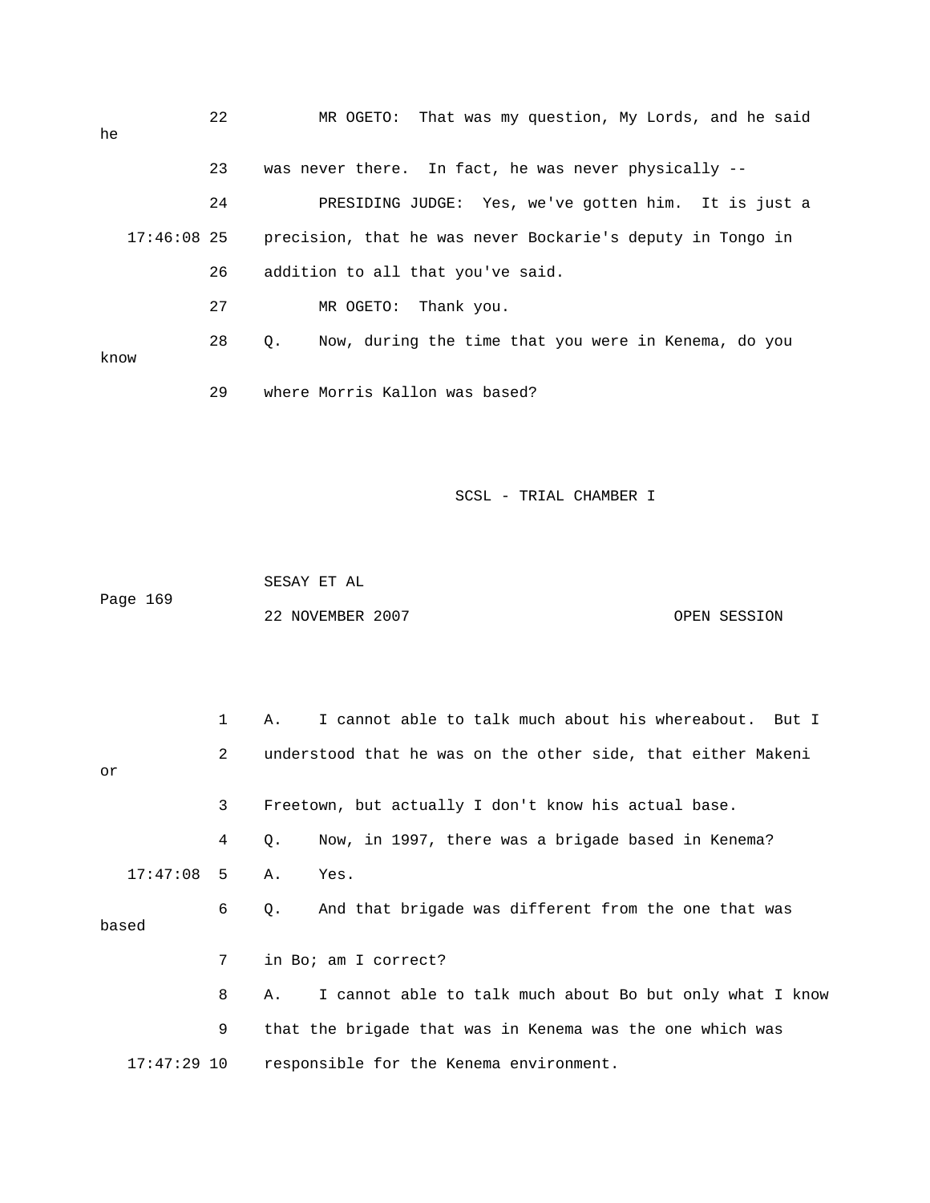22 MR OGETO: That was my question, My Lords, and he said he

23 was never there. In fact, he was never physically --

24 PRESIDING JUDGE: Yes, we've gotten him. It is just a

17:46:08 25 precision, that he was never Bockarie's deputy in Tongo in

26 addition to all that you've said.

27 MR OGETO: Thank you.

28 Q. Now, during the time that you were in Kenema, do you know

29 where Morris Kallon was based?

1 A. I cannot able to talk much about his whereabout. But I

2 understood that he was on the other side, that either Makeni or

3 Freetown, but actually I don't know his actual base.

4 Q. Now, in 1997, there was a brigade based in Kenema?

17:47:08 5 A. Yes.

6 Q. And that brigade was different from the one that was based

7 in Bo; am I correct?

8 A. I cannot able to talk much about Bo but only what I know

9 that the brigade that was in Kenema was the one which was

17:47:29 10 responsible for the Kenema environment.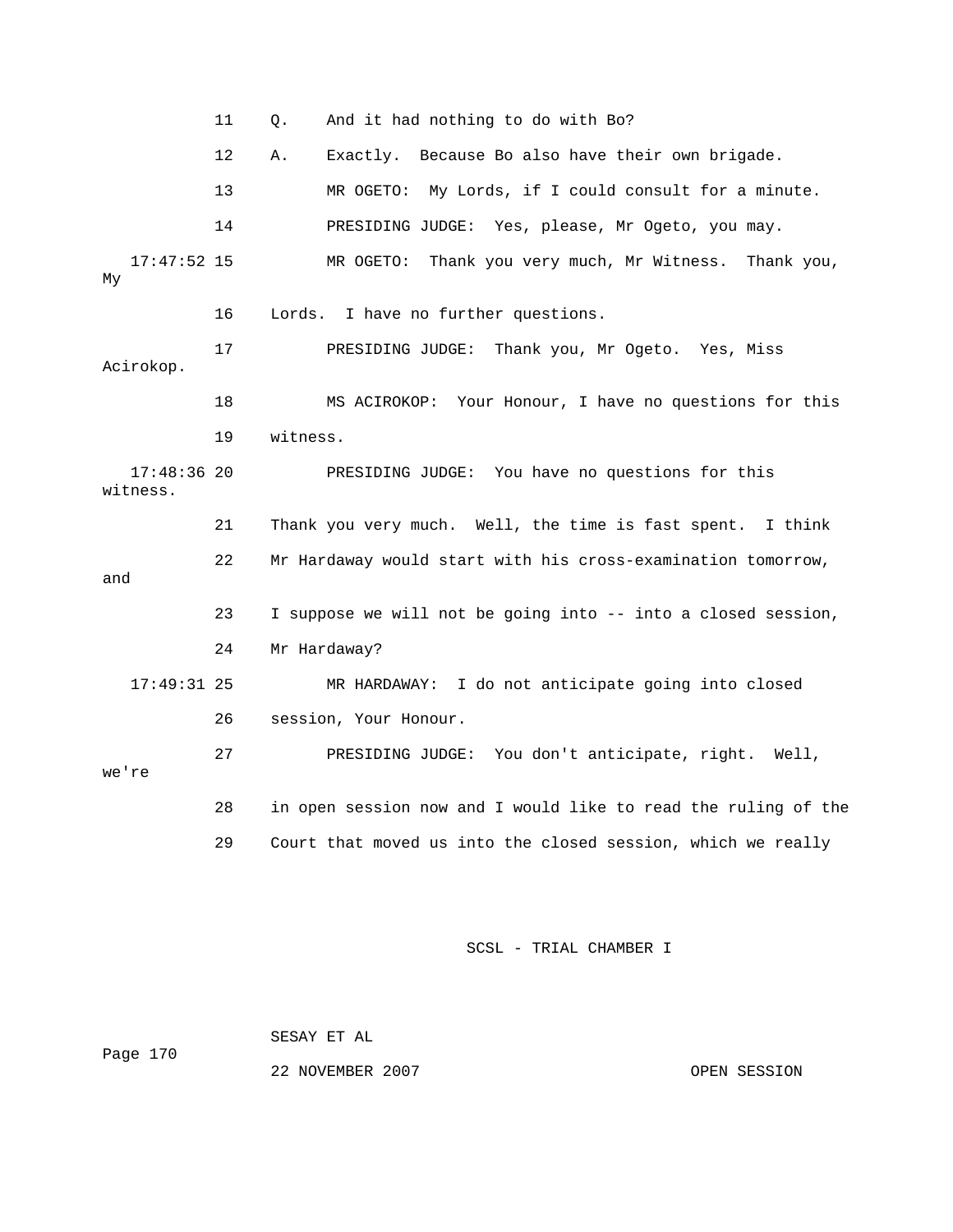11 Q. And it had nothing to do with Bo?

12 A. Exactly. Because Bo also have their own brigade.

13 MR OGETO: My Lords, if I could consult for a minute.

14 PRESIDING JUDGE: Yes, please, Mr Ogeto, you may.

17:47:52 15 MR OGETO: Thank you very much, Mr Witness. Thank you, My

16 Lords. I have no further questions.

17 PRESIDING JUDGE: Thank you, Mr Ogeto. Yes, Miss Acirokop.

18 MS ACIROKOP: Your Honour, I have no questions for this

19 witness.

17:48:36 20 PRESIDING JUDGE: You have no questions for this witness.

21 Thank you very much. Well, the time is fast spent. I think

22 Mr Hardaway would start with his cross-examination tomorrow, and

23 I suppose we will not be going into -- into a closed session,

24 Mr Hardaway?

17:49:31 25 MR HARDAWAY: I do not anticipate going into closed

26 session, Your Honour.

27 PRESIDING JUDGE: You don't anticipate, right. Well, we're

28 in open session now and I would like to read the ruling of the

29 Court that moved us into the closed session, which we really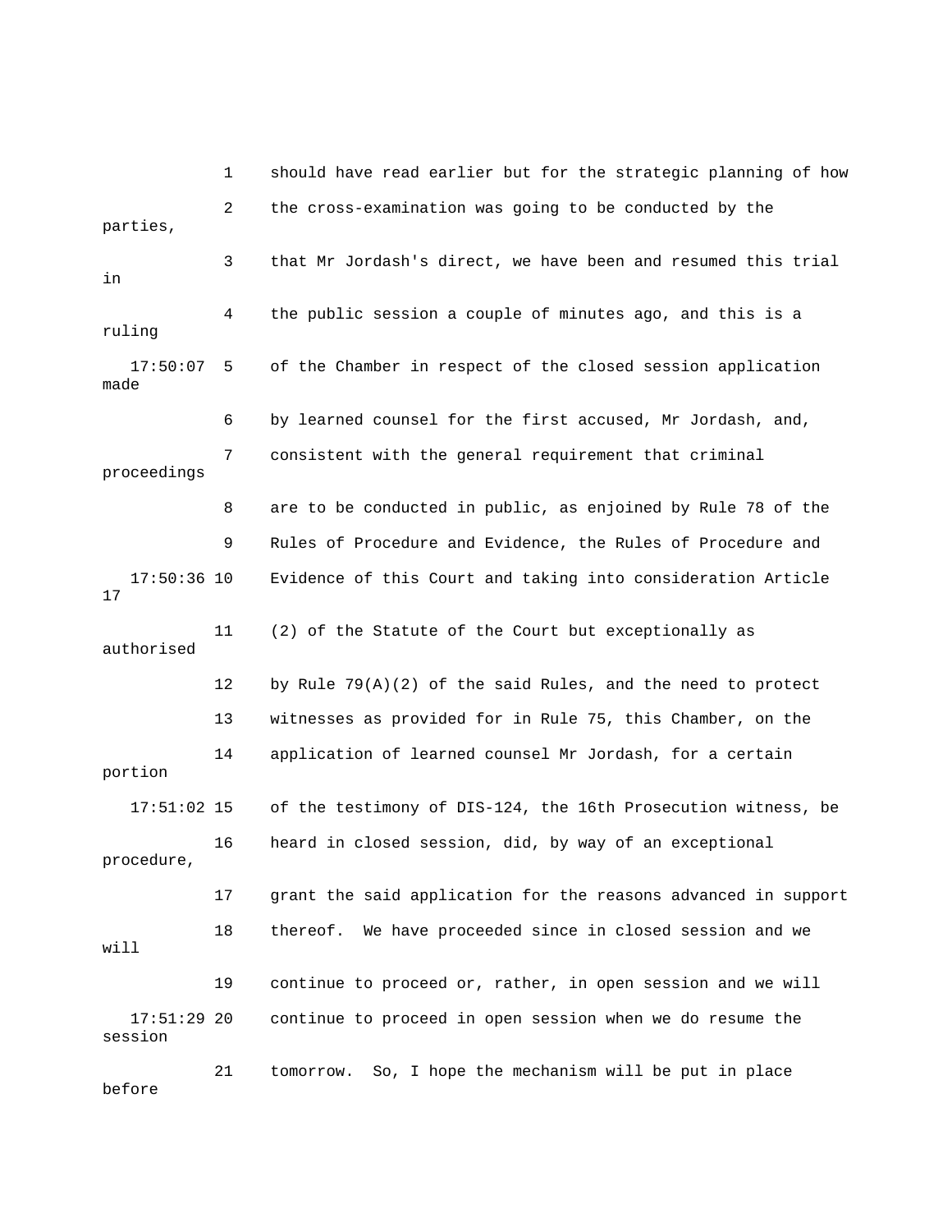1 should have read earlier but for the strategic planning of how

2 the cross-examination was going to be conducted by the parties,

3 that Mr Jordash's direct, we have been and resumed this trial in

4 the public session a couple of minutes ago, and this is a ruling

17:50:07 5 of the Chamber in respect of the closed session application made

6 by learned counsel for the first accused, Mr Jordash, and,

7 consistent with the general requirement that criminal proceedings

8 are to be conducted in public, as enjoined by Rule 78 of the

9 Rules of Procedure and Evidence, the Rules of Procedure and

17:50:36 10 Evidence of this Court and taking into consideration Article 17

11 (2) of the Statute of the Court but exceptionally as authorised

12 by Rule 79(A)(2) of the said Rules, and the need to protect

13 witnesses as provided for in Rule 75, this Chamber, on the

14 application of learned counsel Mr Jordash, for a certain portion

17:51:02 15 of the testimony of DIS-124, the 16th Prosecution witness, be

16 heard in closed session, did, by way of an exceptional procedure,

17 grant the said application for the reasons advanced in support

18 thereof. We have proceeded since in closed session and we will

19 continue to proceed or, rather, in open session and we will

17:51:29 20 continue to proceed in open session when we do resume the session

21 tomorrow. So, I hope the mechanism will be put in place before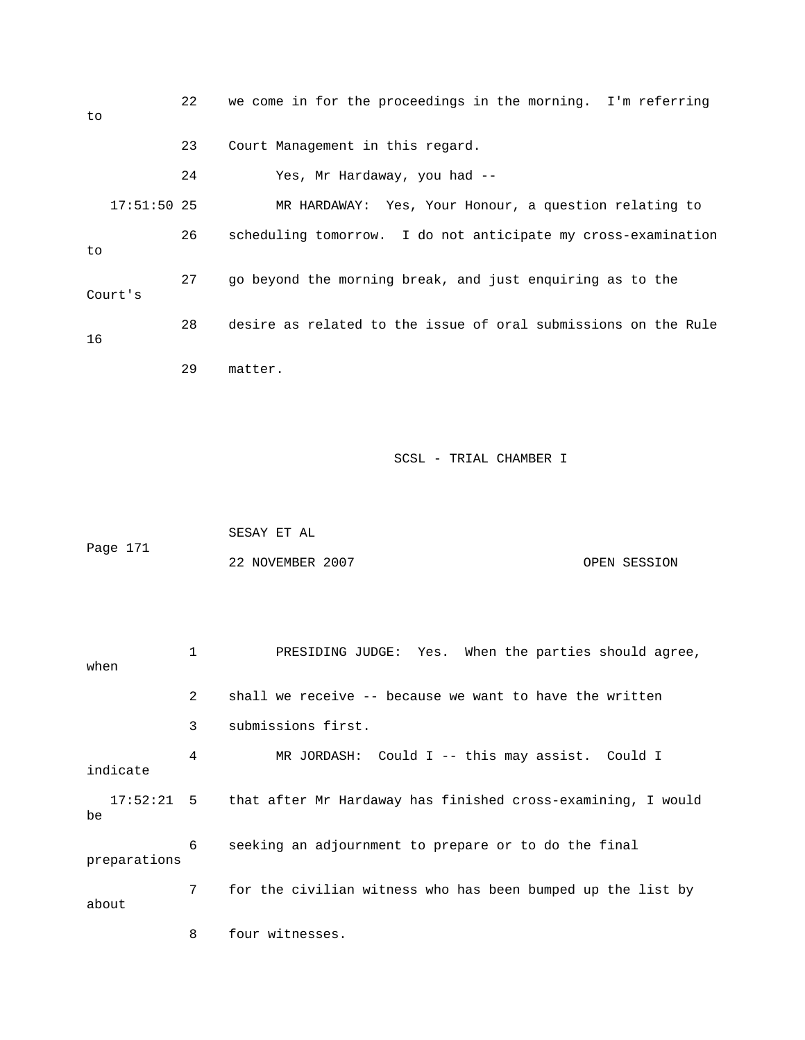22 we come in for the proceedings in the morning. I'm referring to

23 Court Management in this regard.

24 Yes, Mr Hardaway, you had --

17:51:50 25 MR HARDAWAY: Yes, Your Honour, a question relating to

26 scheduling tomorrow. I do not anticipate my cross-examination to

27 go beyond the morning break, and just enquiring as to the Court's

28 desire as related to the issue of oral submissions on the Rule 16

29 matter.

SCSL - TRIAL CHAMBER I

SESAY ET AL

Page 171

22 NOVEMBER 2007 OPEN SESSION

1 PRESIDING JUDGE: Yes. When the parties should agree, when

2 shall we receive -- because we want to have the written

3 submissions first.

4 MR JORDASH: Could I -- this may assist. Could I indicate

17:52:21 5 that after Mr Hardaway has finished cross-examining, I would be

6 seeking an adjournment to prepare or to do the final preparations

7 for the civilian witness who has been bumped up the list by about

8 four witnesses.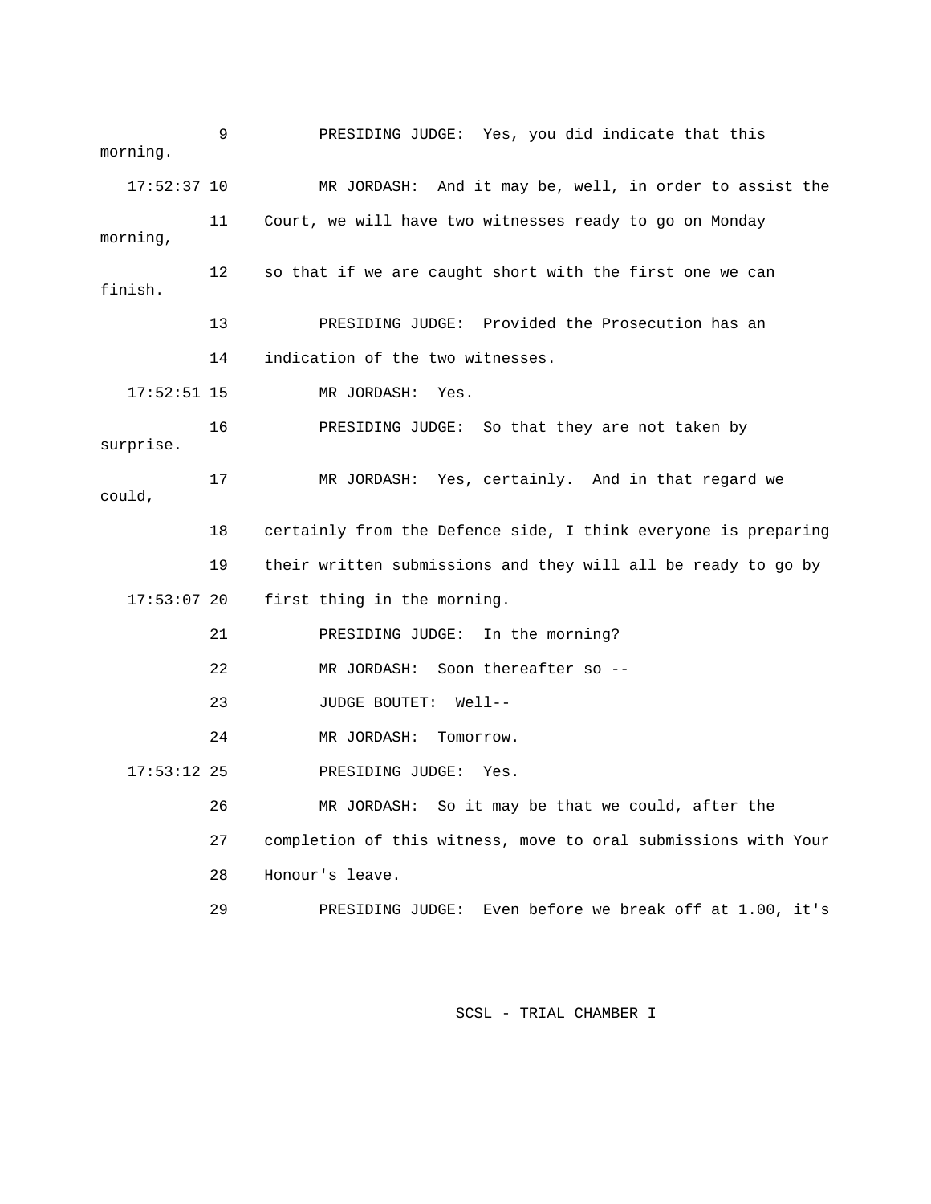9 PRESIDING JUDGE: Yes, you did indicate that this morning.

17:52:37 10 MR JORDASH: And it may be, well, in order to assist the

11 Court, we will have two witnesses ready to go on Monday morning,

12 so that if we are caught short with the first one we can finish.

13 PRESIDING JUDGE: Provided the Prosecution has an

14 indication of the two witnesses.

17:52:51 15 MR JORDASH: Yes.

16 PRESIDING JUDGE: So that they are not taken by surprise.

17 MR JORDASH: Yes, certainly. And in that regard we could,

18 certainly from the Defence side, I think everyone is preparing

19 their written submissions and they will all be ready to go by

17:53:07 20 first thing in the morning.

21 PRESIDING JUDGE: In the morning?

22 MR JORDASH: Soon thereafter so --

23 JUDGE BOUTET: Well--

24 MR JORDASH: Tomorrow.

17:53:12 25 PRESIDING JUDGE: Yes.

26 MR JORDASH: So it may be that we could, after the

27 completion of this witness, move to oral submissions with Your

28 Honour's leave.

29 PRESIDING JUDGE: Even before we break off at 1.00, it's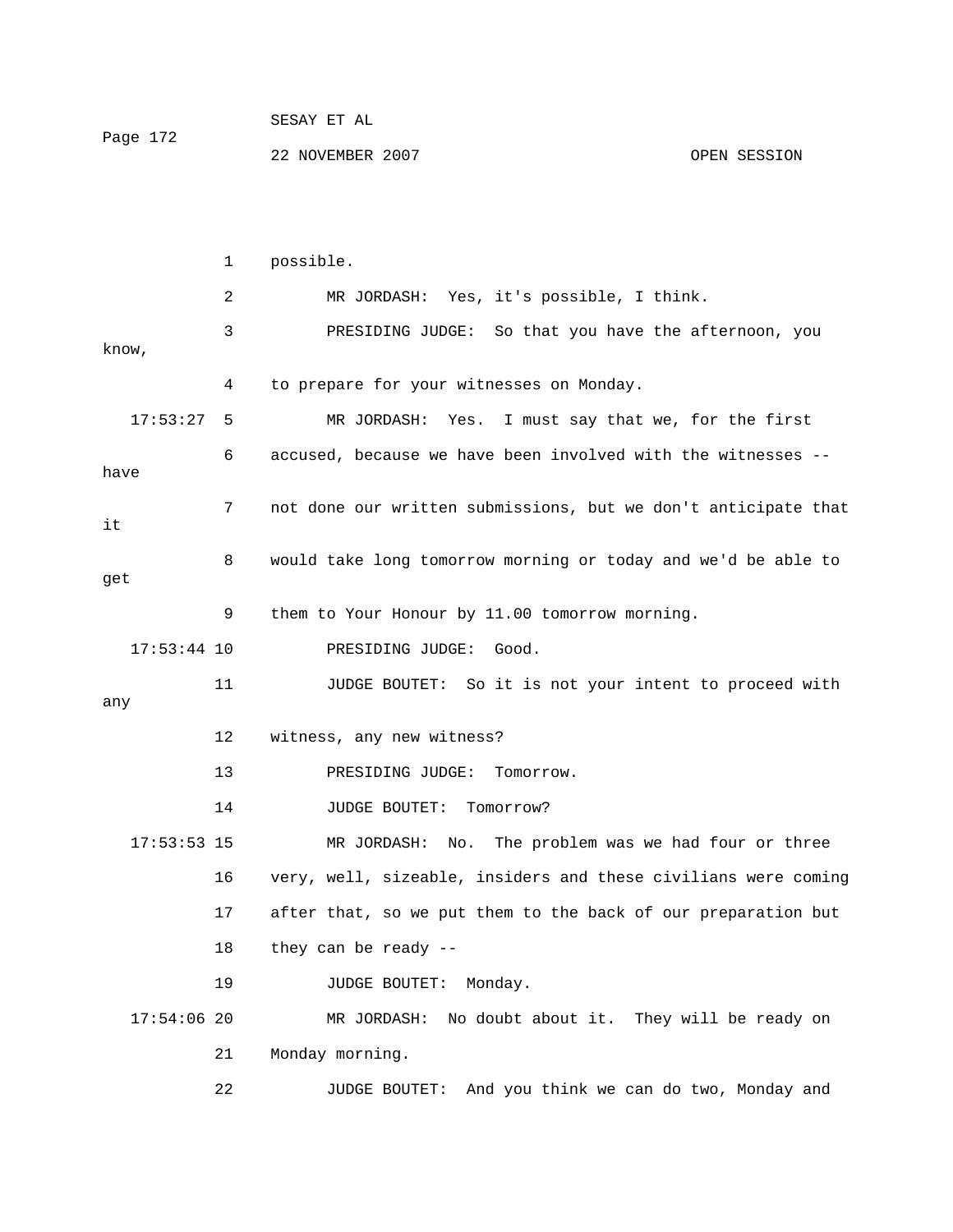1 possible.

2 MR JORDASH: Yes, it's possible, I think.

3 PRESIDING JUDGE: So that you have the afternoon, you know,

4 to prepare for your witnesses on Monday.

17:53:27 5 MR JORDASH: Yes. I must say that we, for the first

6 accused, because we have been involved with the witnesses -- have

7 not done our written submissions, but we don't anticipate that it

8 would take long tomorrow morning or today and we'd be able to get

9 them to Your Honour by 11.00 tomorrow morning.

17:53:44 10 PRESIDING JUDGE: Good.

11 JUDGE BOUTET: So it is not your intent to proceed with any

12 witness, any new witness?

13 PRESIDING JUDGE: Tomorrow.

14 JUDGE BOUTET: Tomorrow?

17:53:53 15 MR JORDASH: No. The problem was we had four or three

16 very, well, sizeable, insiders and these civilians were coming

17 after that, so we put them to the back of our preparation but

18 they can be ready --

19 JUDGE BOUTET: Monday.

17:54:06 20 MR JORDASH: No doubt about it. They will be ready on

21 Monday morning.

22 JUDGE BOUTET: And you think we can do two, Monday and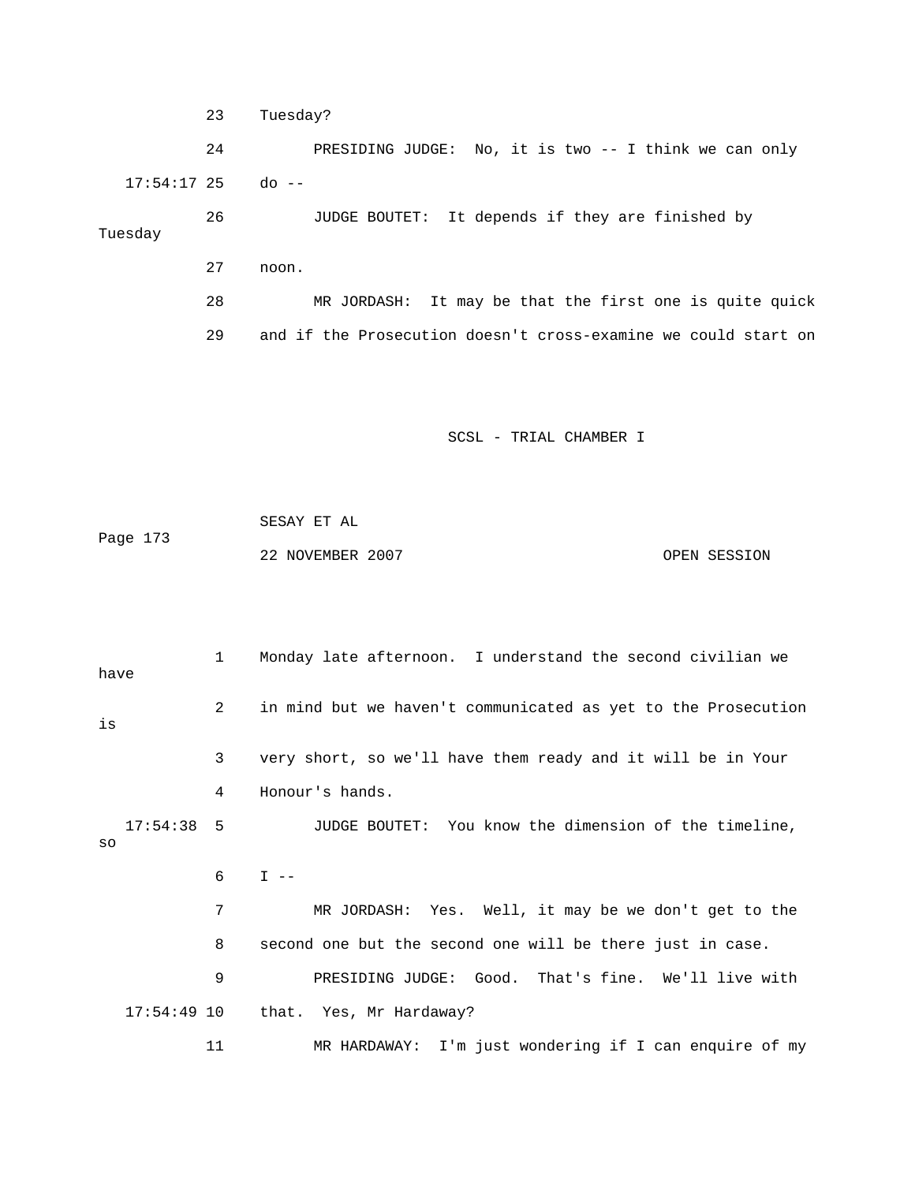23 Tuesday?

24 PRESIDING JUDGE: No, it is two -- I think we can only

17:54:17 25 do --

26 JUDGE BOUTET: It depends if they are finished by Tuesday

27 noon.

28 MR JORDASH: It may be that the first one is quite quick

29 and if the Prosecution doesn't cross-examine we could start on

1 Monday late afternoon. I understand the second civilian we have

2 in mind but we haven't communicated as yet to the Prosecution is

3 very short, so we'll have them ready and it will be in Your

4 Honour's hands.

17:54:38 5 JUDGE BOUTET: You know the dimension of the timeline, so

6 I --

7 MR JORDASH: Yes. Well, it may be we don't get to the

8 second one but the second one will be there just in case.

9 PRESIDING JUDGE: Good. That's fine. We'll live with

17:54:49 10 that. Yes, Mr Hardaway?

11 MR HARDAWAY: I'm just wondering if I can enquire of my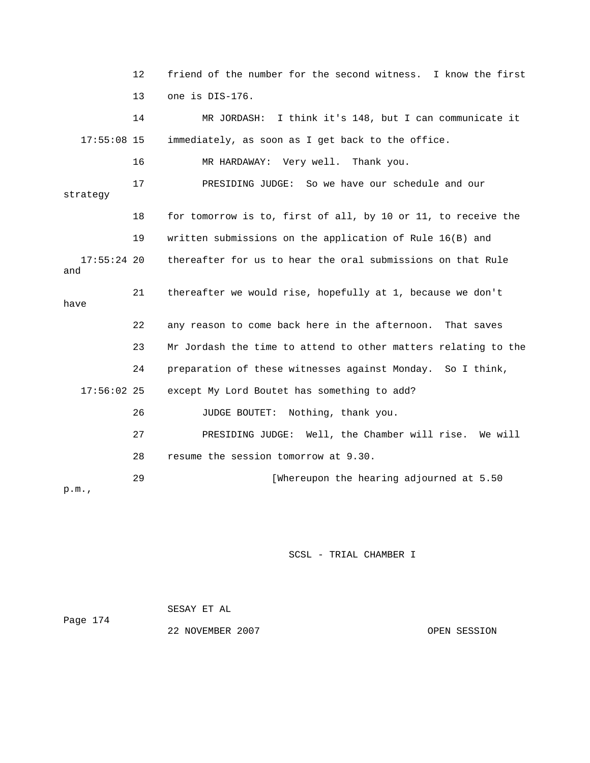12 friend of the number for the second witness. I know the first

13 one is DIS-176.

14 MR JORDASH: I think it's 148, but I can communicate it

17:55:08 15 immediately, as soon as I get back to the office.

16 MR HARDAWAY: Very well. Thank you.

17 PRESIDING JUDGE: So we have our schedule and our strategy

18 for tomorrow is to, first of all, by 10 or 11, to receive the

19 written submissions on the application of Rule 16(B) and

17:55:24 20 thereafter for us to hear the oral submissions on that Rule and

21 thereafter we would rise, hopefully at 1, because we don't have

22 any reason to come back here in the afternoon. That saves

23 Mr Jordash the time to attend to other matters relating to the

24 preparation of these witnesses against Monday. So I think,

17:56:02 25 except My Lord Boutet has something to add?

26 JUDGE BOUTET: Nothing, thank you.

27 PRESIDING JUDGE: Well, the Chamber will rise. We will

28 resume the session tomorrow at 9.30.

29 [Whereupon the hearing adjourned at 5.50 p.m.,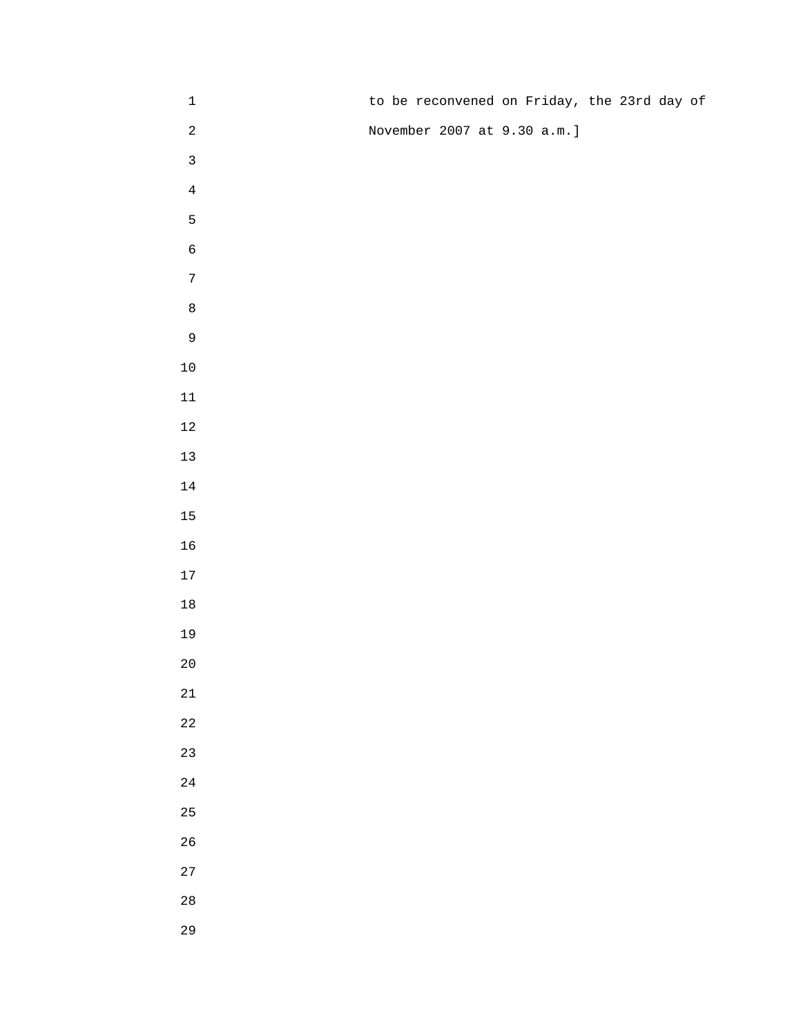to be reconvened on Friday, the 23rd day of
November 2007 at 9.30 a.m.]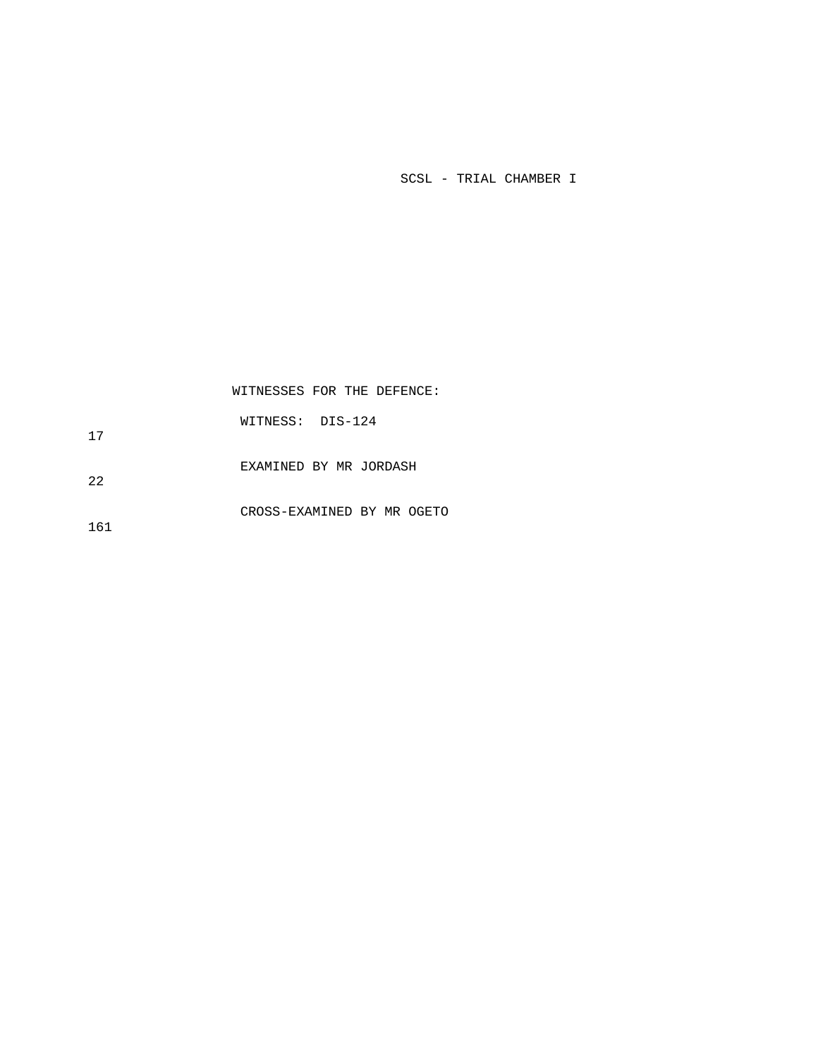SCSL - TRIAL CHAMBER I

WITNESSES FOR THE DEFENCE:

| | |
|---|---|
| WITNESS: DIS-124 | 17 |
| EXAMINED BY MR JORDASH | 22 |
| CROSS-EXAMINED BY MR OGETO | 161 |